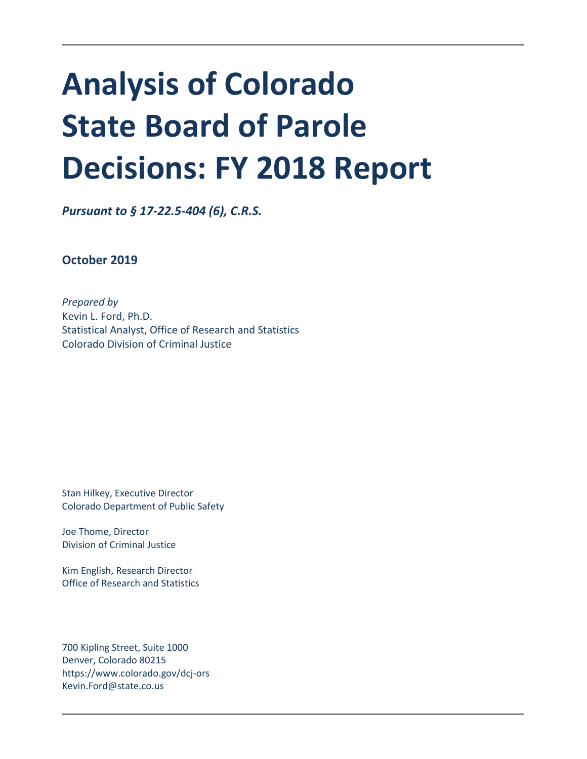# Analysis of Colorado State Board of Parole Decisions: FY 2018 Report

***Pursuant to § 17-22.5-404 (6), C.R.S.***

**October 2019**

*Prepared by*
Kevin L. Ford, Ph.D.
Statistical Analyst, Office of Research and Statistics
Colorado Division of Criminal Justice

Stan Hilkey, Executive Director
Colorado Department of Public Safety

Joe Thome, Director
Division of Criminal Justice

Kim English, Research Director
Office of Research and Statistics

700 Kipling Street, Suite 1000
Denver, Colorado 80215
https://www.colorado.gov/dcj-ors
Kevin.Ford@state.co.us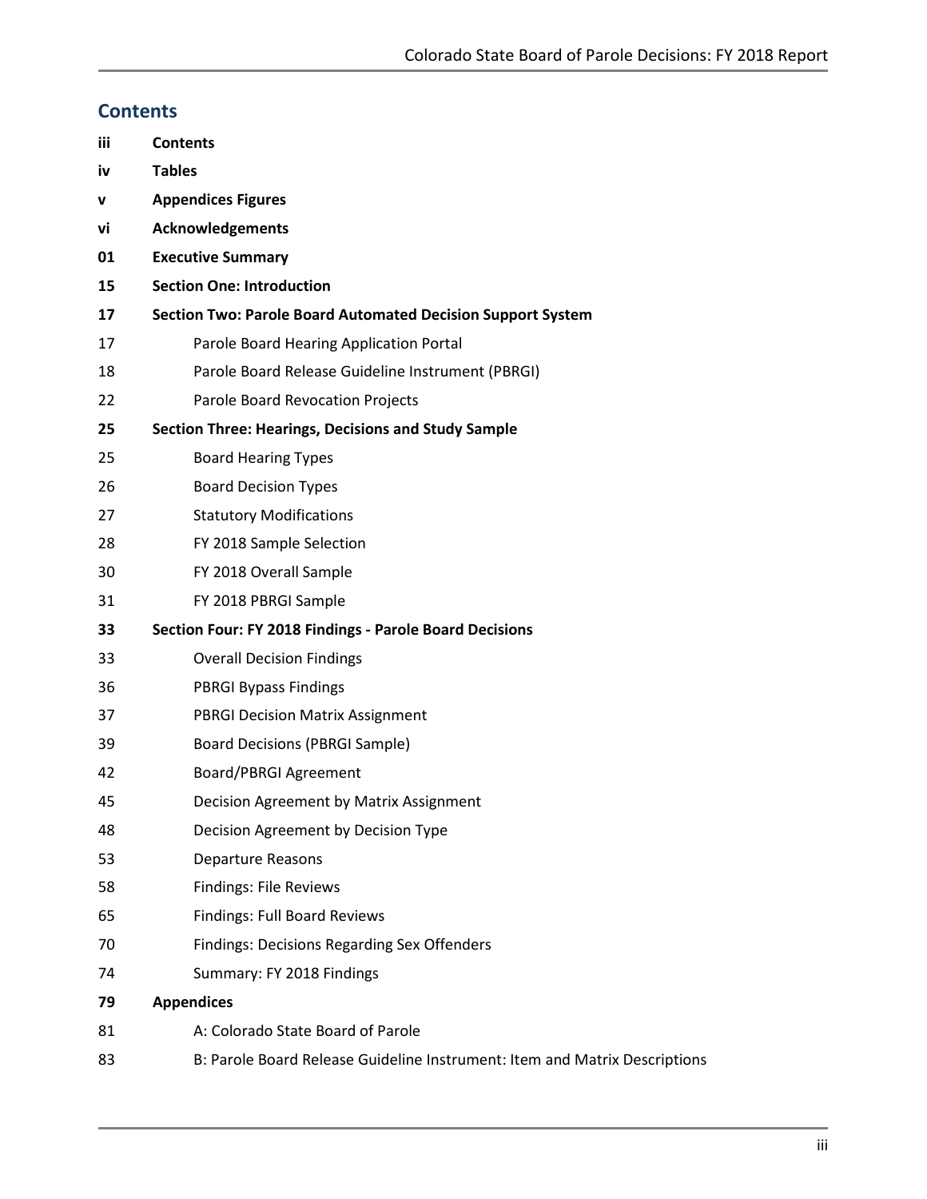## Contents

| | |
|---|---|
| **iii** | **Contents** |
| **iv** | **Tables** |
| **v** | **Appendices Figures** |
| **vi** | **Acknowledgements** |
| **01** | **Executive Summary** |
| **15** | **Section One: Introduction** |
| **17** | **Section Two: Parole Board Automated Decision Support System** |
| 17 | Parole Board Hearing Application Portal |
| 18 | Parole Board Release Guideline Instrument (PBRGI) |
| 22 | Parole Board Revocation Projects |
| **25** | **Section Three: Hearings, Decisions and Study Sample** |
| 25 | Board Hearing Types |
| 26 | Board Decision Types |
| 27 | Statutory Modifications |
| 28 | FY 2018 Sample Selection |
| 30 | FY 2018 Overall Sample |
| 31 | FY 2018 PBRGI Sample |
| **33** | **Section Four: FY 2018 Findings - Parole Board Decisions** |
| 33 | Overall Decision Findings |
| 36 | PBRGI Bypass Findings |
| 37 | PBRGI Decision Matrix Assignment |
| 39 | Board Decisions (PBRGI Sample) |
| 42 | Board/PBRGI Agreement |
| 45 | Decision Agreement by Matrix Assignment |
| 48 | Decision Agreement by Decision Type |
| 53 | Departure Reasons |
| 58 | Findings: File Reviews |
| 65 | Findings: Full Board Reviews |
| 70 | Findings: Decisions Regarding Sex Offenders |
| 74 | Summary: FY 2018 Findings |
| **79** | **Appendices** |
| 81 | A: Colorado State Board of Parole |
| 83 | B: Parole Board Release Guideline Instrument: Item and Matrix Descriptions |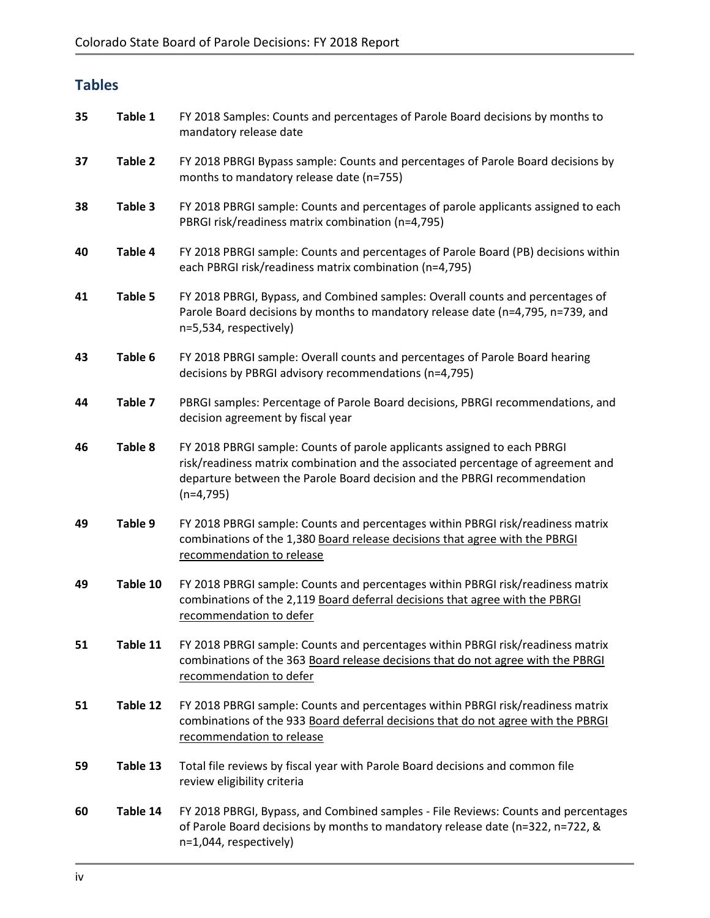## Tables

| | | |
|---|---|---|
| 35 | **Table 1** | FY 2018 Samples: Counts and percentages of Parole Board decisions by months to mandatory release date |
| 37 | **Table 2** | FY 2018 PBRGI Bypass sample: Counts and percentages of Parole Board decisions by months to mandatory release date (n=755) |
| 38 | **Table 3** | FY 2018 PBRGI sample: Counts and percentages of parole applicants assigned to each PBRGI risk/readiness matrix combination (n=4,795) |
| 40 | **Table 4** | FY 2018 PBRGI sample: Counts and percentages of Parole Board (PB) decisions within each PBRGI risk/readiness matrix combination (n=4,795) |
| 41 | **Table 5** | FY 2018 PBRGI, Bypass, and Combined samples: Overall counts and percentages of Parole Board decisions by months to mandatory release date (n=4,795, n=739, and n=5,534, respectively) |
| 43 | **Table 6** | FY 2018 PBRGI sample: Overall counts and percentages of Parole Board hearing decisions by PBRGI advisory recommendations (n=4,795) |
| 44 | **Table 7** | PBRGI samples: Percentage of Parole Board decisions, PBRGI recommendations, and decision agreement by fiscal year |
| 46 | **Table 8** | FY 2018 PBRGI sample: Counts of parole applicants assigned to each PBRGI risk/readiness matrix combination and the associated percentage of agreement and departure between the Parole Board decision and the PBRGI recommendation (n=4,795) |
| 49 | **Table 9** | FY 2018 PBRGI sample: Counts and percentages within PBRGI risk/readiness matrix combinations of the 1,380 Board release decisions that agree with the PBRGI recommendation to release |
| 49 | **Table 10** | FY 2018 PBRGI sample: Counts and percentages within PBRGI risk/readiness matrix combinations of the 2,119 Board deferral decisions that agree with the PBRGI recommendation to defer |
| 51 | **Table 11** | FY 2018 PBRGI sample: Counts and percentages within PBRGI risk/readiness matrix combinations of the 363 Board release decisions that do not agree with the PBRGI recommendation to defer |
| 51 | **Table 12** | FY 2018 PBRGI sample: Counts and percentages within PBRGI risk/readiness matrix combinations of the 933 Board deferral decisions that do not agree with the PBRGI recommendation to release |
| 59 | **Table 13** | Total file reviews by fiscal year with Parole Board decisions and common file review eligibility criteria |
| 60 | **Table 14** | FY 2018 PBRGI, Bypass, and Combined samples - File Reviews: Counts and percentages of Parole Board decisions by months to mandatory release date (n=322, n=722, & n=1,044, respectively) |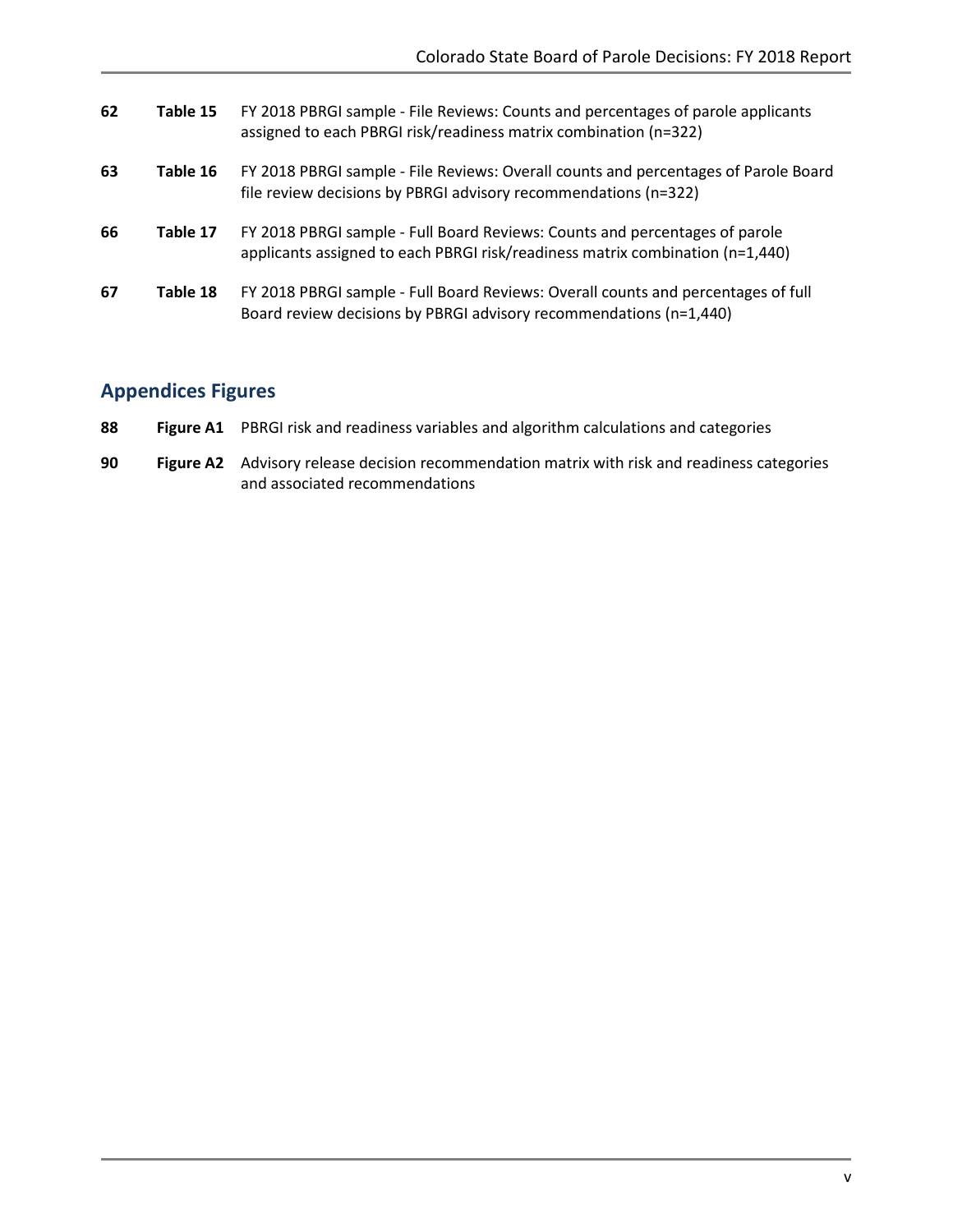| | | |
|---|---|---|
| 62 | **Table 15** | FY 2018 PBRGI sample - File Reviews: Counts and percentages of parole applicants assigned to each PBRGI risk/readiness matrix combination (n=322) |
| 63 | **Table 16** | FY 2018 PBRGI sample - File Reviews: Overall counts and percentages of Parole Board file review decisions by PBRGI advisory recommendations (n=322) |
| 66 | **Table 17** | FY 2018 PBRGI sample - Full Board Reviews: Counts and percentages of parole applicants assigned to each PBRGI risk/readiness matrix combination (n=1,440) |
| 67 | **Table 18** | FY 2018 PBRGI sample - Full Board Reviews: Overall counts and percentages of full Board review decisions by PBRGI advisory recommendations (n=1,440) |

## Appendices Figures

| | | |
|---|---|---|
| 88 | **Figure A1** | PBRGI risk and readiness variables and algorithm calculations and categories |
| 90 | **Figure A2** | Advisory release decision recommendation matrix with risk and readiness categories and associated recommendations |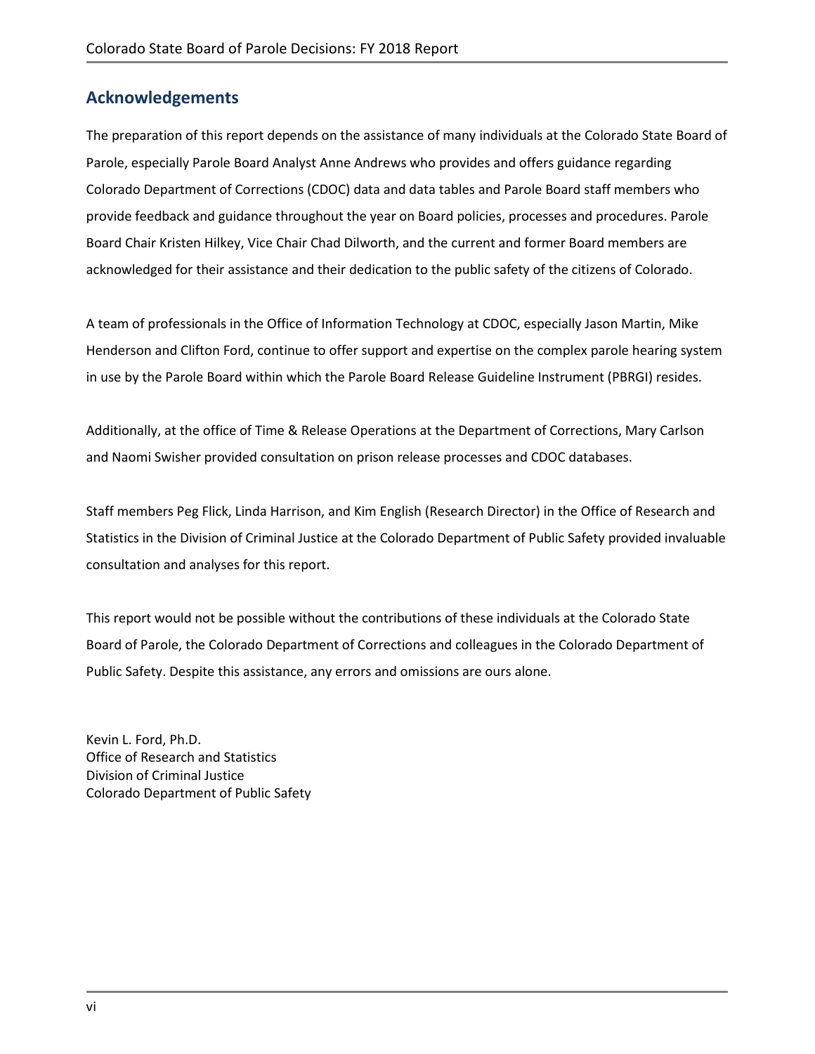## Acknowledgements

The preparation of this report depends on the assistance of many individuals at the Colorado State Board of Parole, especially Parole Board Analyst Anne Andrews who provides and offers guidance regarding Colorado Department of Corrections (CDOC) data and data tables and Parole Board staff members who provide feedback and guidance throughout the year on Board policies, processes and procedures. Parole Board Chair Kristen Hilkey, Vice Chair Chad Dilworth, and the current and former Board members are acknowledged for their assistance and their dedication to the public safety of the citizens of Colorado.

A team of professionals in the Office of Information Technology at CDOC, especially Jason Martin, Mike Henderson and Clifton Ford, continue to offer support and expertise on the complex parole hearing system in use by the Parole Board within which the Parole Board Release Guideline Instrument (PBRGI) resides.

Additionally, at the office of Time & Release Operations at the Department of Corrections, Mary Carlson and Naomi Swisher provided consultation on prison release processes and CDOC databases.

Staff members Peg Flick, Linda Harrison, and Kim English (Research Director) in the Office of Research and Statistics in the Division of Criminal Justice at the Colorado Department of Public Safety provided invaluable consultation and analyses for this report.

This report would not be possible without the contributions of these individuals at the Colorado State Board of Parole, the Colorado Department of Corrections and colleagues in the Colorado Department of Public Safety. Despite this assistance, any errors and omissions are ours alone.

Kevin L. Ford, Ph.D.
Office of Research and Statistics
Division of Criminal Justice
Colorado Department of Public Safety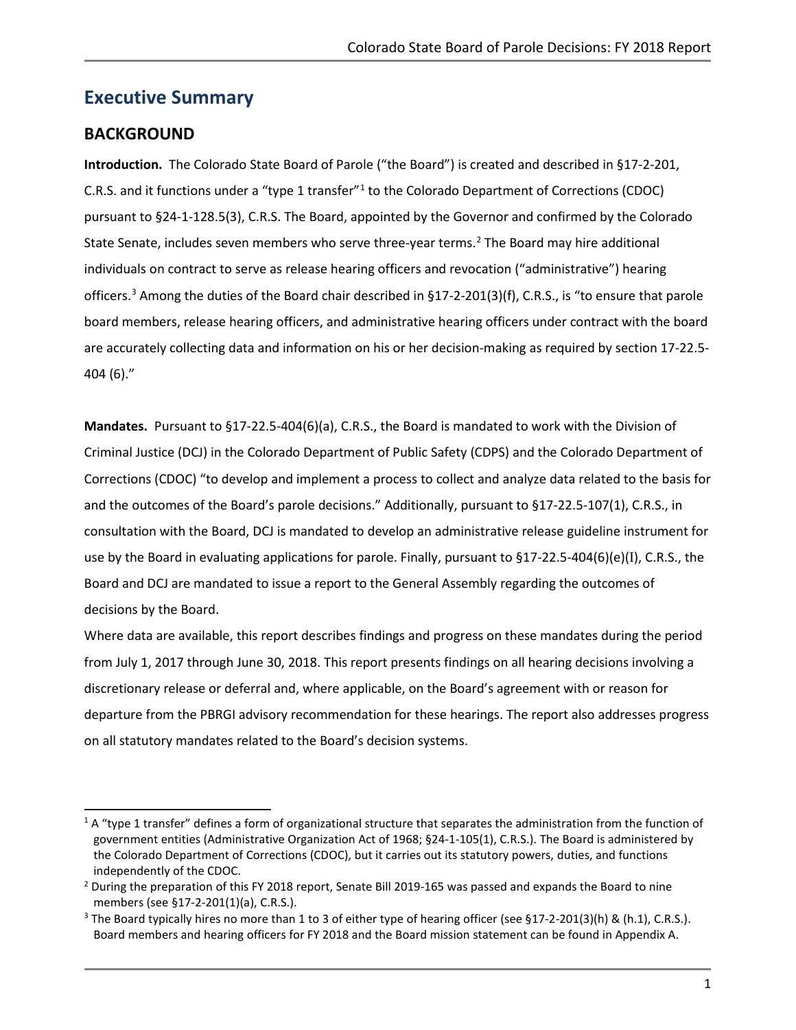# Executive Summary

## BACKGROUND

**Introduction.** The Colorado State Board of Parole ("the Board") is created and described in §17-2-201, C.R.S. and it functions under a "type 1 transfer"[1] to the Colorado Department of Corrections (CDOC) pursuant to §24-1-128.5(3), C.R.S. The Board, appointed by the Governor and confirmed by the Colorado State Senate, includes seven members who serve three-year terms.[2] The Board may hire additional individuals on contract to serve as release hearing officers and revocation ("administrative") hearing officers.[3] Among the duties of the Board chair described in §17-2-201(3)(f), C.R.S., is "to ensure that parole board members, release hearing officers, and administrative hearing officers under contract with the board are accurately collecting data and information on his or her decision-making as required by section 17-22.5-404 (6)."

**Mandates.** Pursuant to §17-22.5-404(6)(a), C.R.S., the Board is mandated to work with the Division of Criminal Justice (DCJ) in the Colorado Department of Public Safety (CDPS) and the Colorado Department of Corrections (CDOC) "to develop and implement a process to collect and analyze data related to the basis for and the outcomes of the Board's parole decisions." Additionally, pursuant to §17-22.5-107(1), C.R.S., in consultation with the Board, DCJ is mandated to develop an administrative release guideline instrument for use by the Board in evaluating applications for parole. Finally, pursuant to §17-22.5-404(6)(e)(I), C.R.S., the Board and DCJ are mandated to issue a report to the General Assembly regarding the outcomes of decisions by the Board.

Where data are available, this report describes findings and progress on these mandates during the period from July 1, 2017 through June 30, 2018. This report presents findings on all hearing decisions involving a discretionary release or deferral and, where applicable, on the Board's agreement with or reason for departure from the PBRGI advisory recommendation for these hearings. The report also addresses progress on all statutory mandates related to the Board's decision systems.

---

[1] A "type 1 transfer" defines a form of organizational structure that separates the administration from the function of government entities (Administrative Organization Act of 1968; §24-1-105(1), C.R.S.). The Board is administered by the Colorado Department of Corrections (CDOC), but it carries out its statutory powers, duties, and functions independently of the CDOC.

[2] During the preparation of this FY 2018 report, Senate Bill 2019-165 was passed and expands the Board to nine members (see §17-2-201(1)(a), C.R.S.).

[3] The Board typically hires no more than 1 to 3 of either type of hearing officer (see §17-2-201(3)(h) & (h.1), C.R.S.). Board members and hearing officers for FY 2018 and the Board mission statement can be found in Appendix A.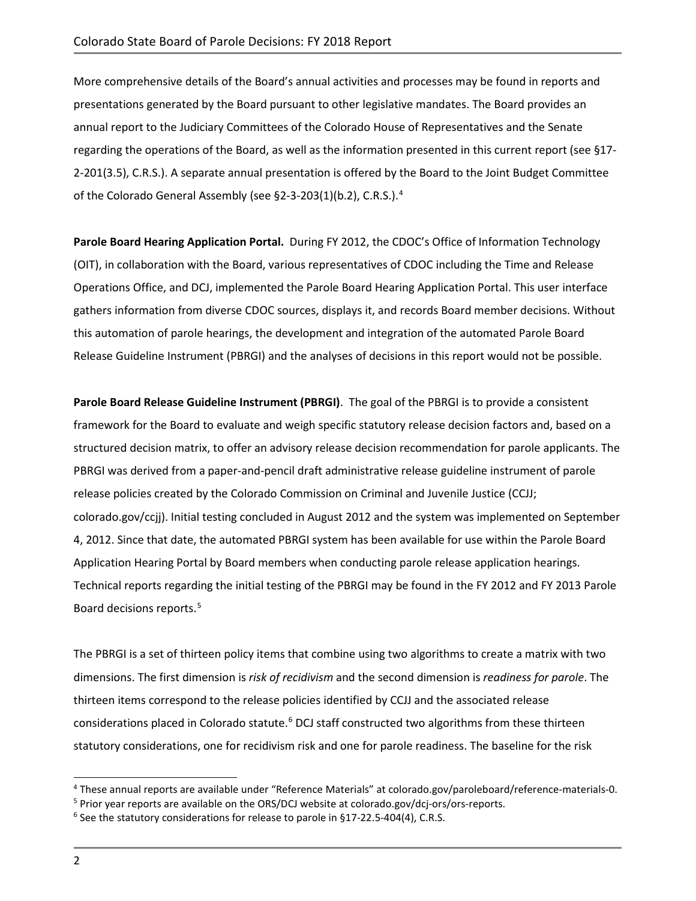More comprehensive details of the Board's annual activities and processes may be found in reports and presentations generated by the Board pursuant to other legislative mandates. The Board provides an annual report to the Judiciary Committees of the Colorado House of Representatives and the Senate regarding the operations of the Board, as well as the information presented in this current report (see §17-2-201(3.5), C.R.S.). A separate annual presentation is offered by the Board to the Joint Budget Committee of the Colorado General Assembly (see §2-3-203(1)(b.2), C.R.S.).[4]

**Parole Board Hearing Application Portal.** During FY 2012, the CDOC's Office of Information Technology (OIT), in collaboration with the Board, various representatives of CDOC including the Time and Release Operations Office, and DCJ, implemented the Parole Board Hearing Application Portal. This user interface gathers information from diverse CDOC sources, displays it, and records Board member decisions. Without this automation of parole hearings, the development and integration of the automated Parole Board Release Guideline Instrument (PBRGI) and the analyses of decisions in this report would not be possible.

**Parole Board Release Guideline Instrument (PBRGI)**. The goal of the PBRGI is to provide a consistent framework for the Board to evaluate and weigh specific statutory release decision factors and, based on a structured decision matrix, to offer an advisory release decision recommendation for parole applicants. The PBRGI was derived from a paper-and-pencil draft administrative release guideline instrument of parole release policies created by the Colorado Commission on Criminal and Juvenile Justice (CCJJ; colorado.gov/ccjj). Initial testing concluded in August 2012 and the system was implemented on September 4, 2012. Since that date, the automated PBRGI system has been available for use within the Parole Board Application Hearing Portal by Board members when conducting parole release application hearings. Technical reports regarding the initial testing of the PBRGI may be found in the FY 2012 and FY 2013 Parole Board decisions reports.[5]

The PBRGI is a set of thirteen policy items that combine using two algorithms to create a matrix with two dimensions. The first dimension is *risk of recidivism* and the second dimension is *readiness for parole*. The thirteen items correspond to the release policies identified by CCJJ and the associated release considerations placed in Colorado statute.[6] DCJ staff constructed two algorithms from these thirteen statutory considerations, one for recidivism risk and one for parole readiness. The baseline for the risk

---

[4] These annual reports are available under "Reference Materials" at colorado.gov/paroleboard/reference-materials-0.

[5] Prior year reports are available on the ORS/DCJ website at colorado.gov/dcj-ors/ors-reports.

[6] See the statutory considerations for release to parole in §17-22.5-404(4), C.R.S.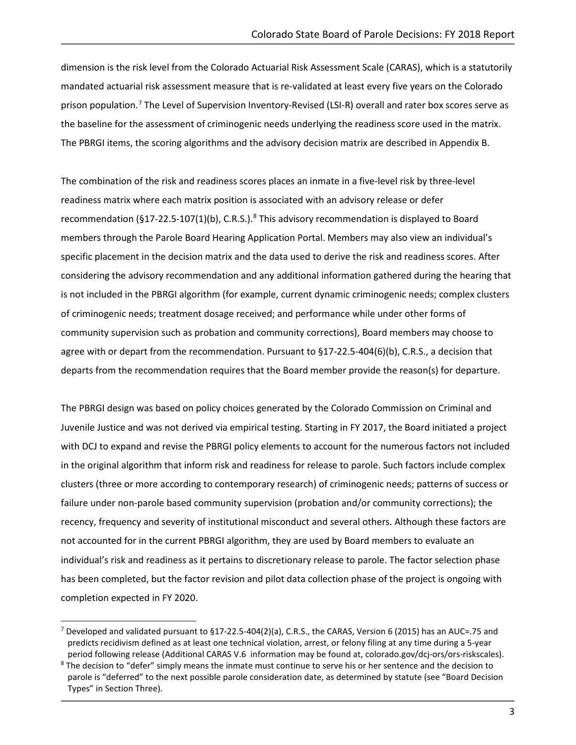dimension is the risk level from the Colorado Actuarial Risk Assessment Scale (CARAS), which is a statutorily mandated actuarial risk assessment measure that is re-validated at least every five years on the Colorado prison population.[7] The Level of Supervision Inventory-Revised (LSI-R) overall and rater box scores serve as the baseline for the assessment of criminogenic needs underlying the readiness score used in the matrix. The PBRGI items, the scoring algorithms and the advisory decision matrix are described in Appendix B.

The combination of the risk and readiness scores places an inmate in a five-level risk by three-level readiness matrix where each matrix position is associated with an advisory release or defer recommendation (§17-22.5-107(1)(b), C.R.S.).[8] This advisory recommendation is displayed to Board members through the Parole Board Hearing Application Portal. Members may also view an individual's specific placement in the decision matrix and the data used to derive the risk and readiness scores. After considering the advisory recommendation and any additional information gathered during the hearing that is not included in the PBRGI algorithm (for example, current dynamic criminogenic needs; complex clusters of criminogenic needs; treatment dosage received; and performance while under other forms of community supervision such as probation and community corrections), Board members may choose to agree with or depart from the recommendation. Pursuant to §17-22.5-404(6)(b), C.R.S., a decision that departs from the recommendation requires that the Board member provide the reason(s) for departure.

The PBRGI design was based on policy choices generated by the Colorado Commission on Criminal and Juvenile Justice and was not derived via empirical testing. Starting in FY 2017, the Board initiated a project with DCJ to expand and revise the PBRGI policy elements to account for the numerous factors not included in the original algorithm that inform risk and readiness for release to parole. Such factors include complex clusters (three or more according to contemporary research) of criminogenic needs; patterns of success or failure under non-parole based community supervision (probation and/or community corrections); the recency, frequency and severity of institutional misconduct and several others. Although these factors are not accounted for in the current PBRGI algorithm, they are used by Board members to evaluate an individual's risk and readiness as it pertains to discretionary release to parole. The factor selection phase has been completed, but the factor revision and pilot data collection phase of the project is ongoing with completion expected in FY 2020.

---

[7] Developed and validated pursuant to §17-22.5-404(2)(a), C.R.S., the CARAS, Version 6 (2015) has an AUC=.75 and predicts recidivism defined as at least one technical violation, arrest, or felony filing at any time during a 5-year period following release (Additional CARAS V.6 information may be found at, colorado.gov/dcj-ors/ors-riskscales).

[8] The decision to "defer" simply means the inmate must continue to serve his or her sentence and the decision to parole is "deferred" to the next possible parole consideration date, as determined by statute (see "Board Decision Types" in Section Three).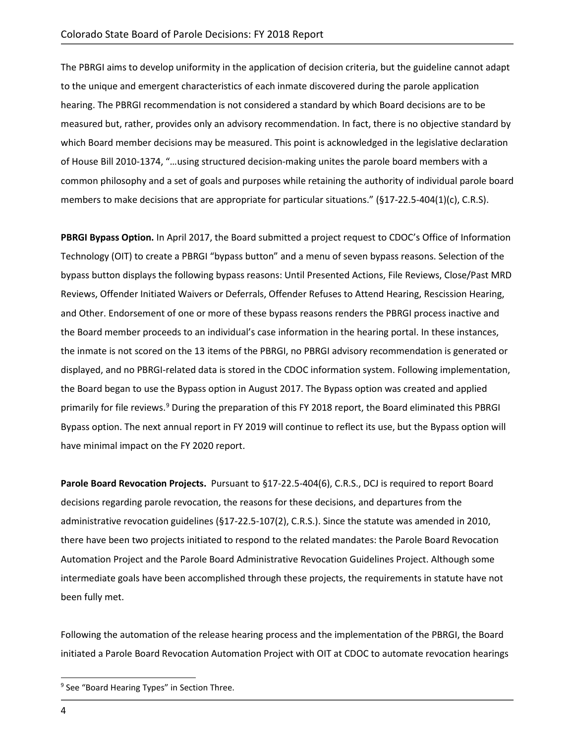The PBRGI aims to develop uniformity in the application of decision criteria, but the guideline cannot adapt to the unique and emergent characteristics of each inmate discovered during the parole application hearing. The PBRGI recommendation is not considered a standard by which Board decisions are to be measured but, rather, provides only an advisory recommendation. In fact, there is no objective standard by which Board member decisions may be measured. This point is acknowledged in the legislative declaration of House Bill 2010-1374, "…using structured decision-making unites the parole board members with a common philosophy and a set of goals and purposes while retaining the authority of individual parole board members to make decisions that are appropriate for particular situations." (§17-22.5-404(1)(c), C.R.S).

**PBRGI Bypass Option.** In April 2017, the Board submitted a project request to CDOC's Office of Information Technology (OIT) to create a PBRGI "bypass button" and a menu of seven bypass reasons. Selection of the bypass button displays the following bypass reasons: Until Presented Actions, File Reviews, Close/Past MRD Reviews, Offender Initiated Waivers or Deferrals, Offender Refuses to Attend Hearing, Rescission Hearing, and Other. Endorsement of one or more of these bypass reasons renders the PBRGI process inactive and the Board member proceeds to an individual's case information in the hearing portal. In these instances, the inmate is not scored on the 13 items of the PBRGI, no PBRGI advisory recommendation is generated or displayed, and no PBRGI-related data is stored in the CDOC information system. Following implementation, the Board began to use the Bypass option in August 2017. The Bypass option was created and applied primarily for file reviews.[9] During the preparation of this FY 2018 report, the Board eliminated this PBRGI Bypass option. The next annual report in FY 2019 will continue to reflect its use, but the Bypass option will have minimal impact on the FY 2020 report.

**Parole Board Revocation Projects.** Pursuant to §17-22.5-404(6), C.R.S., DCJ is required to report Board decisions regarding parole revocation, the reasons for these decisions, and departures from the administrative revocation guidelines (§17-22.5-107(2), C.R.S.). Since the statute was amended in 2010, there have been two projects initiated to respond to the related mandates: the Parole Board Revocation Automation Project and the Parole Board Administrative Revocation Guidelines Project. Although some intermediate goals have been accomplished through these projects, the requirements in statute have not been fully met.

Following the automation of the release hearing process and the implementation of the PBRGI, the Board initiated a Parole Board Revocation Automation Project with OIT at CDOC to automate revocation hearings

[9] See "Board Hearing Types" in Section Three.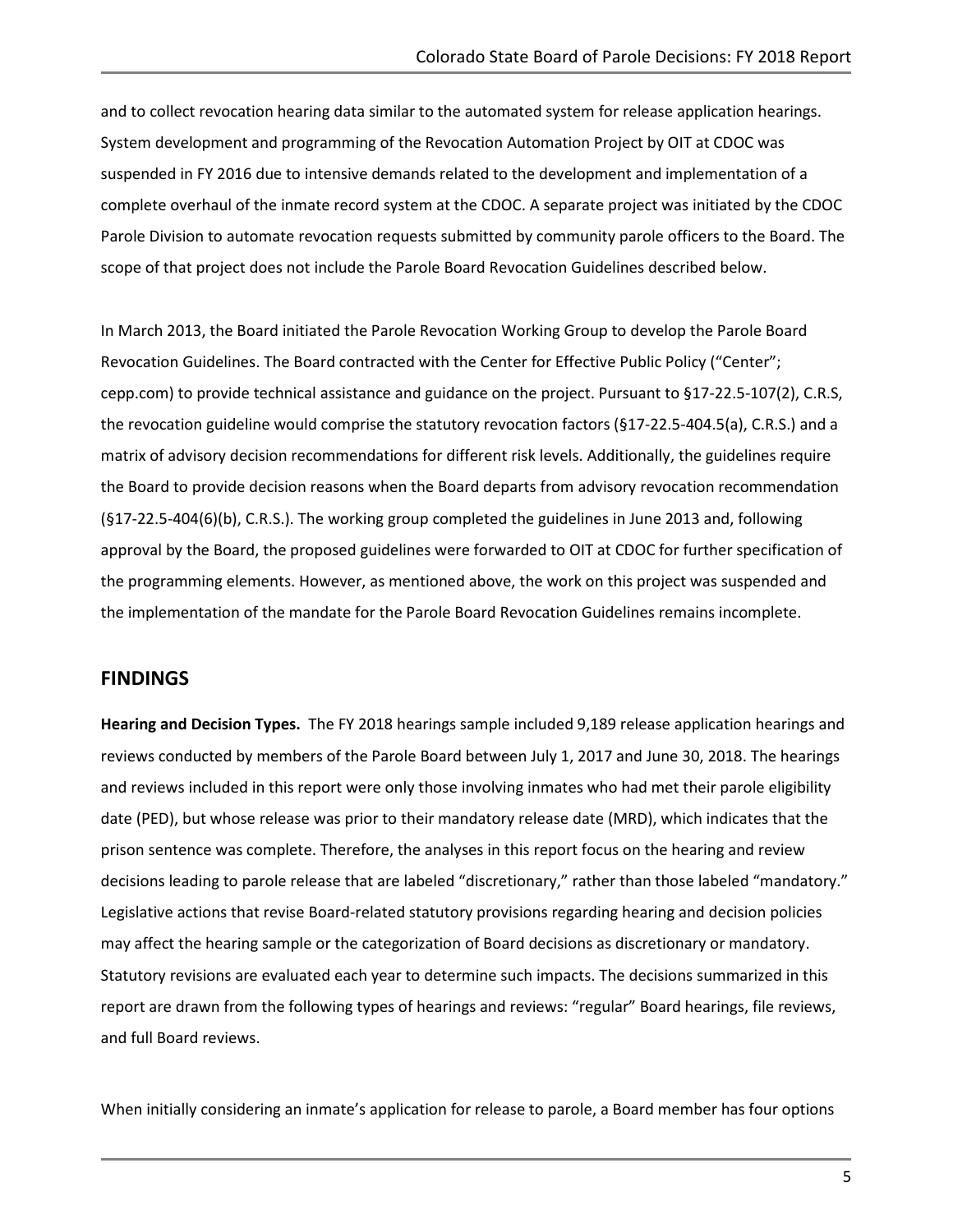and to collect revocation hearing data similar to the automated system for release application hearings. System development and programming of the Revocation Automation Project by OIT at CDOC was suspended in FY 2016 due to intensive demands related to the development and implementation of a complete overhaul of the inmate record system at the CDOC. A separate project was initiated by the CDOC Parole Division to automate revocation requests submitted by community parole officers to the Board. The scope of that project does not include the Parole Board Revocation Guidelines described below.

In March 2013, the Board initiated the Parole Revocation Working Group to develop the Parole Board Revocation Guidelines. The Board contracted with the Center for Effective Public Policy ("Center"; cepp.com) to provide technical assistance and guidance on the project. Pursuant to §17-22.5-107(2), C.R.S, the revocation guideline would comprise the statutory revocation factors (§17-22.5-404.5(a), C.R.S.) and a matrix of advisory decision recommendations for different risk levels. Additionally, the guidelines require the Board to provide decision reasons when the Board departs from advisory revocation recommendation (§17-22.5-404(6)(b), C.R.S.). The working group completed the guidelines in June 2013 and, following approval by the Board, the proposed guidelines were forwarded to OIT at CDOC for further specification of the programming elements. However, as mentioned above, the work on this project was suspended and the implementation of the mandate for the Parole Board Revocation Guidelines remains incomplete.

## FINDINGS

**Hearing and Decision Types.** The FY 2018 hearings sample included 9,189 release application hearings and reviews conducted by members of the Parole Board between July 1, 2017 and June 30, 2018. The hearings and reviews included in this report were only those involving inmates who had met their parole eligibility date (PED), but whose release was prior to their mandatory release date (MRD), which indicates that the prison sentence was complete. Therefore, the analyses in this report focus on the hearing and review decisions leading to parole release that are labeled "discretionary," rather than those labeled "mandatory." Legislative actions that revise Board-related statutory provisions regarding hearing and decision policies may affect the hearing sample or the categorization of Board decisions as discretionary or mandatory. Statutory revisions are evaluated each year to determine such impacts. The decisions summarized in this report are drawn from the following types of hearings and reviews: "regular" Board hearings, file reviews, and full Board reviews.

When initially considering an inmate's application for release to parole, a Board member has four options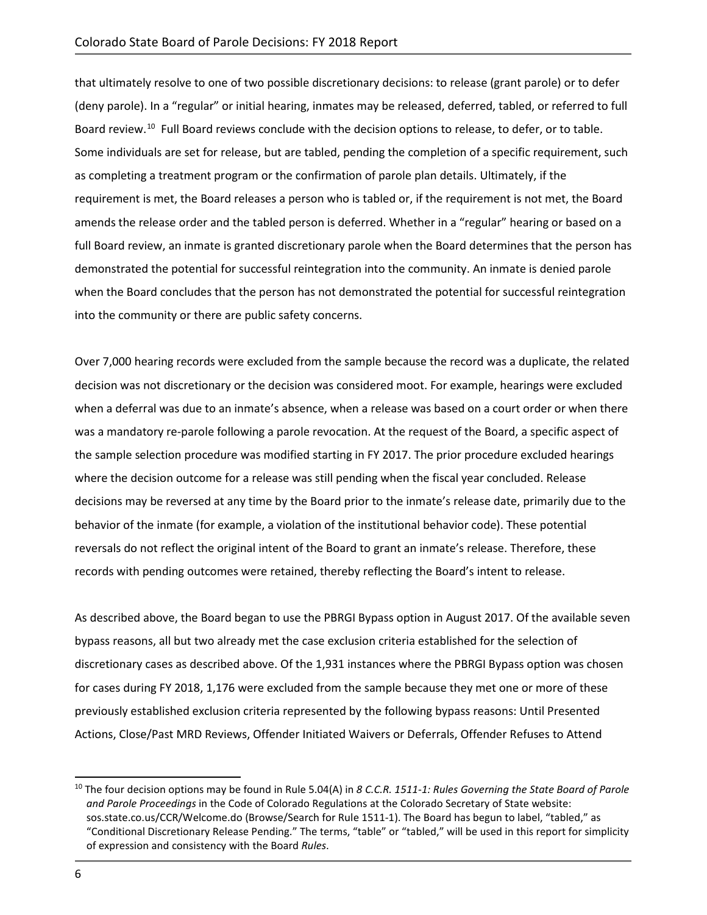that ultimately resolve to one of two possible discretionary decisions: to release (grant parole) or to defer (deny parole). In a "regular" or initial hearing, inmates may be released, deferred, tabled, or referred to full Board review.[10] Full Board reviews conclude with the decision options to release, to defer, or to table. Some individuals are set for release, but are tabled, pending the completion of a specific requirement, such as completing a treatment program or the confirmation of parole plan details. Ultimately, if the requirement is met, the Board releases a person who is tabled or, if the requirement is not met, the Board amends the release order and the tabled person is deferred. Whether in a "regular" hearing or based on a full Board review, an inmate is granted discretionary parole when the Board determines that the person has demonstrated the potential for successful reintegration into the community. An inmate is denied parole when the Board concludes that the person has not demonstrated the potential for successful reintegration into the community or there are public safety concerns.

Over 7,000 hearing records were excluded from the sample because the record was a duplicate, the related decision was not discretionary or the decision was considered moot. For example, hearings were excluded when a deferral was due to an inmate's absence, when a release was based on a court order or when there was a mandatory re-parole following a parole revocation. At the request of the Board, a specific aspect of the sample selection procedure was modified starting in FY 2017. The prior procedure excluded hearings where the decision outcome for a release was still pending when the fiscal year concluded. Release decisions may be reversed at any time by the Board prior to the inmate's release date, primarily due to the behavior of the inmate (for example, a violation of the institutional behavior code). These potential reversals do not reflect the original intent of the Board to grant an inmate's release. Therefore, these records with pending outcomes were retained, thereby reflecting the Board's intent to release.

As described above, the Board began to use the PBRGI Bypass option in August 2017. Of the available seven bypass reasons, all but two already met the case exclusion criteria established for the selection of discretionary cases as described above. Of the 1,931 instances where the PBRGI Bypass option was chosen for cases during FY 2018, 1,176 were excluded from the sample because they met one or more of these previously established exclusion criteria represented by the following bypass reasons: Until Presented Actions, Close/Past MRD Reviews, Offender Initiated Waivers or Deferrals, Offender Refuses to Attend

[10] The four decision options may be found in Rule 5.04(A) in *8 C.C.R. 1511-1: Rules Governing the State Board of Parole and Parole Proceedings* in the Code of Colorado Regulations at the Colorado Secretary of State website: sos.state.co.us/CCR/Welcome.do (Browse/Search for Rule 1511-1). The Board has begun to label, "tabled," as "Conditional Discretionary Release Pending." The terms, "table" or "tabled," will be used in this report for simplicity of expression and consistency with the Board *Rules*.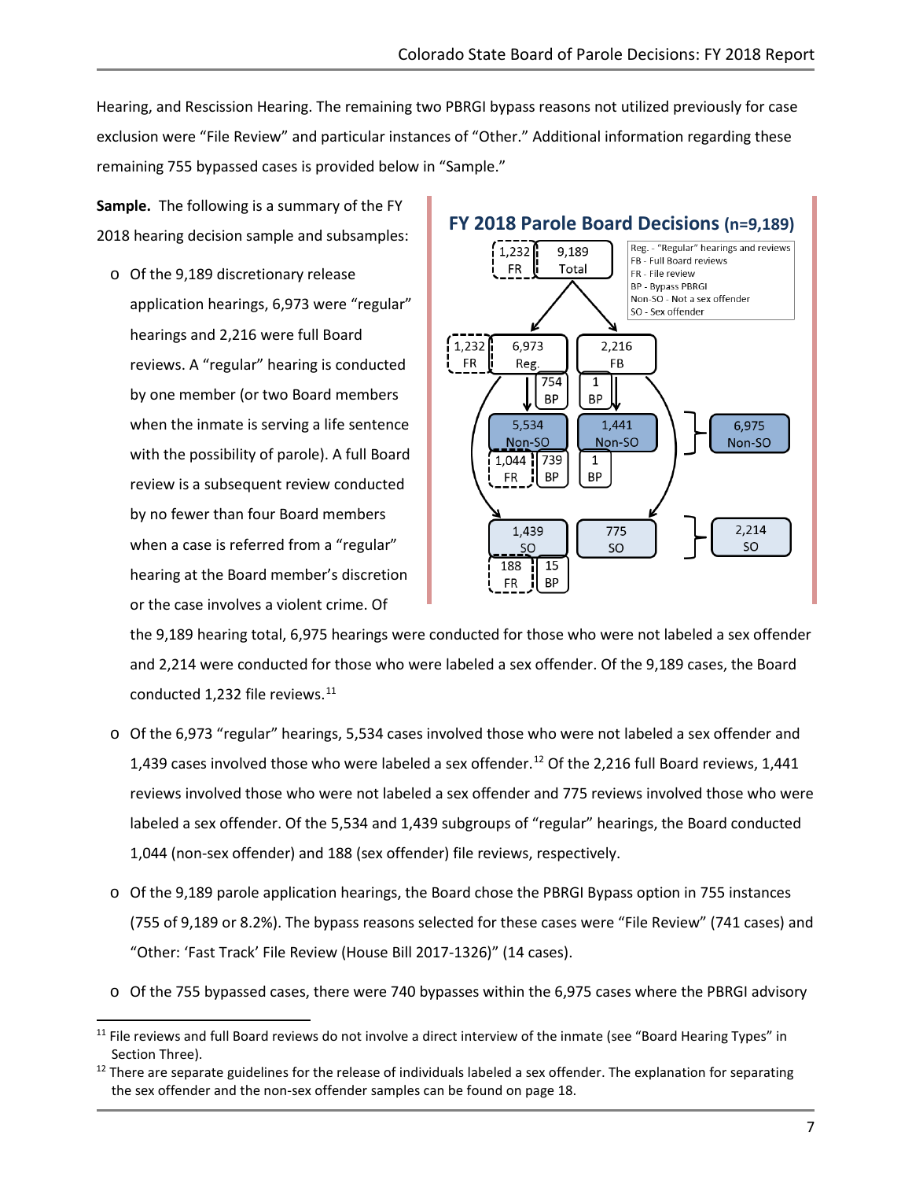Hearing, and Rescission Hearing. The remaining two PBRGI bypass reasons not utilized previously for case exclusion were "File Review" and particular instances of "Other." Additional information regarding these remaining 755 bypassed cases is provided below in "Sample."

**Sample.** The following is a summary of the FY 2018 hearing decision sample and subsamples:

**FY 2018 Parole Board Decisions (n=9,189)**

Reg. - "Regular" hearings and reviews
FB - Full Board reviews
FR - File review
BP - Bypass PBRGI
Non-SO - Not a sex offender
SO - Sex offender

- 9,189 Total (1,232 FR)
  - 6,973 Reg. (1,232 FR; 754 BP)
    - 5,534 Non-SO (1,044 FR; 739 BP)
    - 1,439 SO (188 FR; 15 BP)
  - 2,216 FB (1 BP)
    - 1,441 Non-SO (1 BP)
    - 775 SO
- 6,975 Non-SO
- 2,214 SO

- Of the 9,189 discretionary release application hearings, 6,973 were "regular" hearings and 2,216 were full Board reviews. A "regular" hearing is conducted by one member (or two Board members when the inmate is serving a life sentence with the possibility of parole). A full Board review is a subsequent review conducted by no fewer than four Board members when a case is referred from a "regular" hearing at the Board member's discretion or the case involves a violent crime. Of the 9,189 hearing total, 6,975 hearings were conducted for those who were not labeled a sex offender and 2,214 were conducted for those who were labeled a sex offender. Of the 9,189 cases, the Board conducted 1,232 file reviews.[11]

- Of the 6,973 "regular" hearings, 5,534 cases involved those who were not labeled a sex offender and 1,439 cases involved those who were labeled a sex offender.[12] Of the 2,216 full Board reviews, 1,441 reviews involved those who were not labeled a sex offender and 775 reviews involved those who were labeled a sex offender. Of the 5,534 and 1,439 subgroups of "regular" hearings, the Board conducted 1,044 (non-sex offender) and 188 (sex offender) file reviews, respectively.

- Of the 9,189 parole application hearings, the Board chose the PBRGI Bypass option in 755 instances (755 of 9,189 or 8.2%). The bypass reasons selected for these cases were "File Review" (741 cases) and "Other: 'Fast Track' File Review (House Bill 2017-1326)" (14 cases).

- Of the 755 bypassed cases, there were 740 bypasses within the 6,975 cases where the PBRGI advisory

[11] File reviews and full Board reviews do not involve a direct interview of the inmate (see "Board Hearing Types" in Section Three).

[12] There are separate guidelines for the release of individuals labeled a sex offender. The explanation for separating the sex offender and the non-sex offender samples can be found on page 18.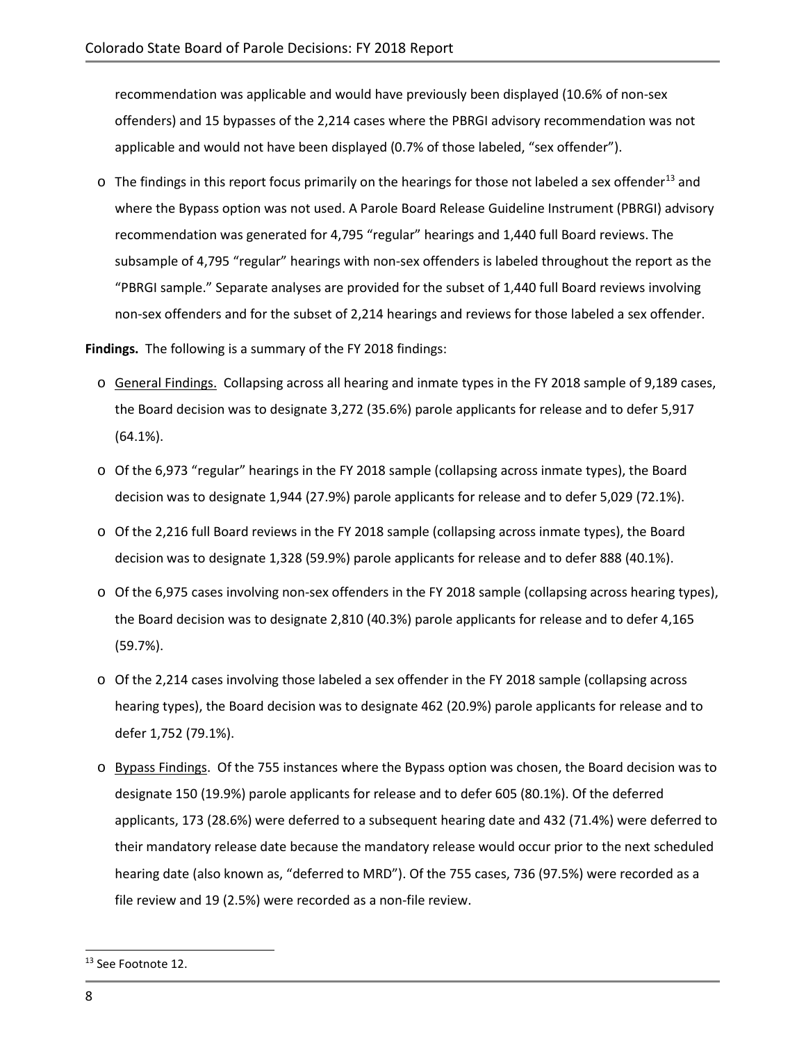recommendation was applicable and would have previously been displayed (10.6% of non-sex offenders) and 15 bypasses of the 2,214 cases where the PBRGI advisory recommendation was not applicable and would not have been displayed (0.7% of those labeled, "sex offender").

- The findings in this report focus primarily on the hearings for those not labeled a sex offender[13] and where the Bypass option was not used. A Parole Board Release Guideline Instrument (PBRGI) advisory recommendation was generated for 4,795 "regular" hearings and 1,440 full Board reviews. The subsample of 4,795 "regular" hearings with non-sex offenders is labeled throughout the report as the "PBRGI sample." Separate analyses are provided for the subset of 1,440 full Board reviews involving non-sex offenders and for the subset of 2,214 hearings and reviews for those labeled a sex offender.

**Findings.** The following is a summary of the FY 2018 findings:

- General Findings. Collapsing across all hearing and inmate types in the FY 2018 sample of 9,189 cases, the Board decision was to designate 3,272 (35.6%) parole applicants for release and to defer 5,917 (64.1%).
- Of the 6,973 "regular" hearings in the FY 2018 sample (collapsing across inmate types), the Board decision was to designate 1,944 (27.9%) parole applicants for release and to defer 5,029 (72.1%).
- Of the 2,216 full Board reviews in the FY 2018 sample (collapsing across inmate types), the Board decision was to designate 1,328 (59.9%) parole applicants for release and to defer 888 (40.1%).
- Of the 6,975 cases involving non-sex offenders in the FY 2018 sample (collapsing across hearing types), the Board decision was to designate 2,810 (40.3%) parole applicants for release and to defer 4,165 (59.7%).
- Of the 2,214 cases involving those labeled a sex offender in the FY 2018 sample (collapsing across hearing types), the Board decision was to designate 462 (20.9%) parole applicants for release and to defer 1,752 (79.1%).
- Bypass Findings. Of the 755 instances where the Bypass option was chosen, the Board decision was to designate 150 (19.9%) parole applicants for release and to defer 605 (80.1%). Of the deferred applicants, 173 (28.6%) were deferred to a subsequent hearing date and 432 (71.4%) were deferred to their mandatory release date because the mandatory release would occur prior to the next scheduled hearing date (also known as, "deferred to MRD"). Of the 755 cases, 736 (97.5%) were recorded as a file review and 19 (2.5%) were recorded as a non-file review.

[13] See Footnote 12.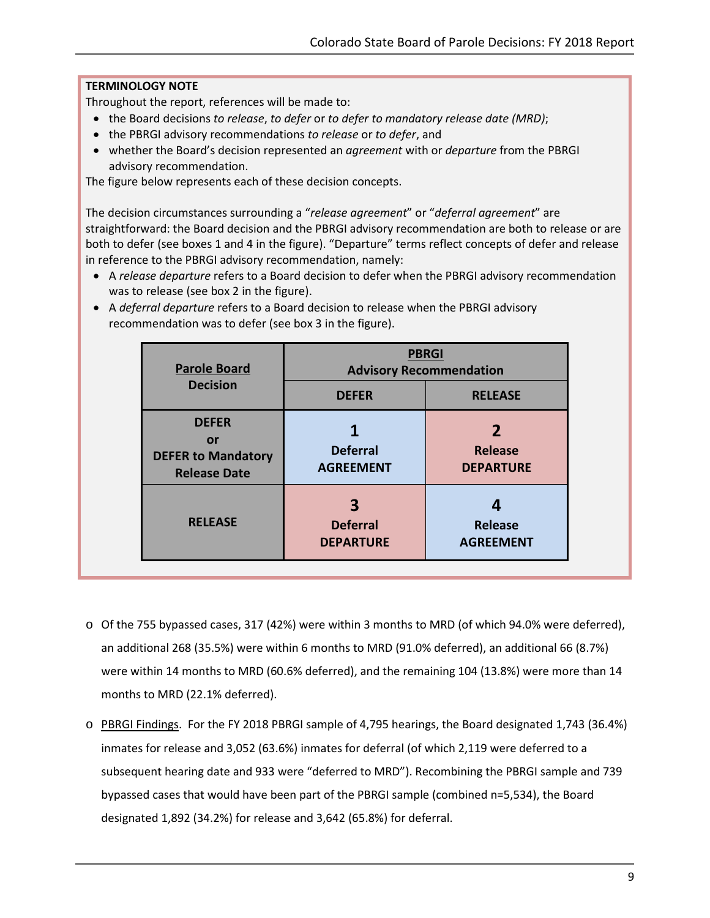**TERMINOLOGY NOTE**

Throughout the report, references will be made to:

- the Board decisions *to release*, *to defer* or *to defer to mandatory release date (MRD)*;
- the PBRGI advisory recommendations *to release* or *to defer*, and
- whether the Board's decision represented an *agreement* with or *departure* from the PBRGI advisory recommendation.

The figure below represents each of these decision concepts.

The decision circumstances surrounding a "*release agreement*" or "*deferral agreement*" are straightforward: the Board decision and the PBRGI advisory recommendation are both to release or are both to defer (see boxes 1 and 4 in the figure). "Departure" terms reflect concepts of defer and release in reference to the PBRGI advisory recommendation, namely:

- A *release departure* refers to a Board decision to defer when the PBRGI advisory recommendation was to release (see box 2 in the figure).
- A *deferral departure* refers to a Board decision to release when the PBRGI advisory recommendation was to defer (see box 3 in the figure).

| **Parole Board Decision** | **PBRGI Advisory Recommendation** | |
|---|---|---|
| | **DEFER** | **RELEASE** |
| **DEFER or DEFER to Mandatory Release Date** | **1 Deferral AGREEMENT** | **2 Release DEPARTURE** |
| **RELEASE** | **3 Deferral DEPARTURE** | **4 Release AGREEMENT** |

- Of the 755 bypassed cases, 317 (42%) were within 3 months to MRD (of which 94.0% were deferred), an additional 268 (35.5%) were within 6 months to MRD (91.0% deferred), an additional 66 (8.7%) were within 14 months to MRD (60.6% deferred), and the remaining 104 (13.8%) were more than 14 months to MRD (22.1% deferred).
- PBRGI Findings. For the FY 2018 PBRGI sample of 4,795 hearings, the Board designated 1,743 (36.4%) inmates for release and 3,052 (63.6%) inmates for deferral (of which 2,119 were deferred to a subsequent hearing date and 933 were "deferred to MRD"). Recombining the PBRGI sample and 739 bypassed cases that would have been part of the PBRGI sample (combined n=5,534), the Board designated 1,892 (34.2%) for release and 3,642 (65.8%) for deferral.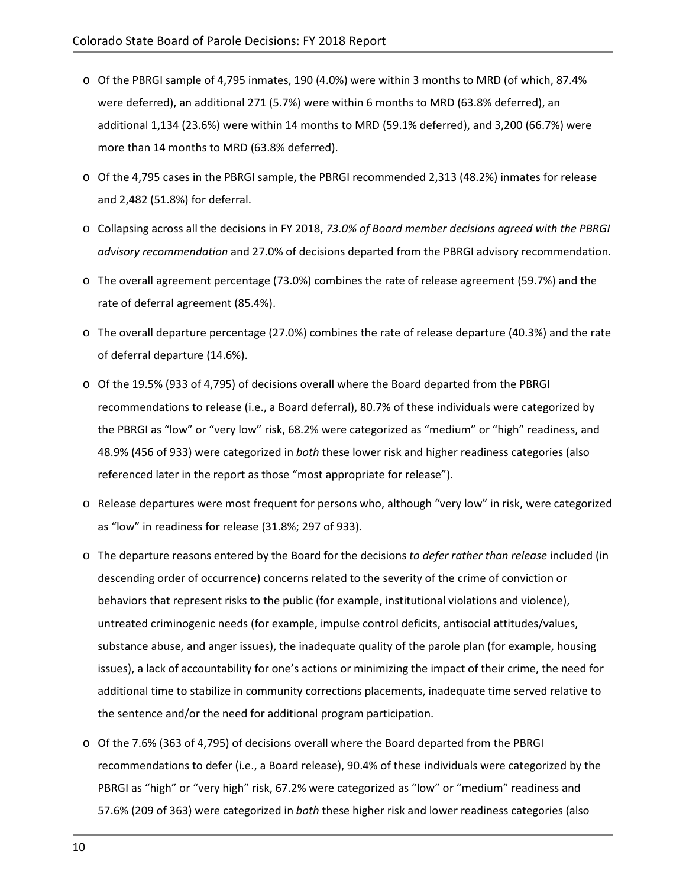- Of the PBRGI sample of 4,795 inmates, 190 (4.0%) were within 3 months to MRD (of which, 87.4% were deferred), an additional 271 (5.7%) were within 6 months to MRD (63.8% deferred), an additional 1,134 (23.6%) were within 14 months to MRD (59.1% deferred), and 3,200 (66.7%) were more than 14 months to MRD (63.8% deferred).
- Of the 4,795 cases in the PBRGI sample, the PBRGI recommended 2,313 (48.2%) inmates for release and 2,482 (51.8%) for deferral.
- Collapsing across all the decisions in FY 2018, *73.0% of Board member decisions agreed with the PBRGI advisory recommendation* and 27.0% of decisions departed from the PBRGI advisory recommendation.
- The overall agreement percentage (73.0%) combines the rate of release agreement (59.7%) and the rate of deferral agreement (85.4%).
- The overall departure percentage (27.0%) combines the rate of release departure (40.3%) and the rate of deferral departure (14.6%).
- Of the 19.5% (933 of 4,795) of decisions overall where the Board departed from the PBRGI recommendations to release (i.e., a Board deferral), 80.7% of these individuals were categorized by the PBRGI as "low" or "very low" risk, 68.2% were categorized as "medium" or "high" readiness, and 48.9% (456 of 933) were categorized in *both* these lower risk and higher readiness categories (also referenced later in the report as those "most appropriate for release").
- Release departures were most frequent for persons who, although "very low" in risk, were categorized as "low" in readiness for release (31.8%; 297 of 933).
- The departure reasons entered by the Board for the decisions *to defer rather than release* included (in descending order of occurrence) concerns related to the severity of the crime of conviction or behaviors that represent risks to the public (for example, institutional violations and violence), untreated criminogenic needs (for example, impulse control deficits, antisocial attitudes/values, substance abuse, and anger issues), the inadequate quality of the parole plan (for example, housing issues), a lack of accountability for one's actions or minimizing the impact of their crime, the need for additional time to stabilize in community corrections placements, inadequate time served relative to the sentence and/or the need for additional program participation.
- Of the 7.6% (363 of 4,795) of decisions overall where the Board departed from the PBRGI recommendations to defer (i.e., a Board release), 90.4% of these individuals were categorized by the PBRGI as "high" or "very high" risk, 67.2% were categorized as "low" or "medium" readiness and 57.6% (209 of 363) were categorized in *both* these higher risk and lower readiness categories (also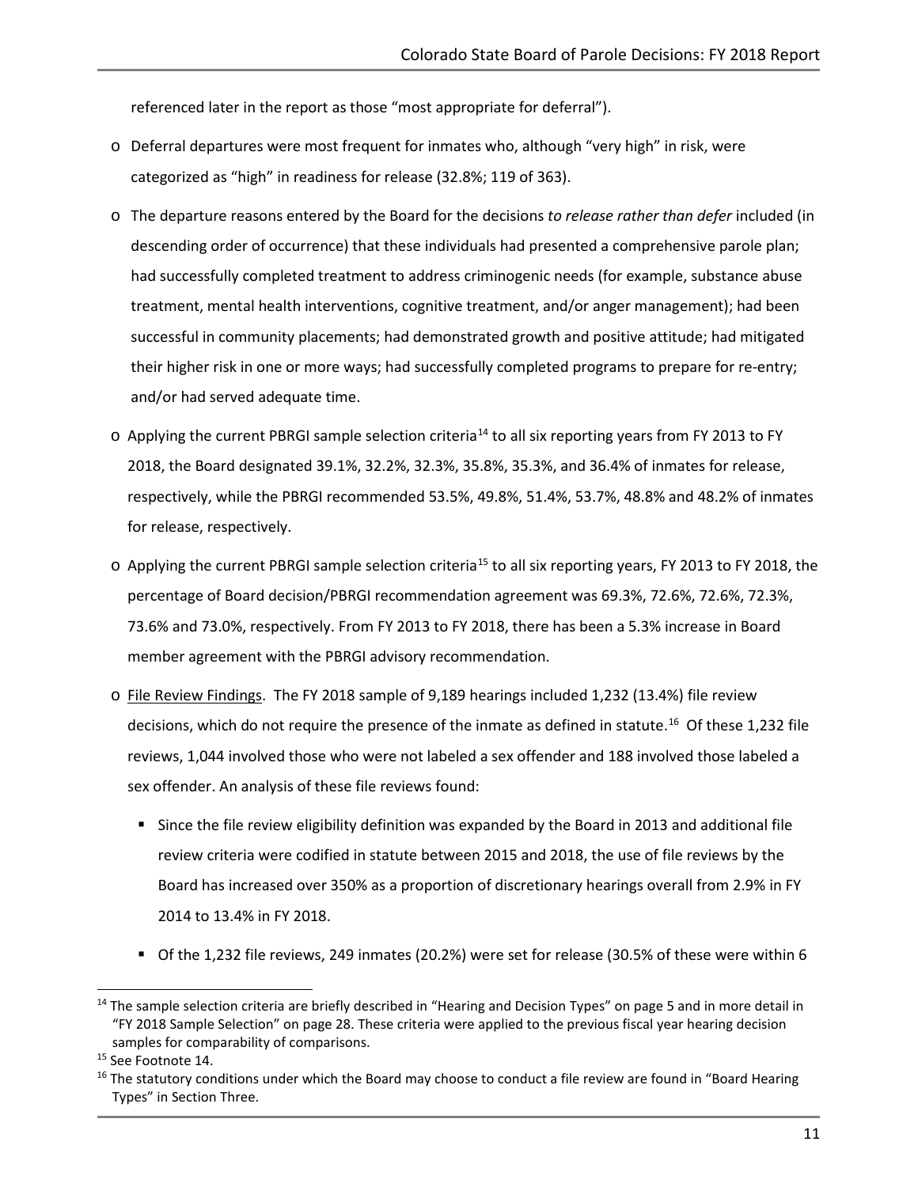referenced later in the report as those "most appropriate for deferral").

- Deferral departures were most frequent for inmates who, although "very high" in risk, were categorized as "high" in readiness for release (32.8%; 119 of 363).
- The departure reasons entered by the Board for the decisions *to release rather than defer* included (in descending order of occurrence) that these individuals had presented a comprehensive parole plan; had successfully completed treatment to address criminogenic needs (for example, substance abuse treatment, mental health interventions, cognitive treatment, and/or anger management); had been successful in community placements; had demonstrated growth and positive attitude; had mitigated their higher risk in one or more ways; had successfully completed programs to prepare for re-entry; and/or had served adequate time.
- Applying the current PBRGI sample selection criteria[14] to all six reporting years from FY 2013 to FY 2018, the Board designated 39.1%, 32.2%, 32.3%, 35.8%, 35.3%, and 36.4% of inmates for release, respectively, while the PBRGI recommended 53.5%, 49.8%, 51.4%, 53.7%, 48.8% and 48.2% of inmates for release, respectively.
- Applying the current PBRGI sample selection criteria[15] to all six reporting years, FY 2013 to FY 2018, the percentage of Board decision/PBRGI recommendation agreement was 69.3%, 72.6%, 72.6%, 72.3%, 73.6% and 73.0%, respectively. From FY 2013 to FY 2018, there has been a 5.3% increase in Board member agreement with the PBRGI advisory recommendation.
- <u>File Review Findings</u>. The FY 2018 sample of 9,189 hearings included 1,232 (13.4%) file review decisions, which do not require the presence of the inmate as defined in statute.[16] Of these 1,232 file reviews, 1,044 involved those who were not labeled a sex offender and 188 involved those labeled a sex offender. An analysis of these file reviews found:
  - Since the file review eligibility definition was expanded by the Board in 2013 and additional file review criteria were codified in statute between 2015 and 2018, the use of file reviews by the Board has increased over 350% as a proportion of discretionary hearings overall from 2.9% in FY 2014 to 13.4% in FY 2018.
  - Of the 1,232 file reviews, 249 inmates (20.2%) were set for release (30.5% of these were within 6

---

[14] The sample selection criteria are briefly described in "Hearing and Decision Types" on page 5 and in more detail in "FY 2018 Sample Selection" on page 28. These criteria were applied to the previous fiscal year hearing decision samples for comparability of comparisons.

[15] See Footnote 14.

[16] The statutory conditions under which the Board may choose to conduct a file review are found in "Board Hearing Types" in Section Three.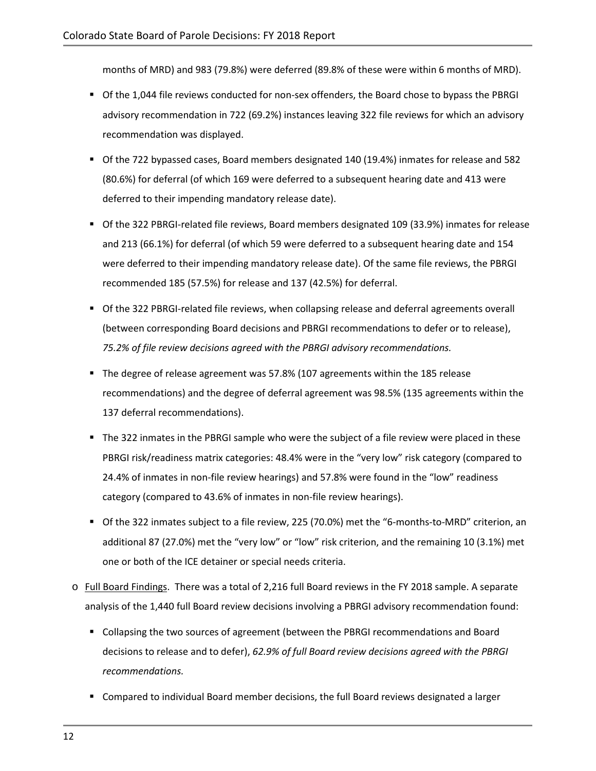months of MRD) and 983 (79.8%) were deferred (89.8% of these were within 6 months of MRD).

- Of the 1,044 file reviews conducted for non-sex offenders, the Board chose to bypass the PBRGI advisory recommendation in 722 (69.2%) instances leaving 322 file reviews for which an advisory recommendation was displayed.
- Of the 722 bypassed cases, Board members designated 140 (19.4%) inmates for release and 582 (80.6%) for deferral (of which 169 were deferred to a subsequent hearing date and 413 were deferred to their impending mandatory release date).
- Of the 322 PBRGI-related file reviews, Board members designated 109 (33.9%) inmates for release and 213 (66.1%) for deferral (of which 59 were deferred to a subsequent hearing date and 154 were deferred to their impending mandatory release date). Of the same file reviews, the PBRGI recommended 185 (57.5%) for release and 137 (42.5%) for deferral.
- Of the 322 PBRGI-related file reviews, when collapsing release and deferral agreements overall (between corresponding Board decisions and PBRGI recommendations to defer or to release), *75.2% of file review decisions agreed with the PBRGI advisory recommendations.*
- The degree of release agreement was 57.8% (107 agreements within the 185 release recommendations) and the degree of deferral agreement was 98.5% (135 agreements within the 137 deferral recommendations).
- The 322 inmates in the PBRGI sample who were the subject of a file review were placed in these PBRGI risk/readiness matrix categories: 48.4% were in the "very low" risk category (compared to 24.4% of inmates in non-file review hearings) and 57.8% were found in the "low" readiness category (compared to 43.6% of inmates in non-file review hearings).
- Of the 322 inmates subject to a file review, 225 (70.0%) met the "6-months-to-MRD" criterion, an additional 87 (27.0%) met the "very low" or "low" risk criterion, and the remaining 10 (3.1%) met one or both of the ICE detainer or special needs criteria.

- Full Board Findings. There was a total of 2,216 full Board reviews in the FY 2018 sample. A separate analysis of the 1,440 full Board review decisions involving a PBRGI advisory recommendation found:
  - Collapsing the two sources of agreement (between the PBRGI recommendations and Board decisions to release and to defer), *62.9% of full Board review decisions agreed with the PBRGI recommendations.*
  - Compared to individual Board member decisions, the full Board reviews designated a larger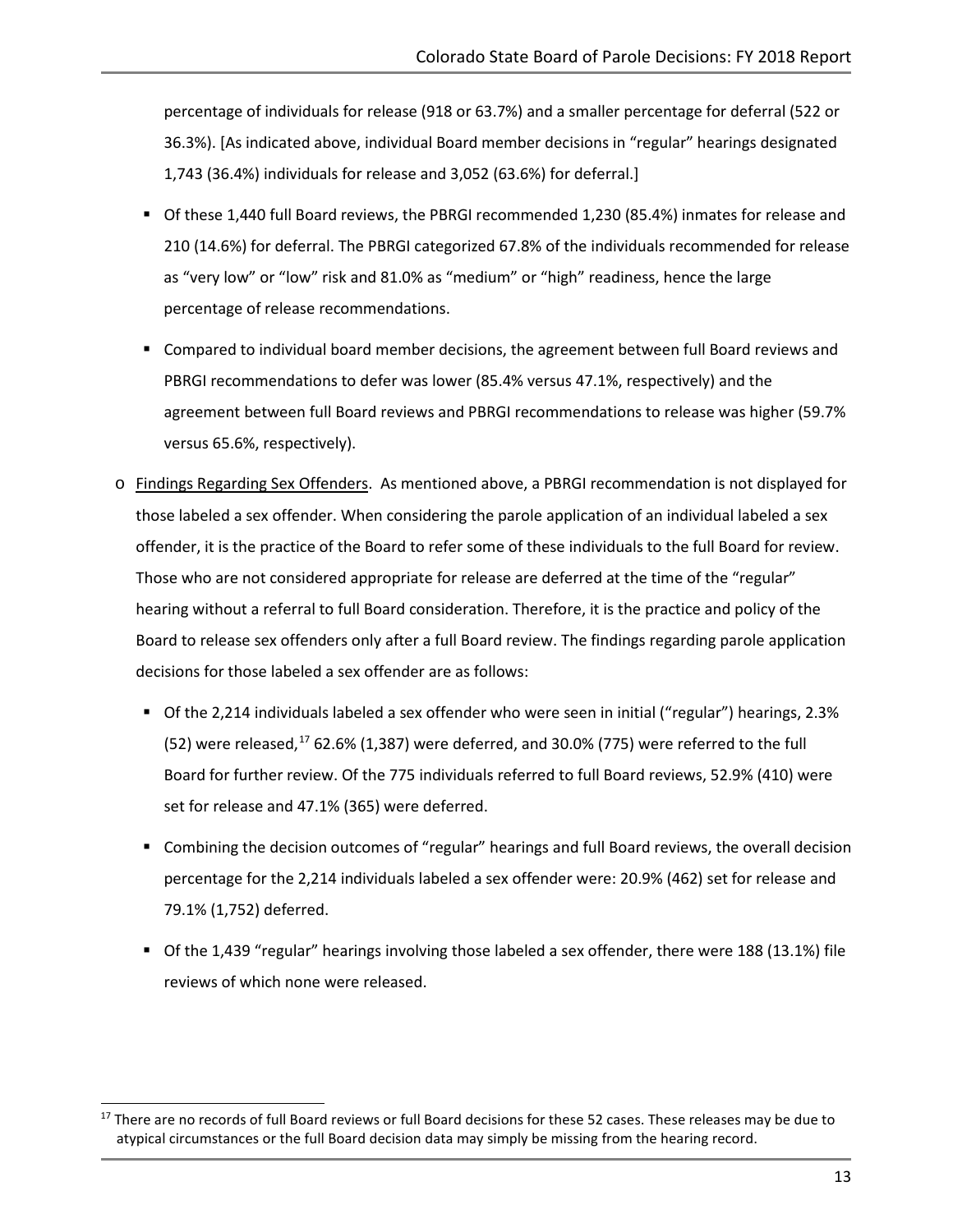percentage of individuals for release (918 or 63.7%) and a smaller percentage for deferral (522 or 36.3%). [As indicated above, individual Board member decisions in "regular" hearings designated 1,743 (36.4%) individuals for release and 3,052 (63.6%) for deferral.]

- Of these 1,440 full Board reviews, the PBRGI recommended 1,230 (85.4%) inmates for release and 210 (14.6%) for deferral. The PBRGI categorized 67.8% of the individuals recommended for release as "very low" or "low" risk and 81.0% as "medium" or "high" readiness, hence the large percentage of release recommendations.
- Compared to individual board member decisions, the agreement between full Board reviews and PBRGI recommendations to defer was lower (85.4% versus 47.1%, respectively) and the agreement between full Board reviews and PBRGI recommendations to release was higher (59.7% versus 65.6%, respectively).

- Findings Regarding Sex Offenders. As mentioned above, a PBRGI recommendation is not displayed for those labeled a sex offender. When considering the parole application of an individual labeled a sex offender, it is the practice of the Board to refer some of these individuals to the full Board for review. Those who are not considered appropriate for release are deferred at the time of the "regular" hearing without a referral to full Board consideration. Therefore, it is the practice and policy of the Board to release sex offenders only after a full Board review. The findings regarding parole application decisions for those labeled a sex offender are as follows:
  - Of the 2,214 individuals labeled a sex offender who were seen in initial ("regular") hearings, 2.3% (52) were released,[17] 62.6% (1,387) were deferred, and 30.0% (775) were referred to the full Board for further review. Of the 775 individuals referred to full Board reviews, 52.9% (410) were set for release and 47.1% (365) were deferred.
  - Combining the decision outcomes of "regular" hearings and full Board reviews, the overall decision percentage for the 2,214 individuals labeled a sex offender were: 20.9% (462) set for release and 79.1% (1,752) deferred.
  - Of the 1,439 "regular" hearings involving those labeled a sex offender, there were 188 (13.1%) file reviews of which none were released.

[17] There are no records of full Board reviews or full Board decisions for these 52 cases. These releases may be due to atypical circumstances or the full Board decision data may simply be missing from the hearing record.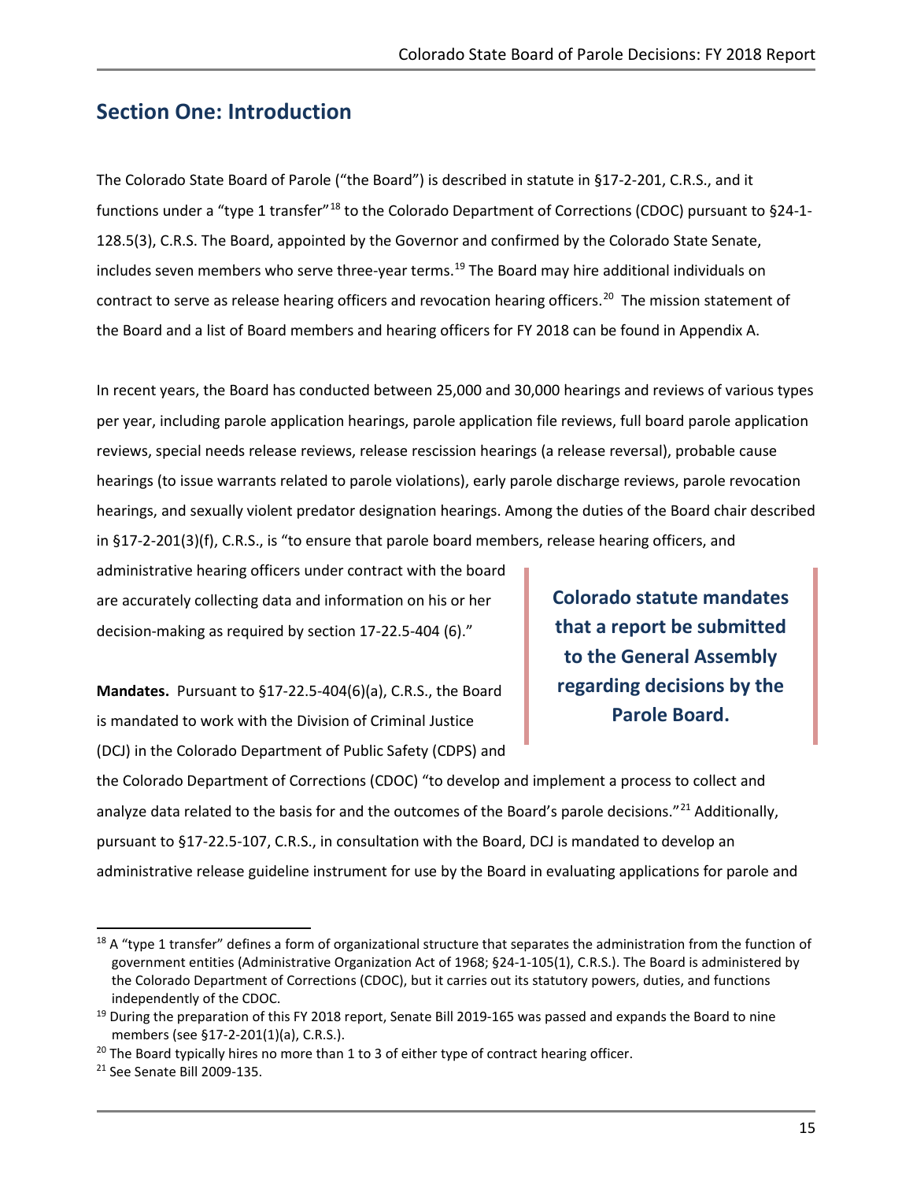## Section One: Introduction

The Colorado State Board of Parole ("the Board") is described in statute in §17-2-201, C.R.S., and it functions under a "type 1 transfer"[18] to the Colorado Department of Corrections (CDOC) pursuant to §24-1-128.5(3), C.R.S. The Board, appointed by the Governor and confirmed by the Colorado State Senate, includes seven members who serve three-year terms.[19] The Board may hire additional individuals on contract to serve as release hearing officers and revocation hearing officers.[20] The mission statement of the Board and a list of Board members and hearing officers for FY 2018 can be found in Appendix A.

In recent years, the Board has conducted between 25,000 and 30,000 hearings and reviews of various types per year, including parole application hearings, parole application file reviews, full board parole application reviews, special needs release reviews, release rescission hearings (a release reversal), probable cause hearings (to issue warrants related to parole violations), early parole discharge reviews, parole revocation hearings, and sexually violent predator designation hearings. Among the duties of the Board chair described in §17-2-201(3)(f), C.R.S., is "to ensure that parole board members, release hearing officers, and administrative hearing officers under contract with the board are accurately collecting data and information on his or her decision-making as required by section 17-22.5-404 (6)."

**Colorado statute mandates that a report be submitted to the General Assembly regarding decisions by the Parole Board.**

**Mandates.** Pursuant to §17-22.5-404(6)(a), C.R.S., the Board is mandated to work with the Division of Criminal Justice (DCJ) in the Colorado Department of Public Safety (CDPS) and the Colorado Department of Corrections (CDOC) "to develop and implement a process to collect and analyze data related to the basis for and the outcomes of the Board's parole decisions."[21] Additionally, pursuant to §17-22.5-107, C.R.S., in consultation with the Board, DCJ is mandated to develop an administrative release guideline instrument for use by the Board in evaluating applications for parole and

---

[18] A "type 1 transfer" defines a form of organizational structure that separates the administration from the function of government entities (Administrative Organization Act of 1968; §24-1-105(1), C.R.S.). The Board is administered by the Colorado Department of Corrections (CDOC), but it carries out its statutory powers, duties, and functions independently of the CDOC.

[19] During the preparation of this FY 2018 report, Senate Bill 2019-165 was passed and expands the Board to nine members (see §17-2-201(1)(a), C.R.S.).

[20] The Board typically hires no more than 1 to 3 of either type of contract hearing officer.

[21] See Senate Bill 2009-135.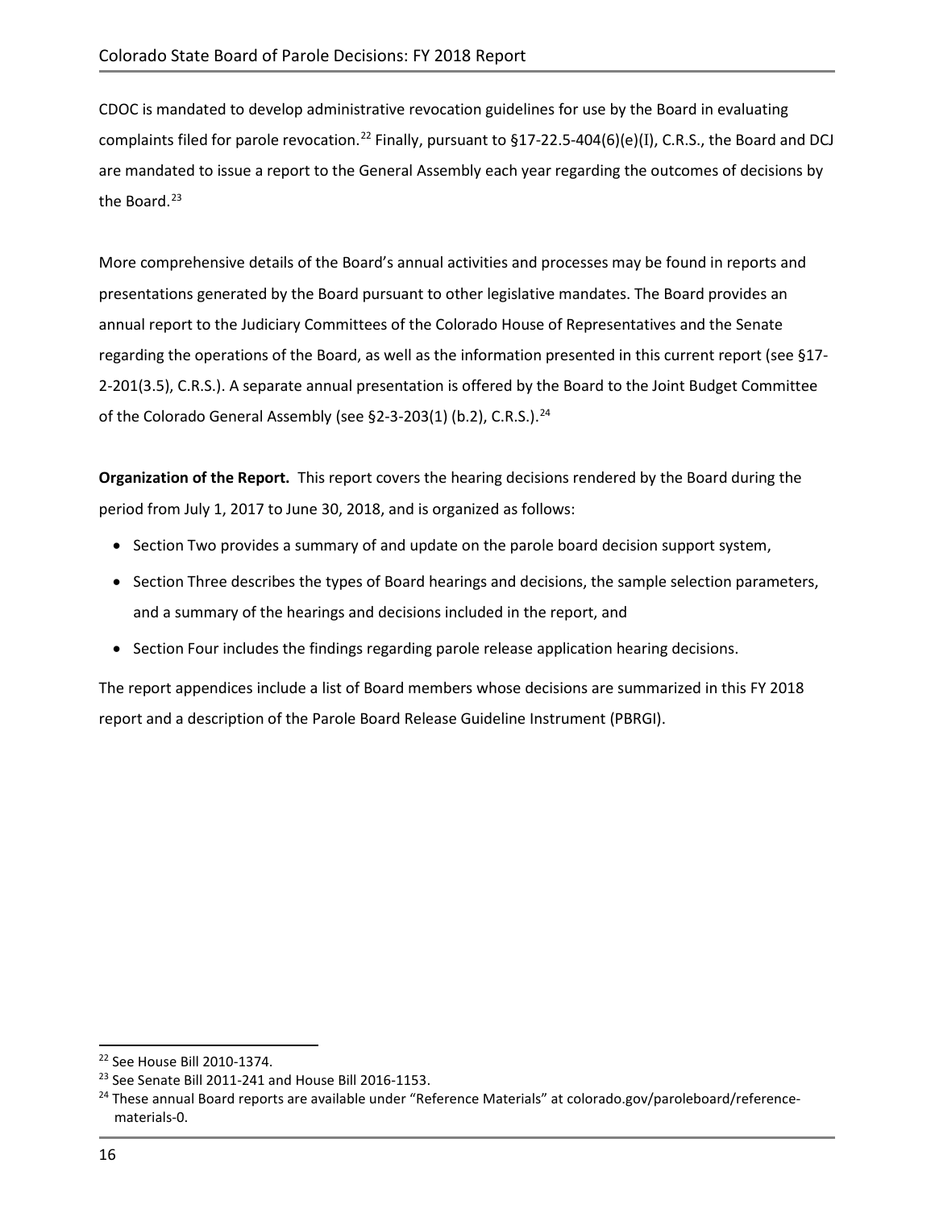CDOC is mandated to develop administrative revocation guidelines for use by the Board in evaluating complaints filed for parole revocation.[22] Finally, pursuant to §17-22.5-404(6)(e)(I), C.R.S., the Board and DCJ are mandated to issue a report to the General Assembly each year regarding the outcomes of decisions by the Board.[23]

More comprehensive details of the Board's annual activities and processes may be found in reports and presentations generated by the Board pursuant to other legislative mandates. The Board provides an annual report to the Judiciary Committees of the Colorado House of Representatives and the Senate regarding the operations of the Board, as well as the information presented in this current report (see §17-2-201(3.5), C.R.S.). A separate annual presentation is offered by the Board to the Joint Budget Committee of the Colorado General Assembly (see §2-3-203(1) (b.2), C.R.S.).[24]

**Organization of the Report.** This report covers the hearing decisions rendered by the Board during the period from July 1, 2017 to June 30, 2018, and is organized as follows:

- Section Two provides a summary of and update on the parole board decision support system,
- Section Three describes the types of Board hearings and decisions, the sample selection parameters, and a summary of the hearings and decisions included in the report, and
- Section Four includes the findings regarding parole release application hearing decisions.

The report appendices include a list of Board members whose decisions are summarized in this FY 2018 report and a description of the Parole Board Release Guideline Instrument (PBRGI).

---

[22] See House Bill 2010-1374.

[23] See Senate Bill 2011-241 and House Bill 2016-1153.

[24] These annual Board reports are available under "Reference Materials" at colorado.gov/paroleboard/reference-materials-0.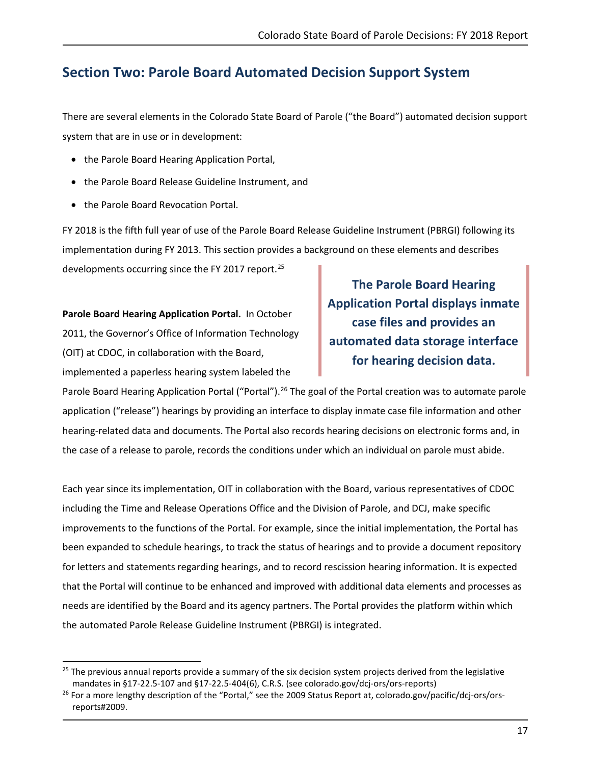## Section Two: Parole Board Automated Decision Support System

There are several elements in the Colorado State Board of Parole ("the Board") automated decision support system that are in use or in development:

- the Parole Board Hearing Application Portal,
- the Parole Board Release Guideline Instrument, and
- the Parole Board Revocation Portal.

FY 2018 is the fifth full year of use of the Parole Board Release Guideline Instrument (PBRGI) following its implementation during FY 2013. This section provides a background on these elements and describes developments occurring since the FY 2017 report.[25]

**The Parole Board Hearing Application Portal displays inmate case files and provides an automated data storage interface for hearing decision data.**

**Parole Board Hearing Application Portal.** In October 2011, the Governor's Office of Information Technology (OIT) at CDOC, in collaboration with the Board, implemented a paperless hearing system labeled the Parole Board Hearing Application Portal ("Portal").[26] The goal of the Portal creation was to automate parole application ("release") hearings by providing an interface to display inmate case file information and other hearing-related data and documents. The Portal also records hearing decisions on electronic forms and, in the case of a release to parole, records the conditions under which an individual on parole must abide.

Each year since its implementation, OIT in collaboration with the Board, various representatives of CDOC including the Time and Release Operations Office and the Division of Parole, and DCJ, make specific improvements to the functions of the Portal. For example, since the initial implementation, the Portal has been expanded to schedule hearings, to track the status of hearings and to provide a document repository for letters and statements regarding hearings, and to record rescission hearing information. It is expected that the Portal will continue to be enhanced and improved with additional data elements and processes as needs are identified by the Board and its agency partners. The Portal provides the platform within which the automated Parole Release Guideline Instrument (PBRGI) is integrated.

---

[25] The previous annual reports provide a summary of the six decision system projects derived from the legislative mandates in §17-22.5-107 and §17-22.5-404(6), C.R.S. (see colorado.gov/dcj-ors/ors-reports)

[26] For a more lengthy description of the "Portal," see the 2009 Status Report at, colorado.gov/pacific/dcj-ors/ors-reports#2009.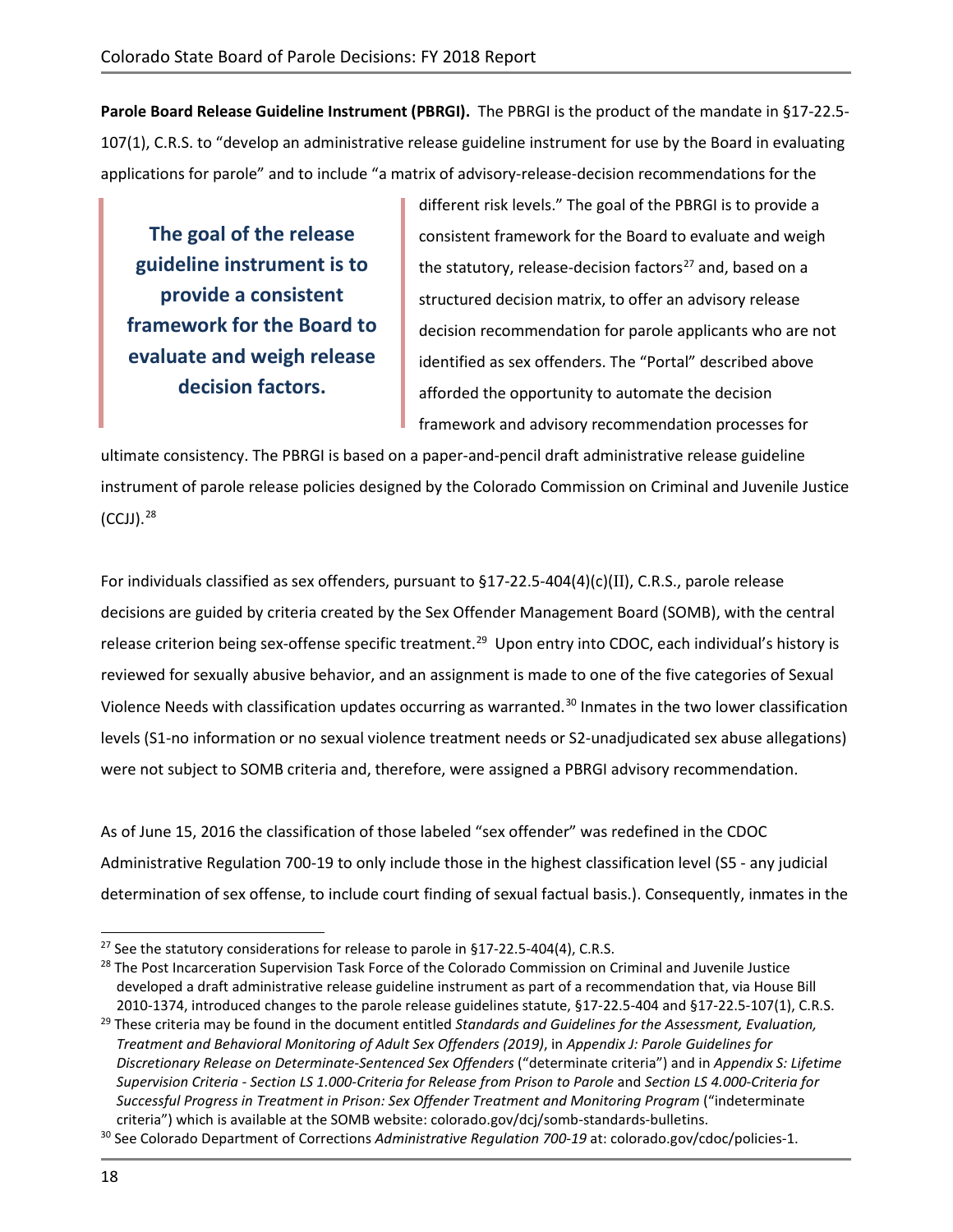**Parole Board Release Guideline Instrument (PBRGI).** The PBRGI is the product of the mandate in §17-22.5-107(1), C.R.S. to "develop an administrative release guideline instrument for use by the Board in evaluating applications for parole" and to include "a matrix of advisory-release-decision recommendations for the different risk levels." The goal of the PBRGI is to provide a consistent framework for the Board to evaluate and weigh the statutory, release-decision factors[27] and, based on a structured decision matrix, to offer an advisory release decision recommendation for parole applicants who are not identified as sex offenders. The "Portal" described above afforded the opportunity to automate the decision framework and advisory recommendation processes for ultimate consistency. The PBRGI is based on a paper-and-pencil draft administrative release guideline instrument of parole release policies designed by the Colorado Commission on Criminal and Juvenile Justice (CCJJ).[28]

> **The goal of the release guideline instrument is to provide a consistent framework for the Board to evaluate and weigh release decision factors.**

For individuals classified as sex offenders, pursuant to §17-22.5-404(4)(c)(II), C.R.S., parole release decisions are guided by criteria created by the Sex Offender Management Board (SOMB), with the central release criterion being sex-offense specific treatment.[29] Upon entry into CDOC, each individual's history is reviewed for sexually abusive behavior, and an assignment is made to one of the five categories of Sexual Violence Needs with classification updates occurring as warranted.[30] Inmates in the two lower classification levels (S1-no information or no sexual violence treatment needs or S2-unadjudicated sex abuse allegations) were not subject to SOMB criteria and, therefore, were assigned a PBRGI advisory recommendation.

As of June 15, 2016 the classification of those labeled "sex offender" was redefined in the CDOC Administrative Regulation 700-19 to only include those in the highest classification level (S5 - any judicial determination of sex offense, to include court finding of sexual factual basis.). Consequently, inmates in the

---

[27] See the statutory considerations for release to parole in §17-22.5-404(4), C.R.S.

[28] The Post Incarceration Supervision Task Force of the Colorado Commission on Criminal and Juvenile Justice developed a draft administrative release guideline instrument as part of a recommendation that, via House Bill 2010-1374, introduced changes to the parole release guidelines statute, §17-22.5-404 and §17-22.5-107(1), C.R.S.

[29] These criteria may be found in the document entitled *Standards and Guidelines for the Assessment, Evaluation, Treatment and Behavioral Monitoring of Adult Sex Offenders (2019)*, in *Appendix J: Parole Guidelines for Discretionary Release on Determinate-Sentenced Sex Offenders* ("determinate criteria") and in *Appendix S: Lifetime Supervision Criteria - Section LS 1.000-Criteria for Release from Prison to Parole* and *Section LS 4.000-Criteria for Successful Progress in Treatment in Prison: Sex Offender Treatment and Monitoring Program* ("indeterminate criteria") which is available at the SOMB website: colorado.gov/dcj/somb-standards-bulletins.

[30] See Colorado Department of Corrections *Administrative Regulation 700-19* at: colorado.gov/cdoc/policies-1.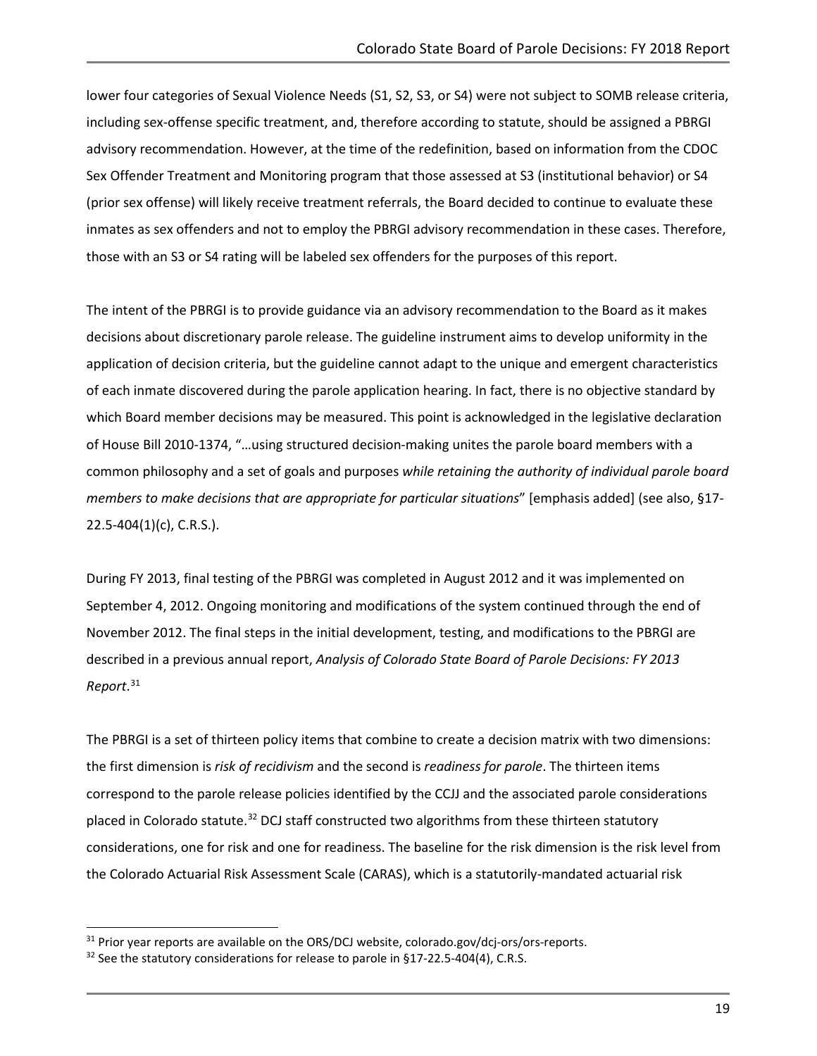lower four categories of Sexual Violence Needs (S1, S2, S3, or S4) were not subject to SOMB release criteria, including sex-offense specific treatment, and, therefore according to statute, should be assigned a PBRGI advisory recommendation. However, at the time of the redefinition, based on information from the CDOC Sex Offender Treatment and Monitoring program that those assessed at S3 (institutional behavior) or S4 (prior sex offense) will likely receive treatment referrals, the Board decided to continue to evaluate these inmates as sex offenders and not to employ the PBRGI advisory recommendation in these cases. Therefore, those with an S3 or S4 rating will be labeled sex offenders for the purposes of this report.

The intent of the PBRGI is to provide guidance via an advisory recommendation to the Board as it makes decisions about discretionary parole release. The guideline instrument aims to develop uniformity in the application of decision criteria, but the guideline cannot adapt to the unique and emergent characteristics of each inmate discovered during the parole application hearing. In fact, there is no objective standard by which Board member decisions may be measured. This point is acknowledged in the legislative declaration of House Bill 2010-1374, "…using structured decision-making unites the parole board members with a common philosophy and a set of goals and purposes *while retaining the authority of individual parole board members to make decisions that are appropriate for particular situations*" [emphasis added] (see also, §17-22.5-404(1)(c), C.R.S.).

During FY 2013, final testing of the PBRGI was completed in August 2012 and it was implemented on September 4, 2012. Ongoing monitoring and modifications of the system continued through the end of November 2012. The final steps in the initial development, testing, and modifications to the PBRGI are described in a previous annual report, *Analysis of Colorado State Board of Parole Decisions: FY 2013 Report*.[31]

The PBRGI is a set of thirteen policy items that combine to create a decision matrix with two dimensions: the first dimension is *risk of recidivism* and the second is *readiness for parole*. The thirteen items correspond to the parole release policies identified by the CCJJ and the associated parole considerations placed in Colorado statute.[32] DCJ staff constructed two algorithms from these thirteen statutory considerations, one for risk and one for readiness. The baseline for the risk dimension is the risk level from the Colorado Actuarial Risk Assessment Scale (CARAS), which is a statutorily-mandated actuarial risk

[31] Prior year reports are available on the ORS/DCJ website, colorado.gov/dcj-ors/ors-reports.

[32] See the statutory considerations for release to parole in §17-22.5-404(4), C.R.S.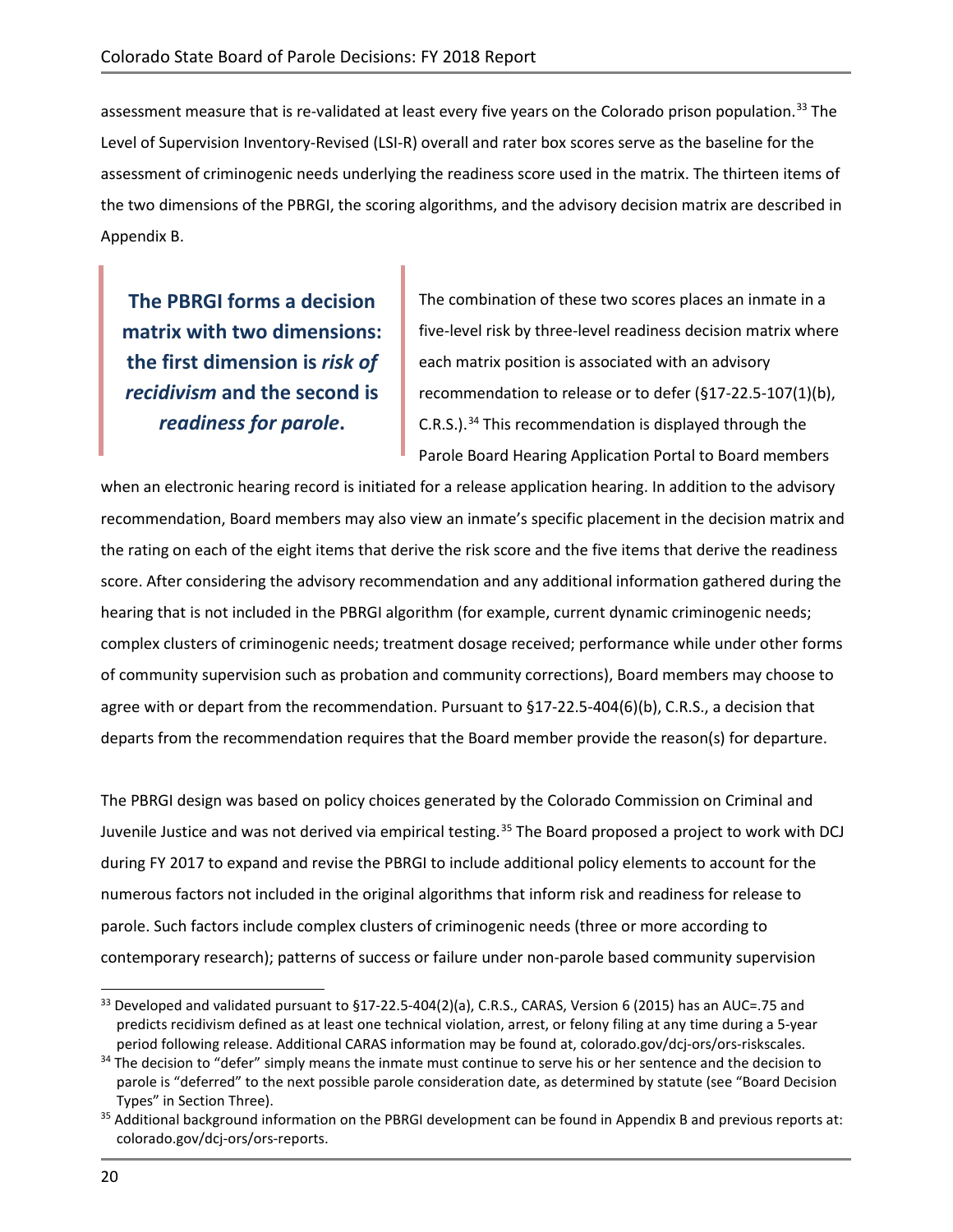assessment measure that is re-validated at least every five years on the Colorado prison population.[33] The Level of Supervision Inventory-Revised (LSI-R) overall and rater box scores serve as the baseline for the assessment of criminogenic needs underlying the readiness score used in the matrix. The thirteen items of the two dimensions of the PBRGI, the scoring algorithms, and the advisory decision matrix are described in Appendix B.

> **The PBRGI forms a decision matrix with two dimensions: the first dimension is *risk of recidivism* and the second is *readiness for parole*.**

The combination of these two scores places an inmate in a five-level risk by three-level readiness decision matrix where each matrix position is associated with an advisory recommendation to release or to defer (§17-22.5-107(1)(b), C.R.S.).[34] This recommendation is displayed through the Parole Board Hearing Application Portal to Board members when an electronic hearing record is initiated for a release application hearing. In addition to the advisory recommendation, Board members may also view an inmate's specific placement in the decision matrix and the rating on each of the eight items that derive the risk score and the five items that derive the readiness score. After considering the advisory recommendation and any additional information gathered during the hearing that is not included in the PBRGI algorithm (for example, current dynamic criminogenic needs; complex clusters of criminogenic needs; treatment dosage received; performance while under other forms of community supervision such as probation and community corrections), Board members may choose to agree with or depart from the recommendation. Pursuant to §17-22.5-404(6)(b), C.R.S., a decision that departs from the recommendation requires that the Board member provide the reason(s) for departure.

The PBRGI design was based on policy choices generated by the Colorado Commission on Criminal and Juvenile Justice and was not derived via empirical testing.[35] The Board proposed a project to work with DCJ during FY 2017 to expand and revise the PBRGI to include additional policy elements to account for the numerous factors not included in the original algorithms that inform risk and readiness for release to parole. Such factors include complex clusters of criminogenic needs (three or more according to contemporary research); patterns of success or failure under non-parole based community supervision

---

[33] Developed and validated pursuant to §17-22.5-404(2)(a), C.R.S., CARAS, Version 6 (2015) has an AUC=.75 and predicts recidivism defined as at least one technical violation, arrest, or felony filing at any time during a 5-year period following release. Additional CARAS information may be found at, colorado.gov/dcj-ors/ors-riskscales.

[34] The decision to "defer" simply means the inmate must continue to serve his or her sentence and the decision to parole is "deferred" to the next possible parole consideration date, as determined by statute (see "Board Decision Types" in Section Three).

[35] Additional background information on the PBRGI development can be found in Appendix B and previous reports at: colorado.gov/dcj-ors/ors-reports.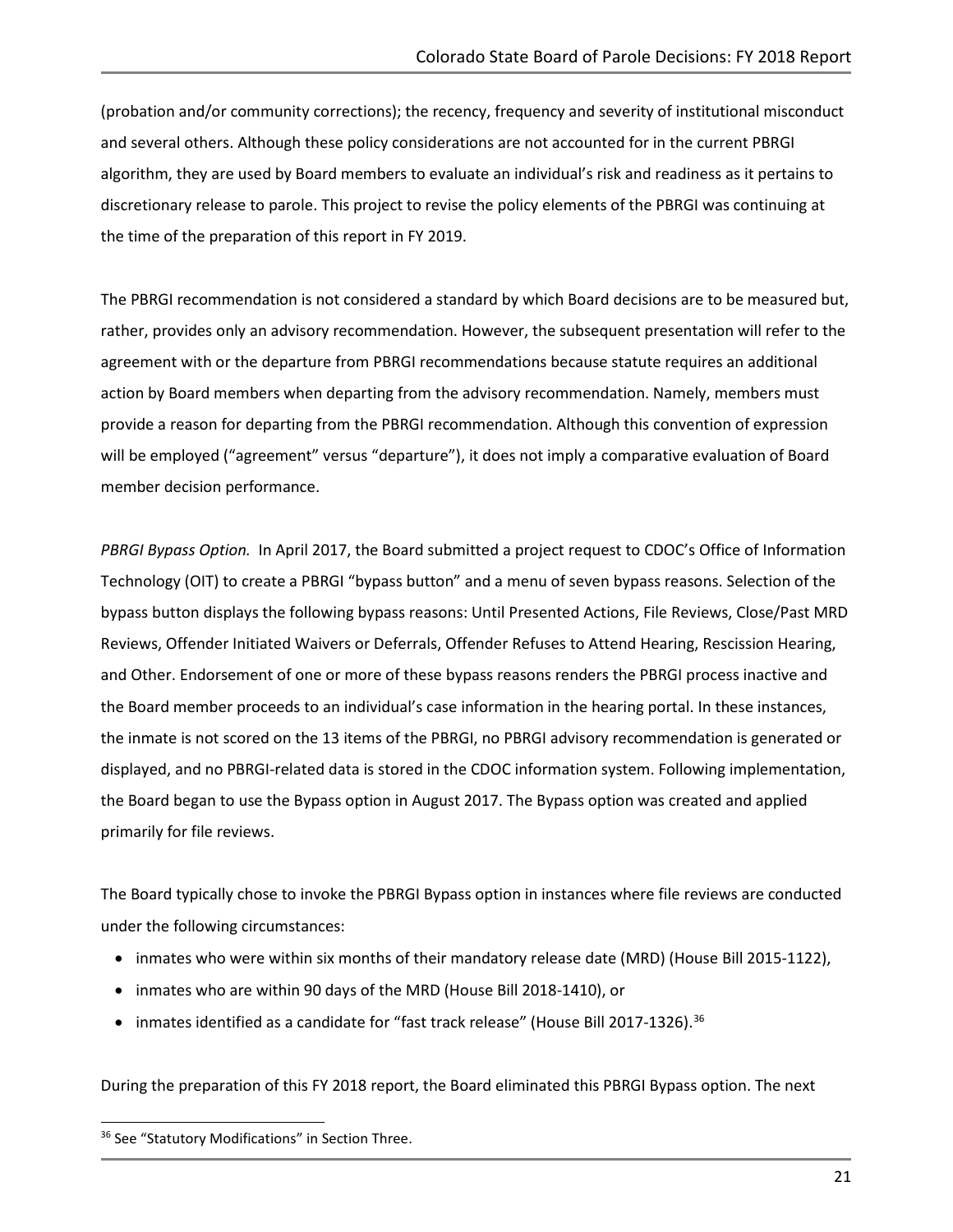(probation and/or community corrections); the recency, frequency and severity of institutional misconduct and several others. Although these policy considerations are not accounted for in the current PBRGI algorithm, they are used by Board members to evaluate an individual's risk and readiness as it pertains to discretionary release to parole. This project to revise the policy elements of the PBRGI was continuing at the time of the preparation of this report in FY 2019.

The PBRGI recommendation is not considered a standard by which Board decisions are to be measured but, rather, provides only an advisory recommendation. However, the subsequent presentation will refer to the agreement with or the departure from PBRGI recommendations because statute requires an additional action by Board members when departing from the advisory recommendation. Namely, members must provide a reason for departing from the PBRGI recommendation. Although this convention of expression will be employed ("agreement" versus "departure"), it does not imply a comparative evaluation of Board member decision performance.

*PBRGI Bypass Option.* In April 2017, the Board submitted a project request to CDOC's Office of Information Technology (OIT) to create a PBRGI "bypass button" and a menu of seven bypass reasons. Selection of the bypass button displays the following bypass reasons: Until Presented Actions, File Reviews, Close/Past MRD Reviews, Offender Initiated Waivers or Deferrals, Offender Refuses to Attend Hearing, Rescission Hearing, and Other. Endorsement of one or more of these bypass reasons renders the PBRGI process inactive and the Board member proceeds to an individual's case information in the hearing portal. In these instances, the inmate is not scored on the 13 items of the PBRGI, no PBRGI advisory recommendation is generated or displayed, and no PBRGI-related data is stored in the CDOC information system. Following implementation, the Board began to use the Bypass option in August 2017. The Bypass option was created and applied primarily for file reviews.

The Board typically chose to invoke the PBRGI Bypass option in instances where file reviews are conducted under the following circumstances:

- inmates who were within six months of their mandatory release date (MRD) (House Bill 2015-1122),
- inmates who are within 90 days of the MRD (House Bill 2018-1410), or
- inmates identified as a candidate for "fast track release" (House Bill 2017-1326).[36]

During the preparation of this FY 2018 report, the Board eliminated this PBRGI Bypass option. The next

[36] See "Statutory Modifications" in Section Three.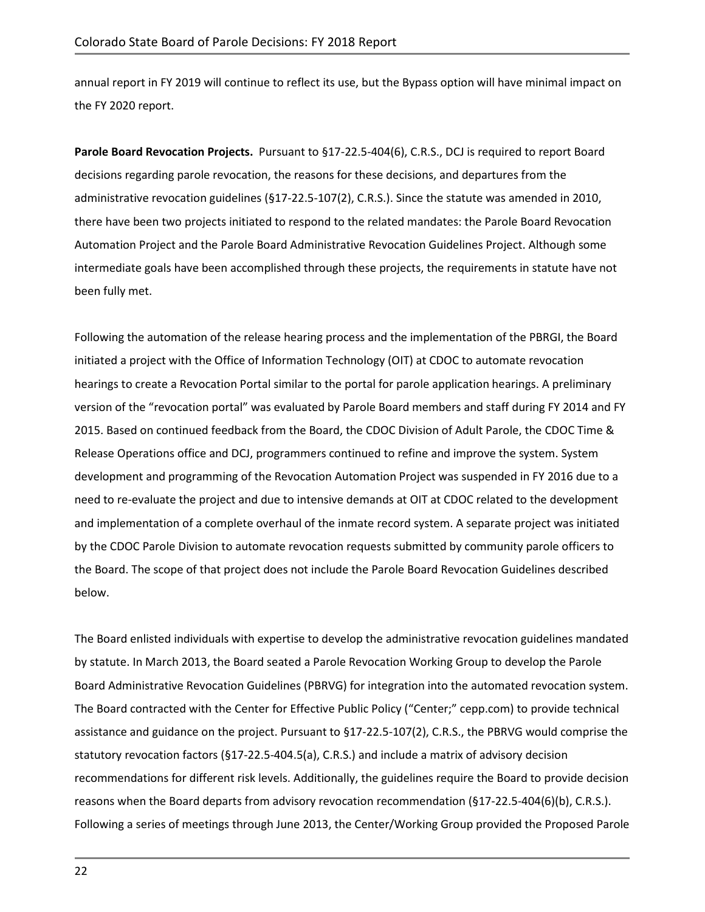annual report in FY 2019 will continue to reflect its use, but the Bypass option will have minimal impact on the FY 2020 report.

**Parole Board Revocation Projects.** Pursuant to §17-22.5-404(6), C.R.S., DCJ is required to report Board decisions regarding parole revocation, the reasons for these decisions, and departures from the administrative revocation guidelines (§17-22.5-107(2), C.R.S.). Since the statute was amended in 2010, there have been two projects initiated to respond to the related mandates: the Parole Board Revocation Automation Project and the Parole Board Administrative Revocation Guidelines Project. Although some intermediate goals have been accomplished through these projects, the requirements in statute have not been fully met.

Following the automation of the release hearing process and the implementation of the PBRGI, the Board initiated a project with the Office of Information Technology (OIT) at CDOC to automate revocation hearings to create a Revocation Portal similar to the portal for parole application hearings. A preliminary version of the "revocation portal" was evaluated by Parole Board members and staff during FY 2014 and FY 2015. Based on continued feedback from the Board, the CDOC Division of Adult Parole, the CDOC Time & Release Operations office and DCJ, programmers continued to refine and improve the system. System development and programming of the Revocation Automation Project was suspended in FY 2016 due to a need to re-evaluate the project and due to intensive demands at OIT at CDOC related to the development and implementation of a complete overhaul of the inmate record system. A separate project was initiated by the CDOC Parole Division to automate revocation requests submitted by community parole officers to the Board. The scope of that project does not include the Parole Board Revocation Guidelines described below.

The Board enlisted individuals with expertise to develop the administrative revocation guidelines mandated by statute. In March 2013, the Board seated a Parole Revocation Working Group to develop the Parole Board Administrative Revocation Guidelines (PBRVG) for integration into the automated revocation system. The Board contracted with the Center for Effective Public Policy ("Center;" cepp.com) to provide technical assistance and guidance on the project. Pursuant to §17-22.5-107(2), C.R.S., the PBRVG would comprise the statutory revocation factors (§17-22.5-404.5(a), C.R.S.) and include a matrix of advisory decision recommendations for different risk levels. Additionally, the guidelines require the Board to provide decision reasons when the Board departs from advisory revocation recommendation (§17-22.5-404(6)(b), C.R.S.). Following a series of meetings through June 2013, the Center/Working Group provided the Proposed Parole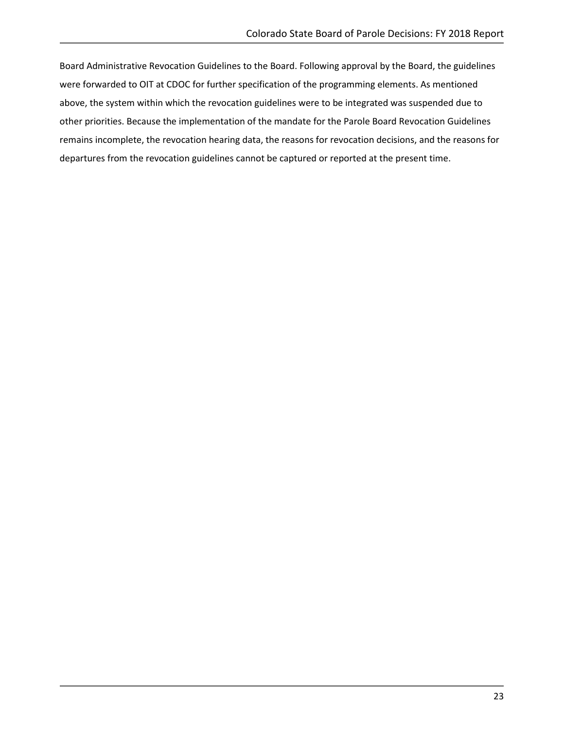Board Administrative Revocation Guidelines to the Board. Following approval by the Board, the guidelines were forwarded to OIT at CDOC for further specification of the programming elements. As mentioned above, the system within which the revocation guidelines were to be integrated was suspended due to other priorities. Because the implementation of the mandate for the Parole Board Revocation Guidelines remains incomplete, the revocation hearing data, the reasons for revocation decisions, and the reasons for departures from the revocation guidelines cannot be captured or reported at the present time.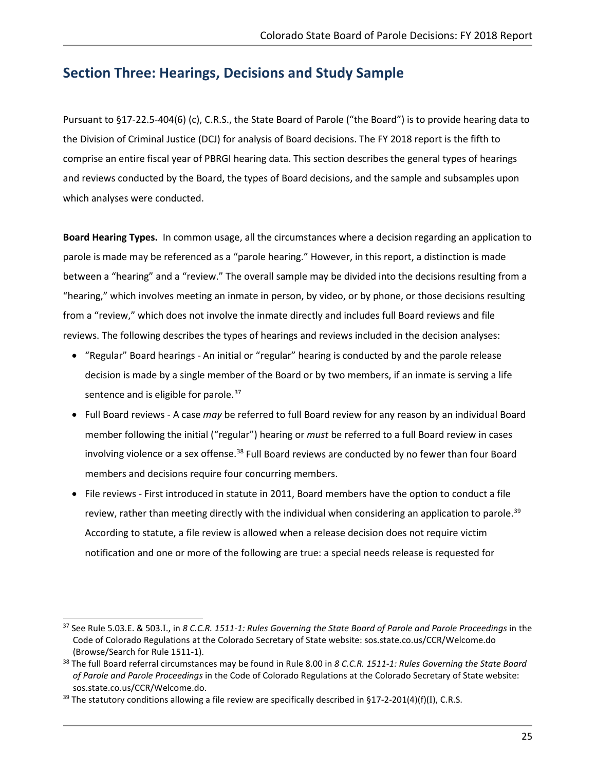## Section Three: Hearings, Decisions and Study Sample

Pursuant to §17-22.5-404(6) (c), C.R.S., the State Board of Parole ("the Board") is to provide hearing data to the Division of Criminal Justice (DCJ) for analysis of Board decisions. The FY 2018 report is the fifth to comprise an entire fiscal year of PBRGI hearing data. This section describes the general types of hearings and reviews conducted by the Board, the types of Board decisions, and the sample and subsamples upon which analyses were conducted.

**Board Hearing Types.** In common usage, all the circumstances where a decision regarding an application to parole is made may be referenced as a "parole hearing." However, in this report, a distinction is made between a "hearing" and a "review." The overall sample may be divided into the decisions resulting from a "hearing," which involves meeting an inmate in person, by video, or by phone, or those decisions resulting from a "review," which does not involve the inmate directly and includes full Board reviews and file reviews. The following describes the types of hearings and reviews included in the decision analyses:

- "Regular" Board hearings - An initial or "regular" hearing is conducted by and the parole release decision is made by a single member of the Board or by two members, if an inmate is serving a life sentence and is eligible for parole.[37]
- Full Board reviews - A case *may* be referred to full Board review for any reason by an individual Board member following the initial ("regular") hearing or *must* be referred to a full Board review in cases involving violence or a sex offense.[38] Full Board reviews are conducted by no fewer than four Board members and decisions require four concurring members.
- File reviews - First introduced in statute in 2011, Board members have the option to conduct a file review, rather than meeting directly with the individual when considering an application to parole.[39] According to statute, a file review is allowed when a release decision does not require victim notification and one or more of the following are true: a special needs release is requested for

---

[37] See Rule 5.03.E. & 503.I., in *8 C.C.R. 1511-1: Rules Governing the State Board of Parole and Parole Proceedings* in the Code of Colorado Regulations at the Colorado Secretary of State website: sos.state.co.us/CCR/Welcome.do (Browse/Search for Rule 1511-1).

[38] The full Board referral circumstances may be found in Rule 8.00 in *8 C.C.R. 1511-1: Rules Governing the State Board of Parole and Parole Proceedings* in the Code of Colorado Regulations at the Colorado Secretary of State website: sos.state.co.us/CCR/Welcome.do.

[39] The statutory conditions allowing a file review are specifically described in §17-2-201(4)(f)(I), C.R.S.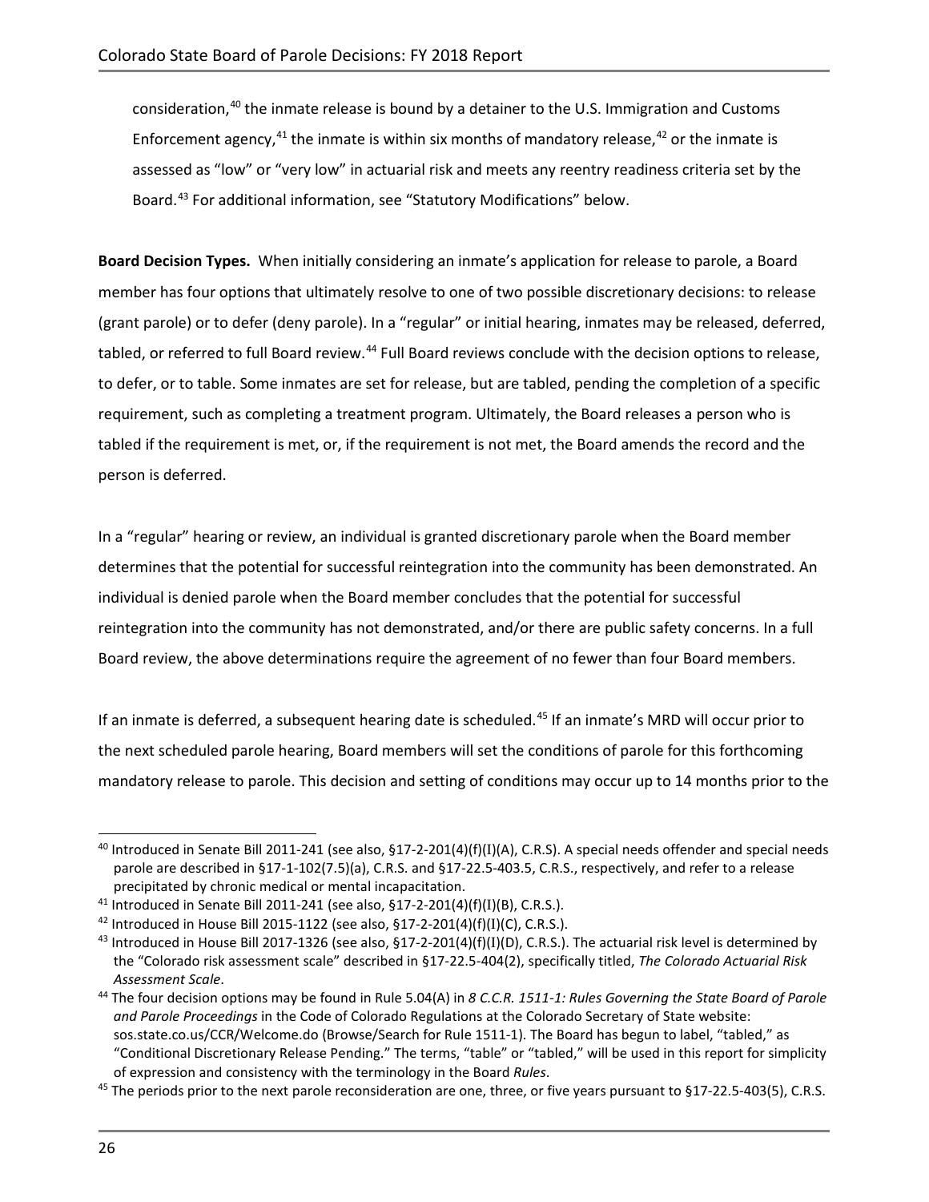consideration,[40] the inmate release is bound by a detainer to the U.S. Immigration and Customs Enforcement agency,[41] the inmate is within six months of mandatory release,[42] or the inmate is assessed as "low" or "very low" in actuarial risk and meets any reentry readiness criteria set by the Board.[43] For additional information, see "Statutory Modifications" below.

**Board Decision Types.** When initially considering an inmate's application for release to parole, a Board member has four options that ultimately resolve to one of two possible discretionary decisions: to release (grant parole) or to defer (deny parole). In a "regular" or initial hearing, inmates may be released, deferred, tabled, or referred to full Board review.[44] Full Board reviews conclude with the decision options to release, to defer, or to table. Some inmates are set for release, but are tabled, pending the completion of a specific requirement, such as completing a treatment program. Ultimately, the Board releases a person who is tabled if the requirement is met, or, if the requirement is not met, the Board amends the record and the person is deferred.

In a "regular" hearing or review, an individual is granted discretionary parole when the Board member determines that the potential for successful reintegration into the community has been demonstrated. An individual is denied parole when the Board member concludes that the potential for successful reintegration into the community has not demonstrated, and/or there are public safety concerns. In a full Board review, the above determinations require the agreement of no fewer than four Board members.

If an inmate is deferred, a subsequent hearing date is scheduled.[45] If an inmate's MRD will occur prior to the next scheduled parole hearing, Board members will set the conditions of parole for this forthcoming mandatory release to parole. This decision and setting of conditions may occur up to 14 months prior to the

---

[40] Introduced in Senate Bill 2011-241 (see also, §17-2-201(4)(f)(I)(A), C.R.S). A special needs offender and special needs parole are described in §17-1-102(7.5)(a), C.R.S. and §17-22.5-403.5, C.R.S., respectively, and refer to a release precipitated by chronic medical or mental incapacitation.

[41] Introduced in Senate Bill 2011-241 (see also, §17-2-201(4)(f)(I)(B), C.R.S.).

[42] Introduced in House Bill 2015-1122 (see also, §17-2-201(4)(f)(I)(C), C.R.S.).

[43] Introduced in House Bill 2017-1326 (see also, §17-2-201(4)(f)(I)(D), C.R.S.). The actuarial risk level is determined by the "Colorado risk assessment scale" described in §17-22.5-404(2), specifically titled, *The Colorado Actuarial Risk Assessment Scale*.

[44] The four decision options may be found in Rule 5.04(A) in *8 C.C.R. 1511-1: Rules Governing the State Board of Parole and Parole Proceedings* in the Code of Colorado Regulations at the Colorado Secretary of State website: sos.state.co.us/CCR/Welcome.do (Browse/Search for Rule 1511-1). The Board has begun to label, "tabled," as "Conditional Discretionary Release Pending." The terms, "table" or "tabled," will be used in this report for simplicity of expression and consistency with the terminology in the Board *Rules*.

[45] The periods prior to the next parole reconsideration are one, three, or five years pursuant to §17-22.5-403(5), C.R.S.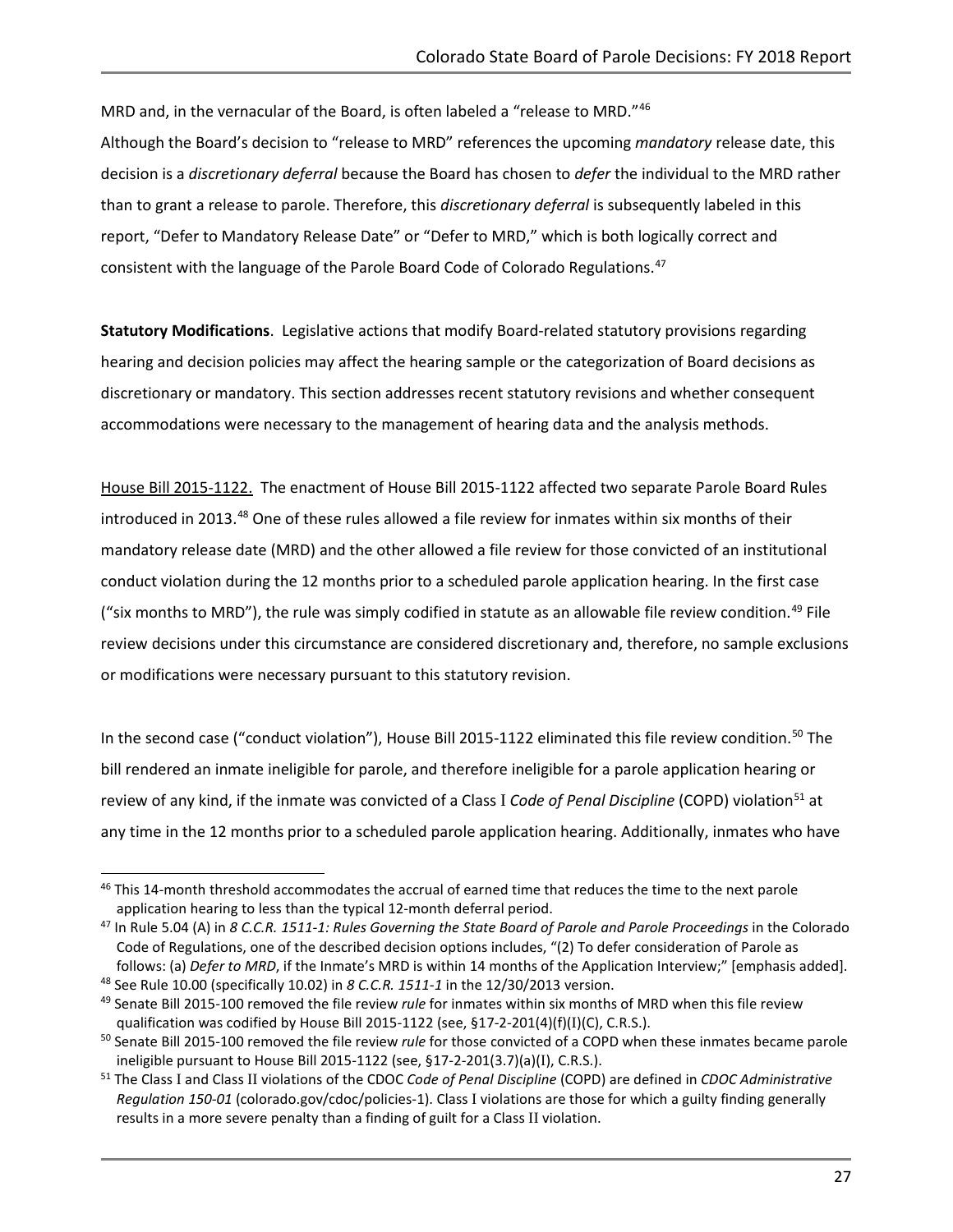MRD and, in the vernacular of the Board, is often labeled a "release to MRD."[46]

Although the Board's decision to "release to MRD" references the upcoming *mandatory* release date, this decision is a *discretionary deferral* because the Board has chosen to *defer* the individual to the MRD rather than to grant a release to parole. Therefore, this *discretionary deferral* is subsequently labeled in this report, "Defer to Mandatory Release Date" or "Defer to MRD," which is both logically correct and consistent with the language of the Parole Board Code of Colorado Regulations.[47]

**Statutory Modifications**. Legislative actions that modify Board-related statutory provisions regarding hearing and decision policies may affect the hearing sample or the categorization of Board decisions as discretionary or mandatory. This section addresses recent statutory revisions and whether consequent accommodations were necessary to the management of hearing data and the analysis methods.

House Bill 2015-1122. The enactment of House Bill 2015-1122 affected two separate Parole Board Rules introduced in 2013.[48] One of these rules allowed a file review for inmates within six months of their mandatory release date (MRD) and the other allowed a file review for those convicted of an institutional conduct violation during the 12 months prior to a scheduled parole application hearing. In the first case ("six months to MRD"), the rule was simply codified in statute as an allowable file review condition.[49] File review decisions under this circumstance are considered discretionary and, therefore, no sample exclusions or modifications were necessary pursuant to this statutory revision.

In the second case ("conduct violation"), House Bill 2015-1122 eliminated this file review condition.[50] The bill rendered an inmate ineligible for parole, and therefore ineligible for a parole application hearing or review of any kind, if the inmate was convicted of a Class I *Code of Penal Discipline* (COPD) violation[51] at any time in the 12 months prior to a scheduled parole application hearing. Additionally, inmates who have

---

[46] This 14-month threshold accommodates the accrual of earned time that reduces the time to the next parole application hearing to less than the typical 12-month deferral period.

[47] In Rule 5.04 (A) in *8 C.C.R. 1511-1: Rules Governing the State Board of Parole and Parole Proceedings* in the Colorado Code of Regulations, one of the described decision options includes, "(2) To defer consideration of Parole as follows: (a) *Defer to MRD*, if the Inmate's MRD is within 14 months of the Application Interview;" [emphasis added].

[48] See Rule 10.00 (specifically 10.02) in *8 C.C.R. 1511-1* in the 12/30/2013 version.

[49] Senate Bill 2015-100 removed the file review *rule* for inmates within six months of MRD when this file review qualification was codified by House Bill 2015-1122 (see, §17-2-201(4)(f)(I)(C), C.R.S.).

[50] Senate Bill 2015-100 removed the file review *rule* for those convicted of a COPD when these inmates became parole ineligible pursuant to House Bill 2015-1122 (see, §17-2-201(3.7)(a)(I), C.R.S.).

[51] The Class I and Class II violations of the CDOC *Code of Penal Discipline* (COPD) are defined in *CDOC Administrative Regulation 150-01* (colorado.gov/cdoc/policies-1). Class I violations are those for which a guilty finding generally results in a more severe penalty than a finding of guilt for a Class II violation.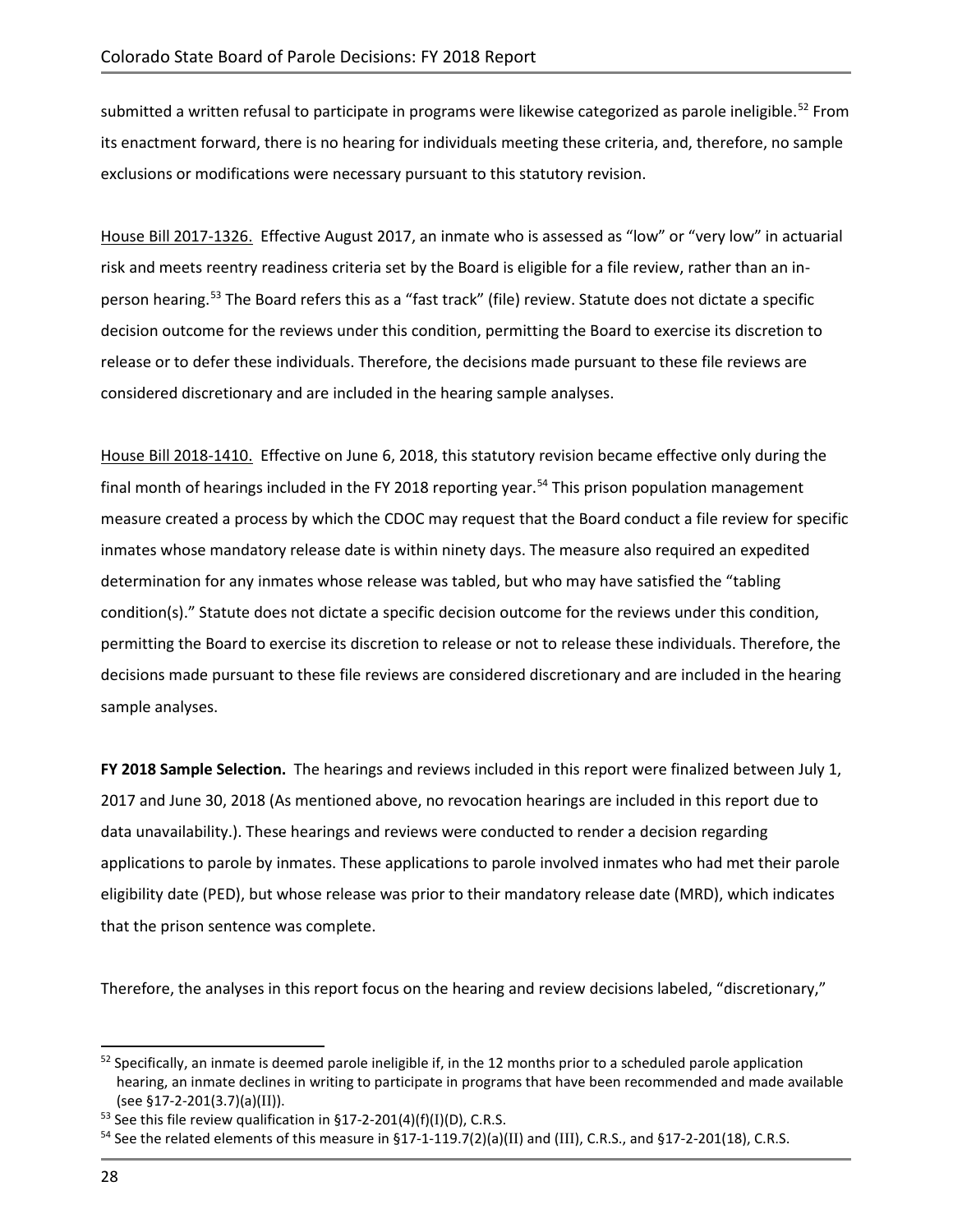submitted a written refusal to participate in programs were likewise categorized as parole ineligible.[52] From its enactment forward, there is no hearing for individuals meeting these criteria, and, therefore, no sample exclusions or modifications were necessary pursuant to this statutory revision.

House Bill 2017-1326. Effective August 2017, an inmate who is assessed as "low" or "very low" in actuarial risk and meets reentry readiness criteria set by the Board is eligible for a file review, rather than an in-person hearing.[53] The Board refers this as a "fast track" (file) review. Statute does not dictate a specific decision outcome for the reviews under this condition, permitting the Board to exercise its discretion to release or to defer these individuals. Therefore, the decisions made pursuant to these file reviews are considered discretionary and are included in the hearing sample analyses.

House Bill 2018-1410. Effective on June 6, 2018, this statutory revision became effective only during the final month of hearings included in the FY 2018 reporting year.[54] This prison population management measure created a process by which the CDOC may request that the Board conduct a file review for specific inmates whose mandatory release date is within ninety days. The measure also required an expedited determination for any inmates whose release was tabled, but who may have satisfied the "tabling condition(s)." Statute does not dictate a specific decision outcome for the reviews under this condition, permitting the Board to exercise its discretion to release or not to release these individuals. Therefore, the decisions made pursuant to these file reviews are considered discretionary and are included in the hearing sample analyses.

**FY 2018 Sample Selection.** The hearings and reviews included in this report were finalized between July 1, 2017 and June 30, 2018 (As mentioned above, no revocation hearings are included in this report due to data unavailability.). These hearings and reviews were conducted to render a decision regarding applications to parole by inmates. These applications to parole involved inmates who had met their parole eligibility date (PED), but whose release was prior to their mandatory release date (MRD), which indicates that the prison sentence was complete.

Therefore, the analyses in this report focus on the hearing and review decisions labeled, "discretionary,"

---

[52] Specifically, an inmate is deemed parole ineligible if, in the 12 months prior to a scheduled parole application hearing, an inmate declines in writing to participate in programs that have been recommended and made available (see §17-2-201(3.7)(a)(II)).

[53] See this file review qualification in §17-2-201(4)(f)(I)(D), C.R.S.

[54] See the related elements of this measure in §17-1-119.7(2)(a)(II) and (III), C.R.S., and §17-2-201(18), C.R.S.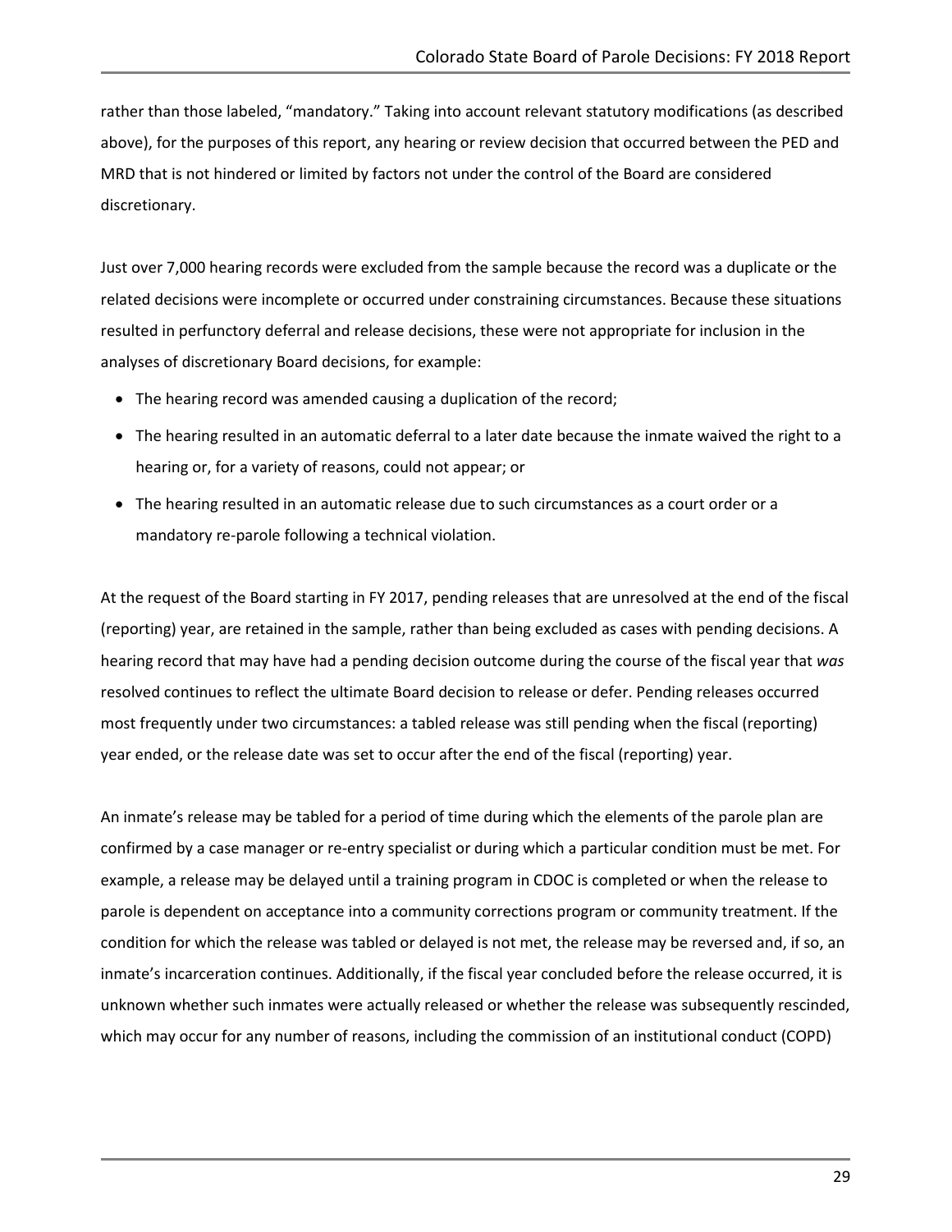rather than those labeled, "mandatory." Taking into account relevant statutory modifications (as described above), for the purposes of this report, any hearing or review decision that occurred between the PED and MRD that is not hindered or limited by factors not under the control of the Board are considered discretionary.

Just over 7,000 hearing records were excluded from the sample because the record was a duplicate or the related decisions were incomplete or occurred under constraining circumstances. Because these situations resulted in perfunctory deferral and release decisions, these were not appropriate for inclusion in the analyses of discretionary Board decisions, for example:

- The hearing record was amended causing a duplication of the record;
- The hearing resulted in an automatic deferral to a later date because the inmate waived the right to a hearing or, for a variety of reasons, could not appear; or
- The hearing resulted in an automatic release due to such circumstances as a court order or a mandatory re-parole following a technical violation.

At the request of the Board starting in FY 2017, pending releases that are unresolved at the end of the fiscal (reporting) year, are retained in the sample, rather than being excluded as cases with pending decisions. A hearing record that may have had a pending decision outcome during the course of the fiscal year that *was* resolved continues to reflect the ultimate Board decision to release or defer. Pending releases occurred most frequently under two circumstances: a tabled release was still pending when the fiscal (reporting) year ended, or the release date was set to occur after the end of the fiscal (reporting) year.

An inmate's release may be tabled for a period of time during which the elements of the parole plan are confirmed by a case manager or re-entry specialist or during which a particular condition must be met. For example, a release may be delayed until a training program in CDOC is completed or when the release to parole is dependent on acceptance into a community corrections program or community treatment. If the condition for which the release was tabled or delayed is not met, the release may be reversed and, if so, an inmate's incarceration continues. Additionally, if the fiscal year concluded before the release occurred, it is unknown whether such inmates were actually released or whether the release was subsequently rescinded, which may occur for any number of reasons, including the commission of an institutional conduct (COPD)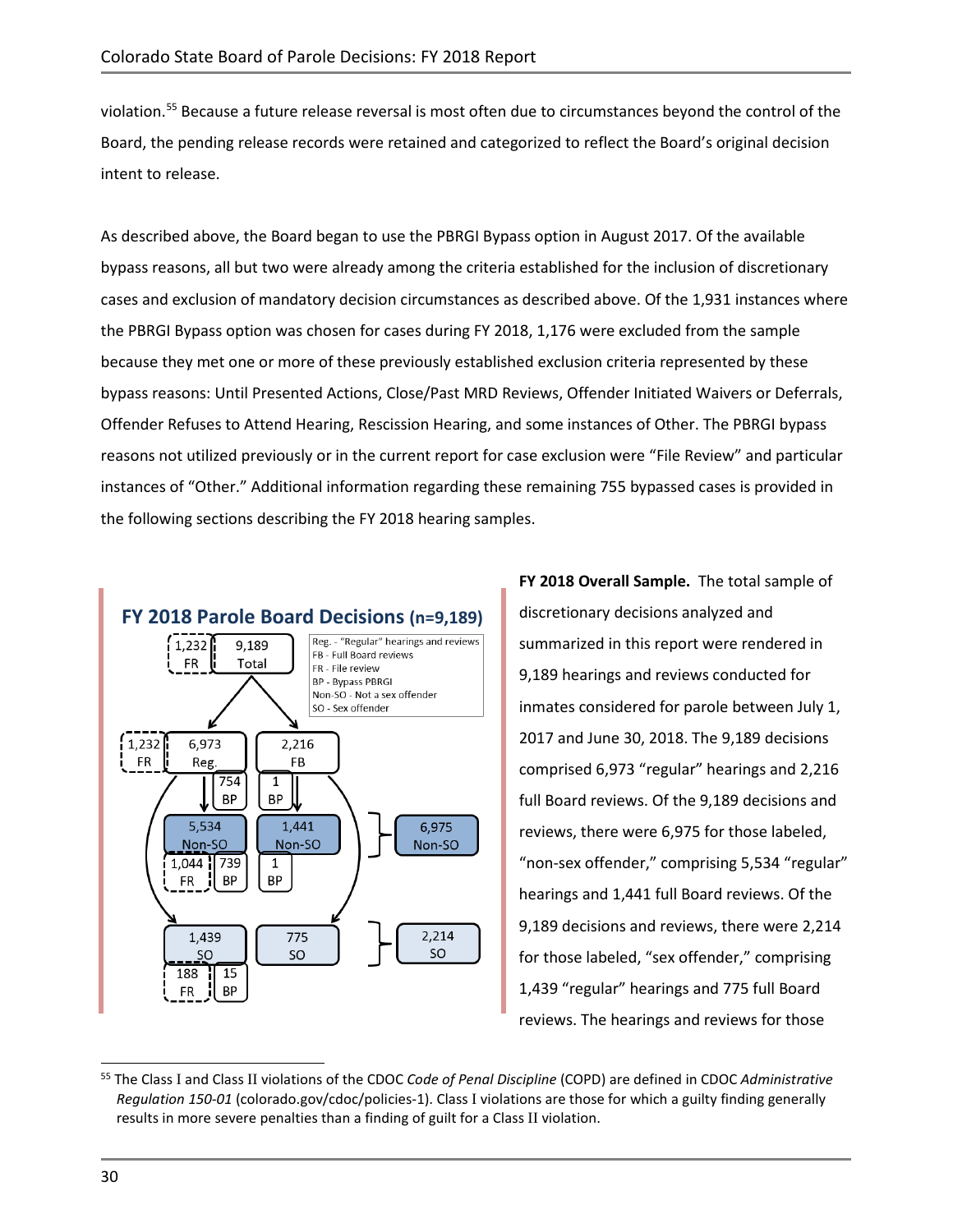violation.[55] Because a future release reversal is most often due to circumstances beyond the control of the Board, the pending release records were retained and categorized to reflect the Board's original decision intent to release.

As described above, the Board began to use the PBRGI Bypass option in August 2017. Of the available bypass reasons, all but two were already among the criteria established for the inclusion of discretionary cases and exclusion of mandatory decision circumstances as described above. Of the 1,931 instances where the PBRGI Bypass option was chosen for cases during FY 2018, 1,176 were excluded from the sample because they met one or more of these previously established exclusion criteria represented by these bypass reasons: Until Presented Actions, Close/Past MRD Reviews, Offender Initiated Waivers or Deferrals, Offender Refuses to Attend Hearing, Rescission Hearing, and some instances of Other. The PBRGI bypass reasons not utilized previously or in the current report for case exclusion were "File Review" and particular instances of "Other." Additional information regarding these remaining 755 bypassed cases is provided in the following sections describing the FY 2018 hearing samples.

**FY 2018 Parole Board Decisions (n=9,189)**

Reg. - "Regular" hearings and reviews
FB - Full Board reviews
FR - File review
BP - Bypass PBRGI
Non-SO - Not a sex offender
SO - Sex offender

| Category | Total | FR | BP |
|---|---|---|---|
| Total | 9,189 | 1,232 | |
| Reg. | 6,973 | 1,232 | 754 |
| FB | 2,216 | | 1 |
| Reg. Non-SO | 5,534 | 1,044 | 739 |
| FB Non-SO | 1,441 | | 1 |
| Non-SO Total | 6,975 | | |
| Reg. SO | 1,439 | 188 | 15 |
| FB SO | 775 | | |
| SO Total | 2,214 | | |

**FY 2018 Overall Sample.** The total sample of discretionary decisions analyzed and summarized in this report were rendered in 9,189 hearings and reviews conducted for inmates considered for parole between July 1, 2017 and June 30, 2018. The 9,189 decisions comprised 6,973 "regular" hearings and 2,216 full Board reviews. Of the 9,189 decisions and reviews, there were 6,975 for those labeled, "non-sex offender," comprising 5,534 "regular" hearings and 1,441 full Board reviews. Of the 9,189 decisions and reviews, there were 2,214 for those labeled, "sex offender," comprising 1,439 "regular" hearings and 775 full Board reviews. The hearings and reviews for those

[55] The Class I and Class II violations of the CDOC *Code of Penal Discipline* (COPD) are defined in CDOC *Administrative Regulation 150-01* (colorado.gov/cdoc/policies-1). Class I violations are those for which a guilty finding generally results in more severe penalties than a finding of guilt for a Class II violation.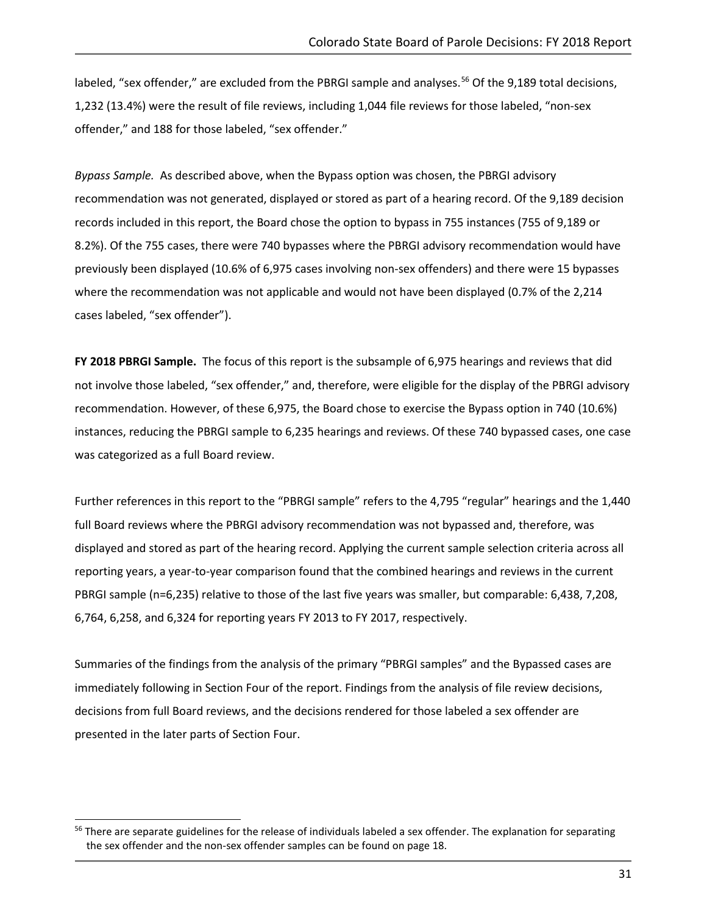labeled, "sex offender," are excluded from the PBRGI sample and analyses.[56] Of the 9,189 total decisions, 1,232 (13.4%) were the result of file reviews, including 1,044 file reviews for those labeled, "non-sex offender," and 188 for those labeled, "sex offender."

*Bypass Sample.* As described above, when the Bypass option was chosen, the PBRGI advisory recommendation was not generated, displayed or stored as part of a hearing record. Of the 9,189 decision records included in this report, the Board chose the option to bypass in 755 instances (755 of 9,189 or 8.2%). Of the 755 cases, there were 740 bypasses where the PBRGI advisory recommendation would have previously been displayed (10.6% of 6,975 cases involving non-sex offenders) and there were 15 bypasses where the recommendation was not applicable and would not have been displayed (0.7% of the 2,214 cases labeled, "sex offender").

**FY 2018 PBRGI Sample.** The focus of this report is the subsample of 6,975 hearings and reviews that did not involve those labeled, "sex offender," and, therefore, were eligible for the display of the PBRGI advisory recommendation. However, of these 6,975, the Board chose to exercise the Bypass option in 740 (10.6%) instances, reducing the PBRGI sample to 6,235 hearings and reviews. Of these 740 bypassed cases, one case was categorized as a full Board review.

Further references in this report to the "PBRGI sample" refers to the 4,795 "regular" hearings and the 1,440 full Board reviews where the PBRGI advisory recommendation was not bypassed and, therefore, was displayed and stored as part of the hearing record. Applying the current sample selection criteria across all reporting years, a year-to-year comparison found that the combined hearings and reviews in the current PBRGI sample (n=6,235) relative to those of the last five years was smaller, but comparable: 6,438, 7,208, 6,764, 6,258, and 6,324 for reporting years FY 2013 to FY 2017, respectively.

Summaries of the findings from the analysis of the primary "PBRGI samples" and the Bypassed cases are immediately following in Section Four of the report. Findings from the analysis of file review decisions, decisions from full Board reviews, and the decisions rendered for those labeled a sex offender are presented in the later parts of Section Four.

[56] There are separate guidelines for the release of individuals labeled a sex offender. The explanation for separating the sex offender and the non-sex offender samples can be found on page 18.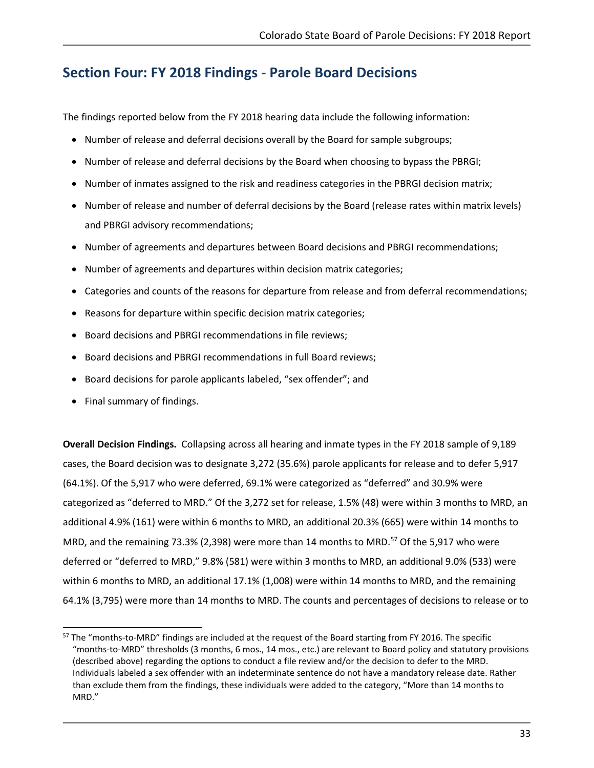## Section Four: FY 2018 Findings - Parole Board Decisions

The findings reported below from the FY 2018 hearing data include the following information:

- Number of release and deferral decisions overall by the Board for sample subgroups;
- Number of release and deferral decisions by the Board when choosing to bypass the PBRGI;
- Number of inmates assigned to the risk and readiness categories in the PBRGI decision matrix;
- Number of release and number of deferral decisions by the Board (release rates within matrix levels) and PBRGI advisory recommendations;
- Number of agreements and departures between Board decisions and PBRGI recommendations;
- Number of agreements and departures within decision matrix categories;
- Categories and counts of the reasons for departure from release and from deferral recommendations;
- Reasons for departure within specific decision matrix categories;
- Board decisions and PBRGI recommendations in file reviews;
- Board decisions and PBRGI recommendations in full Board reviews;
- Board decisions for parole applicants labeled, "sex offender"; and
- Final summary of findings.

**Overall Decision Findings.** Collapsing across all hearing and inmate types in the FY 2018 sample of 9,189 cases, the Board decision was to designate 3,272 (35.6%) parole applicants for release and to defer 5,917 (64.1%). Of the 5,917 who were deferred, 69.1% were categorized as "deferred" and 30.9% were categorized as "deferred to MRD." Of the 3,272 set for release, 1.5% (48) were within 3 months to MRD, an additional 4.9% (161) were within 6 months to MRD, an additional 20.3% (665) were within 14 months to MRD, and the remaining 73.3% (2,398) were more than 14 months to MRD.[57] Of the 5,917 who were deferred or "deferred to MRD," 9.8% (581) were within 3 months to MRD, an additional 9.0% (533) were within 6 months to MRD, an additional 17.1% (1,008) were within 14 months to MRD, and the remaining 64.1% (3,795) were more than 14 months to MRD. The counts and percentages of decisions to release or to

[57] The "months-to-MRD" findings are included at the request of the Board starting from FY 2016. The specific "months-to-MRD" thresholds (3 months, 6 mos., 14 mos., etc.) are relevant to Board policy and statutory provisions (described above) regarding the options to conduct a file review and/or the decision to defer to the MRD. Individuals labeled a sex offender with an indeterminate sentence do not have a mandatory release date. Rather than exclude them from the findings, these individuals were added to the category, "More than 14 months to MRD."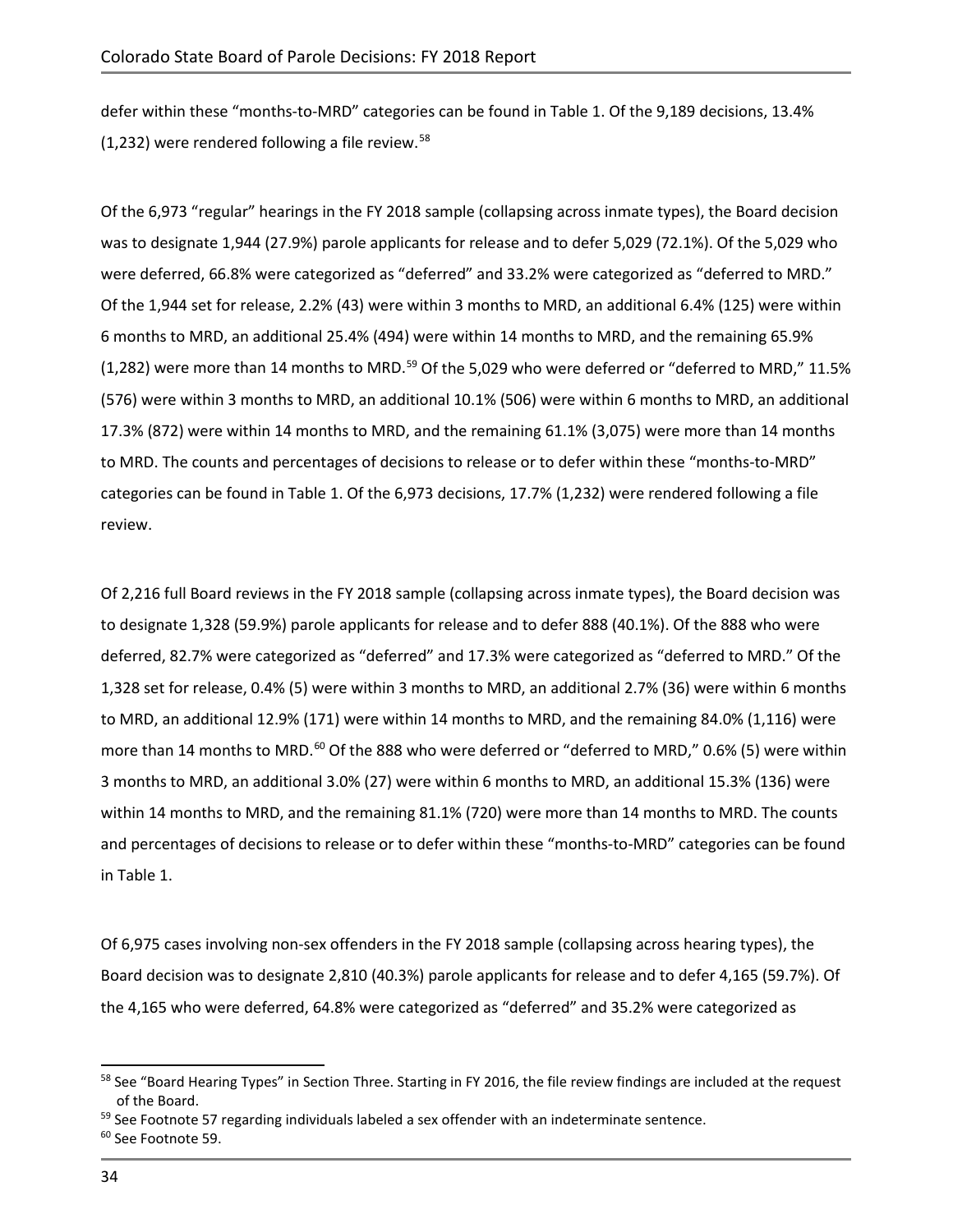defer within these "months-to-MRD" categories can be found in Table 1. Of the 9,189 decisions, 13.4% (1,232) were rendered following a file review.[58]

Of the 6,973 "regular" hearings in the FY 2018 sample (collapsing across inmate types), the Board decision was to designate 1,944 (27.9%) parole applicants for release and to defer 5,029 (72.1%). Of the 5,029 who were deferred, 66.8% were categorized as "deferred" and 33.2% were categorized as "deferred to MRD." Of the 1,944 set for release, 2.2% (43) were within 3 months to MRD, an additional 6.4% (125) were within 6 months to MRD, an additional 25.4% (494) were within 14 months to MRD, and the remaining 65.9% (1,282) were more than 14 months to MRD.[59] Of the 5,029 who were deferred or "deferred to MRD," 11.5% (576) were within 3 months to MRD, an additional 10.1% (506) were within 6 months to MRD, an additional 17.3% (872) were within 14 months to MRD, and the remaining 61.1% (3,075) were more than 14 months to MRD. The counts and percentages of decisions to release or to defer within these "months-to-MRD" categories can be found in Table 1. Of the 6,973 decisions, 17.7% (1,232) were rendered following a file review.

Of 2,216 full Board reviews in the FY 2018 sample (collapsing across inmate types), the Board decision was to designate 1,328 (59.9%) parole applicants for release and to defer 888 (40.1%). Of the 888 who were deferred, 82.7% were categorized as "deferred" and 17.3% were categorized as "deferred to MRD." Of the 1,328 set for release, 0.4% (5) were within 3 months to MRD, an additional 2.7% (36) were within 6 months to MRD, an additional 12.9% (171) were within 14 months to MRD, and the remaining 84.0% (1,116) were more than 14 months to MRD.[60] Of the 888 who were deferred or "deferred to MRD," 0.6% (5) were within 3 months to MRD, an additional 3.0% (27) were within 6 months to MRD, an additional 15.3% (136) were within 14 months to MRD, and the remaining 81.1% (720) were more than 14 months to MRD. The counts and percentages of decisions to release or to defer within these "months-to-MRD" categories can be found in Table 1.

Of 6,975 cases involving non-sex offenders in the FY 2018 sample (collapsing across hearing types), the Board decision was to designate 2,810 (40.3%) parole applicants for release and to defer 4,165 (59.7%). Of the 4,165 who were deferred, 64.8% were categorized as "deferred" and 35.2% were categorized as

[58] See "Board Hearing Types" in Section Three. Starting in FY 2016, the file review findings are included at the request of the Board.

[59] See Footnote 57 regarding individuals labeled a sex offender with an indeterminate sentence.

[60] See Footnote 59.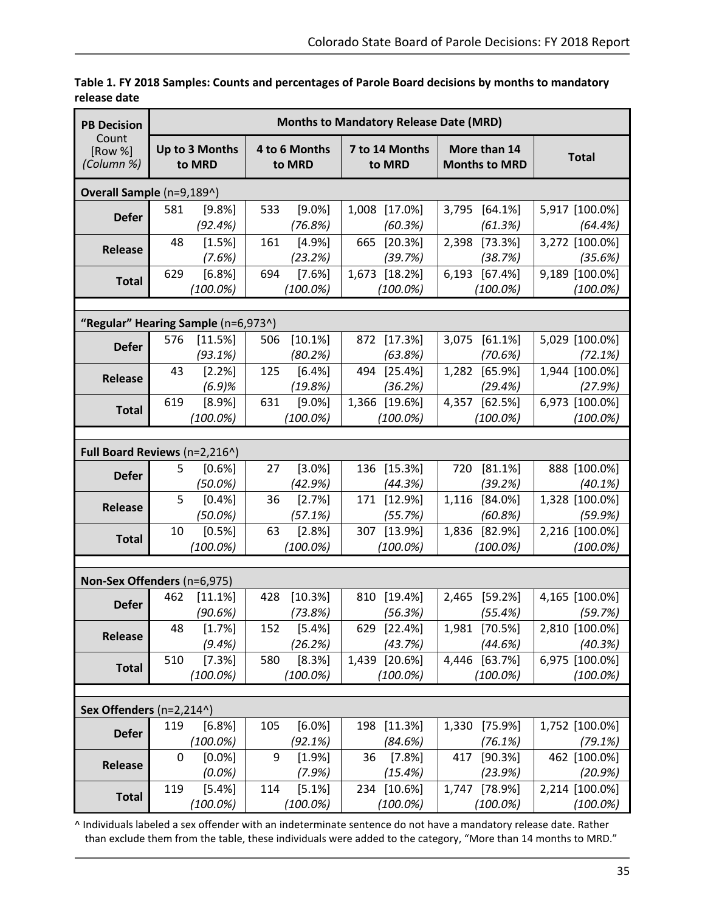**Table 1. FY 2018 Samples: Counts and percentages of Parole Board decisions by months to mandatory release date**

| PB Decision Count [Row %] *(Column %)* | Months to Mandatory Release Date (MRD) | | | | |
|---|---|---|---|---|---|
| | Up to 3 Months to MRD | 4 to 6 Months to MRD | 7 to 14 Months to MRD | More than 14 Months to MRD | Total |
| **Overall Sample** (n=9,189^) | | | | | |
| **Defer** | 581 [9.8%] *(92.4%)* | 533 [9.0%] *(76.8%)* | 1,008 [17.0%] *(60.3%)* | 3,795 [64.1%] *(61.3%)* | 5,917 [100.0%] *(64.4%)* |
| **Release** | 48 [1.5%] *(7.6%)* | 161 [4.9%] *(23.2%)* | 665 [20.3%] *(39.7%)* | 2,398 [73.3%] *(38.7%)* | 3,272 [100.0%] *(35.6%)* |
| **Total** | 629 [6.8%] *(100.0%)* | 694 [7.6%] *(100.0%)* | 1,673 [18.2%] *(100.0%)* | 6,193 [67.4%] *(100.0%)* | 9,189 [100.0%] *(100.0%)* |
| **"Regular" Hearing Sample** (n=6,973^) | | | | | |
| **Defer** | 576 [11.5%] *(93.1%)* | 506 [10.1%] *(80.2%)* | 872 [17.3%] *(63.8%)* | 3,075 [61.1%] *(70.6%)* | 5,029 [100.0%] *(72.1%)* |
| **Release** | 43 [2.2%] *(6.9)%* | 125 [6.4%] *(19.8%)* | 494 [25.4%] *(36.2%)* | 1,282 [65.9%] *(29.4%)* | 1,944 [100.0%] *(27.9%)* |
| **Total** | 619 [8.9%] *(100.0%)* | 631 [9.0%] *(100.0%)* | 1,366 [19.6%] *(100.0%)* | 4,357 [62.5%] *(100.0%)* | 6,973 [100.0%] *(100.0%)* |
| **Full Board Reviews** (n=2,216^) | | | | | |
| **Defer** | 5 [0.6%] *(50.0%)* | 27 [3.0%] *(42.9%)* | 136 [15.3%] *(44.3%)* | 720 [81.1%] *(39.2%)* | 888 [100.0%] *(40.1%)* |
| **Release** | 5 [0.4%] *(50.0%)* | 36 [2.7%] *(57.1%)* | 171 [12.9%] *(55.7%)* | 1,116 [84.0%] *(60.8%)* | 1,328 [100.0%] *(59.9%)* |
| **Total** | 10 [0.5%] *(100.0%)* | 63 [2.8%] *(100.0%)* | 307 [13.9%] *(100.0%)* | 1,836 [82.9%] *(100.0%)* | 2,216 [100.0%] *(100.0%)* |
| **Non-Sex Offenders** (n=6,975) | | | | | |
| **Defer** | 462 [11.1%] *(90.6%)* | 428 [10.3%] *(73.8%)* | 810 [19.4%] *(56.3%)* | 2,465 [59.2%] *(55.4%)* | 4,165 [100.0%] *(59.7%)* |
| **Release** | 48 [1.7%] *(9.4%)* | 152 [5.4%] *(26.2%)* | 629 [22.4%] *(43.7%)* | 1,981 [70.5%] *(44.6%)* | 2,810 [100.0%] *(40.3%)* |
| **Total** | 510 [7.3%] *(100.0%)* | 580 [8.3%] *(100.0%)* | 1,439 [20.6%] *(100.0%)* | 4,446 [63.7%] *(100.0%)* | 6,975 [100.0%] *(100.0%)* |
| **Sex Offenders** (n=2,214^) | | | | | |
| **Defer** | 119 [6.8%] *(100.0%)* | 105 [6.0%] *(92.1%)* | 198 [11.3%] *(84.6%)* | 1,330 [75.9%] *(76.1%)* | 1,752 [100.0%] *(79.1%)* |
| **Release** | 0 [0.0%] *(0.0%)* | 9 [1.9%] *(7.9%)* | 36 [7.8%] *(15.4%)* | 417 [90.3%] *(23.9%)* | 462 [100.0%] *(20.9%)* |
| **Total** | 119 [5.4%] *(100.0%)* | 114 [5.1%] *(100.0%)* | 234 [10.6%] *(100.0%)* | 1,747 [78.9%] *(100.0%)* | 2,214 [100.0%] *(100.0%)* |

^ Individuals labeled a sex offender with an indeterminate sentence do not have a mandatory release date. Rather than exclude them from the table, these individuals were added to the category, "More than 14 months to MRD."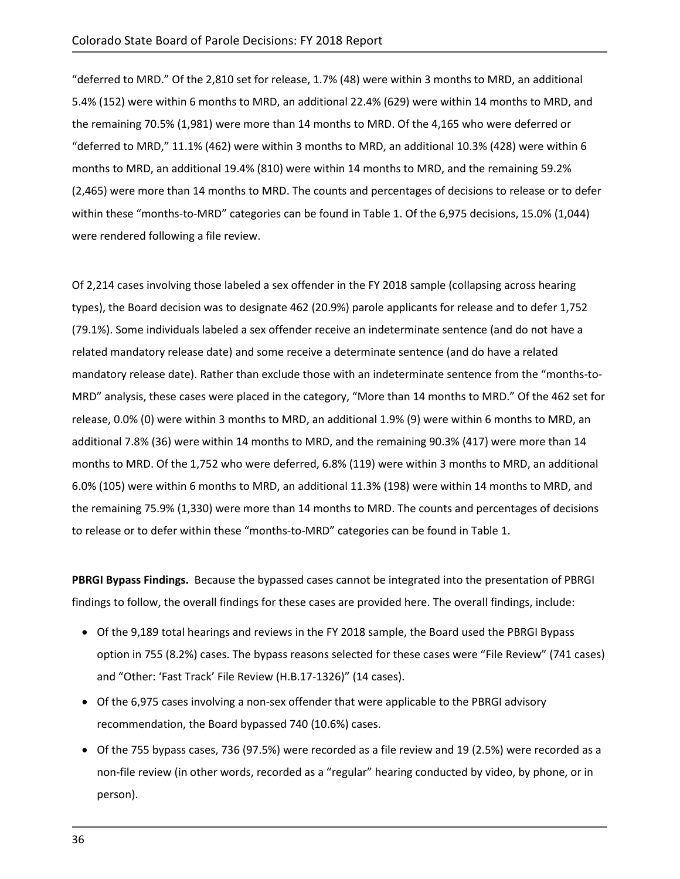"deferred to MRD." Of the 2,810 set for release, 1.7% (48) were within 3 months to MRD, an additional 5.4% (152) were within 6 months to MRD, an additional 22.4% (629) were within 14 months to MRD, and the remaining 70.5% (1,981) were more than 14 months to MRD. Of the 4,165 who were deferred or "deferred to MRD," 11.1% (462) were within 3 months to MRD, an additional 10.3% (428) were within 6 months to MRD, an additional 19.4% (810) were within 14 months to MRD, and the remaining 59.2% (2,465) were more than 14 months to MRD. The counts and percentages of decisions to release or to defer within these "months-to-MRD" categories can be found in Table 1. Of the 6,975 decisions, 15.0% (1,044) were rendered following a file review.

Of 2,214 cases involving those labeled a sex offender in the FY 2018 sample (collapsing across hearing types), the Board decision was to designate 462 (20.9%) parole applicants for release and to defer 1,752 (79.1%). Some individuals labeled a sex offender receive an indeterminate sentence (and do not have a related mandatory release date) and some receive a determinate sentence (and do have a related mandatory release date). Rather than exclude those with an indeterminate sentence from the "months-to-MRD" analysis, these cases were placed in the category, "More than 14 months to MRD." Of the 462 set for release, 0.0% (0) were within 3 months to MRD, an additional 1.9% (9) were within 6 months to MRD, an additional 7.8% (36) were within 14 months to MRD, and the remaining 90.3% (417) were more than 14 months to MRD. Of the 1,752 who were deferred, 6.8% (119) were within 3 months to MRD, an additional 6.0% (105) were within 6 months to MRD, an additional 11.3% (198) were within 14 months to MRD, and the remaining 75.9% (1,330) were more than 14 months to MRD. The counts and percentages of decisions to release or to defer within these "months-to-MRD" categories can be found in Table 1.

**PBRGI Bypass Findings.** Because the bypassed cases cannot be integrated into the presentation of PBRGI findings to follow, the overall findings for these cases are provided here. The overall findings, include:

- Of the 9,189 total hearings and reviews in the FY 2018 sample, the Board used the PBRGI Bypass option in 755 (8.2%) cases. The bypass reasons selected for these cases were "File Review" (741 cases) and "Other: 'Fast Track' File Review (H.B.17-1326)" (14 cases).
- Of the 6,975 cases involving a non-sex offender that were applicable to the PBRGI advisory recommendation, the Board bypassed 740 (10.6%) cases.
- Of the 755 bypass cases, 736 (97.5%) were recorded as a file review and 19 (2.5%) were recorded as a non-file review (in other words, recorded as a "regular" hearing conducted by video, by phone, or in person).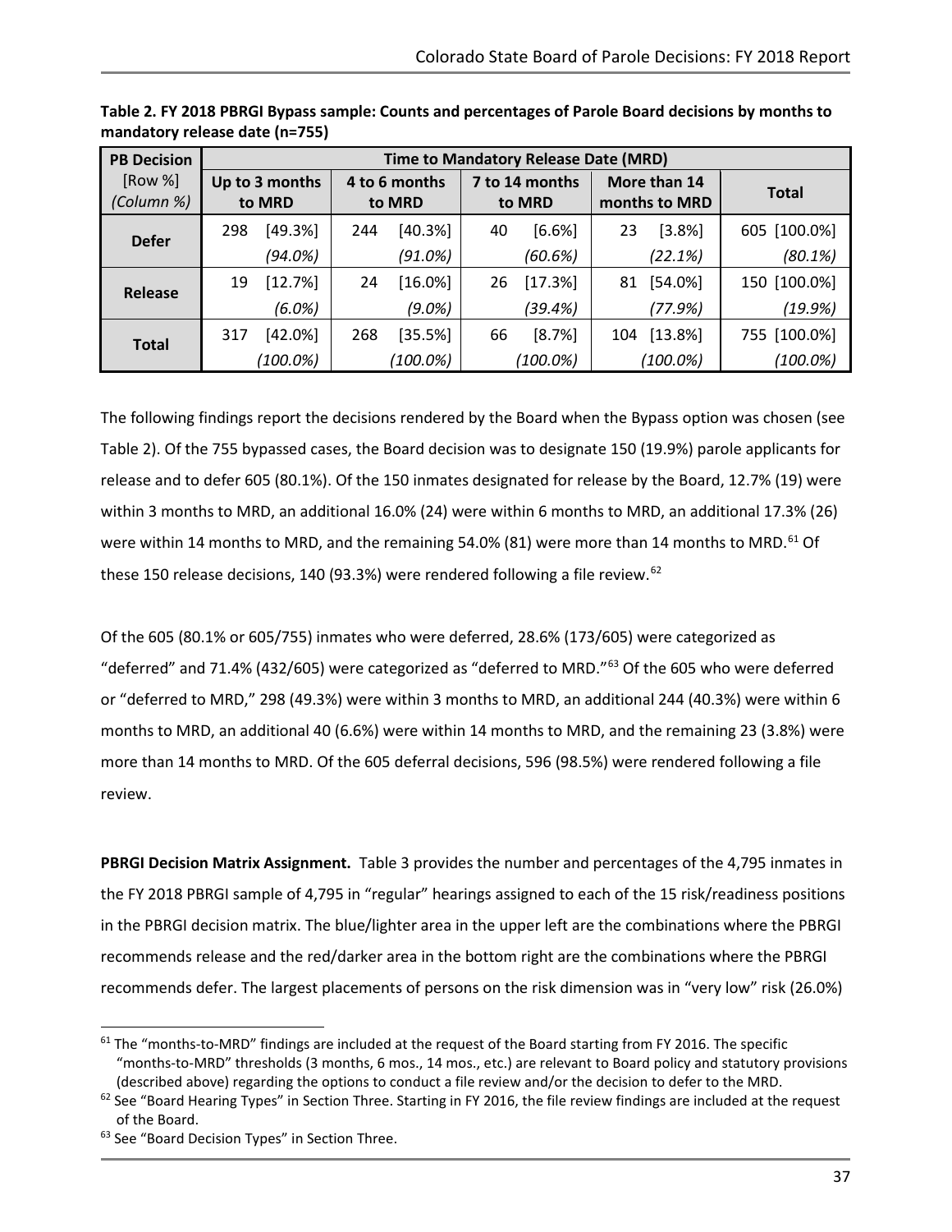**Table 2. FY 2018 PBRGI Bypass sample: Counts and percentages of Parole Board decisions by months to mandatory release date (n=755)**

| PB Decision [Row %] *(Column %)* | Time to Mandatory Release Date (MRD) | | | | |
|---|---|---|---|---|---|
| | Up to 3 months to MRD | 4 to 6 months to MRD | 7 to 14 months to MRD | More than 14 months to MRD | Total |
| **Defer** | 298 [49.3%] *(94.0%)* | 244 [40.3%] *(91.0%)* | 40 [6.6%] *(60.6%)* | 23 [3.8%] *(22.1%)* | 605 [100.0%] *(80.1%)* |
| **Release** | 19 [12.7%] *(6.0%)* | 24 [16.0%] *(9.0%)* | 26 [17.3%] *(39.4%)* | 81 [54.0%] *(77.9%)* | 150 [100.0%] *(19.9%)* |
| **Total** | 317 [42.0%] *(100.0%)* | 268 [35.5%] *(100.0%)* | 66 [8.7%] *(100.0%)* | 104 [13.8%] *(100.0%)* | 755 [100.0%] *(100.0%)* |

The following findings report the decisions rendered by the Board when the Bypass option was chosen (see Table 2). Of the 755 bypassed cases, the Board decision was to designate 150 (19.9%) parole applicants for release and to defer 605 (80.1%). Of the 150 inmates designated for release by the Board, 12.7% (19) were within 3 months to MRD, an additional 16.0% (24) were within 6 months to MRD, an additional 17.3% (26) were within 14 months to MRD, and the remaining 54.0% (81) were more than 14 months to MRD.[61] Of these 150 release decisions, 140 (93.3%) were rendered following a file review.[62]

Of the 605 (80.1% or 605/755) inmates who were deferred, 28.6% (173/605) were categorized as "deferred" and 71.4% (432/605) were categorized as "deferred to MRD."[63] Of the 605 who were deferred or "deferred to MRD," 298 (49.3%) were within 3 months to MRD, an additional 244 (40.3%) were within 6 months to MRD, an additional 40 (6.6%) were within 14 months to MRD, and the remaining 23 (3.8%) were more than 14 months to MRD. Of the 605 deferral decisions, 596 (98.5%) were rendered following a file review.

**PBRGI Decision Matrix Assignment.** Table 3 provides the number and percentages of the 4,795 inmates in the FY 2018 PBRGI sample of 4,795 in "regular" hearings assigned to each of the 15 risk/readiness positions in the PBRGI decision matrix. The blue/lighter area in the upper left are the combinations where the PBRGI recommends release and the red/darker area in the bottom right are the combinations where the PBRGI recommends defer. The largest placements of persons on the risk dimension was in "very low" risk (26.0%)

[61] The "months-to-MRD" findings are included at the request of the Board starting from FY 2016. The specific "months-to-MRD" thresholds (3 months, 6 mos., 14 mos., etc.) are relevant to Board policy and statutory provisions (described above) regarding the options to conduct a file review and/or the decision to defer to the MRD.

[62] See "Board Hearing Types" in Section Three. Starting in FY 2016, the file review findings are included at the request of the Board.

[63] See "Board Decision Types" in Section Three.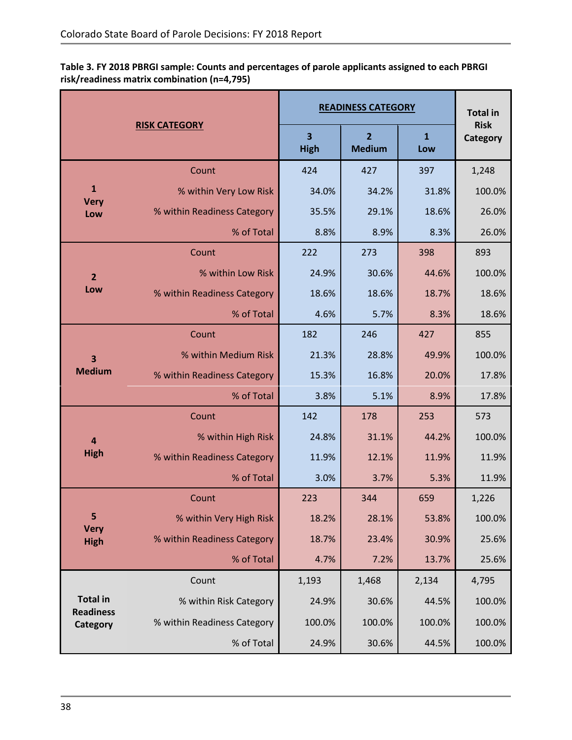**Table 3. FY 2018 PBRGI sample: Counts and percentages of parole applicants assigned to each PBRGI risk/readiness matrix combination (n=4,795)**

| RISK CATEGORY | | READINESS CATEGORY | | | Total in Risk Category |
|---|---|---|---|---|---|
| | | 3 High | 2 Medium | 1 Low | |
| 1 Very Low | Count | 424 | 427 | 397 | 1,248 |
| | % within Very Low Risk | 34.0% | 34.2% | 31.8% | 100.0% |
| | % within Readiness Category | 35.5% | 29.1% | 18.6% | 26.0% |
| | % of Total | 8.8% | 8.9% | 8.3% | 26.0% |
| 2 Low | Count | 222 | 273 | 398 | 893 |
| | % within Low Risk | 24.9% | 30.6% | 44.6% | 100.0% |
| | % within Readiness Category | 18.6% | 18.6% | 18.7% | 18.6% |
| | % of Total | 4.6% | 5.7% | 8.3% | 18.6% |
| 3 Medium | Count | 182 | 246 | 427 | 855 |
| | % within Medium Risk | 21.3% | 28.8% | 49.9% | 100.0% |
| | % within Readiness Category | 15.3% | 16.8% | 20.0% | 17.8% |
| | % of Total | 3.8% | 5.1% | 8.9% | 17.8% |
| 4 High | Count | 142 | 178 | 253 | 573 |
| | % within High Risk | 24.8% | 31.1% | 44.2% | 100.0% |
| | % within Readiness Category | 11.9% | 12.1% | 11.9% | 11.9% |
| | % of Total | 3.0% | 3.7% | 5.3% | 11.9% |
| 5 Very High | Count | 223 | 344 | 659 | 1,226 |
| | % within Very High Risk | 18.2% | 28.1% | 53.8% | 100.0% |
| | % within Readiness Category | 18.7% | 23.4% | 30.9% | 25.6% |
| | % of Total | 4.7% | 7.2% | 13.7% | 25.6% |
| Total in Readiness Category | Count | 1,193 | 1,468 | 2,134 | 4,795 |
| | % within Risk Category | 24.9% | 30.6% | 44.5% | 100.0% |
| | % within Readiness Category | 100.0% | 100.0% | 100.0% | 100.0% |
| | % of Total | 24.9% | 30.6% | 44.5% | 100.0% |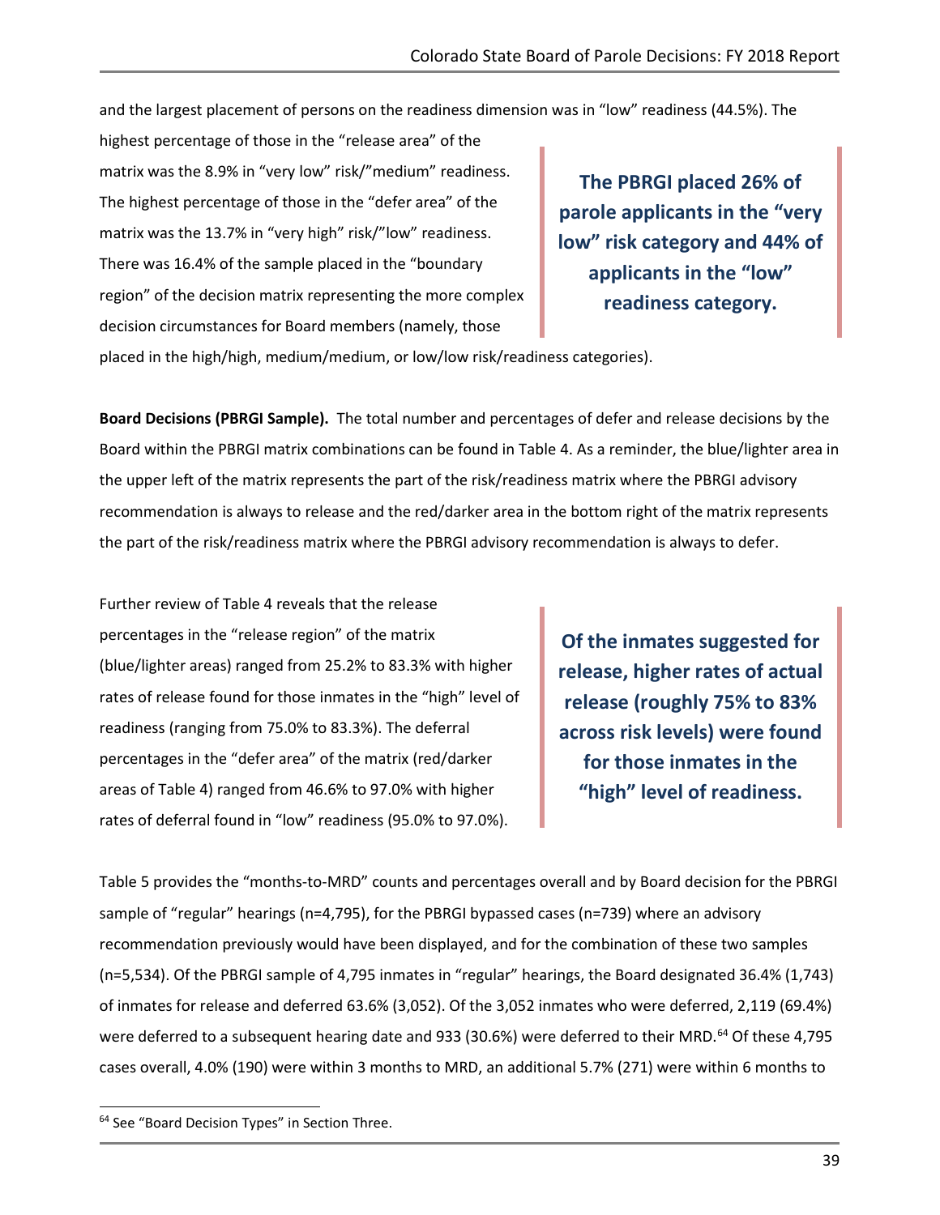and the largest placement of persons on the readiness dimension was in "low" readiness (44.5%). The highest percentage of those in the "release area" of the matrix was the 8.9% in "very low" risk/"medium" readiness. The highest percentage of those in the "defer area" of the matrix was the 13.7% in "very high" risk/"low" readiness. There was 16.4% of the sample placed in the "boundary region" of the decision matrix representing the more complex decision circumstances for Board members (namely, those placed in the high/high, medium/medium, or low/low risk/readiness categories).

> **The PBRGI placed 26% of parole applicants in the "very low" risk category and 44% of applicants in the "low" readiness category.**

**Board Decisions (PBRGI Sample).** The total number and percentages of defer and release decisions by the Board within the PBRGI matrix combinations can be found in Table 4. As a reminder, the blue/lighter area in the upper left of the matrix represents the part of the risk/readiness matrix where the PBRGI advisory recommendation is always to release and the red/darker area in the bottom right of the matrix represents the part of the risk/readiness matrix where the PBRGI advisory recommendation is always to defer.

Further review of Table 4 reveals that the release percentages in the "release region" of the matrix (blue/lighter areas) ranged from 25.2% to 83.3% with higher rates of release found for those inmates in the "high" level of readiness (ranging from 75.0% to 83.3%). The deferral percentages in the "defer area" of the matrix (red/darker areas of Table 4) ranged from 46.6% to 97.0% with higher rates of deferral found in "low" readiness (95.0% to 97.0%).

> **Of the inmates suggested for release, higher rates of actual release (roughly 75% to 83% across risk levels) were found for those inmates in the "high" level of readiness.**

Table 5 provides the "months-to-MRD" counts and percentages overall and by Board decision for the PBRGI sample of "regular" hearings (n=4,795), for the PBRGI bypassed cases (n=739) where an advisory recommendation previously would have been displayed, and for the combination of these two samples (n=5,534). Of the PBRGI sample of 4,795 inmates in "regular" hearings, the Board designated 36.4% (1,743) of inmates for release and deferred 63.6% (3,052). Of the 3,052 inmates who were deferred, 2,119 (69.4%) were deferred to a subsequent hearing date and 933 (30.6%) were deferred to their MRD.[64] Of these 4,795 cases overall, 4.0% (190) were within 3 months to MRD, an additional 5.7% (271) were within 6 months to

[64] See "Board Decision Types" in Section Three.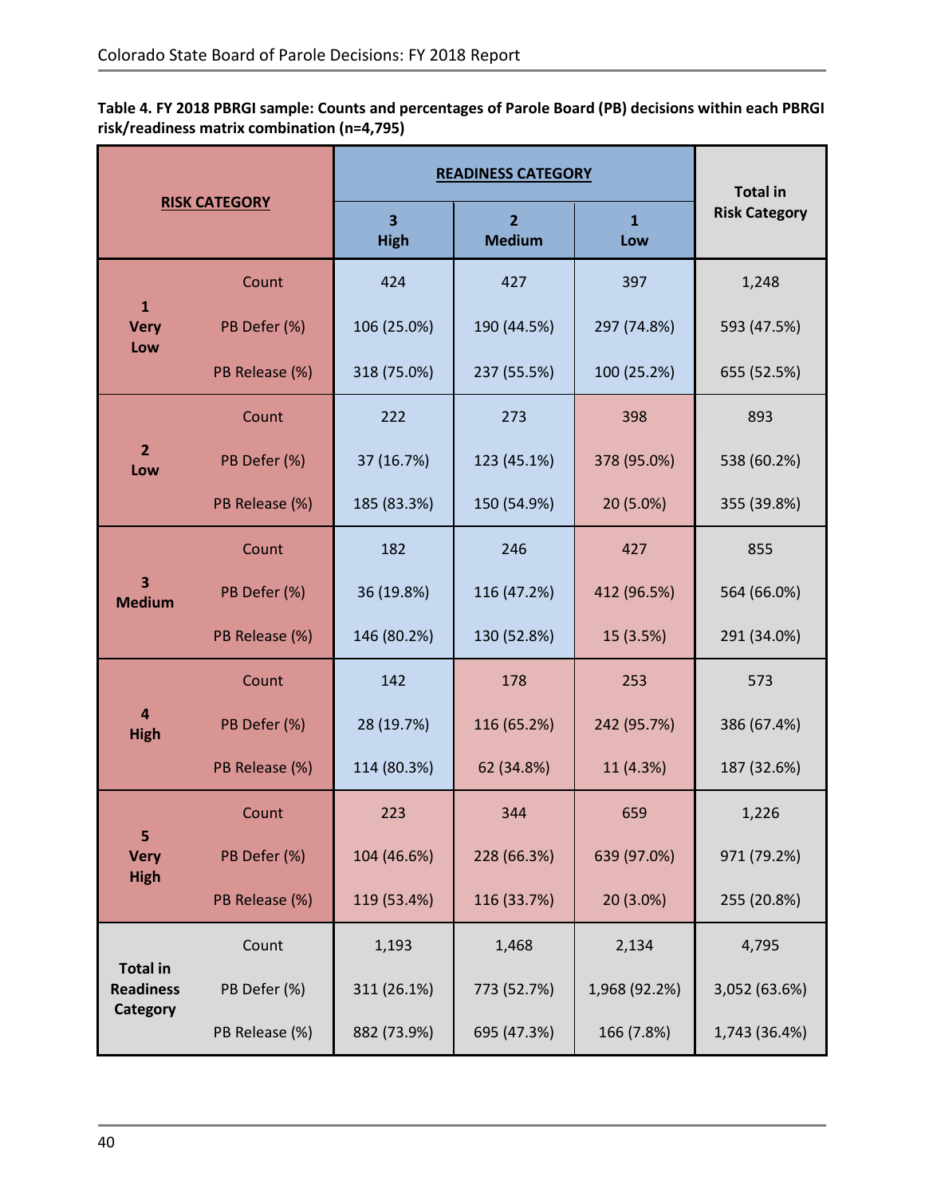**Table 4. FY 2018 PBRGI sample: Counts and percentages of Parole Board (PB) decisions within each PBRGI risk/readiness matrix combination (n=4,795)**

| RISK CATEGORY | | READINESS CATEGORY | | | Total in Risk Category |
|---|---|---|---|---|---|
| | | 3 High | 2 Medium | 1 Low | |
| 1 Very Low | Count | 424 | 427 | 397 | 1,248 |
| | PB Defer (%) | 106 (25.0%) | 190 (44.5%) | 297 (74.8%) | 593 (47.5%) |
| | PB Release (%) | 318 (75.0%) | 237 (55.5%) | 100 (25.2%) | 655 (52.5%) |
| 2 Low | Count | 222 | 273 | 398 | 893 |
| | PB Defer (%) | 37 (16.7%) | 123 (45.1%) | 378 (95.0%) | 538 (60.2%) |
| | PB Release (%) | 185 (83.3%) | 150 (54.9%) | 20 (5.0%) | 355 (39.8%) |
| 3 Medium | Count | 182 | 246 | 427 | 855 |
| | PB Defer (%) | 36 (19.8%) | 116 (47.2%) | 412 (96.5%) | 564 (66.0%) |
| | PB Release (%) | 146 (80.2%) | 130 (52.8%) | 15 (3.5%) | 291 (34.0%) |
| 4 High | Count | 142 | 178 | 253 | 573 |
| | PB Defer (%) | 28 (19.7%) | 116 (65.2%) | 242 (95.7%) | 386 (67.4%) |
| | PB Release (%) | 114 (80.3%) | 62 (34.8%) | 11 (4.3%) | 187 (32.6%) |
| 5 Very High | Count | 223 | 344 | 659 | 1,226 |
| | PB Defer (%) | 104 (46.6%) | 228 (66.3%) | 639 (97.0%) | 971 (79.2%) |
| | PB Release (%) | 119 (53.4%) | 116 (33.7%) | 20 (3.0%) | 255 (20.8%) |
| Total in Readiness Category | Count | 1,193 | 1,468 | 2,134 | 4,795 |
| | PB Defer (%) | 311 (26.1%) | 773 (52.7%) | 1,968 (92.2%) | 3,052 (63.6%) |
| | PB Release (%) | 882 (73.9%) | 695 (47.3%) | 166 (7.8%) | 1,743 (36.4%) |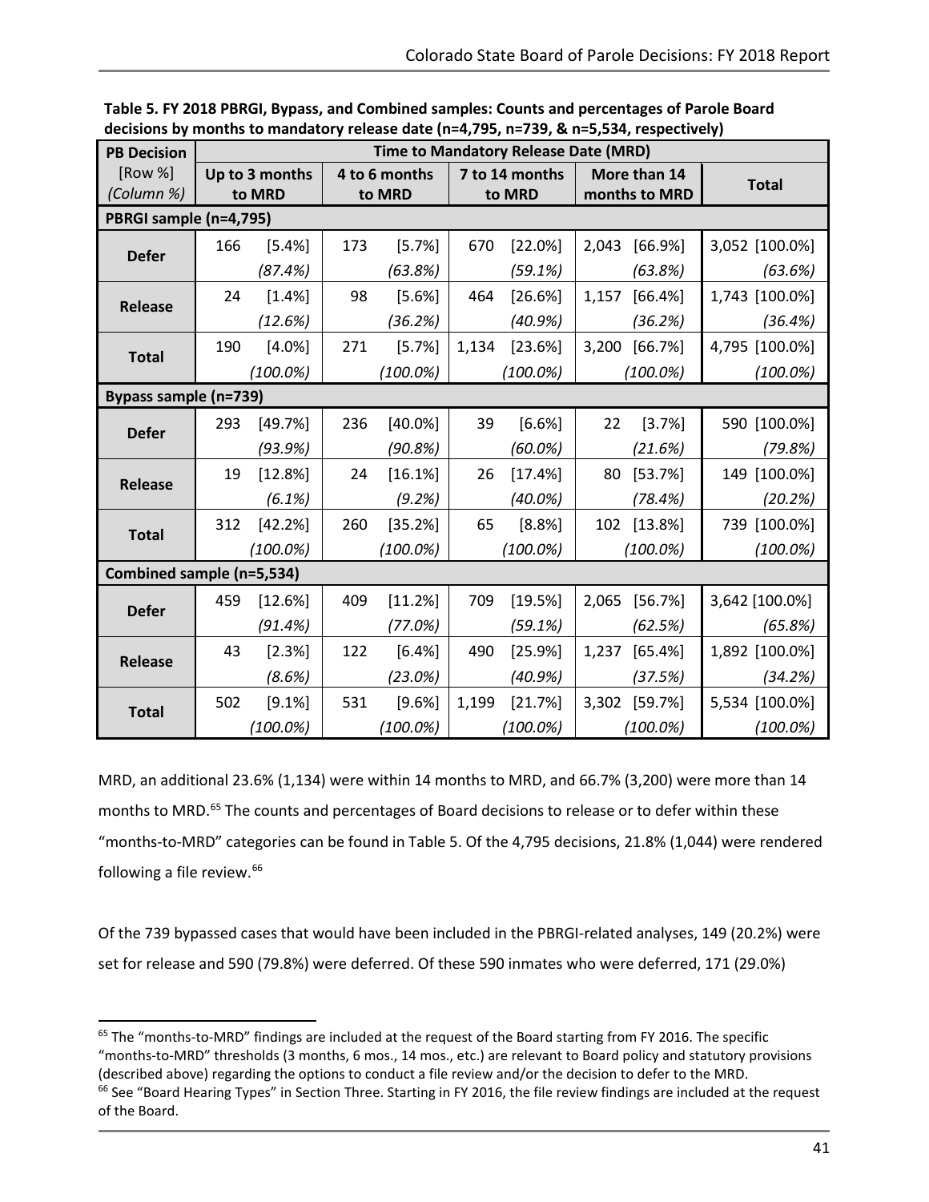**Table 5. FY 2018 PBRGI, Bypass, and Combined samples: Counts and percentages of Parole Board decisions by months to mandatory release date (n=4,795, n=739, & n=5,534, respectively)**

| PB Decision [Row %] *(Column %)* | Time to Mandatory Release Date (MRD) | | | | |
|---|---|---|---|---|---|
| | Up to 3 months to MRD | 4 to 6 months to MRD | 7 to 14 months to MRD | More than 14 months to MRD | Total |
| **PBRGI sample (n=4,795)** | | | | | |
| **Defer** | 166 [5.4%] *(87.4%)* | 173 [5.7%] *(63.8%)* | 670 [22.0%] *(59.1%)* | 2,043 [66.9%] *(63.8%)* | 3,052 [100.0%] *(63.6%)* |
| **Release** | 24 [1.4%] *(12.6%)* | 98 [5.6%] *(36.2%)* | 464 [26.6%] *(40.9%)* | 1,157 [66.4%] *(36.2%)* | 1,743 [100.0%] *(36.4%)* |
| **Total** | 190 [4.0%] *(100.0%)* | 271 [5.7%] *(100.0%)* | 1,134 [23.6%] *(100.0%)* | 3,200 [66.7%] *(100.0%)* | 4,795 [100.0%] *(100.0%)* |
| **Bypass sample (n=739)** | | | | | |
| **Defer** | 293 [49.7%] *(93.9%)* | 236 [40.0%] *(90.8%)* | 39 [6.6%] *(60.0%)* | 22 [3.7%] *(21.6%)* | 590 [100.0%] *(79.8%)* |
| **Release** | 19 [12.8%] *(6.1%)* | 24 [16.1%] *(9.2%)* | 26 [17.4%] *(40.0%)* | 80 [53.7%] *(78.4%)* | 149 [100.0%] *(20.2%)* |
| **Total** | 312 [42.2%] *(100.0%)* | 260 [35.2%] *(100.0%)* | 65 [8.8%] *(100.0%)* | 102 [13.8%] *(100.0%)* | 739 [100.0%] *(100.0%)* |
| **Combined sample (n=5,534)** | | | | | |
| **Defer** | 459 [12.6%] *(91.4%)* | 409 [11.2%] *(77.0%)* | 709 [19.5%] *(59.1%)* | 2,065 [56.7%] *(62.5%)* | 3,642 [100.0%] *(65.8%)* |
| **Release** | 43 [2.3%] *(8.6%)* | 122 [6.4%] *(23.0%)* | 490 [25.9%] *(40.9%)* | 1,237 [65.4%] *(37.5%)* | 1,892 [100.0%] *(34.2%)* |
| **Total** | 502 [9.1%] *(100.0%)* | 531 [9.6%] *(100.0%)* | 1,199 [21.7%] *(100.0%)* | 3,302 [59.7%] *(100.0%)* | 5,534 [100.0%] *(100.0%)* |

MRD, an additional 23.6% (1,134) were within 14 months to MRD, and 66.7% (3,200) were more than 14 months to MRD.[65] The counts and percentages of Board decisions to release or to defer within these "months-to-MRD" categories can be found in Table 5. Of the 4,795 decisions, 21.8% (1,044) were rendered following a file review.[66]

Of the 739 bypassed cases that would have been included in the PBRGI-related analyses, 149 (20.2%) were set for release and 590 (79.8%) were deferred. Of these 590 inmates who were deferred, 171 (29.0%)

---

[65] The "months-to-MRD" findings are included at the request of the Board starting from FY 2016. The specific "months-to-MRD" thresholds (3 months, 6 mos., 14 mos., etc.) are relevant to Board policy and statutory provisions (described above) regarding the options to conduct a file review and/or the decision to defer to the MRD.

[66] See "Board Hearing Types" in Section Three. Starting in FY 2016, the file review findings are included at the request of the Board.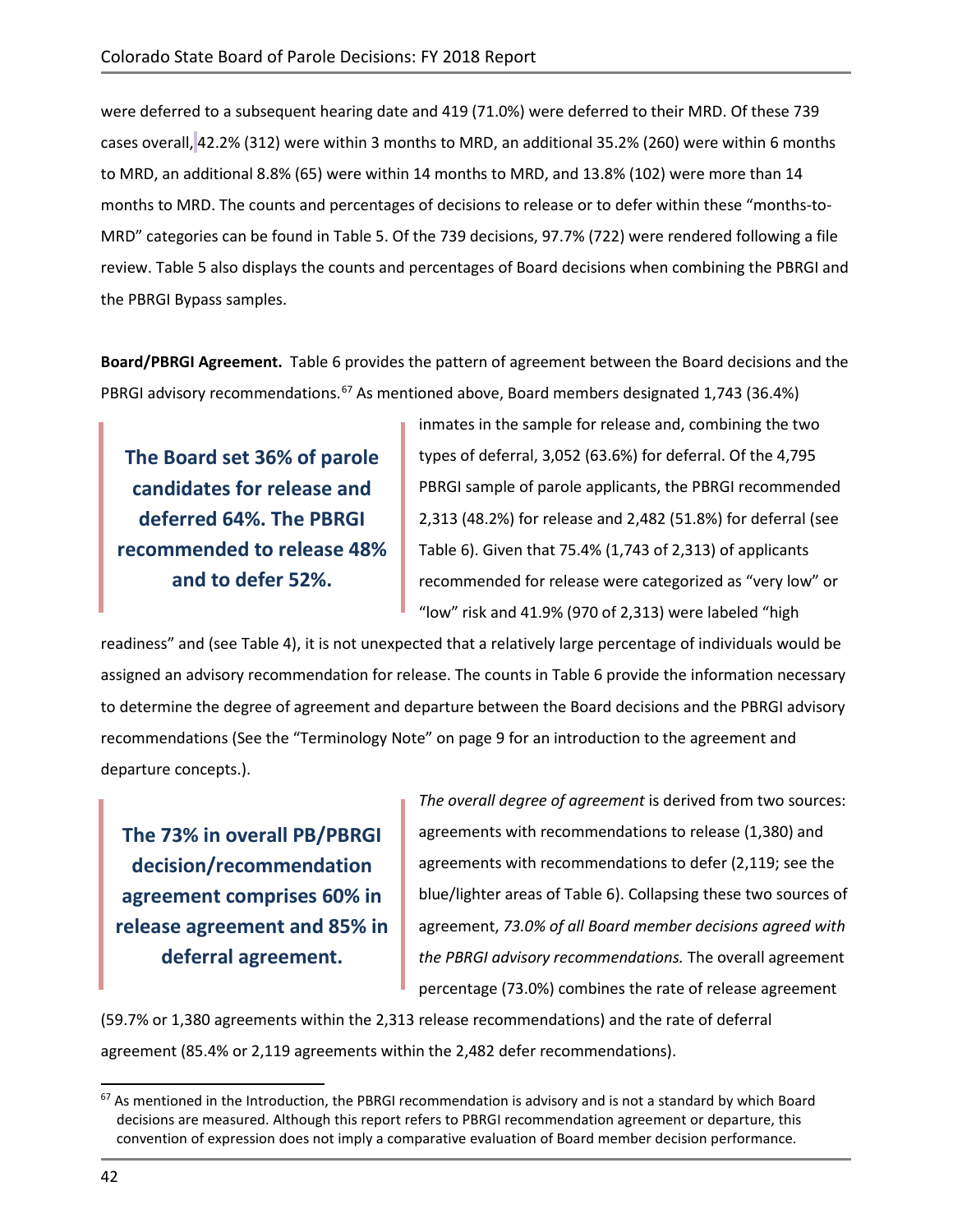were deferred to a subsequent hearing date and 419 (71.0%) were deferred to their MRD. Of these 739 cases overall, 42.2% (312) were within 3 months to MRD, an additional 35.2% (260) were within 6 months to MRD, an additional 8.8% (65) were within 14 months to MRD, and 13.8% (102) were more than 14 months to MRD. The counts and percentages of decisions to release or to defer within these "months-to-MRD" categories can be found in Table 5. Of the 739 decisions, 97.7% (722) were rendered following a file review. Table 5 also displays the counts and percentages of Board decisions when combining the PBRGI and the PBRGI Bypass samples.

**Board/PBRGI Agreement.** Table 6 provides the pattern of agreement between the Board decisions and the PBRGI advisory recommendations.[67] As mentioned above, Board members designated 1,743 (36.4%) inmates in the sample for release and, combining the two types of deferral, 3,052 (63.6%) for deferral. Of the 4,795 PBRGI sample of parole applicants, the PBRGI recommended 2,313 (48.2%) for release and 2,482 (51.8%) for deferral (see Table 6). Given that 75.4% (1,743 of 2,313) of applicants recommended for release were categorized as "very low" or "low" risk and 41.9% (970 of 2,313) were labeled "high readiness" and (see Table 4), it is not unexpected that a relatively large percentage of individuals would be assigned an advisory recommendation for release. The counts in Table 6 provide the information necessary to determine the degree of agreement and departure between the Board decisions and the PBRGI advisory recommendations (See the "Terminology Note" on page 9 for an introduction to the agreement and departure concepts.).

> **The Board set 36% of parole candidates for release and deferred 64%. The PBRGI recommended to release 48% and to defer 52%.**

*The overall degree of agreement* is derived from two sources: agreements with recommendations to release (1,380) and agreements with recommendations to defer (2,119; see the blue/lighter areas of Table 6). Collapsing these two sources of agreement, *73.0% of all Board member decisions agreed with the PBRGI advisory recommendations.* The overall agreement percentage (73.0%) combines the rate of release agreement (59.7% or 1,380 agreements within the 2,313 release recommendations) and the rate of deferral agreement (85.4% or 2,119 agreements within the 2,482 defer recommendations).

> **The 73% in overall PB/PBRGI decision/recommendation agreement comprises 60% in release agreement and 85% in deferral agreement.**

[67] As mentioned in the Introduction, the PBRGI recommendation is advisory and is not a standard by which Board decisions are measured. Although this report refers to PBRGI recommendation agreement or departure, this convention of expression does not imply a comparative evaluation of Board member decision performance.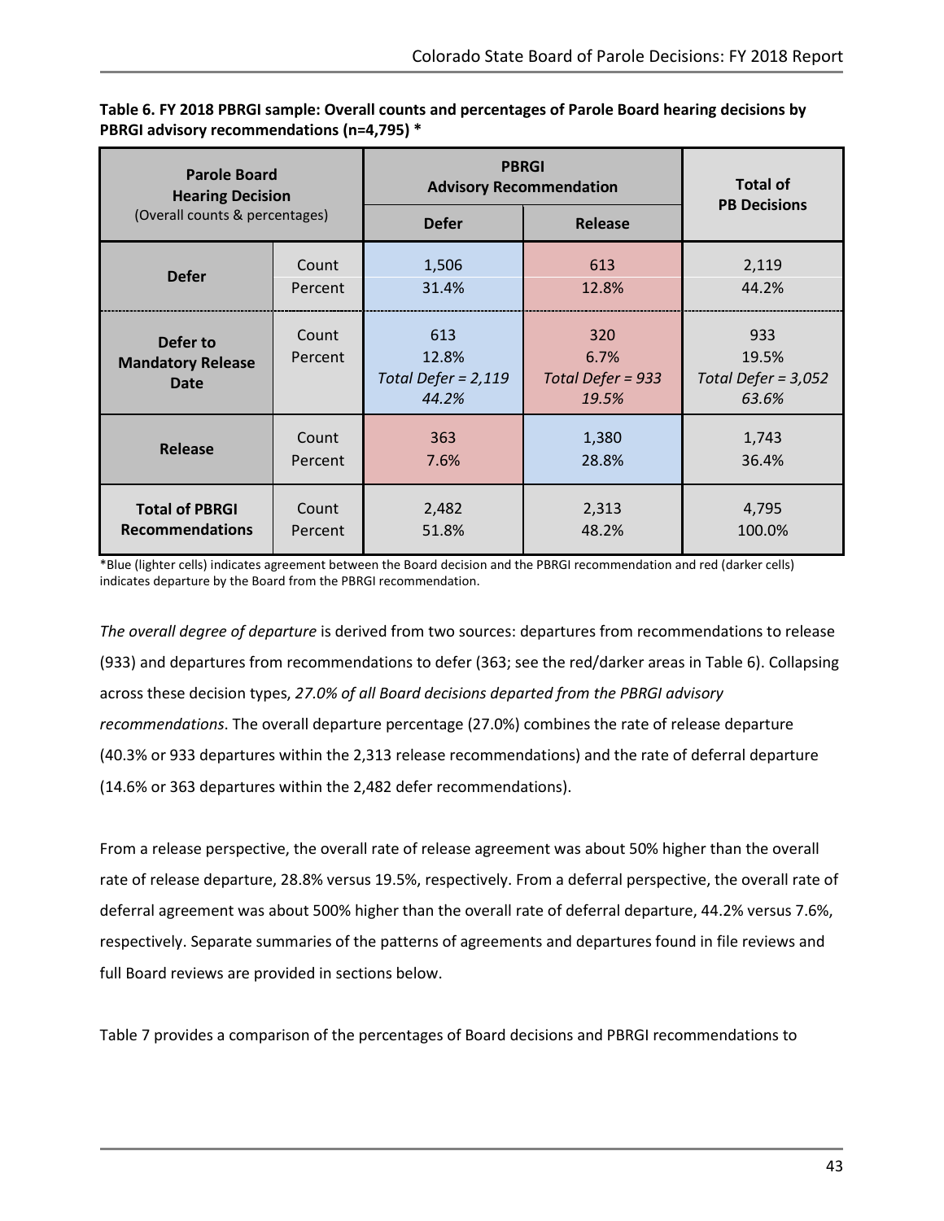**Table 6. FY 2018 PBRGI sample: Overall counts and percentages of Parole Board hearing decisions by PBRGI advisory recommendations (n=4,795) ***

| Parole Board Hearing Decision (Overall counts & percentages) | | PBRGI Advisory Recommendation | | Total of PB Decisions |
|---|---|---|---|---|
| | | Defer | Release | |
| Defer | Count<br>Percent | 1,506<br>31.4% | 613<br>12.8% | 2,119<br>44.2% |
| Defer to Mandatory Release Date | Count<br>Percent | 613<br>12.8%<br>*Total Defer = 2,119*<br>*44.2%* | 320<br>6.7%<br>*Total Defer = 933*<br>*19.5%* | 933<br>19.5%<br>*Total Defer = 3,052*<br>*63.6%* |
| Release | Count<br>Percent | 363<br>7.6% | 1,380<br>28.8% | 1,743<br>36.4% |
| Total of PBRGI Recommendations | Count<br>Percent | 2,482<br>51.8% | 2,313<br>48.2% | 4,795<br>100.0% |

*Blue (lighter cells) indicates agreement between the Board decision and the PBRGI recommendation and red (darker cells) indicates departure by the Board from the PBRGI recommendation.

*The overall degree of departure* is derived from two sources: departures from recommendations to release (933) and departures from recommendations to defer (363; see the red/darker areas in Table 6). Collapsing across these decision types, *27.0% of all Board decisions departed from the PBRGI advisory recommendations*. The overall departure percentage (27.0%) combines the rate of release departure (40.3% or 933 departures within the 2,313 release recommendations) and the rate of deferral departure (14.6% or 363 departures within the 2,482 defer recommendations).

From a release perspective, the overall rate of release agreement was about 50% higher than the overall rate of release departure, 28.8% versus 19.5%, respectively. From a deferral perspective, the overall rate of deferral agreement was about 500% higher than the overall rate of deferral departure, 44.2% versus 7.6%, respectively. Separate summaries of the patterns of agreements and departures found in file reviews and full Board reviews are provided in sections below.

Table 7 provides a comparison of the percentages of Board decisions and PBRGI recommendations to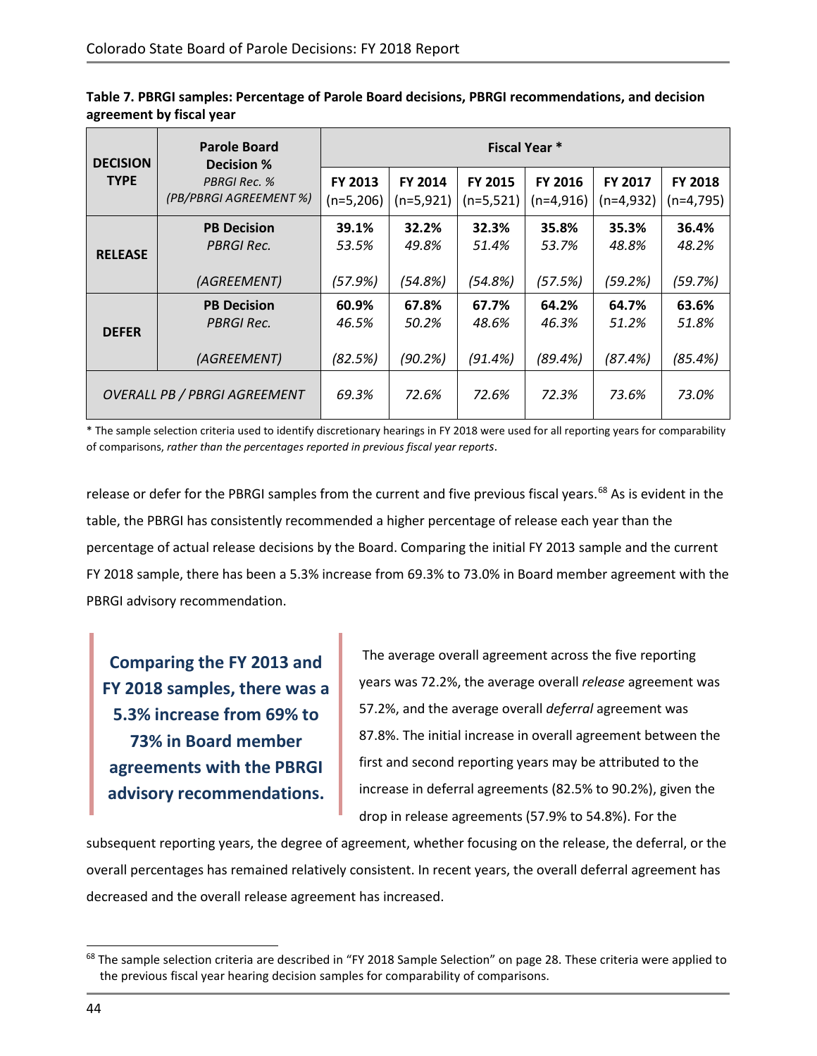**Table 7. PBRGI samples: Percentage of Parole Board decisions, PBRGI recommendations, and decision agreement by fiscal year**

| DECISION TYPE | Parole Board Decision % *PBRGI Rec. %* *(PB/PBRGI AGREEMENT %)* | Fiscal Year * | | | | | |
|---|---|---|---|---|---|---|---|
| | | FY 2013 (n=5,206) | FY 2014 (n=5,921) | FY 2015 (n=5,521) | FY 2016 (n=4,916) | FY 2017 (n=4,932) | FY 2018 (n=4,795) |
| RELEASE | **PB Decision** | **39.1%** | **32.2%** | **32.3%** | **35.8%** | **35.3%** | **36.4%** |
| | *PBRGI Rec.* | *53.5%* | *49.8%* | *51.4%* | *53.7%* | *48.8%* | *48.2%* |
| | *(AGREEMENT)* | *(57.9%)* | *(54.8%)* | *(54.8%)* | *(57.5%)* | *(59.2%)* | *(59.7%)* |
| DEFER | **PB Decision** | **60.9%** | **67.8%** | **67.7%** | **64.2%** | **64.7%** | **63.6%** |
| | *PBRGI Rec.* | *46.5%* | *50.2%* | *48.6%* | *46.3%* | *51.2%* | *51.8%* |
| | *(AGREEMENT)* | *(82.5%)* | *(90.2%)* | *(91.4%)* | *(89.4%)* | *(87.4%)* | *(85.4%)* |
| *OVERALL PB / PBRGI AGREEMENT* | | *69.3%* | *72.6%* | *72.6%* | *72.3%* | *73.6%* | *73.0%* |

* The sample selection criteria used to identify discretionary hearings in FY 2018 were used for all reporting years for comparability of comparisons, *rather than the percentages reported in previous fiscal year reports*.

release or defer for the PBRGI samples from the current and five previous fiscal years.[68] As is evident in the table, the PBRGI has consistently recommended a higher percentage of release each year than the percentage of actual release decisions by the Board. Comparing the initial FY 2013 sample and the current FY 2018 sample, there has been a 5.3% increase from 69.3% to 73.0% in Board member agreement with the PBRGI advisory recommendation.

> **Comparing the FY 2013 and FY 2018 samples, there was a 5.3% increase from 69% to 73% in Board member agreements with the PBRGI advisory recommendations.**

The average overall agreement across the five reporting years was 72.2%, the average overall *release* agreement was 57.2%, and the average overall *deferral* agreement was 87.8%. The initial increase in overall agreement between the first and second reporting years may be attributed to the increase in deferral agreements (82.5% to 90.2%), given the drop in release agreements (57.9% to 54.8%). For the subsequent reporting years, the degree of agreement, whether focusing on the release, the deferral, or the overall percentages has remained relatively consistent. In recent years, the overall deferral agreement has decreased and the overall release agreement has increased.

[68] The sample selection criteria are described in "FY 2018 Sample Selection" on page 28. These criteria were applied to the previous fiscal year hearing decision samples for comparability of comparisons.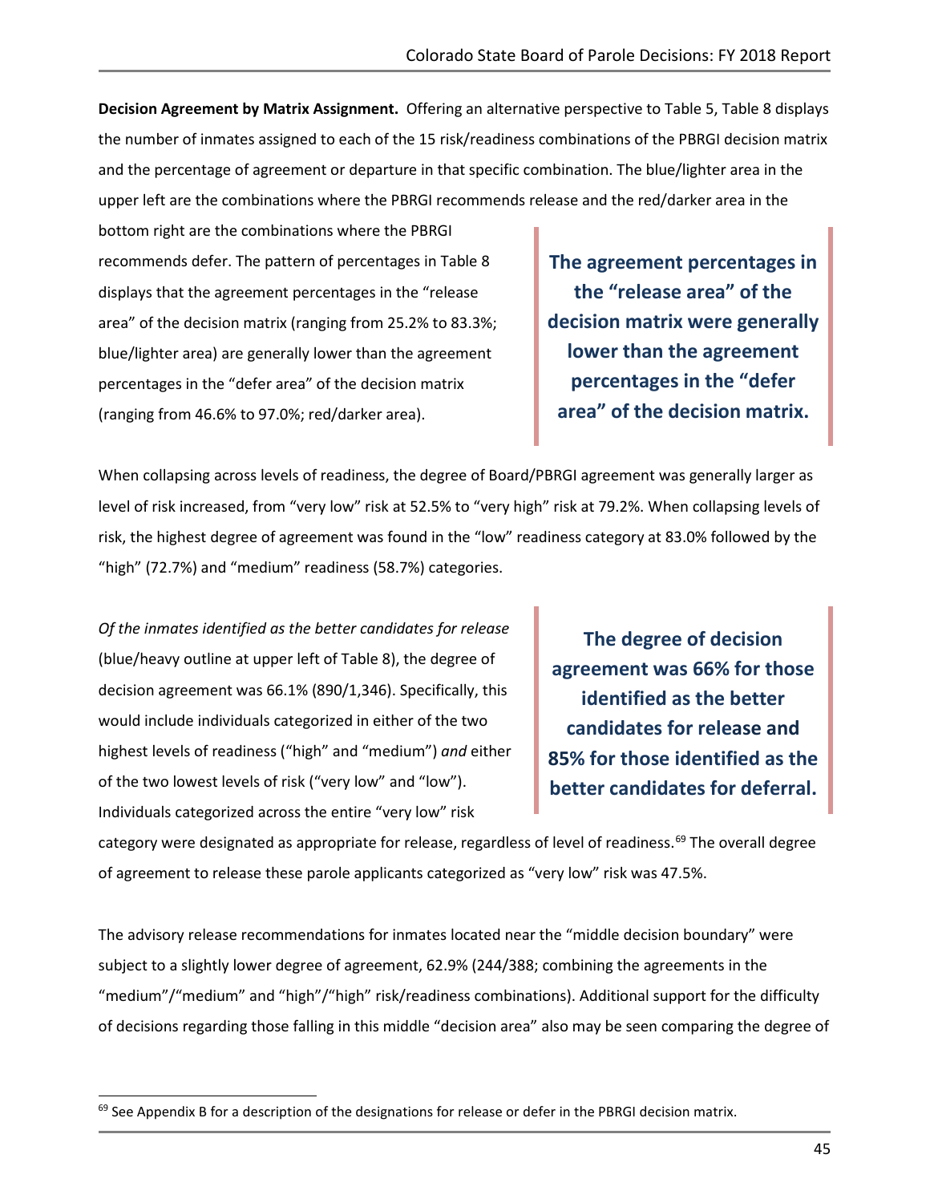**Decision Agreement by Matrix Assignment.** Offering an alternative perspective to Table 5, Table 8 displays the number of inmates assigned to each of the 15 risk/readiness combinations of the PBRGI decision matrix and the percentage of agreement or departure in that specific combination. The blue/lighter area in the upper left are the combinations where the PBRGI recommends release and the red/darker area in the bottom right are the combinations where the PBRGI recommends defer. The pattern of percentages in Table 8 displays that the agreement percentages in the "release area" of the decision matrix (ranging from 25.2% to 83.3%; blue/lighter area) are generally lower than the agreement percentages in the "defer area" of the decision matrix (ranging from 46.6% to 97.0%; red/darker area).

> **The agreement percentages in the "release area" of the decision matrix were generally lower than the agreement percentages in the "defer area" of the decision matrix.**

When collapsing across levels of readiness, the degree of Board/PBRGI agreement was generally larger as level of risk increased, from "very low" risk at 52.5% to "very high" risk at 79.2%. When collapsing levels of risk, the highest degree of agreement was found in the "low" readiness category at 83.0% followed by the "high" (72.7%) and "medium" readiness (58.7%) categories.

*Of the inmates identified as the better candidates for release* (blue/heavy outline at upper left of Table 8), the degree of decision agreement was 66.1% (890/1,346). Specifically, this would include individuals categorized in either of the two highest levels of readiness ("high" and "medium") *and* either of the two lowest levels of risk ("very low" and "low"). Individuals categorized across the entire "very low" risk category were designated as appropriate for release, regardless of level of readiness.[69] The overall degree of agreement to release these parole applicants categorized as "very low" risk was 47.5%.

> **The degree of decision agreement was 66% for those identified as the better candidates for release and 85% for those identified as the better candidates for deferral.**

The advisory release recommendations for inmates located near the "middle decision boundary" were subject to a slightly lower degree of agreement, 62.9% (244/388; combining the agreements in the "medium"/"medium" and "high"/"high" risk/readiness combinations). Additional support for the difficulty of decisions regarding those falling in this middle "decision area" also may be seen comparing the degree of

[69] See Appendix B for a description of the designations for release or defer in the PBRGI decision matrix.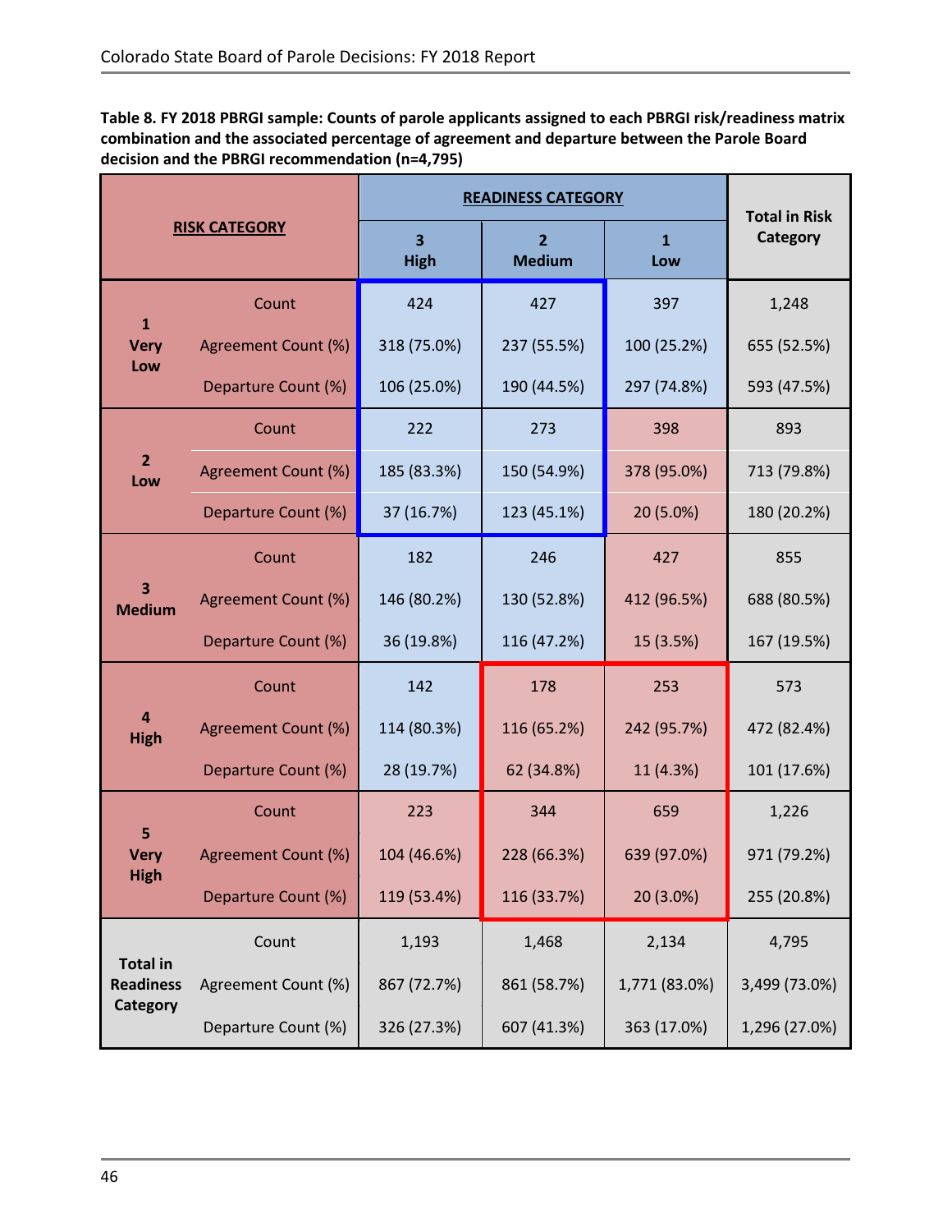**Table 8. FY 2018 PBRGI sample: Counts of parole applicants assigned to each PBRGI risk/readiness matrix combination and the associated percentage of agreement and departure between the Parole Board decision and the PBRGI recommendation (n=4,795)**

| RISK CATEGORY | | READINESS CATEGORY | | | Total in Risk Category |
|---|---|---|---|---|---|
| | | 3 High | 2 Medium | 1 Low | |
| 1 Very Low | Count | 424 | 427 | 397 | 1,248 |
| | Agreement Count (%) | 318 (75.0%) | 237 (55.5%) | 100 (25.2%) | 655 (52.5%) |
| | Departure Count (%) | 106 (25.0%) | 190 (44.5%) | 297 (74.8%) | 593 (47.5%) |
| 2 Low | Count | 222 | 273 | 398 | 893 |
| | Agreement Count (%) | 185 (83.3%) | 150 (54.9%) | 378 (95.0%) | 713 (79.8%) |
| | Departure Count (%) | 37 (16.7%) | 123 (45.1%) | 20 (5.0%) | 180 (20.2%) |
| 3 Medium | Count | 182 | 246 | 427 | 855 |
| | Agreement Count (%) | 146 (80.2%) | 130 (52.8%) | 412 (96.5%) | 688 (80.5%) |
| | Departure Count (%) | 36 (19.8%) | 116 (47.2%) | 15 (3.5%) | 167 (19.5%) |
| 4 High | Count | 142 | 178 | 253 | 573 |
| | Agreement Count (%) | 114 (80.3%) | 116 (65.2%) | 242 (95.7%) | 472 (82.4%) |
| | Departure Count (%) | 28 (19.7%) | 62 (34.8%) | 11 (4.3%) | 101 (17.6%) |
| 5 Very High | Count | 223 | 344 | 659 | 1,226 |
| | Agreement Count (%) | 104 (46.6%) | 228 (66.3%) | 639 (97.0%) | 971 (79.2%) |
| | Departure Count (%) | 119 (53.4%) | 116 (33.7%) | 20 (3.0%) | 255 (20.8%) |
| Total in Readiness Category | Count | 1,193 | 1,468 | 2,134 | 4,795 |
| | Agreement Count (%) | 867 (72.7%) | 861 (58.7%) | 1,771 (83.0%) | 3,499 (73.0%) |
| | Departure Count (%) | 326 (27.3%) | 607 (41.3%) | 363 (17.0%) | 1,296 (27.0%) |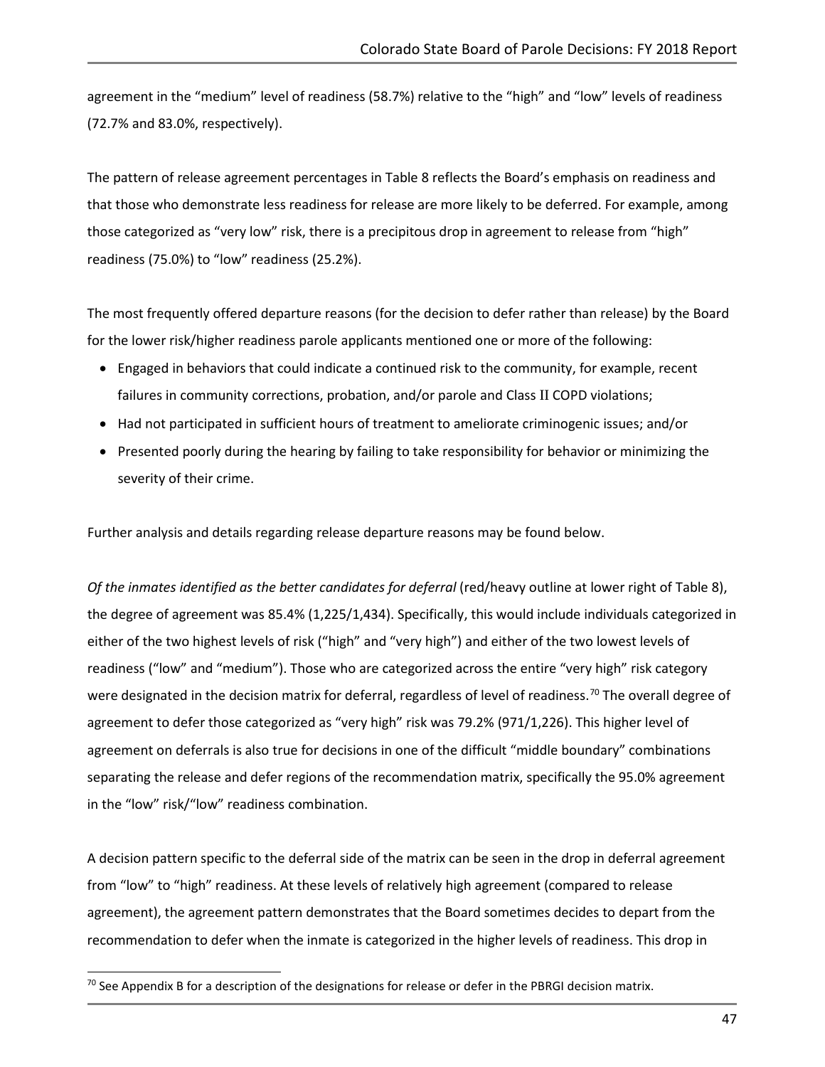agreement in the "medium" level of readiness (58.7%) relative to the "high" and "low" levels of readiness (72.7% and 83.0%, respectively).

The pattern of release agreement percentages in Table 8 reflects the Board's emphasis on readiness and that those who demonstrate less readiness for release are more likely to be deferred. For example, among those categorized as "very low" risk, there is a precipitous drop in agreement to release from "high" readiness (75.0%) to "low" readiness (25.2%).

The most frequently offered departure reasons (for the decision to defer rather than release) by the Board for the lower risk/higher readiness parole applicants mentioned one or more of the following:

- Engaged in behaviors that could indicate a continued risk to the community, for example, recent failures in community corrections, probation, and/or parole and Class II COPD violations;
- Had not participated in sufficient hours of treatment to ameliorate criminogenic issues; and/or
- Presented poorly during the hearing by failing to take responsibility for behavior or minimizing the severity of their crime.

Further analysis and details regarding release departure reasons may be found below.

*Of the inmates identified as the better candidates for deferral* (red/heavy outline at lower right of Table 8), the degree of agreement was 85.4% (1,225/1,434). Specifically, this would include individuals categorized in either of the two highest levels of risk ("high" and "very high") and either of the two lowest levels of readiness ("low" and "medium"). Those who are categorized across the entire "very high" risk category were designated in the decision matrix for deferral, regardless of level of readiness.[70] The overall degree of agreement to defer those categorized as "very high" risk was 79.2% (971/1,226). This higher level of agreement on deferrals is also true for decisions in one of the difficult "middle boundary" combinations separating the release and defer regions of the recommendation matrix, specifically the 95.0% agreement in the "low" risk/"low" readiness combination.

A decision pattern specific to the deferral side of the matrix can be seen in the drop in deferral agreement from "low" to "high" readiness. At these levels of relatively high agreement (compared to release agreement), the agreement pattern demonstrates that the Board sometimes decides to depart from the recommendation to defer when the inmate is categorized in the higher levels of readiness. This drop in

[70] See Appendix B for a description of the designations for release or defer in the PBRGI decision matrix.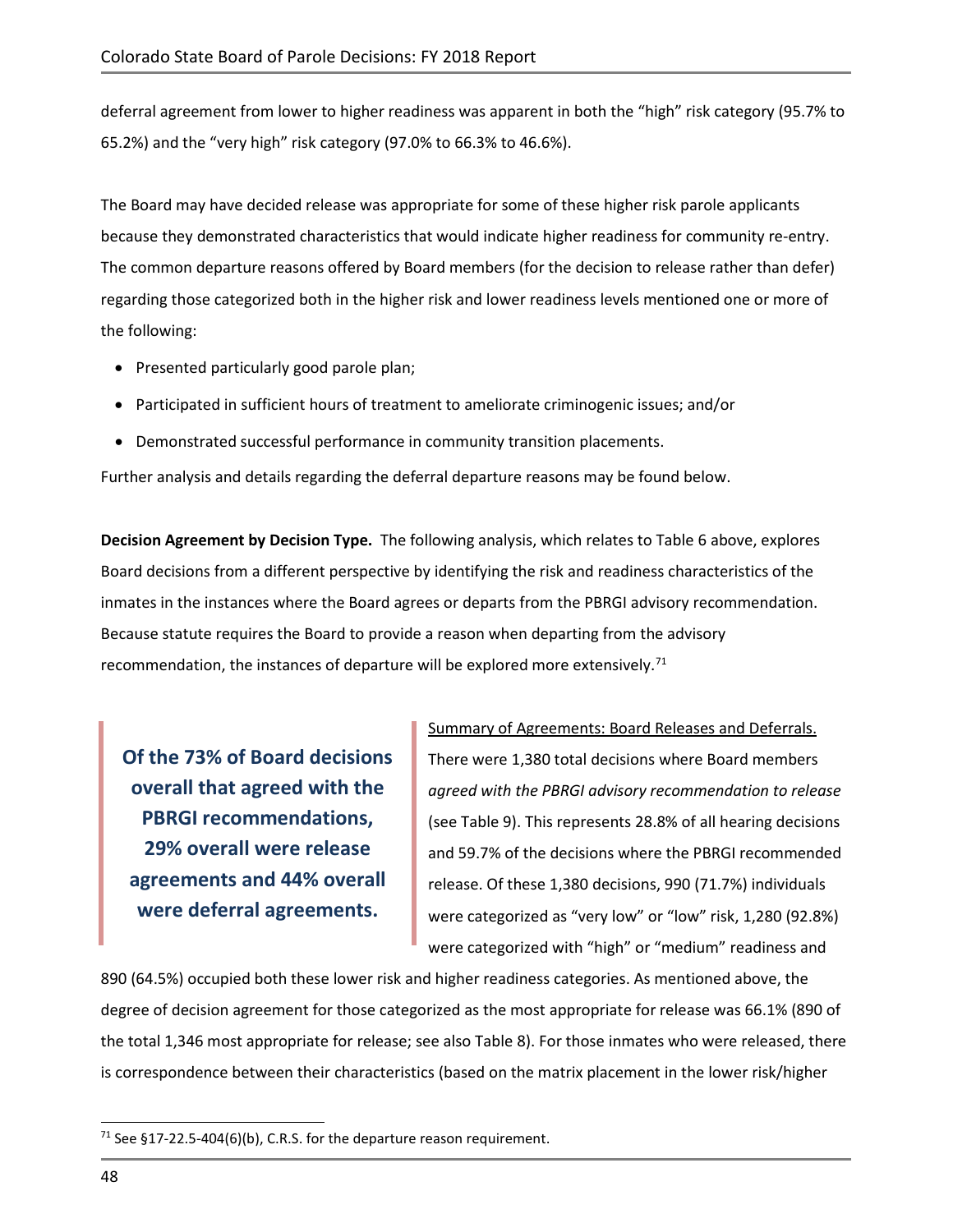deferral agreement from lower to higher readiness was apparent in both the "high" risk category (95.7% to 65.2%) and the "very high" risk category (97.0% to 66.3% to 46.6%).

The Board may have decided release was appropriate for some of these higher risk parole applicants because they demonstrated characteristics that would indicate higher readiness for community re-entry. The common departure reasons offered by Board members (for the decision to release rather than defer) regarding those categorized both in the higher risk and lower readiness levels mentioned one or more of the following:

- Presented particularly good parole plan;
- Participated in sufficient hours of treatment to ameliorate criminogenic issues; and/or
- Demonstrated successful performance in community transition placements.

Further analysis and details regarding the deferral departure reasons may be found below.

**Decision Agreement by Decision Type.** The following analysis, which relates to Table 6 above, explores Board decisions from a different perspective by identifying the risk and readiness characteristics of the inmates in the instances where the Board agrees or departs from the PBRGI advisory recommendation. Because statute requires the Board to provide a reason when departing from the advisory recommendation, the instances of departure will be explored more extensively.[71]

> **Of the 73% of Board decisions overall that agreed with the PBRGI recommendations, 29% overall were release agreements and 44% overall were deferral agreements.**

Summary of Agreements: Board Releases and Deferrals. There were 1,380 total decisions where Board members *agreed with the PBRGI advisory recommendation to release* (see Table 9). This represents 28.8% of all hearing decisions and 59.7% of the decisions where the PBRGI recommended release. Of these 1,380 decisions, 990 (71.7%) individuals were categorized as "very low" or "low" risk, 1,280 (92.8%) were categorized with "high" or "medium" readiness and 890 (64.5%) occupied both these lower risk and higher readiness categories. As mentioned above, the degree of decision agreement for those categorized as the most appropriate for release was 66.1% (890 of the total 1,346 most appropriate for release; see also Table 8). For those inmates who were released, there is correspondence between their characteristics (based on the matrix placement in the lower risk/higher

[71] See §17-22.5-404(6)(b), C.R.S. for the departure reason requirement.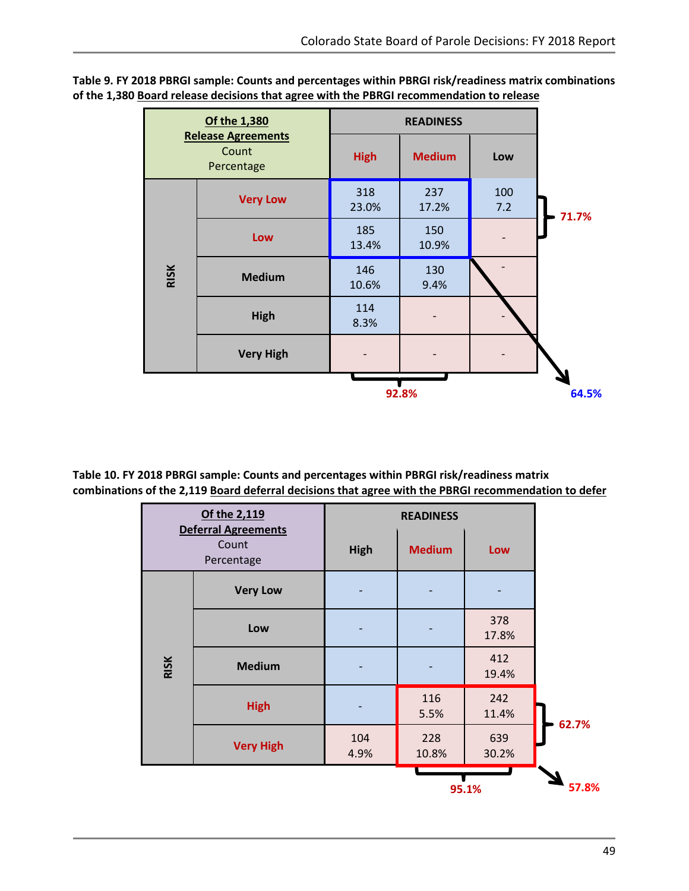**Table 9. FY 2018 PBRGI sample: Counts and percentages within PBRGI risk/readiness matrix combinations of the 1,380 Board release decisions that agree with the PBRGI recommendation to release**

| Of the 1,380 Release Agreements (Count / Percentage) | | READINESS: High | READINESS: Medium | READINESS: Low |
|---|---|---|---|---|
| RISK | Very Low | 318 / 23.0% | 237 / 17.2% | 100 / 7.2 |
| | Low | 185 / 13.4% | 150 / 10.9% | - |
| | Medium | 146 / 10.6% | 130 / 9.4% | - |
| | High | 114 / 8.3% | - | - |
| | Very High | - | - | - |

Very Low and Low risk: 71.7%
High and Medium readiness: 92.8%
Very Low/Low risk with High/Medium readiness: 64.5%

**Table 10. FY 2018 PBRGI sample: Counts and percentages within PBRGI risk/readiness matrix combinations of the 2,119 Board deferral decisions that agree with the PBRGI recommendation to defer**

| Of the 2,119 Deferral Agreements (Count / Percentage) | | READINESS: High | READINESS: Medium | READINESS: Low |
|---|---|---|---|---|
| RISK | Very Low | - | - | - |
| | Low | - | - | 378 / 17.8% |
| | Medium | - | - | 412 / 19.4% |
| | High | - | 116 / 5.5% | 242 / 11.4% |
| | Very High | 104 / 4.9% | 228 / 10.8% | 639 / 30.2% |

High and Very High risk: 62.7%
Medium and Low readiness: 95.1%
High/Very High risk with Medium/Low readiness: 57.8%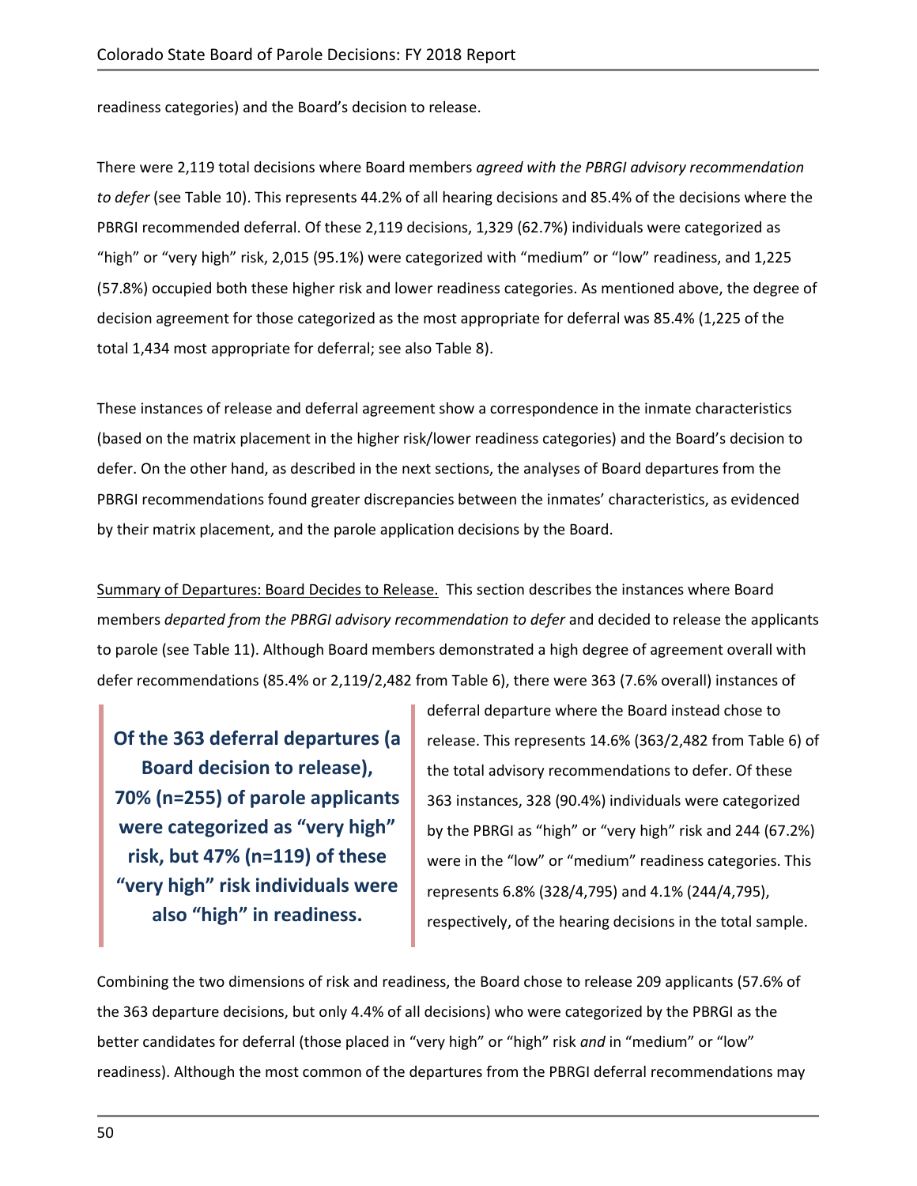readiness categories) and the Board's decision to release.

There were 2,119 total decisions where Board members *agreed with the PBRGI advisory recommendation to defer* (see Table 10). This represents 44.2% of all hearing decisions and 85.4% of the decisions where the PBRGI recommended deferral. Of these 2,119 decisions, 1,329 (62.7%) individuals were categorized as "high" or "very high" risk, 2,015 (95.1%) were categorized with "medium" or "low" readiness, and 1,225 (57.8%) occupied both these higher risk and lower readiness categories. As mentioned above, the degree of decision agreement for those categorized as the most appropriate for deferral was 85.4% (1,225 of the total 1,434 most appropriate for deferral; see also Table 8).

These instances of release and deferral agreement show a correspondence in the inmate characteristics (based on the matrix placement in the higher risk/lower readiness categories) and the Board's decision to defer. On the other hand, as described in the next sections, the analyses of Board departures from the PBRGI recommendations found greater discrepancies between the inmates' characteristics, as evidenced by their matrix placement, and the parole application decisions by the Board.

Summary of Departures: Board Decides to Release. This section describes the instances where Board members *departed from the PBRGI advisory recommendation to defer* and decided to release the applicants to parole (see Table 11). Although Board members demonstrated a high degree of agreement overall with defer recommendations (85.4% or 2,119/2,482 from Table 6), there were 363 (7.6% overall) instances of deferral departure where the Board instead chose to release. This represents 14.6% (363/2,482 from Table 6) of the total advisory recommendations to defer. Of these 363 instances, 328 (90.4%) individuals were categorized by the PBRGI as "high" or "very high" risk and 244 (67.2%) were in the "low" or "medium" readiness categories. This represents 6.8% (328/4,795) and 4.1% (244/4,795), respectively, of the hearing decisions in the total sample.

> **Of the 363 deferral departures (a Board decision to release), 70% (n=255) of parole applicants were categorized as "very high" risk, but 47% (n=119) of these "very high" risk individuals were also "high" in readiness.**

Combining the two dimensions of risk and readiness, the Board chose to release 209 applicants (57.6% of the 363 departure decisions, but only 4.4% of all decisions) who were categorized by the PBRGI as the better candidates for deferral (those placed in "very high" or "high" risk *and* in "medium" or "low" readiness). Although the most common of the departures from the PBRGI deferral recommendations may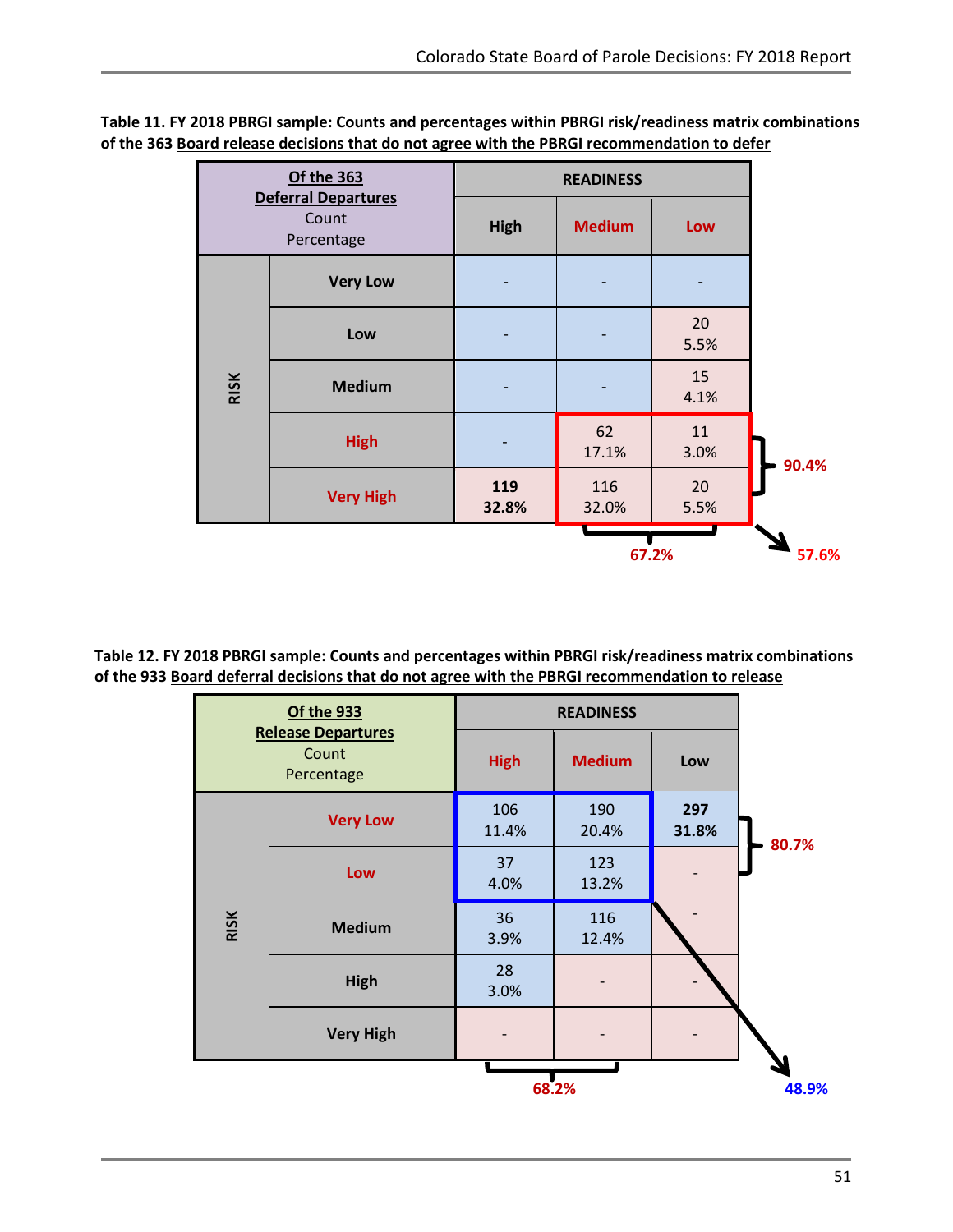**Table 11. FY 2018 PBRGI sample: Counts and percentages within PBRGI risk/readiness matrix combinations of the 363 Board release decisions that do not agree with the PBRGI recommendation to defer**

| Of the 363 Deferral Departures Count Percentage | | READINESS | | |
|---|---|---|---|---|
| | | High | Medium | Low |
| RISK | Very Low | - | - | - |
| | Low | - | - | 20<br>5.5% |
| | Medium | - | - | 15<br>4.1% |
| | High | - | 62<br>17.1% | 11<br>3.0% |
| | Very High | **119**<br>**32.8%** | 116<br>32.0% | 20<br>5.5% |

90.4% (High and Very High risk rows, Medium and Low readiness); 67.2% (Medium and Low readiness columns); 57.6%

**Table 12. FY 2018 PBRGI sample: Counts and percentages within PBRGI risk/readiness matrix combinations of the 933 Board deferral decisions that do not agree with the PBRGI recommendation to release**

| Of the 933 Release Departures Count Percentage | | READINESS | | |
|---|---|---|---|---|
| | | High | Medium | Low |
| RISK | Very Low | 106<br>11.4% | 190<br>20.4% | **297**<br>**31.8%** |
| | Low | 37<br>4.0% | 123<br>13.2% | - |
| | Medium | 36<br>3.9% | 116<br>12.4% | - |
| | High | 28<br>3.0% | - | - |
| | Very High | - | - | - |

80.7% (Very Low and Low risk rows); 68.2% (High and Medium readiness columns); 48.9%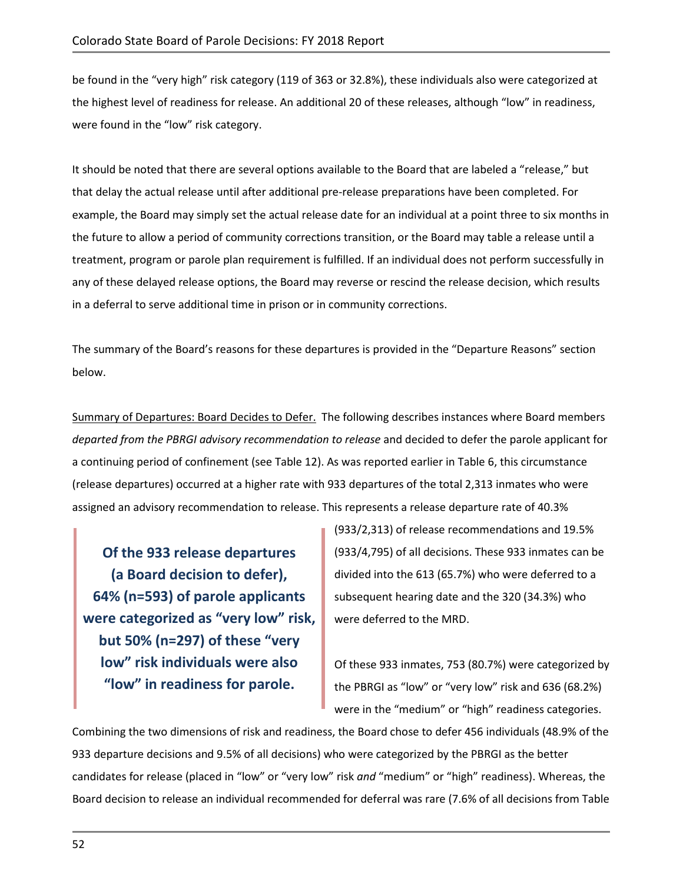be found in the "very high" risk category (119 of 363 or 32.8%), these individuals also were categorized at the highest level of readiness for release. An additional 20 of these releases, although "low" in readiness, were found in the "low" risk category.

It should be noted that there are several options available to the Board that are labeled a "release," but that delay the actual release until after additional pre-release preparations have been completed. For example, the Board may simply set the actual release date for an individual at a point three to six months in the future to allow a period of community corrections transition, or the Board may table a release until a treatment, program or parole plan requirement is fulfilled. If an individual does not perform successfully in any of these delayed release options, the Board may reverse or rescind the release decision, which results in a deferral to serve additional time in prison or in community corrections.

The summary of the Board's reasons for these departures is provided in the "Departure Reasons" section below.

Summary of Departures: Board Decides to Defer. The following describes instances where Board members *departed from the PBRGI advisory recommendation to release* and decided to defer the parole applicant for a continuing period of confinement (see Table 12). As was reported earlier in Table 6, this circumstance (release departures) occurred at a higher rate with 933 departures of the total 2,313 inmates who were assigned an advisory recommendation to release. This represents a release departure rate of 40.3% (933/2,313) of release recommendations and 19.5% (933/4,795) of all decisions. These 933 inmates can be divided into the 613 (65.7%) who were deferred to a subsequent hearing date and the 320 (34.3%) who were deferred to the MRD.

> **Of the 933 release departures (a Board decision to defer), 64% (n=593) of parole applicants were categorized as "very low" risk, but 50% (n=297) of these "very low" risk individuals were also "low" in readiness for parole.**

Of these 933 inmates, 753 (80.7%) were categorized by the PBRGI as "low" or "very low" risk and 636 (68.2%) were in the "medium" or "high" readiness categories. Combining the two dimensions of risk and readiness, the Board chose to defer 456 individuals (48.9% of the 933 departure decisions and 9.5% of all decisions) who were categorized by the PBRGI as the better candidates for release (placed in "low" or "very low" risk *and* "medium" or "high" readiness). Whereas, the Board decision to release an individual recommended for deferral was rare (7.6% of all decisions from Table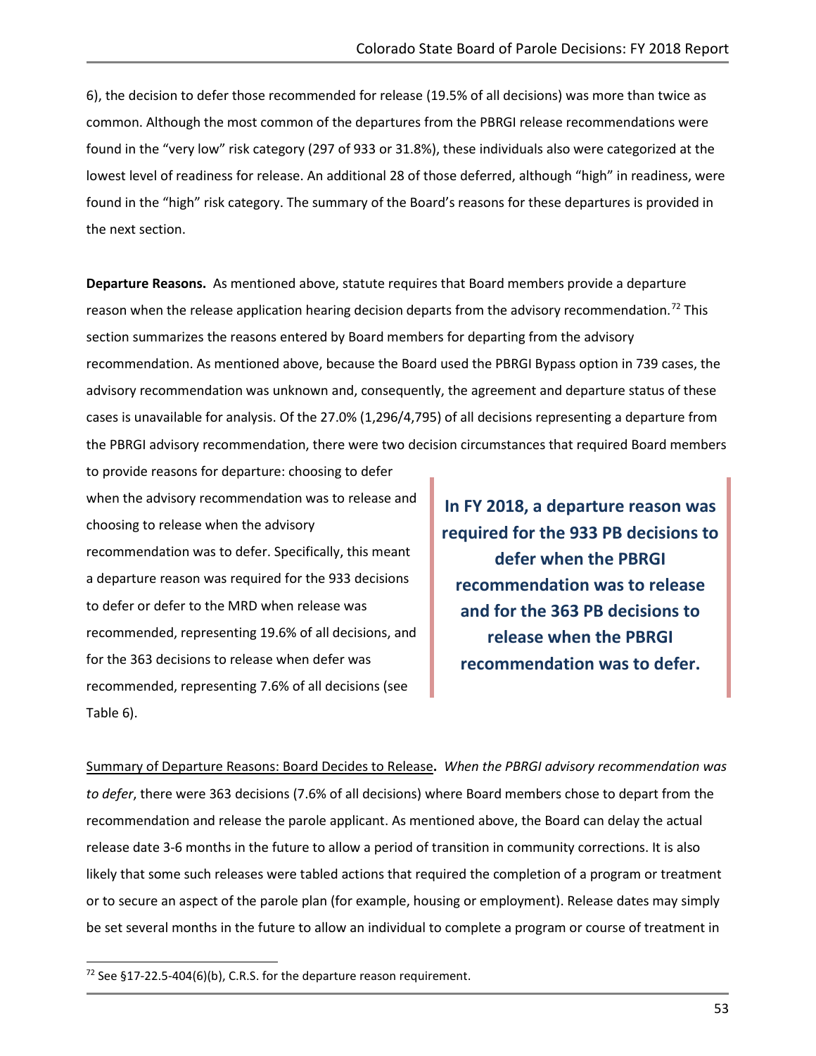6), the decision to defer those recommended for release (19.5% of all decisions) was more than twice as common. Although the most common of the departures from the PBRGI release recommendations were found in the "very low" risk category (297 of 933 or 31.8%), these individuals also were categorized at the lowest level of readiness for release. An additional 28 of those deferred, although "high" in readiness, were found in the "high" risk category. The summary of the Board's reasons for these departures is provided in the next section.

**Departure Reasons.** As mentioned above, statute requires that Board members provide a departure reason when the release application hearing decision departs from the advisory recommendation.[72] This section summarizes the reasons entered by Board members for departing from the advisory recommendation. As mentioned above, because the Board used the PBRGI Bypass option in 739 cases, the advisory recommendation was unknown and, consequently, the agreement and departure status of these cases is unavailable for analysis. Of the 27.0% (1,296/4,795) of all decisions representing a departure from the PBRGI advisory recommendation, there were two decision circumstances that required Board members to provide reasons for departure: choosing to defer when the advisory recommendation was to release and choosing to release when the advisory recommendation was to defer. Specifically, this meant a departure reason was required for the 933 decisions to defer or defer to the MRD when release was recommended, representing 19.6% of all decisions, and for the 363 decisions to release when defer was recommended, representing 7.6% of all decisions (see Table 6).

> **In FY 2018, a departure reason was required for the 933 PB decisions to defer when the PBRGI recommendation was to release and for the 363 PB decisions to release when the PBRGI recommendation was to defer.**

Summary of Departure Reasons: Board Decides to Release**.** *When the PBRGI advisory recommendation was to defer*, there were 363 decisions (7.6% of all decisions) where Board members chose to depart from the recommendation and release the parole applicant. As mentioned above, the Board can delay the actual release date 3-6 months in the future to allow a period of transition in community corrections. It is also likely that some such releases were tabled actions that required the completion of a program or treatment or to secure an aspect of the parole plan (for example, housing or employment). Release dates may simply be set several months in the future to allow an individual to complete a program or course of treatment in

[72] See §17-22.5-404(6)(b), C.R.S. for the departure reason requirement.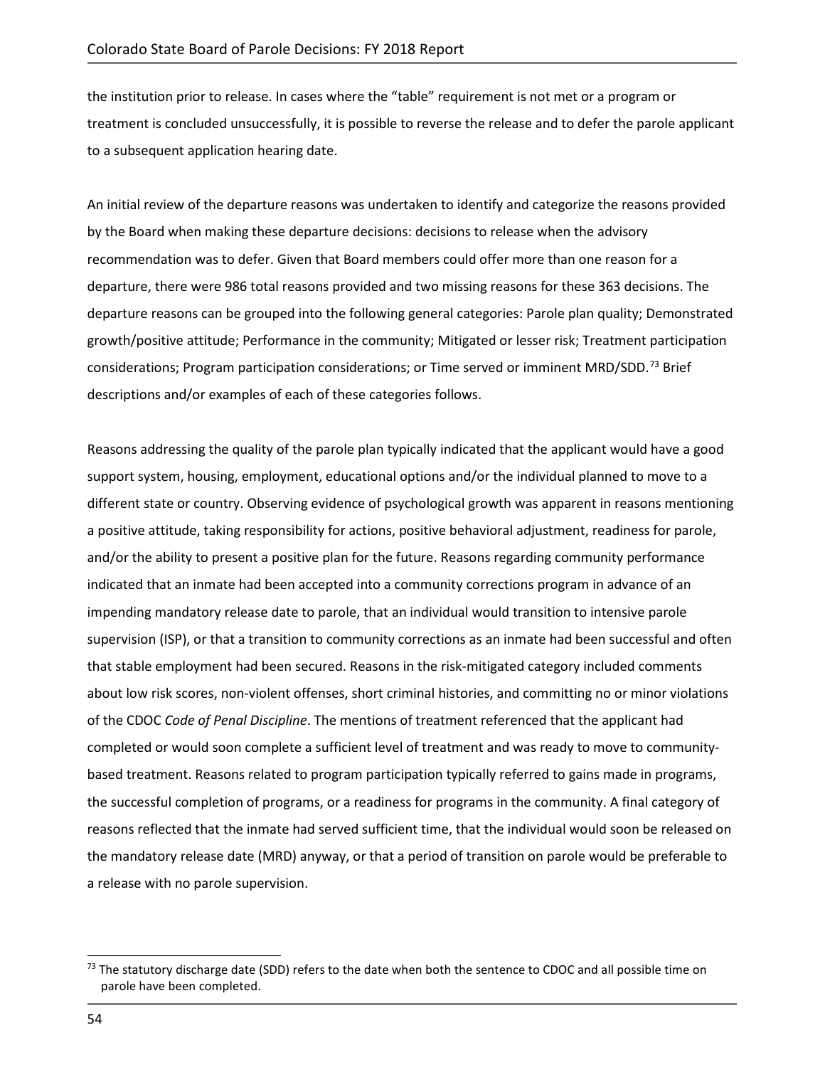the institution prior to release. In cases where the "table" requirement is not met or a program or treatment is concluded unsuccessfully, it is possible to reverse the release and to defer the parole applicant to a subsequent application hearing date.

An initial review of the departure reasons was undertaken to identify and categorize the reasons provided by the Board when making these departure decisions: decisions to release when the advisory recommendation was to defer. Given that Board members could offer more than one reason for a departure, there were 986 total reasons provided and two missing reasons for these 363 decisions. The departure reasons can be grouped into the following general categories: Parole plan quality; Demonstrated growth/positive attitude; Performance in the community; Mitigated or lesser risk; Treatment participation considerations; Program participation considerations; or Time served or imminent MRD/SDD.[73] Brief descriptions and/or examples of each of these categories follows.

Reasons addressing the quality of the parole plan typically indicated that the applicant would have a good support system, housing, employment, educational options and/or the individual planned to move to a different state or country. Observing evidence of psychological growth was apparent in reasons mentioning a positive attitude, taking responsibility for actions, positive behavioral adjustment, readiness for parole, and/or the ability to present a positive plan for the future. Reasons regarding community performance indicated that an inmate had been accepted into a community corrections program in advance of an impending mandatory release date to parole, that an individual would transition to intensive parole supervision (ISP), or that a transition to community corrections as an inmate had been successful and often that stable employment had been secured. Reasons in the risk-mitigated category included comments about low risk scores, non-violent offenses, short criminal histories, and committing no or minor violations of the CDOC *Code of Penal Discipline*. The mentions of treatment referenced that the applicant had completed or would soon complete a sufficient level of treatment and was ready to move to community-based treatment. Reasons related to program participation typically referred to gains made in programs, the successful completion of programs, or a readiness for programs in the community. A final category of reasons reflected that the inmate had served sufficient time, that the individual would soon be released on the mandatory release date (MRD) anyway, or that a period of transition on parole would be preferable to a release with no parole supervision.

[73] The statutory discharge date (SDD) refers to the date when both the sentence to CDOC and all possible time on parole have been completed.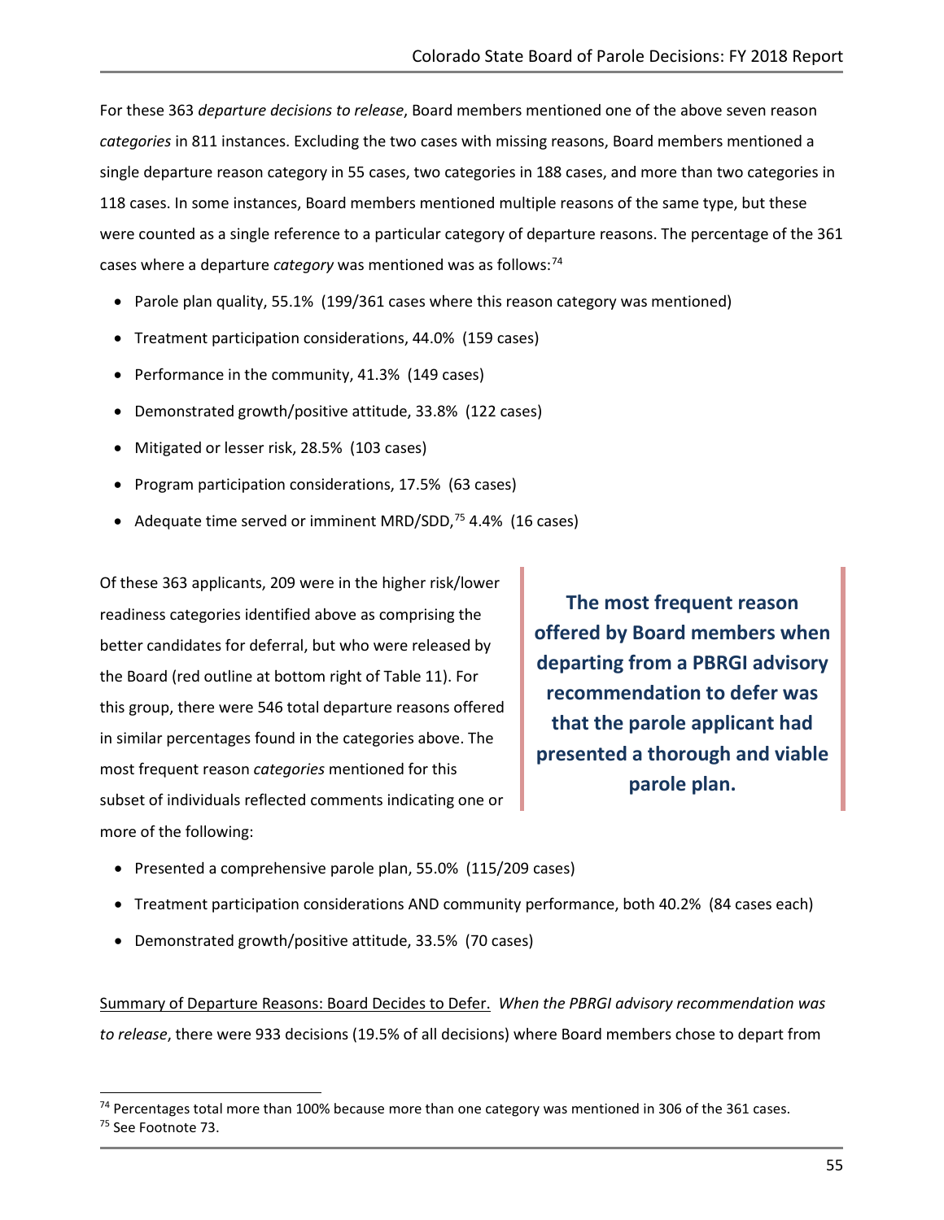For these 363 *departure decisions to release*, Board members mentioned one of the above seven reason *categories* in 811 instances. Excluding the two cases with missing reasons, Board members mentioned a single departure reason category in 55 cases, two categories in 188 cases, and more than two categories in 118 cases. In some instances, Board members mentioned multiple reasons of the same type, but these were counted as a single reference to a particular category of departure reasons. The percentage of the 361 cases where a departure *category* was mentioned was as follows:[74]

- Parole plan quality, 55.1% (199/361 cases where this reason category was mentioned)
- Treatment participation considerations, 44.0% (159 cases)
- Performance in the community, 41.3% (149 cases)
- Demonstrated growth/positive attitude, 33.8% (122 cases)
- Mitigated or lesser risk, 28.5% (103 cases)
- Program participation considerations, 17.5% (63 cases)
- Adequate time served or imminent MRD/SDD,[75] 4.4% (16 cases)

Of these 363 applicants, 209 were in the higher risk/lower readiness categories identified above as comprising the better candidates for deferral, but who were released by the Board (red outline at bottom right of Table 11). For this group, there were 546 total departure reasons offered in similar percentages found in the categories above. The most frequent reason *categories* mentioned for this subset of individuals reflected comments indicating one or more of the following:

> **The most frequent reason offered by Board members when departing from a PBRGI advisory recommendation to defer was that the parole applicant had presented a thorough and viable parole plan.**

- Presented a comprehensive parole plan, 55.0% (115/209 cases)
- Treatment participation considerations AND community performance, both 40.2% (84 cases each)
- Demonstrated growth/positive attitude, 33.5% (70 cases)

Summary of Departure Reasons: Board Decides to Defer. *When the PBRGI advisory recommendation was to release*, there were 933 decisions (19.5% of all decisions) where Board members chose to depart from

[74] Percentages total more than 100% because more than one category was mentioned in 306 of the 361 cases.

[75] See Footnote 73.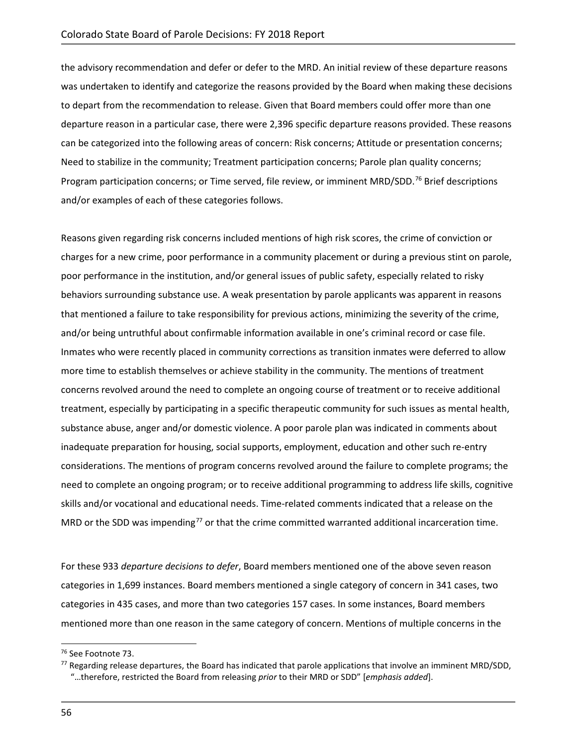the advisory recommendation and defer or defer to the MRD. An initial review of these departure reasons was undertaken to identify and categorize the reasons provided by the Board when making these decisions to depart from the recommendation to release. Given that Board members could offer more than one departure reason in a particular case, there were 2,396 specific departure reasons provided. These reasons can be categorized into the following areas of concern: Risk concerns; Attitude or presentation concerns; Need to stabilize in the community; Treatment participation concerns; Parole plan quality concerns; Program participation concerns; or Time served, file review, or imminent MRD/SDD.[76] Brief descriptions and/or examples of each of these categories follows.

Reasons given regarding risk concerns included mentions of high risk scores, the crime of conviction or charges for a new crime, poor performance in a community placement or during a previous stint on parole, poor performance in the institution, and/or general issues of public safety, especially related to risky behaviors surrounding substance use. A weak presentation by parole applicants was apparent in reasons that mentioned a failure to take responsibility for previous actions, minimizing the severity of the crime, and/or being untruthful about confirmable information available in one's criminal record or case file. Inmates who were recently placed in community corrections as transition inmates were deferred to allow more time to establish themselves or achieve stability in the community. The mentions of treatment concerns revolved around the need to complete an ongoing course of treatment or to receive additional treatment, especially by participating in a specific therapeutic community for such issues as mental health, substance abuse, anger and/or domestic violence. A poor parole plan was indicated in comments about inadequate preparation for housing, social supports, employment, education and other such re-entry considerations. The mentions of program concerns revolved around the failure to complete programs; the need to complete an ongoing program; or to receive additional programming to address life skills, cognitive skills and/or vocational and educational needs. Time-related comments indicated that a release on the MRD or the SDD was impending[77] or that the crime committed warranted additional incarceration time.

For these 933 *departure decisions to defer*, Board members mentioned one of the above seven reason categories in 1,699 instances. Board members mentioned a single category of concern in 341 cases, two categories in 435 cases, and more than two categories 157 cases. In some instances, Board members mentioned more than one reason in the same category of concern. Mentions of multiple concerns in the

---

[76] See Footnote 73.

[77] Regarding release departures, the Board has indicated that parole applications that involve an imminent MRD/SDD, "…therefore, restricted the Board from releasing *prior* to their MRD or SDD" [*emphasis added*].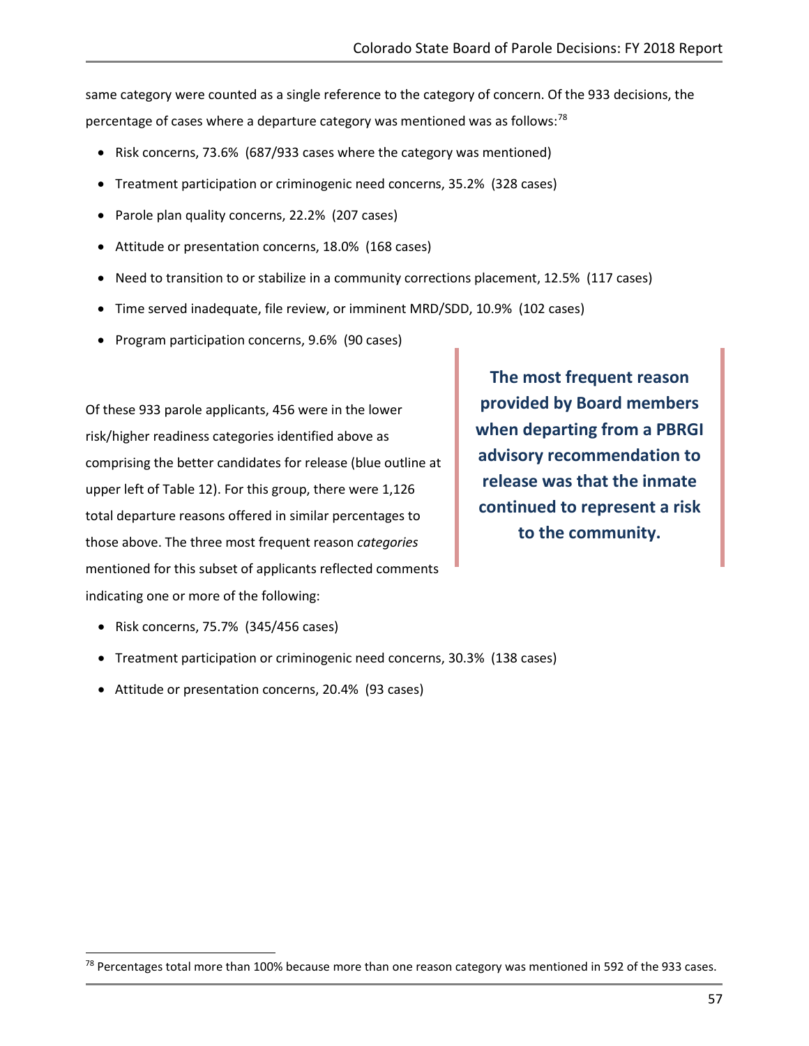same category were counted as a single reference to the category of concern. Of the 933 decisions, the percentage of cases where a departure category was mentioned was as follows:[78]

- Risk concerns, 73.6% (687/933 cases where the category was mentioned)
- Treatment participation or criminogenic need concerns, 35.2% (328 cases)
- Parole plan quality concerns, 22.2% (207 cases)
- Attitude or presentation concerns, 18.0% (168 cases)
- Need to transition to or stabilize in a community corrections placement, 12.5% (117 cases)
- Time served inadequate, file review, or imminent MRD/SDD, 10.9% (102 cases)
- Program participation concerns, 9.6% (90 cases)

**The most frequent reason provided by Board members when departing from a PBRGI advisory recommendation to release was that the inmate continued to represent a risk to the community.**

Of these 933 parole applicants, 456 were in the lower risk/higher readiness categories identified above as comprising the better candidates for release (blue outline at upper left of Table 12). For this group, there were 1,126 total departure reasons offered in similar percentages to those above. The three most frequent reason *categories* mentioned for this subset of applicants reflected comments indicating one or more of the following:

- Risk concerns, 75.7% (345/456 cases)
- Treatment participation or criminogenic need concerns, 30.3% (138 cases)
- Attitude or presentation concerns, 20.4% (93 cases)

[78] Percentages total more than 100% because more than one reason category was mentioned in 592 of the 933 cases.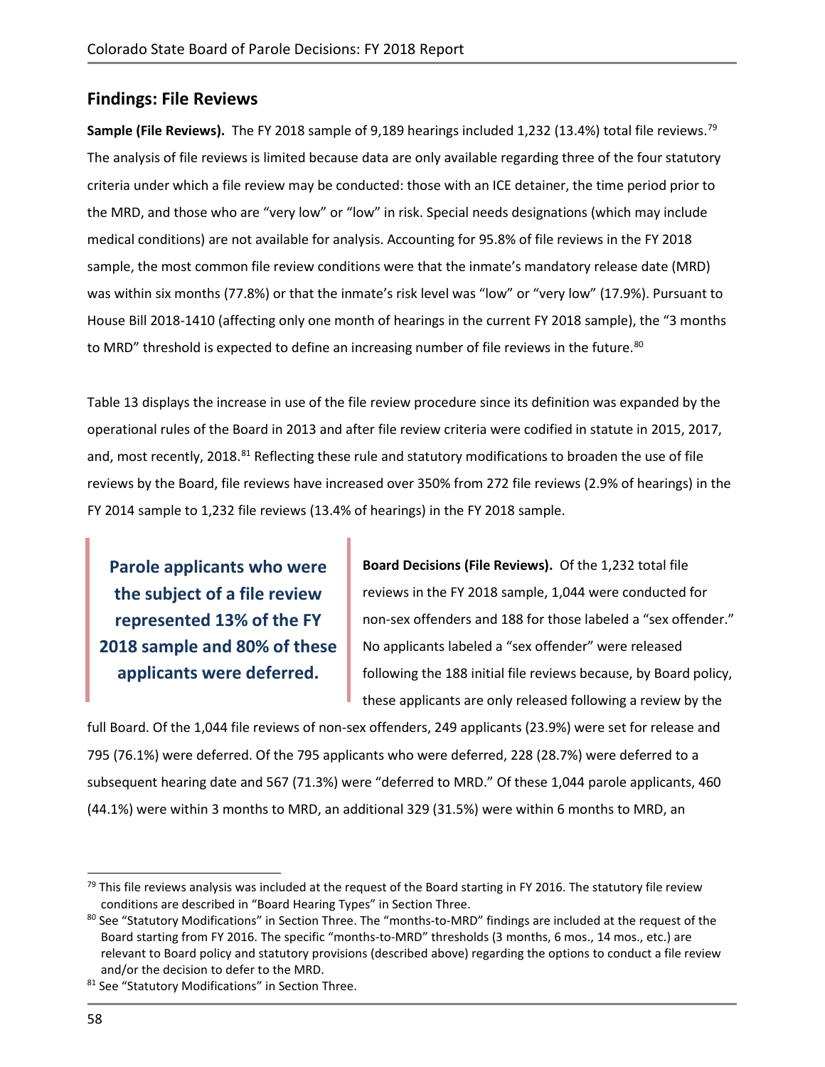## Findings: File Reviews

**Sample (File Reviews).** The FY 2018 sample of 9,189 hearings included 1,232 (13.4%) total file reviews.[79] The analysis of file reviews is limited because data are only available regarding three of the four statutory criteria under which a file review may be conducted: those with an ICE detainer, the time period prior to the MRD, and those who are "very low" or "low" in risk. Special needs designations (which may include medical conditions) are not available for analysis. Accounting for 95.8% of file reviews in the FY 2018 sample, the most common file review conditions were that the inmate's mandatory release date (MRD) was within six months (77.8%) or that the inmate's risk level was "low" or "very low" (17.9%). Pursuant to House Bill 2018-1410 (affecting only one month of hearings in the current FY 2018 sample), the "3 months to MRD" threshold is expected to define an increasing number of file reviews in the future.[80]

Table 13 displays the increase in use of the file review procedure since its definition was expanded by the operational rules of the Board in 2013 and after file review criteria were codified in statute in 2015, 2017, and, most recently, 2018.[81] Reflecting these rule and statutory modifications to broaden the use of file reviews by the Board, file reviews have increased over 350% from 272 file reviews (2.9% of hearings) in the FY 2014 sample to 1,232 file reviews (13.4% of hearings) in the FY 2018 sample.

**Parole applicants who were the subject of a file review represented 13% of the FY 2018 sample and 80% of these applicants were deferred.**

**Board Decisions (File Reviews).** Of the 1,232 total file reviews in the FY 2018 sample, 1,044 were conducted for non-sex offenders and 188 for those labeled a "sex offender." No applicants labeled a "sex offender" were released following the 188 initial file reviews because, by Board policy, these applicants are only released following a review by the full Board. Of the 1,044 file reviews of non-sex offenders, 249 applicants (23.9%) were set for release and 795 (76.1%) were deferred. Of the 795 applicants who were deferred, 228 (28.7%) were deferred to a subsequent hearing date and 567 (71.3%) were "deferred to MRD." Of these 1,044 parole applicants, 460 (44.1%) were within 3 months to MRD, an additional 329 (31.5%) were within 6 months to MRD, an

---

[79] This file reviews analysis was included at the request of the Board starting in FY 2016. The statutory file review conditions are described in "Board Hearing Types" in Section Three.

[80] See "Statutory Modifications" in Section Three. The "months-to-MRD" findings are included at the request of the Board starting from FY 2016. The specific "months-to-MRD" thresholds (3 months, 6 mos., 14 mos., etc.) are relevant to Board policy and statutory provisions (described above) regarding the options to conduct a file review and/or the decision to defer to the MRD.

[81] See "Statutory Modifications" in Section Three.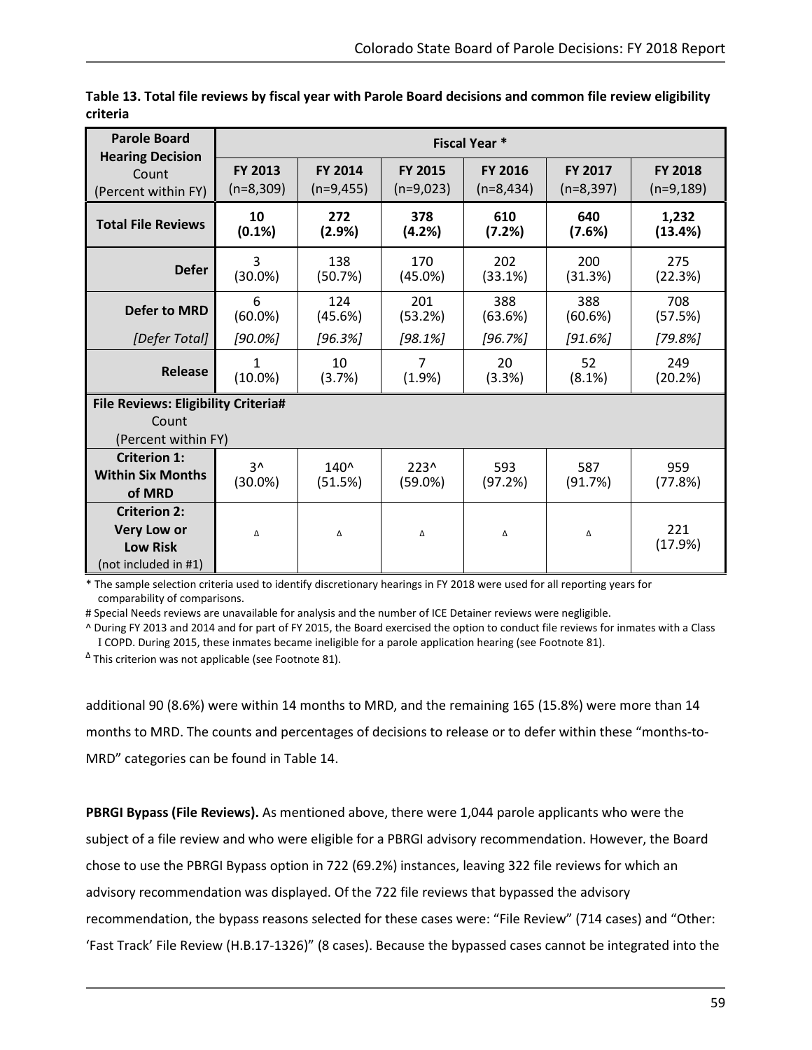**Table 13. Total file reviews by fiscal year with Parole Board decisions and common file review eligibility criteria**

| Parole Board Hearing Decision Count (Percent within FY) | Fiscal Year * | | | | | |
|---|---|---|---|---|---|---|
| | FY 2013 (n=8,309) | FY 2014 (n=9,455) | FY 2015 (n=9,023) | FY 2016 (n=8,434) | FY 2017 (n=8,397) | FY 2018 (n=9,189) |
| **Total File Reviews** | **10 (0.1%)** | **272 (2.9%)** | **378 (4.2%)** | **610 (7.2%)** | **640 (7.6%)** | **1,232 (13.4%)** |
| **Defer** | 3 (30.0%) | 138 (50.7%) | 170 (45.0%) | 202 (33.1%) | 200 (31.3%) | 275 (22.3%) |
| **Defer to MRD** | 6 (60.0%) | 124 (45.6%) | 201 (53.2%) | 388 (63.6%) | 388 (60.6%) | 708 (57.5%) |
| *[Defer Total]* | *[90.0%]* | *[96.3%]* | *[98.1%]* | *[96.7%]* | *[91.6%]* | *[79.8%]* |
| **Release** | 1 (10.0%) | 10 (3.7%) | 7 (1.9%) | 20 (3.3%) | 52 (8.1%) | 249 (20.2%) |
| **File Reviews: Eligibility Criteria#** Count (Percent within FY) | | | | | | |
| **Criterion 1: Within Six Months of MRD** | 3^ (30.0%) | 140^ (51.5%) | 223^ (59.0%) | 593 (97.2%) | 587 (91.7%) | 959 (77.8%) |
| **Criterion 2: Very Low or Low Risk** (not included in #1) | Δ | Δ | Δ | Δ | Δ | 221 (17.9%) |

\* The sample selection criteria used to identify discretionary hearings in FY 2018 were used for all reporting years for comparability of comparisons.

# Special Needs reviews are unavailable for analysis and the number of ICE Detainer reviews were negligible.

^ During FY 2013 and 2014 and for part of FY 2015, the Board exercised the option to conduct file reviews for inmates with a Class I COPD. During 2015, these inmates became ineligible for a parole application hearing (see Footnote 81).

Δ This criterion was not applicable (see Footnote 81).

additional 90 (8.6%) were within 14 months to MRD, and the remaining 165 (15.8%) were more than 14 months to MRD. The counts and percentages of decisions to release or to defer within these "months-to-MRD" categories can be found in Table 14.

**PBRGI Bypass (File Reviews).** As mentioned above, there were 1,044 parole applicants who were the subject of a file review and who were eligible for a PBRGI advisory recommendation. However, the Board chose to use the PBRGI Bypass option in 722 (69.2%) instances, leaving 322 file reviews for which an advisory recommendation was displayed. Of the 722 file reviews that bypassed the advisory recommendation, the bypass reasons selected for these cases were: "File Review" (714 cases) and "Other: 'Fast Track' File Review (H.B.17-1326)" (8 cases). Because the bypassed cases cannot be integrated into the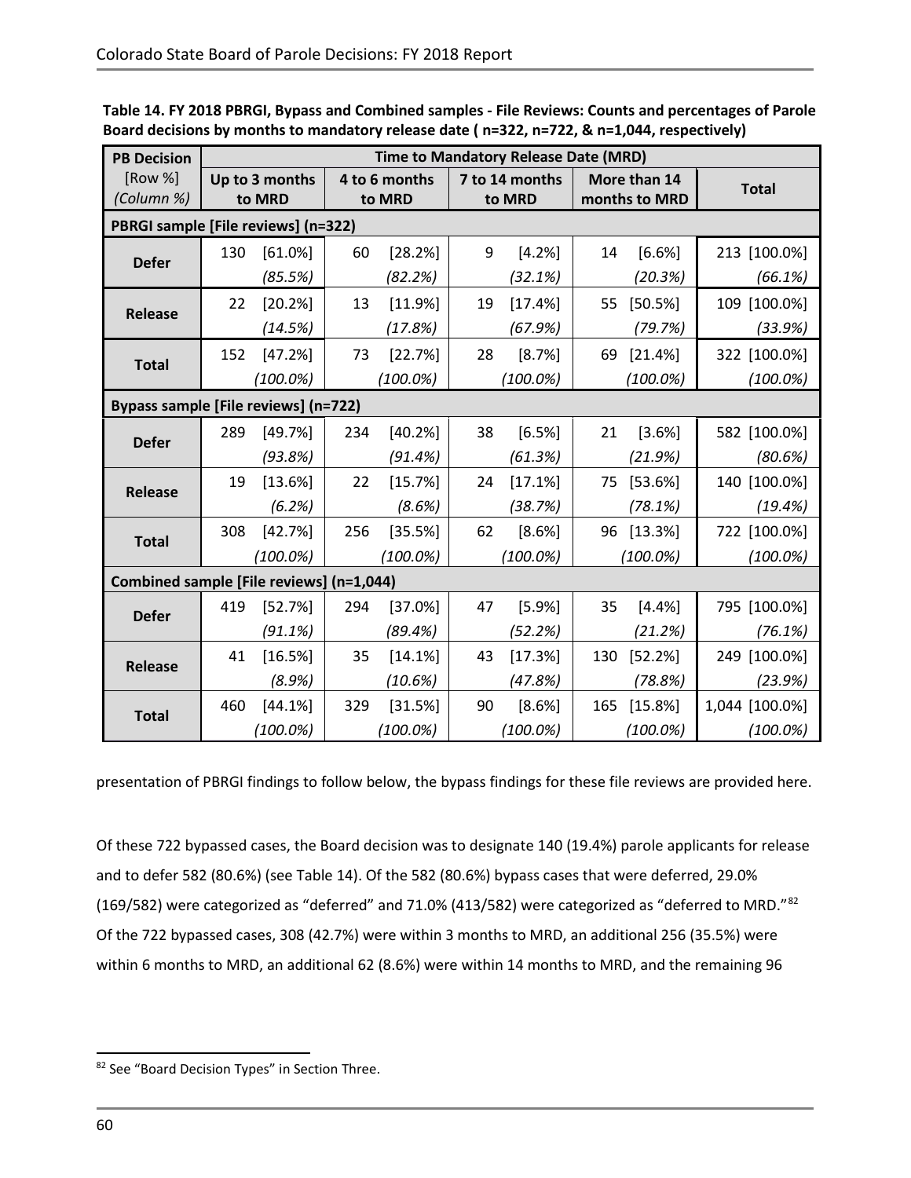**Table 14. FY 2018 PBRGI, Bypass and Combined samples - File Reviews: Counts and percentages of Parole Board decisions by months to mandatory release date ( n=322, n=722, & n=1,044, respectively)**

| PB Decision [Row %] *(Column %)* | Time to Mandatory Release Date (MRD) | | | | |
|---|---|---|---|---|---|
| | Up to 3 months to MRD | 4 to 6 months to MRD | 7 to 14 months to MRD | More than 14 months to MRD | Total |
| **PBRGI sample [File reviews] (n=322)** | | | | | |
| **Defer** | 130 [61.0%] *(85.5%)* | 60 [28.2%] *(82.2%)* | 9 [4.2%] *(32.1%)* | 14 [6.6%] *(20.3%)* | 213 [100.0%] *(66.1%)* |
| **Release** | 22 [20.2%] *(14.5%)* | 13 [11.9%] *(17.8%)* | 19 [17.4%] *(67.9%)* | 55 [50.5%] *(79.7%)* | 109 [100.0%] *(33.9%)* |
| **Total** | 152 [47.2%] *(100.0%)* | 73 [22.7%] *(100.0%)* | 28 [8.7%] *(100.0%)* | 69 [21.4%] *(100.0%)* | 322 [100.0%] *(100.0%)* |
| **Bypass sample [File reviews] (n=722)** | | | | | |
| **Defer** | 289 [49.7%] *(93.8%)* | 234 [40.2%] *(91.4%)* | 38 [6.5%] *(61.3%)* | 21 [3.6%] *(21.9%)* | 582 [100.0%] *(80.6%)* |
| **Release** | 19 [13.6%] *(6.2%)* | 22 [15.7%] *(8.6%)* | 24 [17.1%] *(38.7%)* | 75 [53.6%] *(78.1%)* | 140 [100.0%] *(19.4%)* |
| **Total** | 308 [42.7%] *(100.0%)* | 256 [35.5%] *(100.0%)* | 62 [8.6%] *(100.0%)* | 96 [13.3%] *(100.0%)* | 722 [100.0%] *(100.0%)* |
| **Combined sample [File reviews] (n=1,044)** | | | | | |
| **Defer** | 419 [52.7%] *(91.1%)* | 294 [37.0%] *(89.4%)* | 47 [5.9%] *(52.2%)* | 35 [4.4%] *(21.2%)* | 795 [100.0%] *(76.1%)* |
| **Release** | 41 [16.5%] *(8.9%)* | 35 [14.1%] *(10.6%)* | 43 [17.3%] *(47.8%)* | 130 [52.2%] *(78.8%)* | 249 [100.0%] *(23.9%)* |
| **Total** | 460 [44.1%] *(100.0%)* | 329 [31.5%] *(100.0%)* | 90 [8.6%] *(100.0%)* | 165 [15.8%] *(100.0%)* | 1,044 [100.0%] *(100.0%)* |

presentation of PBRGI findings to follow below, the bypass findings for these file reviews are provided here.

Of these 722 bypassed cases, the Board decision was to designate 140 (19.4%) parole applicants for release and to defer 582 (80.6%) (see Table 14). Of the 582 (80.6%) bypass cases that were deferred, 29.0% (169/582) were categorized as "deferred" and 71.0% (413/582) were categorized as "deferred to MRD."[82] Of the 722 bypassed cases, 308 (42.7%) were within 3 months to MRD, an additional 256 (35.5%) were within 6 months to MRD, an additional 62 (8.6%) were within 14 months to MRD, and the remaining 96

[82] See "Board Decision Types" in Section Three.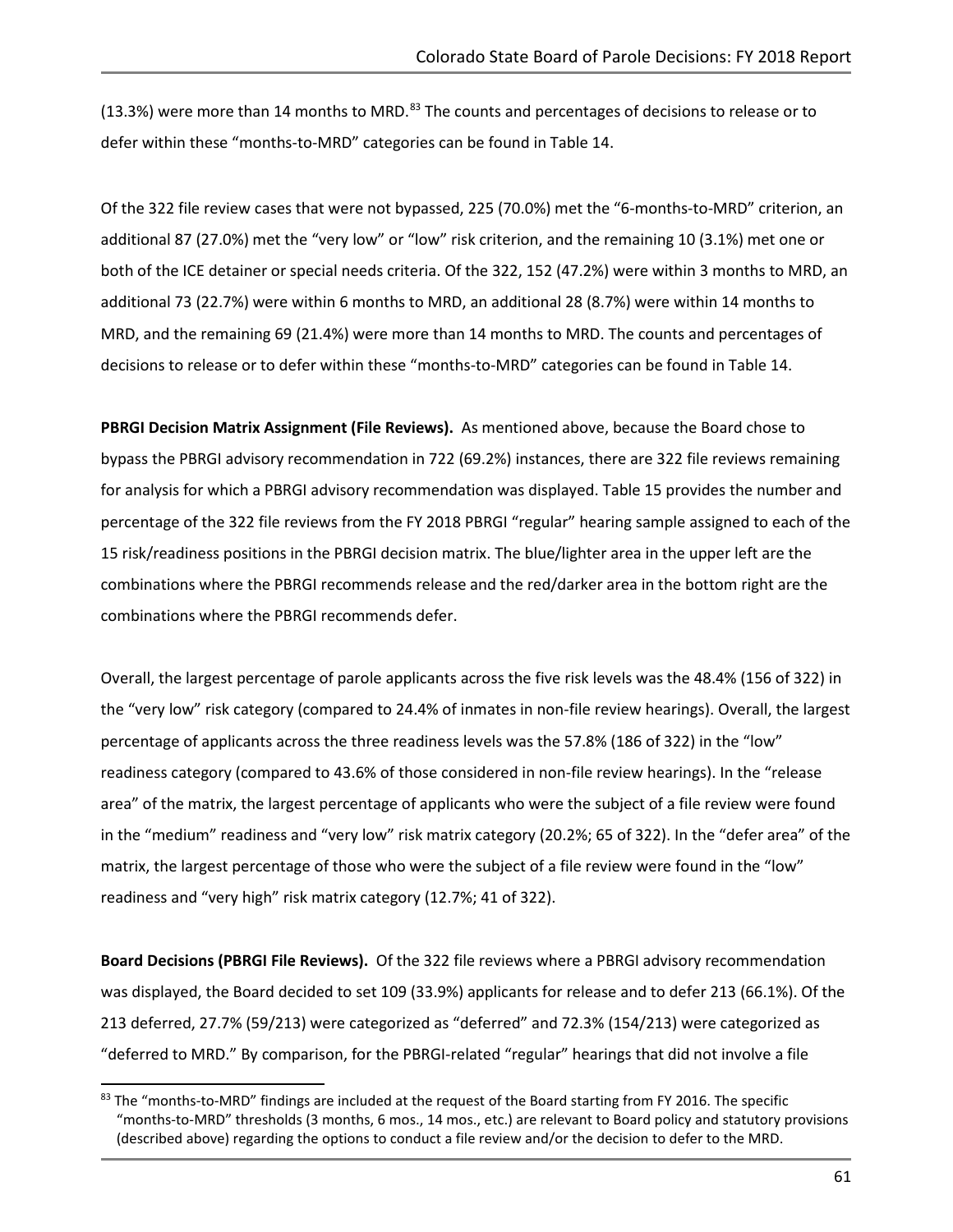(13.3%) were more than 14 months to MRD.[83] The counts and percentages of decisions to release or to defer within these "months-to-MRD" categories can be found in Table 14.

Of the 322 file review cases that were not bypassed, 225 (70.0%) met the "6-months-to-MRD" criterion, an additional 87 (27.0%) met the "very low" or "low" risk criterion, and the remaining 10 (3.1%) met one or both of the ICE detainer or special needs criteria. Of the 322, 152 (47.2%) were within 3 months to MRD, an additional 73 (22.7%) were within 6 months to MRD, an additional 28 (8.7%) were within 14 months to MRD, and the remaining 69 (21.4%) were more than 14 months to MRD. The counts and percentages of decisions to release or to defer within these "months-to-MRD" categories can be found in Table 14.

**PBRGI Decision Matrix Assignment (File Reviews).** As mentioned above, because the Board chose to bypass the PBRGI advisory recommendation in 722 (69.2%) instances, there are 322 file reviews remaining for analysis for which a PBRGI advisory recommendation was displayed. Table 15 provides the number and percentage of the 322 file reviews from the FY 2018 PBRGI "regular" hearing sample assigned to each of the 15 risk/readiness positions in the PBRGI decision matrix. The blue/lighter area in the upper left are the combinations where the PBRGI recommends release and the red/darker area in the bottom right are the combinations where the PBRGI recommends defer.

Overall, the largest percentage of parole applicants across the five risk levels was the 48.4% (156 of 322) in the "very low" risk category (compared to 24.4% of inmates in non-file review hearings). Overall, the largest percentage of applicants across the three readiness levels was the 57.8% (186 of 322) in the "low" readiness category (compared to 43.6% of those considered in non-file review hearings). In the "release area" of the matrix, the largest percentage of applicants who were the subject of a file review were found in the "medium" readiness and "very low" risk matrix category (20.2%; 65 of 322). In the "defer area" of the matrix, the largest percentage of those who were the subject of a file review were found in the "low" readiness and "very high" risk matrix category (12.7%; 41 of 322).

**Board Decisions (PBRGI File Reviews).** Of the 322 file reviews where a PBRGI advisory recommendation was displayed, the Board decided to set 109 (33.9%) applicants for release and to defer 213 (66.1%). Of the 213 deferred, 27.7% (59/213) were categorized as "deferred" and 72.3% (154/213) were categorized as "deferred to MRD." By comparison, for the PBRGI-related "regular" hearings that did not involve a file

[83] The "months-to-MRD" findings are included at the request of the Board starting from FY 2016. The specific "months-to-MRD" thresholds (3 months, 6 mos., 14 mos., etc.) are relevant to Board policy and statutory provisions (described above) regarding the options to conduct a file review and/or the decision to defer to the MRD.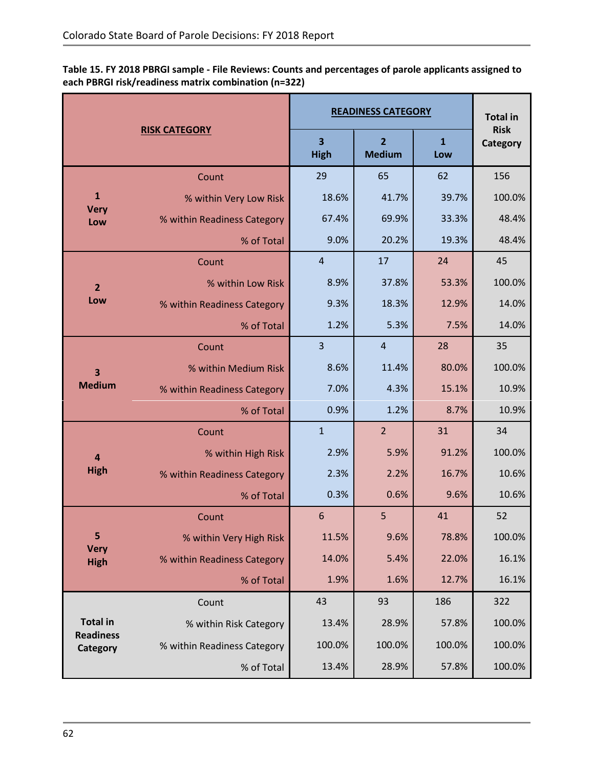**Table 15. FY 2018 PBRGI sample - File Reviews: Counts and percentages of parole applicants assigned to each PBRGI risk/readiness matrix combination (n=322)**

| RISK CATEGORY | | READINESS CATEGORY | | | Total in Risk Category |
|---|---|---|---|---|---|
| | | 3 High | 2 Medium | 1 Low | |
| 1 Very Low | Count | 29 | 65 | 62 | 156 |
| | % within Very Low Risk | 18.6% | 41.7% | 39.7% | 100.0% |
| | % within Readiness Category | 67.4% | 69.9% | 33.3% | 48.4% |
| | % of Total | 9.0% | 20.2% | 19.3% | 48.4% |
| 2 Low | Count | 4 | 17 | 24 | 45 |
| | % within Low Risk | 8.9% | 37.8% | 53.3% | 100.0% |
| | % within Readiness Category | 9.3% | 18.3% | 12.9% | 14.0% |
| | % of Total | 1.2% | 5.3% | 7.5% | 14.0% |
| 3 Medium | Count | 3 | 4 | 28 | 35 |
| | % within Medium Risk | 8.6% | 11.4% | 80.0% | 100.0% |
| | % within Readiness Category | 7.0% | 4.3% | 15.1% | 10.9% |
| | % of Total | 0.9% | 1.2% | 8.7% | 10.9% |
| 4 High | Count | 1 | 2 | 31 | 34 |
| | % within High Risk | 2.9% | 5.9% | 91.2% | 100.0% |
| | % within Readiness Category | 2.3% | 2.2% | 16.7% | 10.6% |
| | % of Total | 0.3% | 0.6% | 9.6% | 10.6% |
| 5 Very High | Count | 6 | 5 | 41 | 52 |
| | % within Very High Risk | 11.5% | 9.6% | 78.8% | 100.0% |
| | % within Readiness Category | 14.0% | 5.4% | 22.0% | 16.1% |
| | % of Total | 1.9% | 1.6% | 12.7% | 16.1% |
| Total in Readiness Category | Count | 43 | 93 | 186 | 322 |
| | % within Risk Category | 13.4% | 28.9% | 57.8% | 100.0% |
| | % within Readiness Category | 100.0% | 100.0% | 100.0% | 100.0% |
| | % of Total | 13.4% | 28.9% | 57.8% | 100.0% |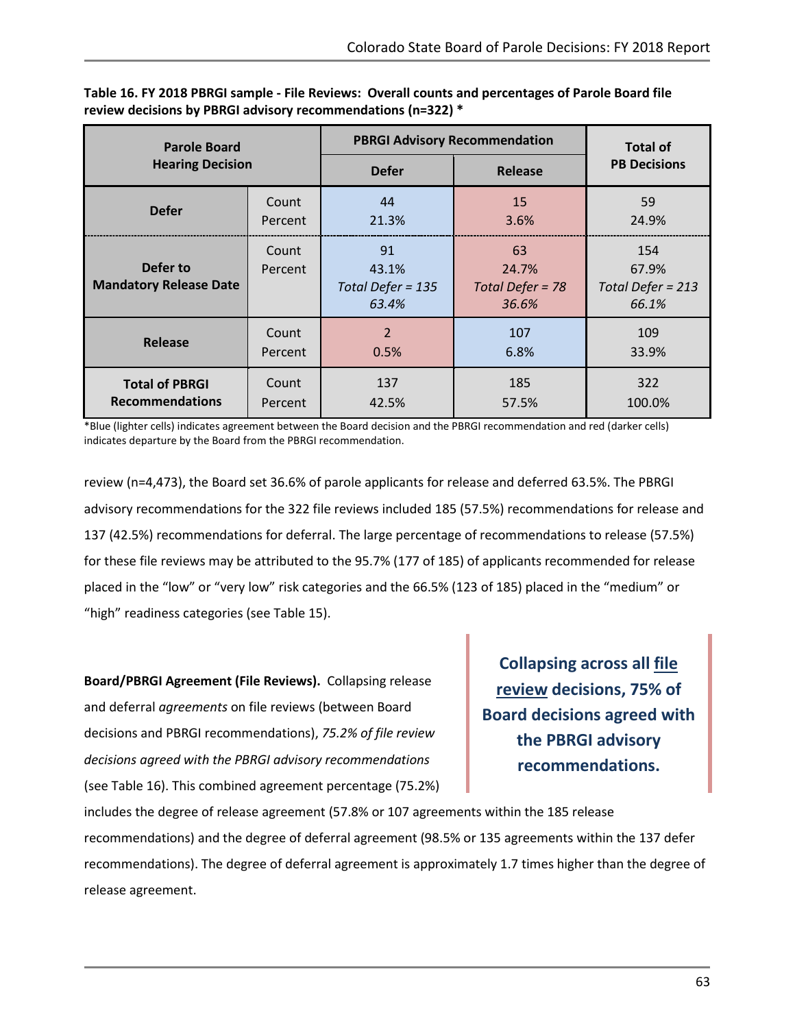**Table 16. FY 2018 PBRGI sample - File Reviews: Overall counts and percentages of Parole Board file review decisions by PBRGI advisory recommendations (n=322) ***

| Parole Board Hearing Decision | | PBRGI Advisory Recommendation | | Total of PB Decisions |
|---|---|---|---|---|
| | | Defer | Release | |
| Defer | Count<br>Percent | 44<br>21.3% | 15<br>3.6% | 59<br>24.9% |
| Defer to Mandatory Release Date | Count<br>Percent | 91<br>43.1%<br>*Total Defer = 135*<br>*63.4%* | 63<br>24.7%<br>*Total Defer = 78*<br>*36.6%* | 154<br>67.9%<br>*Total Defer = 213*<br>*66.1%* |
| Release | Count<br>Percent | 2<br>0.5% | 107<br>6.8% | 109<br>33.9% |
| Total of PBRGI Recommendations | Count<br>Percent | 137<br>42.5% | 185<br>57.5% | 322<br>100.0% |

*Blue (lighter cells) indicates agreement between the Board decision and the PBRGI recommendation and red (darker cells) indicates departure by the Board from the PBRGI recommendation.

review (n=4,473), the Board set 36.6% of parole applicants for release and deferred 63.5%. The PBRGI advisory recommendations for the 322 file reviews included 185 (57.5%) recommendations for release and 137 (42.5%) recommendations for deferral. The large percentage of recommendations to release (57.5%) for these file reviews may be attributed to the 95.7% (177 of 185) of applicants recommended for release placed in the "low" or "very low" risk categories and the 66.5% (123 of 185) placed in the "medium" or "high" readiness categories (see Table 15).

**Collapsing across all file review decisions, 75% of Board decisions agreed with the PBRGI advisory recommendations.**

**Board/PBRGI Agreement (File Reviews).** Collapsing release and deferral *agreements* on file reviews (between Board decisions and PBRGI recommendations), *75.2% of file review decisions agreed with the PBRGI advisory recommendations* (see Table 16). This combined agreement percentage (75.2%) includes the degree of release agreement (57.8% or 107 agreements within the 185 release recommendations) and the degree of deferral agreement (98.5% or 135 agreements within the 137 defer recommendations). The degree of deferral agreement is approximately 1.7 times higher than the degree of release agreement.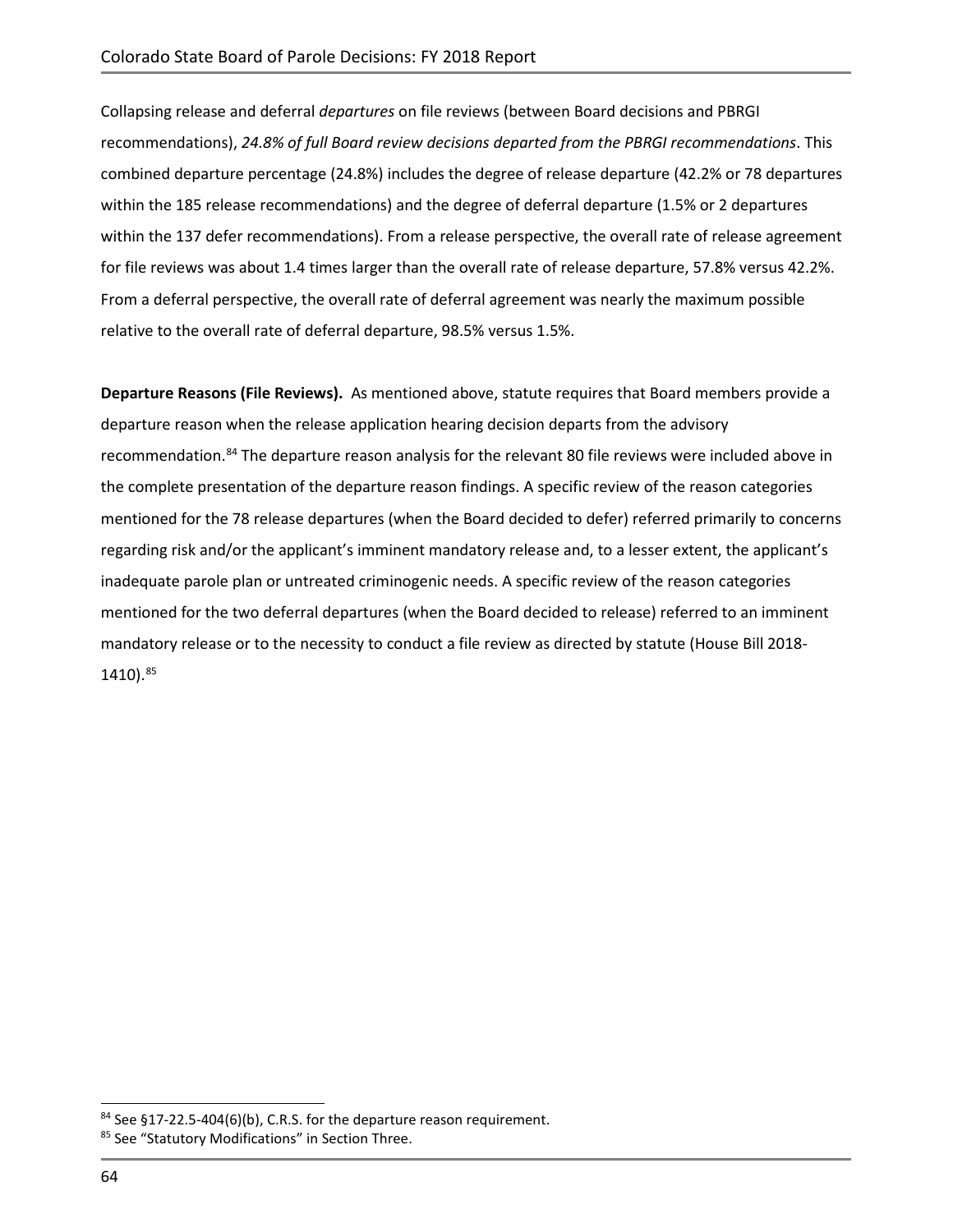Collapsing release and deferral *departures* on file reviews (between Board decisions and PBRGI recommendations), *24.8% of full Board review decisions departed from the PBRGI recommendations*. This combined departure percentage (24.8%) includes the degree of release departure (42.2% or 78 departures within the 185 release recommendations) and the degree of deferral departure (1.5% or 2 departures within the 137 defer recommendations). From a release perspective, the overall rate of release agreement for file reviews was about 1.4 times larger than the overall rate of release departure, 57.8% versus 42.2%. From a deferral perspective, the overall rate of deferral agreement was nearly the maximum possible relative to the overall rate of deferral departure, 98.5% versus 1.5%.

**Departure Reasons (File Reviews).** As mentioned above, statute requires that Board members provide a departure reason when the release application hearing decision departs from the advisory recommendation.[84] The departure reason analysis for the relevant 80 file reviews were included above in the complete presentation of the departure reason findings. A specific review of the reason categories mentioned for the 78 release departures (when the Board decided to defer) referred primarily to concerns regarding risk and/or the applicant's imminent mandatory release and, to a lesser extent, the applicant's inadequate parole plan or untreated criminogenic needs. A specific review of the reason categories mentioned for the two deferral departures (when the Board decided to release) referred to an imminent mandatory release or to the necessity to conduct a file review as directed by statute (House Bill 2018-1410).[85]

[84] See §17-22.5-404(6)(b), C.R.S. for the departure reason requirement.

[85] See "Statutory Modifications" in Section Three.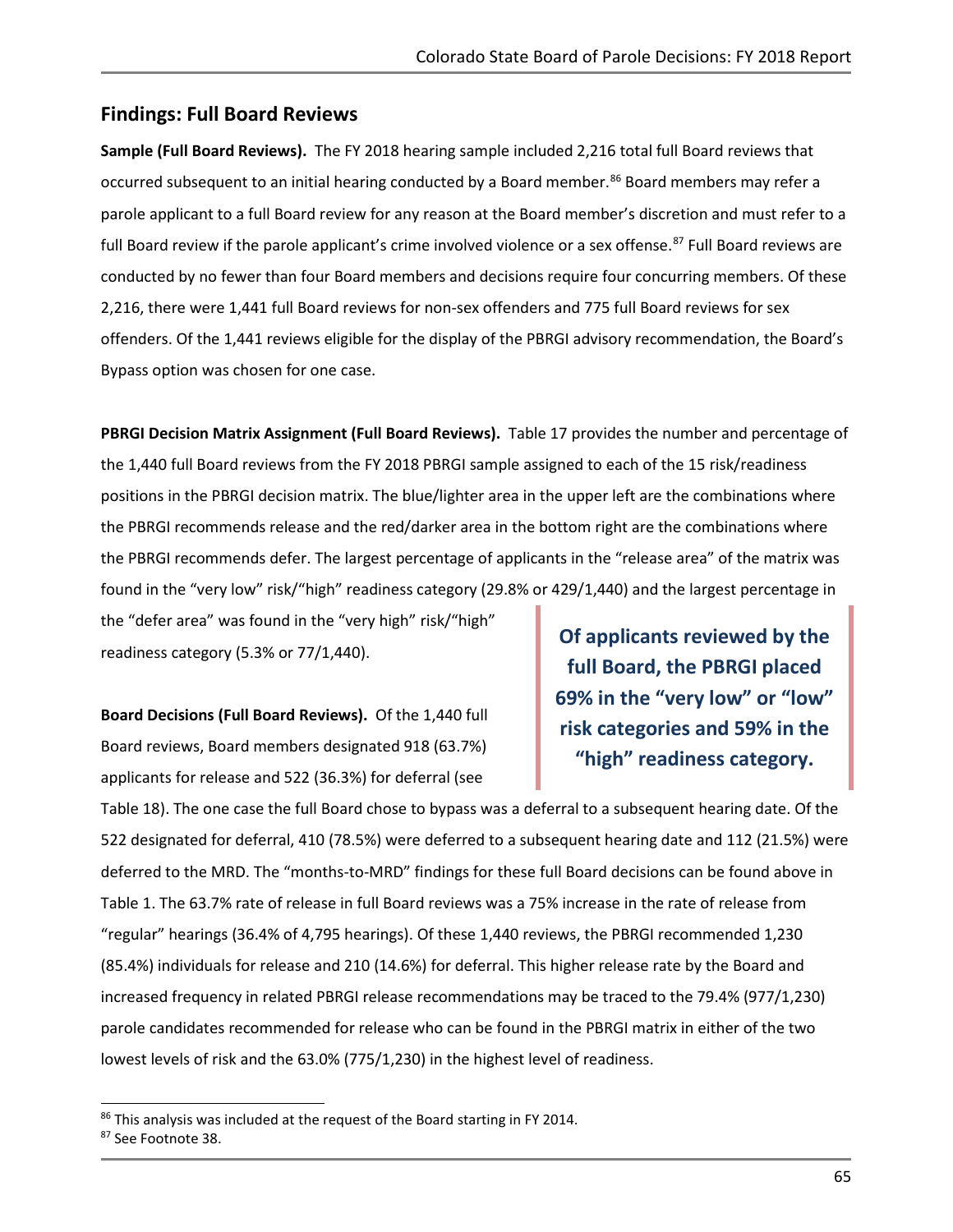## Findings: Full Board Reviews

**Sample (Full Board Reviews).** The FY 2018 hearing sample included 2,216 total full Board reviews that occurred subsequent to an initial hearing conducted by a Board member.[86] Board members may refer a parole applicant to a full Board review for any reason at the Board member's discretion and must refer to a full Board review if the parole applicant's crime involved violence or a sex offense.[87] Full Board reviews are conducted by no fewer than four Board members and decisions require four concurring members. Of these 2,216, there were 1,441 full Board reviews for non-sex offenders and 775 full Board reviews for sex offenders. Of the 1,441 reviews eligible for the display of the PBRGI advisory recommendation, the Board's Bypass option was chosen for one case.

**PBRGI Decision Matrix Assignment (Full Board Reviews).** Table 17 provides the number and percentage of the 1,440 full Board reviews from the FY 2018 PBRGI sample assigned to each of the 15 risk/readiness positions in the PBRGI decision matrix. The blue/lighter area in the upper left are the combinations where the PBRGI recommends release and the red/darker area in the bottom right are the combinations where the PBRGI recommends defer. The largest percentage of applicants in the "release area" of the matrix was found in the "very low" risk/"high" readiness category (29.8% or 429/1,440) and the largest percentage in the "defer area" was found in the "very high" risk/"high" readiness category (5.3% or 77/1,440).

**Of applicants reviewed by the full Board, the PBRGI placed 69% in the "very low" or "low" risk categories and 59% in the "high" readiness category.**

**Board Decisions (Full Board Reviews).** Of the 1,440 full Board reviews, Board members designated 918 (63.7%) applicants for release and 522 (36.3%) for deferral (see Table 18). The one case the full Board chose to bypass was a deferral to a subsequent hearing date. Of the 522 designated for deferral, 410 (78.5%) were deferred to a subsequent hearing date and 112 (21.5%) were deferred to the MRD. The "months-to-MRD" findings for these full Board decisions can be found above in Table 1. The 63.7% rate of release in full Board reviews was a 75% increase in the rate of release from "regular" hearings (36.4% of 4,795 hearings). Of these 1,440 reviews, the PBRGI recommended 1,230 (85.4%) individuals for release and 210 (14.6%) for deferral. This higher release rate by the Board and increased frequency in related PBRGI release recommendations may be traced to the 79.4% (977/1,230) parole candidates recommended for release who can be found in the PBRGI matrix in either of the two lowest levels of risk and the 63.0% (775/1,230) in the highest level of readiness.

[86] This analysis was included at the request of the Board starting in FY 2014.

[87] See Footnote 38.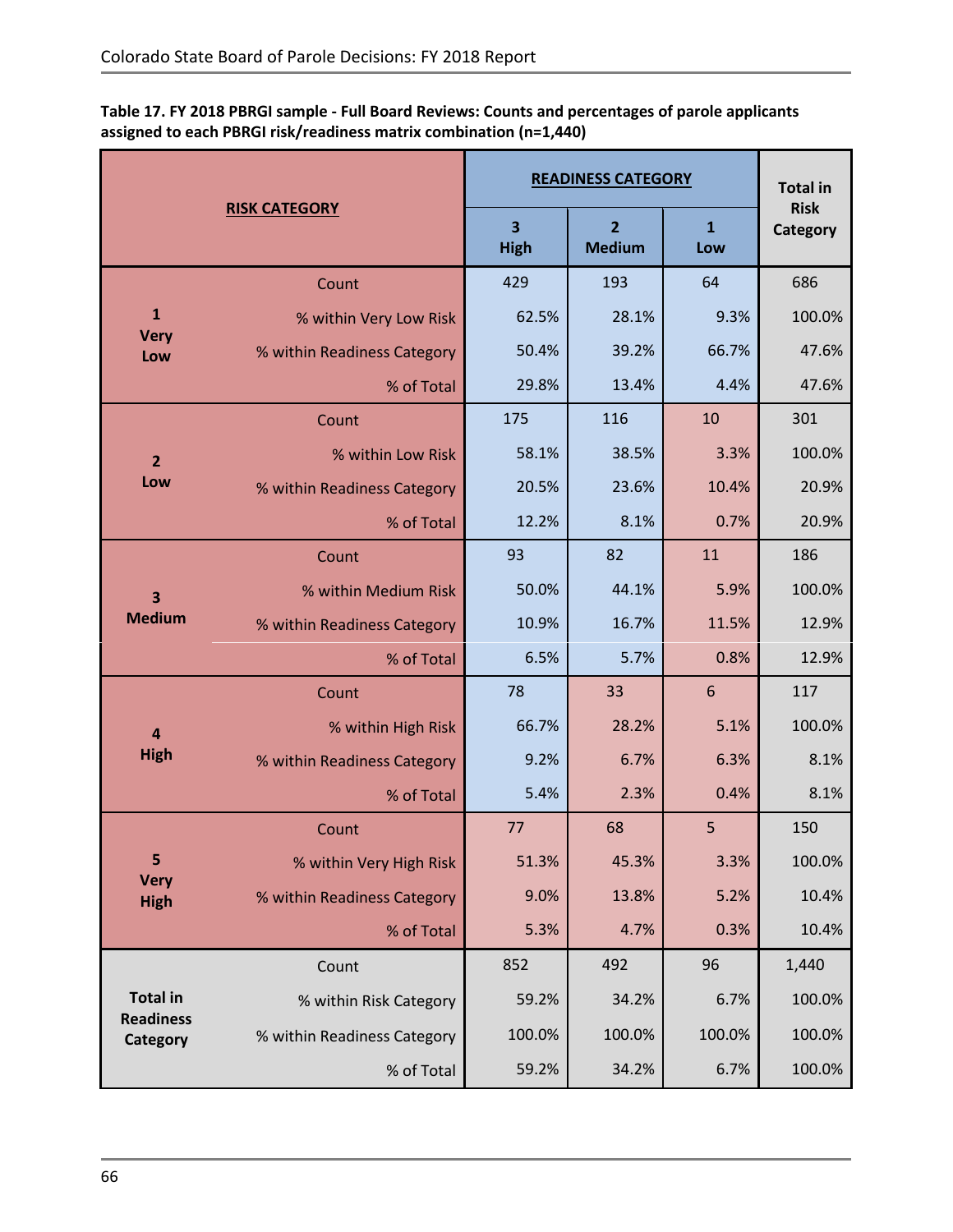**Table 17. FY 2018 PBRGI sample - Full Board Reviews: Counts and percentages of parole applicants assigned to each PBRGI risk/readiness matrix combination (n=1,440)**

| RISK CATEGORY | | READINESS CATEGORY | | | Total in Risk Category |
|---|---|---|---|---|---|
| | | 3 High | 2 Medium | 1 Low | |
| 1 Very Low | Count | 429 | 193 | 64 | 686 |
| | % within Very Low Risk | 62.5% | 28.1% | 9.3% | 100.0% |
| | % within Readiness Category | 50.4% | 39.2% | 66.7% | 47.6% |
| | % of Total | 29.8% | 13.4% | 4.4% | 47.6% |
| 2 Low | Count | 175 | 116 | 10 | 301 |
| | % within Low Risk | 58.1% | 38.5% | 3.3% | 100.0% |
| | % within Readiness Category | 20.5% | 23.6% | 10.4% | 20.9% |
| | % of Total | 12.2% | 8.1% | 0.7% | 20.9% |
| 3 Medium | Count | 93 | 82 | 11 | 186 |
| | % within Medium Risk | 50.0% | 44.1% | 5.9% | 100.0% |
| | % within Readiness Category | 10.9% | 16.7% | 11.5% | 12.9% |
| | % of Total | 6.5% | 5.7% | 0.8% | 12.9% |
| 4 High | Count | 78 | 33 | 6 | 117 |
| | % within High Risk | 66.7% | 28.2% | 5.1% | 100.0% |
| | % within Readiness Category | 9.2% | 6.7% | 6.3% | 8.1% |
| | % of Total | 5.4% | 2.3% | 0.4% | 8.1% |
| 5 Very High | Count | 77 | 68 | 5 | 150 |
| | % within Very High Risk | 51.3% | 45.3% | 3.3% | 100.0% |
| | % within Readiness Category | 9.0% | 13.8% | 5.2% | 10.4% |
| | % of Total | 5.3% | 4.7% | 0.3% | 10.4% |
| Total in Readiness Category | Count | 852 | 492 | 96 | 1,440 |
| | % within Risk Category | 59.2% | 34.2% | 6.7% | 100.0% |
| | % within Readiness Category | 100.0% | 100.0% | 100.0% | 100.0% |
| | % of Total | 59.2% | 34.2% | 6.7% | 100.0% |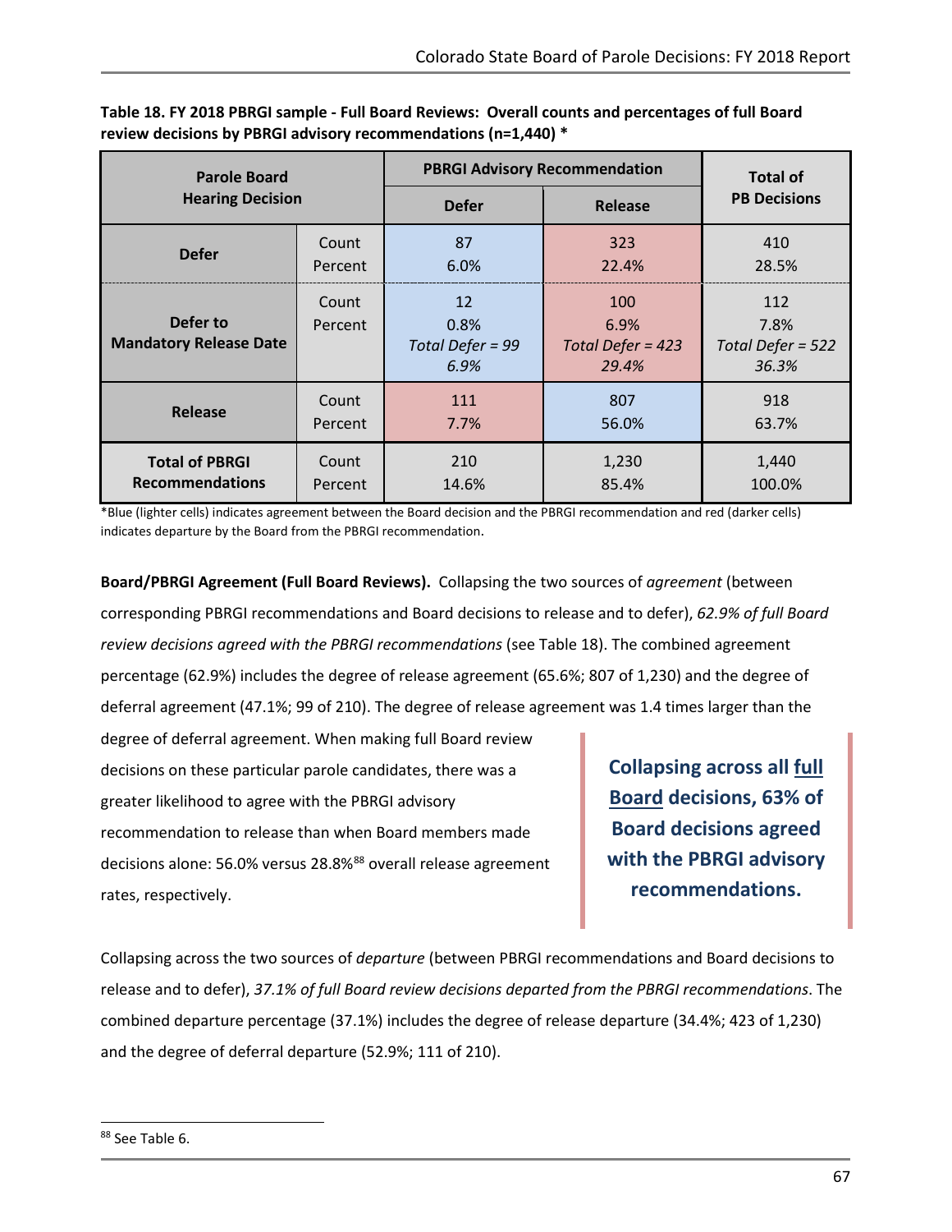**Table 18. FY 2018 PBRGI sample - Full Board Reviews: Overall counts and percentages of full Board review decisions by PBRGI advisory recommendations (n=1,440) ***

| Parole Board Hearing Decision | | PBRGI Advisory Recommendation | | Total of PB Decisions |
|---|---|---|---|---|
| | | Defer | Release | |
| Defer | Count<br>Percent | 87<br>6.0% | 323<br>22.4% | 410<br>28.5% |
| Defer to Mandatory Release Date | Count<br>Percent | 12<br>0.8%<br>*Total Defer = 99*<br>*6.9%* | 100<br>6.9%<br>*Total Defer = 423*<br>*29.4%* | 112<br>7.8%<br>*Total Defer = 522*<br>*36.3%* |
| Release | Count<br>Percent | 111<br>7.7% | 807<br>56.0% | 918<br>63.7% |
| Total of PBRGI Recommendations | Count<br>Percent | 210<br>14.6% | 1,230<br>85.4% | 1,440<br>100.0% |

*Blue (lighter cells) indicates agreement between the Board decision and the PBRGI recommendation and red (darker cells) indicates departure by the Board from the PBRGI recommendation.

**Board/PBRGI Agreement (Full Board Reviews).** Collapsing the two sources of *agreement* (between corresponding PBRGI recommendations and Board decisions to release and to defer), *62.9% of full Board review decisions agreed with the PBRGI recommendations* (see Table 18). The combined agreement percentage (62.9%) includes the degree of release agreement (65.6%; 807 of 1,230) and the degree of deferral agreement (47.1%; 99 of 210). The degree of release agreement was 1.4 times larger than the degree of deferral agreement. When making full Board review decisions on these particular parole candidates, there was a greater likelihood to agree with the PBRGI advisory recommendation to release than when Board members made decisions alone: 56.0% versus 28.8%[88] overall release agreement rates, respectively.

> **Collapsing across all full Board decisions, 63% of Board decisions agreed with the PBRGI advisory recommendations.**

Collapsing across the two sources of *departure* (between PBRGI recommendations and Board decisions to release and to defer), *37.1% of full Board review decisions departed from the PBRGI recommendations*. The combined departure percentage (37.1%) includes the degree of release departure (34.4%; 423 of 1,230) and the degree of deferral departure (52.9%; 111 of 210).

---

[88] See Table 6.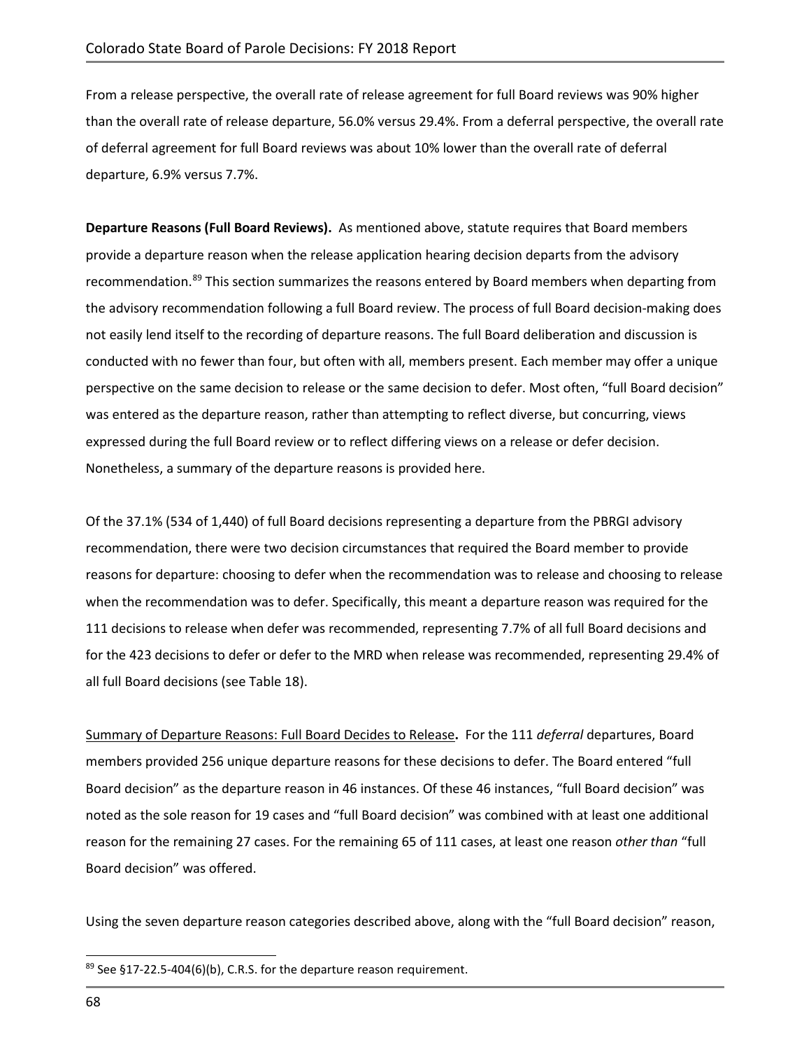From a release perspective, the overall rate of release agreement for full Board reviews was 90% higher than the overall rate of release departure, 56.0% versus 29.4%. From a deferral perspective, the overall rate of deferral agreement for full Board reviews was about 10% lower than the overall rate of deferral departure, 6.9% versus 7.7%.

**Departure Reasons (Full Board Reviews).** As mentioned above, statute requires that Board members provide a departure reason when the release application hearing decision departs from the advisory recommendation.[89] This section summarizes the reasons entered by Board members when departing from the advisory recommendation following a full Board review. The process of full Board decision-making does not easily lend itself to the recording of departure reasons. The full Board deliberation and discussion is conducted with no fewer than four, but often with all, members present. Each member may offer a unique perspective on the same decision to release or the same decision to defer. Most often, "full Board decision" was entered as the departure reason, rather than attempting to reflect diverse, but concurring, views expressed during the full Board review or to reflect differing views on a release or defer decision. Nonetheless, a summary of the departure reasons is provided here.

Of the 37.1% (534 of 1,440) of full Board decisions representing a departure from the PBRGI advisory recommendation, there were two decision circumstances that required the Board member to provide reasons for departure: choosing to defer when the recommendation was to release and choosing to release when the recommendation was to defer. Specifically, this meant a departure reason was required for the 111 decisions to release when defer was recommended, representing 7.7% of all full Board decisions and for the 423 decisions to defer or defer to the MRD when release was recommended, representing 29.4% of all full Board decisions (see Table 18).

<u>Summary of Departure Reasons: Full Board Decides to Release</u>**.** For the 111 *deferral* departures, Board members provided 256 unique departure reasons for these decisions to defer. The Board entered "full Board decision" as the departure reason in 46 instances. Of these 46 instances, "full Board decision" was noted as the sole reason for 19 cases and "full Board decision" was combined with at least one additional reason for the remaining 27 cases. For the remaining 65 of 111 cases, at least one reason *other than* "full Board decision" was offered.

Using the seven departure reason categories described above, along with the "full Board decision" reason,

[89] See §17-22.5-404(6)(b), C.R.S. for the departure reason requirement.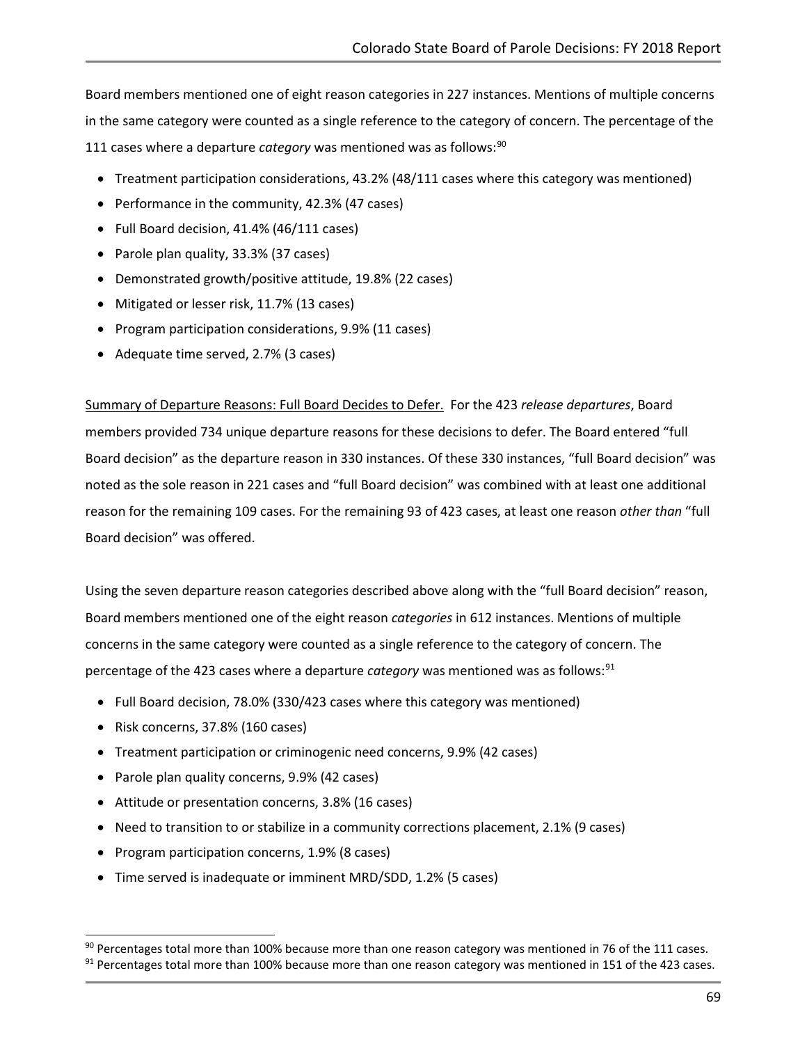Board members mentioned one of eight reason categories in 227 instances. Mentions of multiple concerns in the same category were counted as a single reference to the category of concern. The percentage of the 111 cases where a departure *category* was mentioned was as follows:[90]

- Treatment participation considerations, 43.2% (48/111 cases where this category was mentioned)
- Performance in the community, 42.3% (47 cases)
- Full Board decision, 41.4% (46/111 cases)
- Parole plan quality, 33.3% (37 cases)
- Demonstrated growth/positive attitude, 19.8% (22 cases)
- Mitigated or lesser risk, 11.7% (13 cases)
- Program participation considerations, 9.9% (11 cases)
- Adequate time served, 2.7% (3 cases)

Summary of Departure Reasons: Full Board Decides to Defer. For the 423 *release departures*, Board members provided 734 unique departure reasons for these decisions to defer. The Board entered "full Board decision" as the departure reason in 330 instances. Of these 330 instances, "full Board decision" was noted as the sole reason in 221 cases and "full Board decision" was combined with at least one additional reason for the remaining 109 cases. For the remaining 93 of 423 cases, at least one reason *other than* "full Board decision" was offered.

Using the seven departure reason categories described above along with the "full Board decision" reason, Board members mentioned one of the eight reason *categories* in 612 instances. Mentions of multiple concerns in the same category were counted as a single reference to the category of concern. The percentage of the 423 cases where a departure *category* was mentioned was as follows:[91]

- Full Board decision, 78.0% (330/423 cases where this category was mentioned)
- Risk concerns, 37.8% (160 cases)
- Treatment participation or criminogenic need concerns, 9.9% (42 cases)
- Parole plan quality concerns, 9.9% (42 cases)
- Attitude or presentation concerns, 3.8% (16 cases)
- Need to transition to or stabilize in a community corrections placement, 2.1% (9 cases)
- Program participation concerns, 1.9% (8 cases)
- Time served is inadequate or imminent MRD/SDD, 1.2% (5 cases)

[90] Percentages total more than 100% because more than one reason category was mentioned in 76 of the 111 cases.

[91] Percentages total more than 100% because more than one reason category was mentioned in 151 of the 423 cases.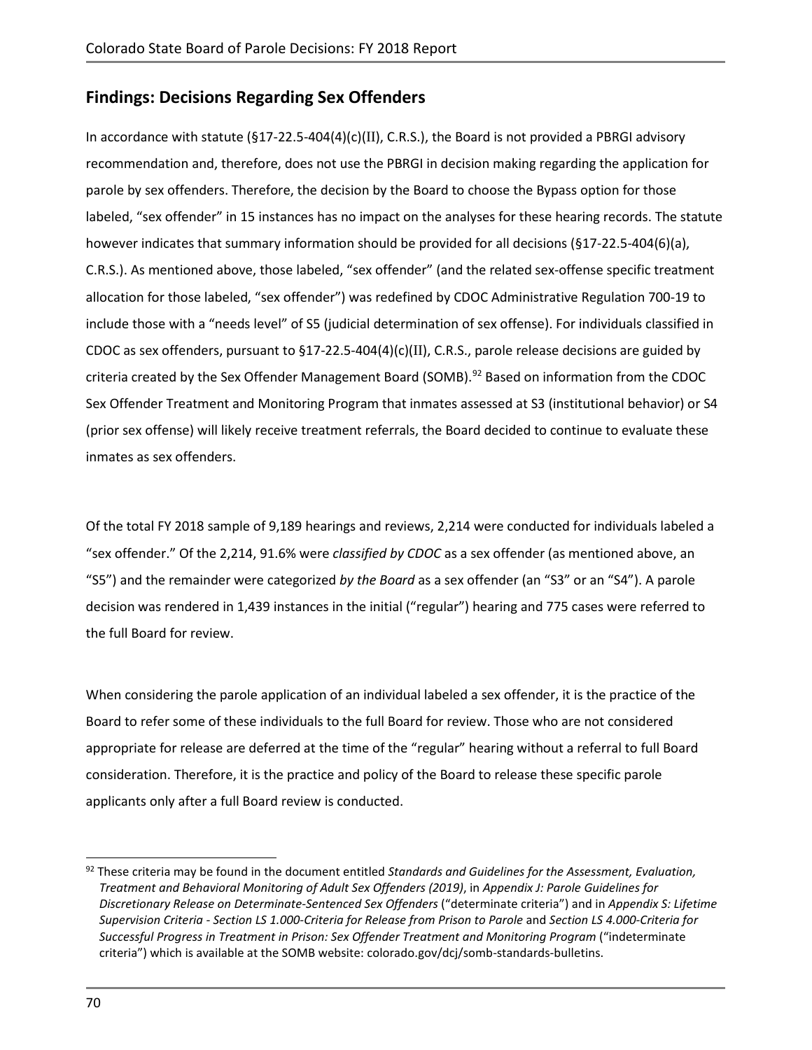## Findings: Decisions Regarding Sex Offenders

In accordance with statute (§17-22.5-404(4)(c)(II), C.R.S.), the Board is not provided a PBRGI advisory recommendation and, therefore, does not use the PBRGI in decision making regarding the application for parole by sex offenders. Therefore, the decision by the Board to choose the Bypass option for those labeled, "sex offender" in 15 instances has no impact on the analyses for these hearing records. The statute however indicates that summary information should be provided for all decisions (§17-22.5-404(6)(a), C.R.S.). As mentioned above, those labeled, "sex offender" (and the related sex-offense specific treatment allocation for those labeled, "sex offender") was redefined by CDOC Administrative Regulation 700-19 to include those with a "needs level" of S5 (judicial determination of sex offense). For individuals classified in CDOC as sex offenders, pursuant to §17-22.5-404(4)(c)(II), C.R.S., parole release decisions are guided by criteria created by the Sex Offender Management Board (SOMB).[92] Based on information from the CDOC Sex Offender Treatment and Monitoring Program that inmates assessed at S3 (institutional behavior) or S4 (prior sex offense) will likely receive treatment referrals, the Board decided to continue to evaluate these inmates as sex offenders.

Of the total FY 2018 sample of 9,189 hearings and reviews, 2,214 were conducted for individuals labeled a "sex offender." Of the 2,214, 91.6% were *classified by CDOC* as a sex offender (as mentioned above, an "S5") and the remainder were categorized *by the Board* as a sex offender (an "S3" or an "S4"). A parole decision was rendered in 1,439 instances in the initial ("regular") hearing and 775 cases were referred to the full Board for review.

When considering the parole application of an individual labeled a sex offender, it is the practice of the Board to refer some of these individuals to the full Board for review. Those who are not considered appropriate for release are deferred at the time of the "regular" hearing without a referral to full Board consideration. Therefore, it is the practice and policy of the Board to release these specific parole applicants only after a full Board review is conducted.

[92] These criteria may be found in the document entitled *Standards and Guidelines for the Assessment, Evaluation, Treatment and Behavioral Monitoring of Adult Sex Offenders (2019)*, in *Appendix J: Parole Guidelines for Discretionary Release on Determinate-Sentenced Sex Offenders* ("determinate criteria") and in *Appendix S: Lifetime Supervision Criteria - Section LS 1.000-Criteria for Release from Prison to Parole* and *Section LS 4.000-Criteria for Successful Progress in Treatment in Prison: Sex Offender Treatment and Monitoring Program* ("indeterminate criteria") which is available at the SOMB website: colorado.gov/dcj/somb-standards-bulletins.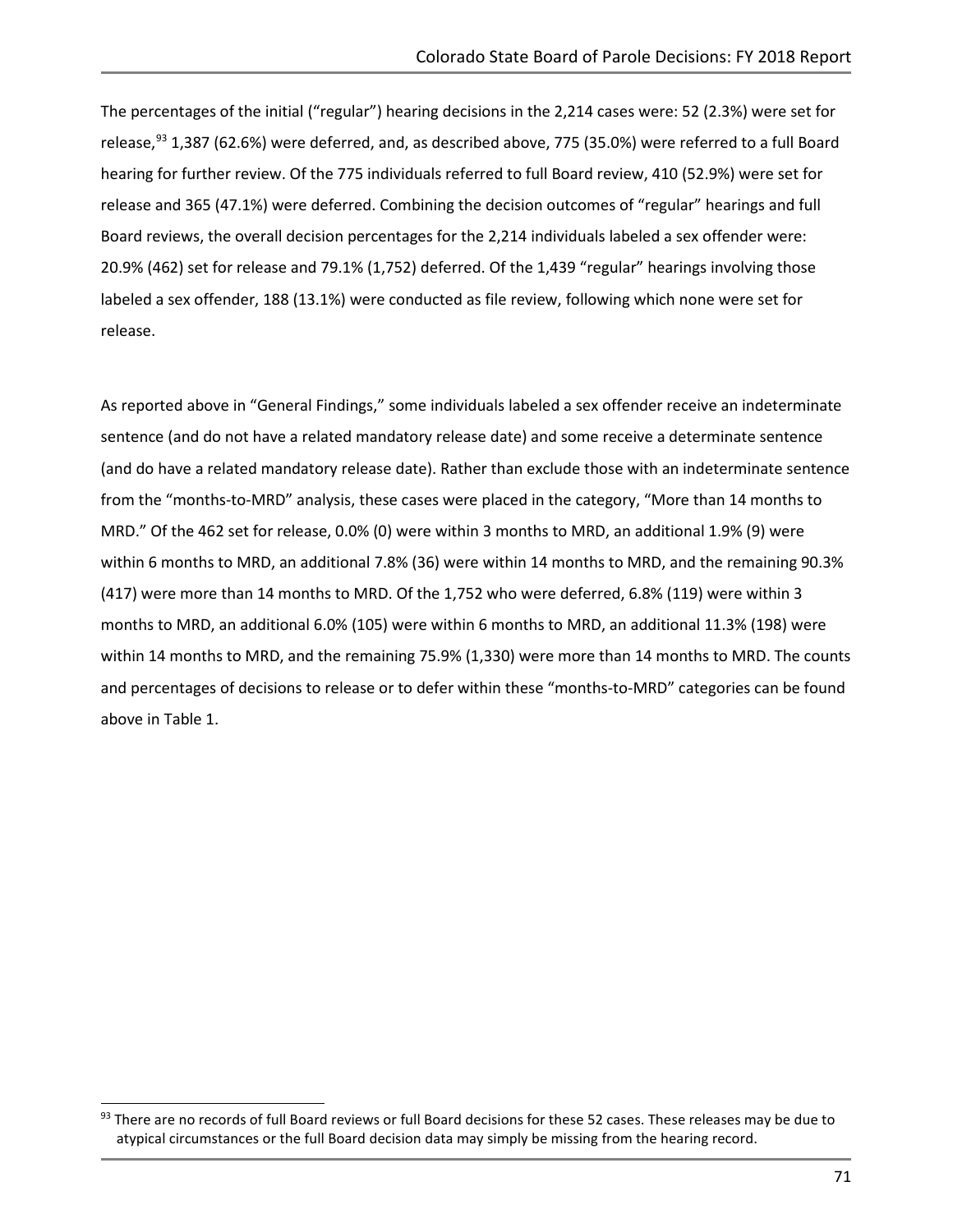The percentages of the initial ("regular") hearing decisions in the 2,214 cases were: 52 (2.3%) were set for release,[93] 1,387 (62.6%) were deferred, and, as described above, 775 (35.0%) were referred to a full Board hearing for further review. Of the 775 individuals referred to full Board review, 410 (52.9%) were set for release and 365 (47.1%) were deferred. Combining the decision outcomes of "regular" hearings and full Board reviews, the overall decision percentages for the 2,214 individuals labeled a sex offender were: 20.9% (462) set for release and 79.1% (1,752) deferred. Of the 1,439 "regular" hearings involving those labeled a sex offender, 188 (13.1%) were conducted as file review, following which none were set for release.

As reported above in "General Findings," some individuals labeled a sex offender receive an indeterminate sentence (and do not have a related mandatory release date) and some receive a determinate sentence (and do have a related mandatory release date). Rather than exclude those with an indeterminate sentence from the "months-to-MRD" analysis, these cases were placed in the category, "More than 14 months to MRD." Of the 462 set for release, 0.0% (0) were within 3 months to MRD, an additional 1.9% (9) were within 6 months to MRD, an additional 7.8% (36) were within 14 months to MRD, and the remaining 90.3% (417) were more than 14 months to MRD. Of the 1,752 who were deferred, 6.8% (119) were within 3 months to MRD, an additional 6.0% (105) were within 6 months to MRD, an additional 11.3% (198) were within 14 months to MRD, and the remaining 75.9% (1,330) were more than 14 months to MRD. The counts and percentages of decisions to release or to defer within these "months-to-MRD" categories can be found above in Table 1.

[93] There are no records of full Board reviews or full Board decisions for these 52 cases. These releases may be due to atypical circumstances or the full Board decision data may simply be missing from the hearing record.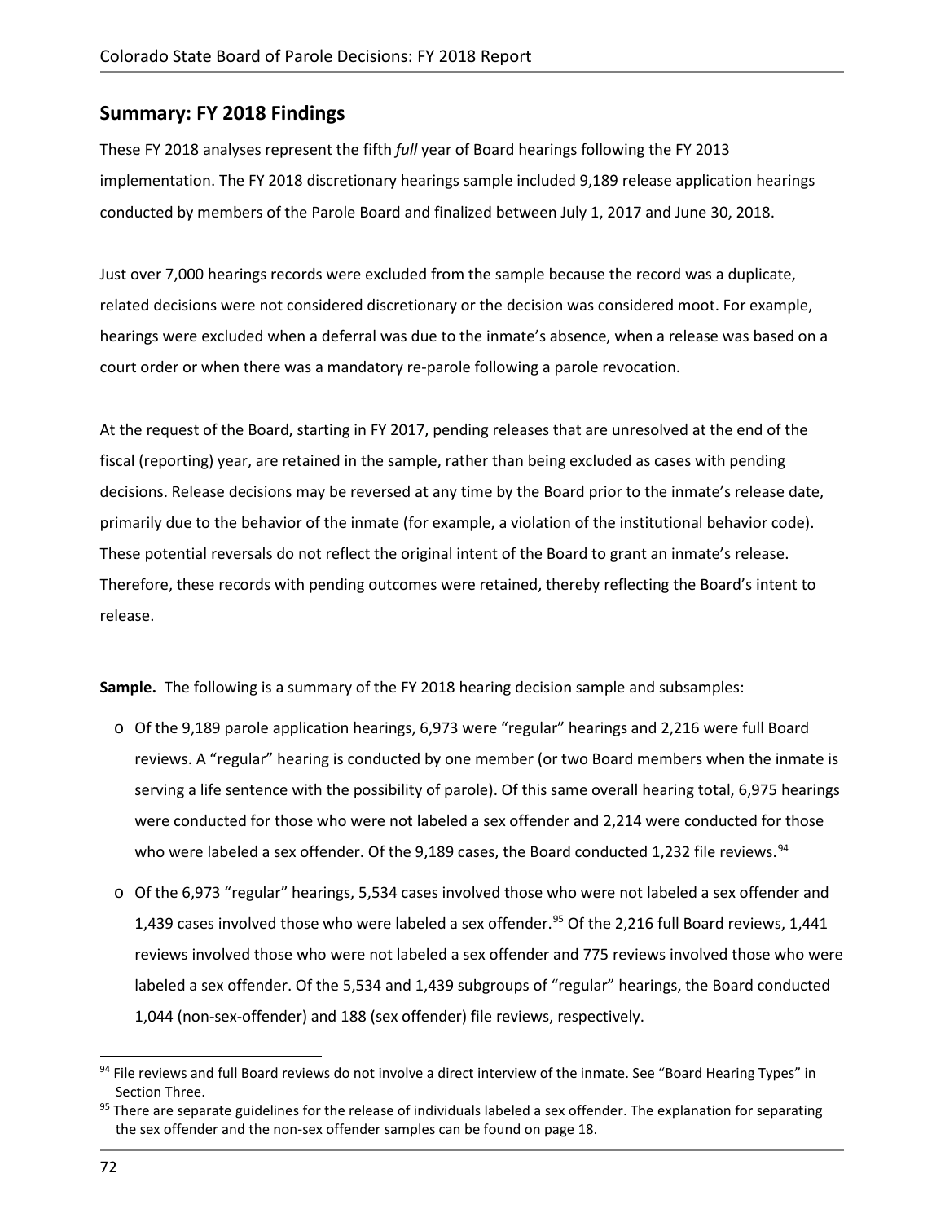## Summary: FY 2018 Findings

These FY 2018 analyses represent the fifth *full* year of Board hearings following the FY 2013 implementation. The FY 2018 discretionary hearings sample included 9,189 release application hearings conducted by members of the Parole Board and finalized between July 1, 2017 and June 30, 2018.

Just over 7,000 hearings records were excluded from the sample because the record was a duplicate, related decisions were not considered discretionary or the decision was considered moot. For example, hearings were excluded when a deferral was due to the inmate's absence, when a release was based on a court order or when there was a mandatory re-parole following a parole revocation.

At the request of the Board, starting in FY 2017, pending releases that are unresolved at the end of the fiscal (reporting) year, are retained in the sample, rather than being excluded as cases with pending decisions. Release decisions may be reversed at any time by the Board prior to the inmate's release date, primarily due to the behavior of the inmate (for example, a violation of the institutional behavior code). These potential reversals do not reflect the original intent of the Board to grant an inmate's release. Therefore, these records with pending outcomes were retained, thereby reflecting the Board's intent to release.

**Sample.** The following is a summary of the FY 2018 hearing decision sample and subsamples:

- Of the 9,189 parole application hearings, 6,973 were "regular" hearings and 2,216 were full Board reviews. A "regular" hearing is conducted by one member (or two Board members when the inmate is serving a life sentence with the possibility of parole). Of this same overall hearing total, 6,975 hearings were conducted for those who were not labeled a sex offender and 2,214 were conducted for those who were labeled a sex offender. Of the 9,189 cases, the Board conducted 1,232 file reviews.[94]
- Of the 6,973 "regular" hearings, 5,534 cases involved those who were not labeled a sex offender and 1,439 cases involved those who were labeled a sex offender.[95] Of the 2,216 full Board reviews, 1,441 reviews involved those who were not labeled a sex offender and 775 reviews involved those who were labeled a sex offender. Of the 5,534 and 1,439 subgroups of "regular" hearings, the Board conducted 1,044 (non-sex-offender) and 188 (sex offender) file reviews, respectively.

[94] File reviews and full Board reviews do not involve a direct interview of the inmate. See "Board Hearing Types" in Section Three.

[95] There are separate guidelines for the release of individuals labeled a sex offender. The explanation for separating the sex offender and the non-sex offender samples can be found on page 18.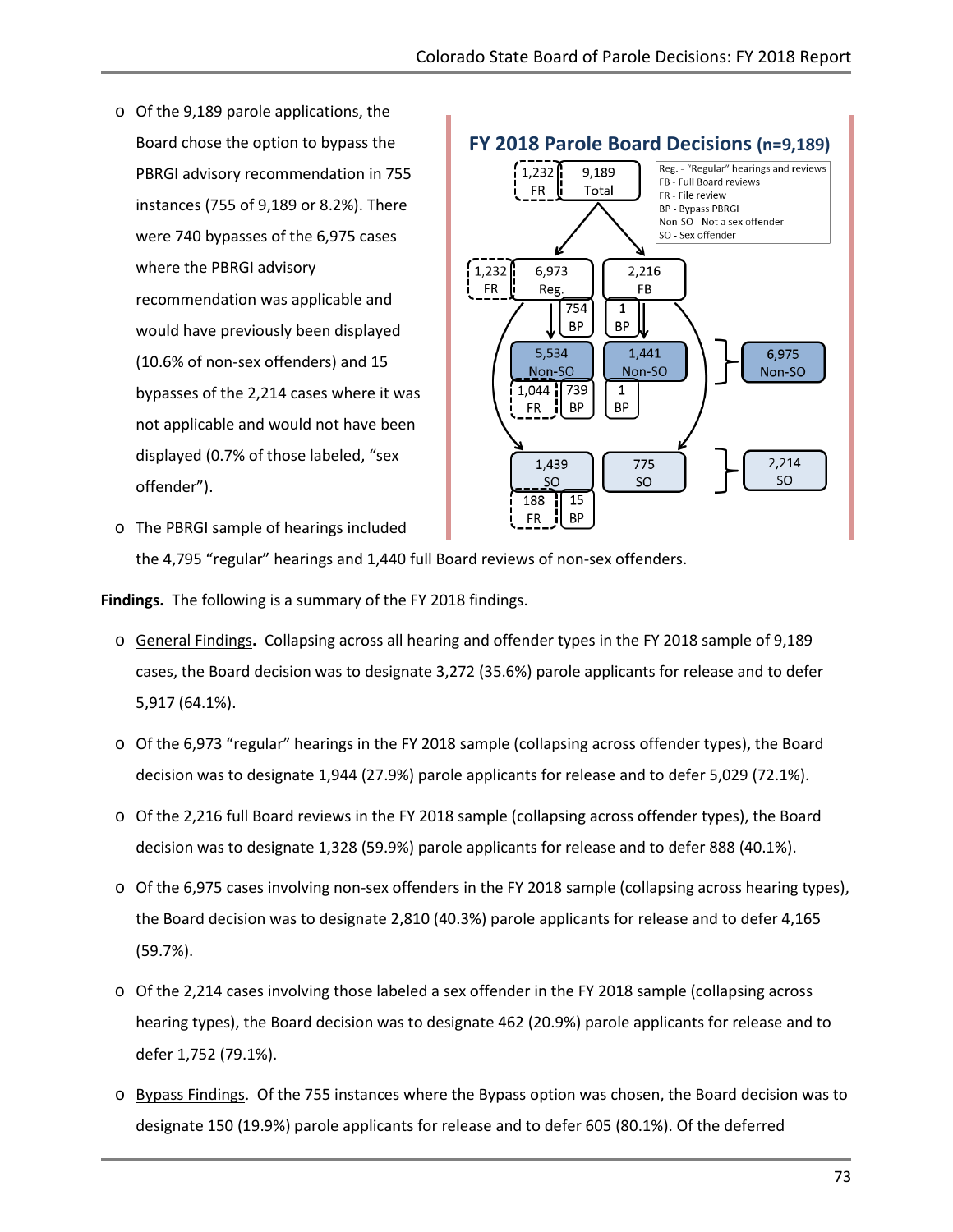- Of the 9,189 parole applications, the Board chose the option to bypass the PBRGI advisory recommendation in 755 instances (755 of 9,189 or 8.2%). There were 740 bypasses of the 6,975 cases where the PBRGI advisory recommendation was applicable and would have previously been displayed (10.6% of non-sex offenders) and 15 bypasses of the 2,214 cases where it was not applicable and would not have been displayed (0.7% of those labeled, "sex offender").
- The PBRGI sample of hearings included the 4,795 "regular" hearings and 1,440 full Board reviews of non-sex offenders.

**FY 2018 Parole Board Decisions (n=9,189)**

Reg. - "Regular" hearings and reviews
FB - Full Board reviews
FR - File review
BP - Bypass PBRGI
Non-SO - Not a sex offender
SO - Sex offender

| | Reg. | FB | Total |
|---|---|---|---|
| Total | 6,973 (1,232 FR; 754 BP) | 2,216 (1 BP) | 9,189 (1,232 FR) |
| Non-SO | 5,534 (1,044 FR; 739 BP) | 1,441 (1 BP) | 6,975 |
| SO | 1,439 (188 FR; 15 BP) | 775 | 2,214 |

**Findings.** The following is a summary of the FY 2018 findings.

- General Findings**.** Collapsing across all hearing and offender types in the FY 2018 sample of 9,189 cases, the Board decision was to designate 3,272 (35.6%) parole applicants for release and to defer 5,917 (64.1%).
- Of the 6,973 "regular" hearings in the FY 2018 sample (collapsing across offender types), the Board decision was to designate 1,944 (27.9%) parole applicants for release and to defer 5,029 (72.1%).
- Of the 2,216 full Board reviews in the FY 2018 sample (collapsing across offender types), the Board decision was to designate 1,328 (59.9%) parole applicants for release and to defer 888 (40.1%).
- Of the 6,975 cases involving non-sex offenders in the FY 2018 sample (collapsing across hearing types), the Board decision was to designate 2,810 (40.3%) parole applicants for release and to defer 4,165 (59.7%).
- Of the 2,214 cases involving those labeled a sex offender in the FY 2018 sample (collapsing across hearing types), the Board decision was to designate 462 (20.9%) parole applicants for release and to defer 1,752 (79.1%).
- Bypass Findings. Of the 755 instances where the Bypass option was chosen, the Board decision was to designate 150 (19.9%) parole applicants for release and to defer 605 (80.1%). Of the deferred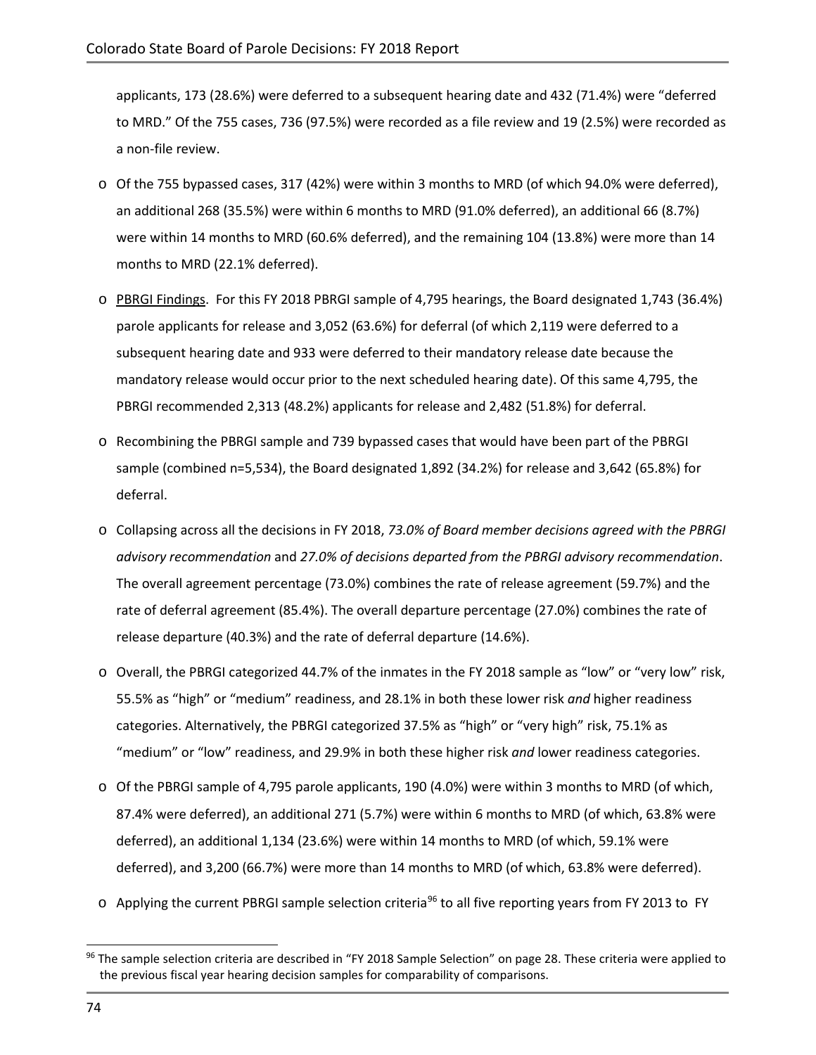applicants, 173 (28.6%) were deferred to a subsequent hearing date and 432 (71.4%) were "deferred to MRD." Of the 755 cases, 736 (97.5%) were recorded as a file review and 19 (2.5%) were recorded as a non-file review.

- Of the 755 bypassed cases, 317 (42%) were within 3 months to MRD (of which 94.0% were deferred), an additional 268 (35.5%) were within 6 months to MRD (91.0% deferred), an additional 66 (8.7%) were within 14 months to MRD (60.6% deferred), and the remaining 104 (13.8%) were more than 14 months to MRD (22.1% deferred).
- PBRGI Findings. For this FY 2018 PBRGI sample of 4,795 hearings, the Board designated 1,743 (36.4%) parole applicants for release and 3,052 (63.6%) for deferral (of which 2,119 were deferred to a subsequent hearing date and 933 were deferred to their mandatory release date because the mandatory release would occur prior to the next scheduled hearing date). Of this same 4,795, the PBRGI recommended 2,313 (48.2%) applicants for release and 2,482 (51.8%) for deferral.
- Recombining the PBRGI sample and 739 bypassed cases that would have been part of the PBRGI sample (combined n=5,534), the Board designated 1,892 (34.2%) for release and 3,642 (65.8%) for deferral.
- Collapsing across all the decisions in FY 2018, *73.0% of Board member decisions agreed with the PBRGI advisory recommendation* and *27.0% of decisions departed from the PBRGI advisory recommendation*. The overall agreement percentage (73.0%) combines the rate of release agreement (59.7%) and the rate of deferral agreement (85.4%). The overall departure percentage (27.0%) combines the rate of release departure (40.3%) and the rate of deferral departure (14.6%).
- Overall, the PBRGI categorized 44.7% of the inmates in the FY 2018 sample as "low" or "very low" risk, 55.5% as "high" or "medium" readiness, and 28.1% in both these lower risk *and* higher readiness categories. Alternatively, the PBRGI categorized 37.5% as "high" or "very high" risk, 75.1% as "medium" or "low" readiness, and 29.9% in both these higher risk *and* lower readiness categories.
- Of the PBRGI sample of 4,795 parole applicants, 190 (4.0%) were within 3 months to MRD (of which, 87.4% were deferred), an additional 271 (5.7%) were within 6 months to MRD (of which, 63.8% were deferred), an additional 1,134 (23.6%) were within 14 months to MRD (of which, 59.1% were deferred), and 3,200 (66.7%) were more than 14 months to MRD (of which, 63.8% were deferred).
- Applying the current PBRGI sample selection criteria[96] to all five reporting years from FY 2013 to FY

[96] The sample selection criteria are described in "FY 2018 Sample Selection" on page 28. These criteria were applied to the previous fiscal year hearing decision samples for comparability of comparisons.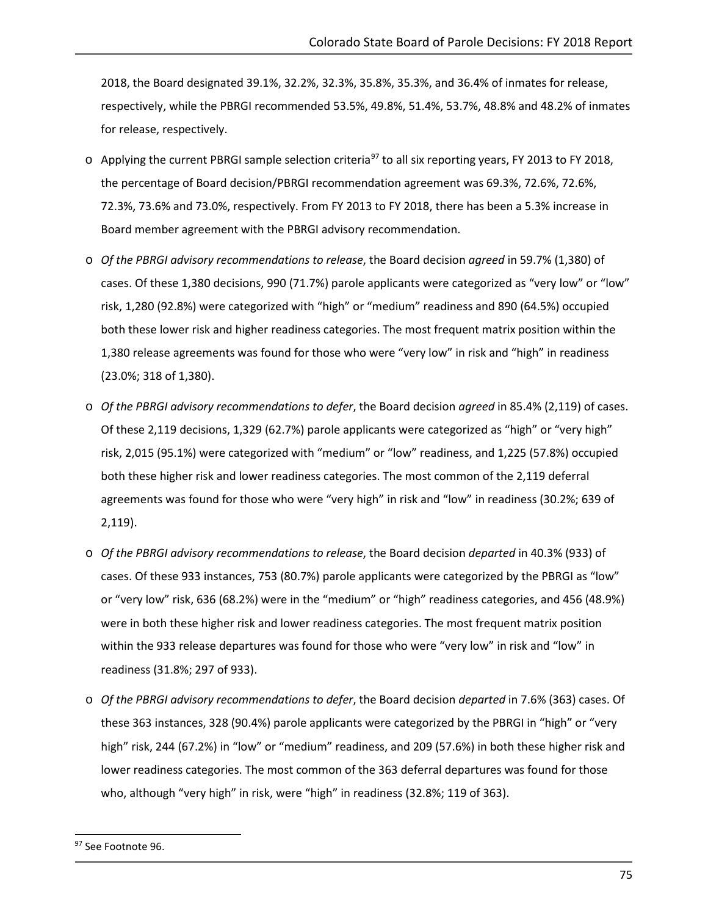2018, the Board designated 39.1%, 32.2%, 32.3%, 35.8%, 35.3%, and 36.4% of inmates for release, respectively, while the PBRGI recommended 53.5%, 49.8%, 51.4%, 53.7%, 48.8% and 48.2% of inmates for release, respectively.

- Applying the current PBRGI sample selection criteria[97] to all six reporting years, FY 2013 to FY 2018, the percentage of Board decision/PBRGI recommendation agreement was 69.3%, 72.6%, 72.6%, 72.3%, 73.6% and 73.0%, respectively. From FY 2013 to FY 2018, there has been a 5.3% increase in Board member agreement with the PBRGI advisory recommendation.
- *Of the PBRGI advisory recommendations to release*, the Board decision *agreed* in 59.7% (1,380) of cases. Of these 1,380 decisions, 990 (71.7%) parole applicants were categorized as "very low" or "low" risk, 1,280 (92.8%) were categorized with "high" or "medium" readiness and 890 (64.5%) occupied both these lower risk and higher readiness categories. The most frequent matrix position within the 1,380 release agreements was found for those who were "very low" in risk and "high" in readiness (23.0%; 318 of 1,380).
- *Of the PBRGI advisory recommendations to defer*, the Board decision *agreed* in 85.4% (2,119) of cases. Of these 2,119 decisions, 1,329 (62.7%) parole applicants were categorized as "high" or "very high" risk, 2,015 (95.1%) were categorized with "medium" or "low" readiness, and 1,225 (57.8%) occupied both these higher risk and lower readiness categories. The most common of the 2,119 deferral agreements was found for those who were "very high" in risk and "low" in readiness (30.2%; 639 of 2,119).
- *Of the PBRGI advisory recommendations to release*, the Board decision *departed* in 40.3% (933) of cases. Of these 933 instances, 753 (80.7%) parole applicants were categorized by the PBRGI as "low" or "very low" risk, 636 (68.2%) were in the "medium" or "high" readiness categories, and 456 (48.9%) were in both these higher risk and lower readiness categories. The most frequent matrix position within the 933 release departures was found for those who were "very low" in risk and "low" in readiness (31.8%; 297 of 933).
- *Of the PBRGI advisory recommendations to defer*, the Board decision *departed* in 7.6% (363) cases. Of these 363 instances, 328 (90.4%) parole applicants were categorized by the PBRGI in "high" or "very high" risk, 244 (67.2%) in "low" or "medium" readiness, and 209 (57.6%) in both these higher risk and lower readiness categories. The most common of the 363 deferral departures was found for those who, although "very high" in risk, were "high" in readiness (32.8%; 119 of 363).

[97] See Footnote 96.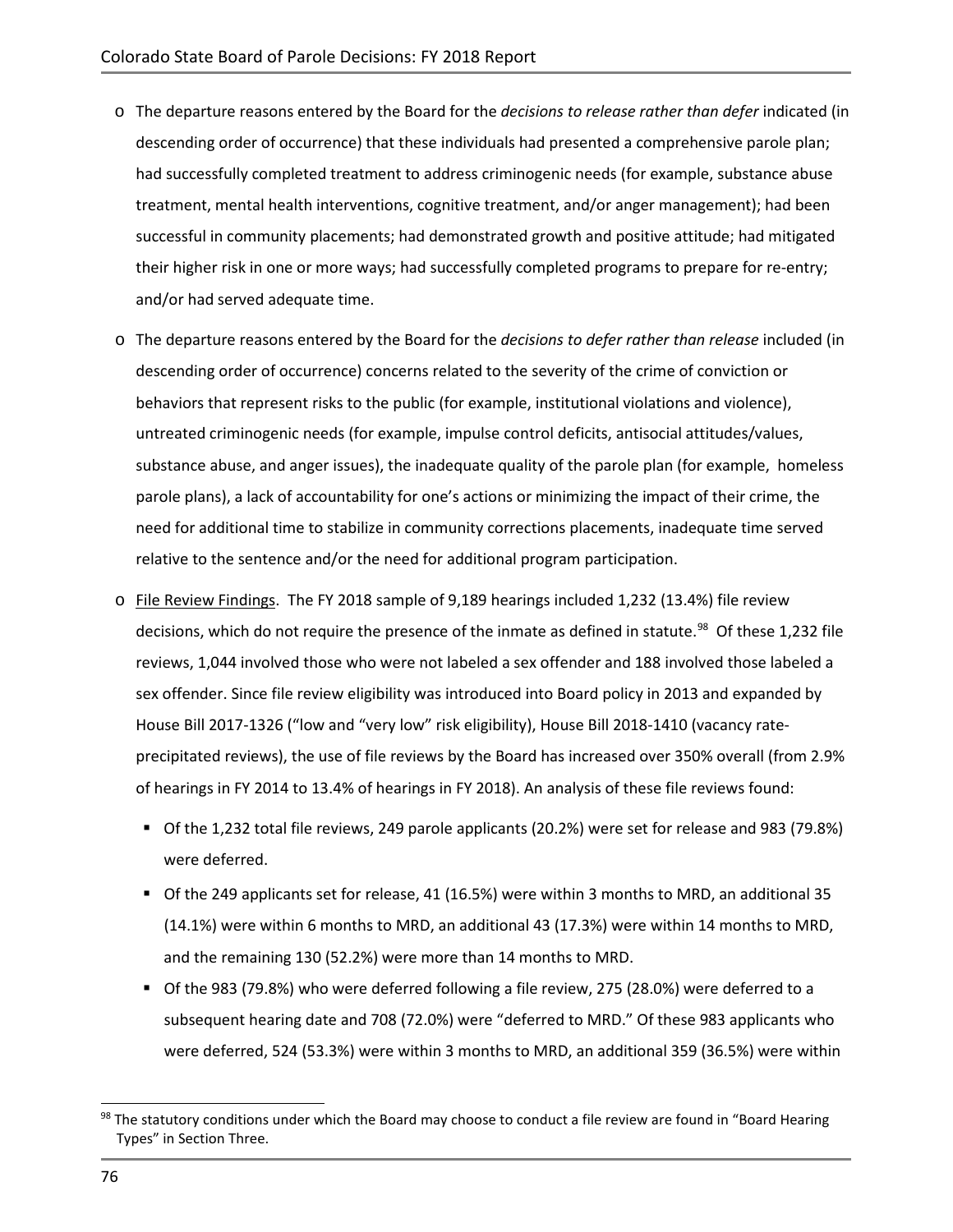- The departure reasons entered by the Board for the *decisions to release rather than defer* indicated (in descending order of occurrence) that these individuals had presented a comprehensive parole plan; had successfully completed treatment to address criminogenic needs (for example, substance abuse treatment, mental health interventions, cognitive treatment, and/or anger management); had been successful in community placements; had demonstrated growth and positive attitude; had mitigated their higher risk in one or more ways; had successfully completed programs to prepare for re-entry; and/or had served adequate time.
- The departure reasons entered by the Board for the *decisions to defer rather than release* included (in descending order of occurrence) concerns related to the severity of the crime of conviction or behaviors that represent risks to the public (for example, institutional violations and violence), untreated criminogenic needs (for example, impulse control deficits, antisocial attitudes/values, substance abuse, and anger issues), the inadequate quality of the parole plan (for example, homeless parole plans), a lack of accountability for one's actions or minimizing the impact of their crime, the need for additional time to stabilize in community corrections placements, inadequate time served relative to the sentence and/or the need for additional program participation.
- File Review Findings. The FY 2018 sample of 9,189 hearings included 1,232 (13.4%) file review decisions, which do not require the presence of the inmate as defined in statute.[98] Of these 1,232 file reviews, 1,044 involved those who were not labeled a sex offender and 188 involved those labeled a sex offender. Since file review eligibility was introduced into Board policy in 2013 and expanded by House Bill 2017-1326 ("low and "very low" risk eligibility), House Bill 2018-1410 (vacancy rate-precipitated reviews), the use of file reviews by the Board has increased over 350% overall (from 2.9% of hearings in FY 2014 to 13.4% of hearings in FY 2018). An analysis of these file reviews found:
  - Of the 1,232 total file reviews, 249 parole applicants (20.2%) were set for release and 983 (79.8%) were deferred.
  - Of the 249 applicants set for release, 41 (16.5%) were within 3 months to MRD, an additional 35 (14.1%) were within 6 months to MRD, an additional 43 (17.3%) were within 14 months to MRD, and the remaining 130 (52.2%) were more than 14 months to MRD.
  - Of the 983 (79.8%) who were deferred following a file review, 275 (28.0%) were deferred to a subsequent hearing date and 708 (72.0%) were "deferred to MRD." Of these 983 applicants who were deferred, 524 (53.3%) were within 3 months to MRD, an additional 359 (36.5%) were within

[98] The statutory conditions under which the Board may choose to conduct a file review are found in "Board Hearing Types" in Section Three.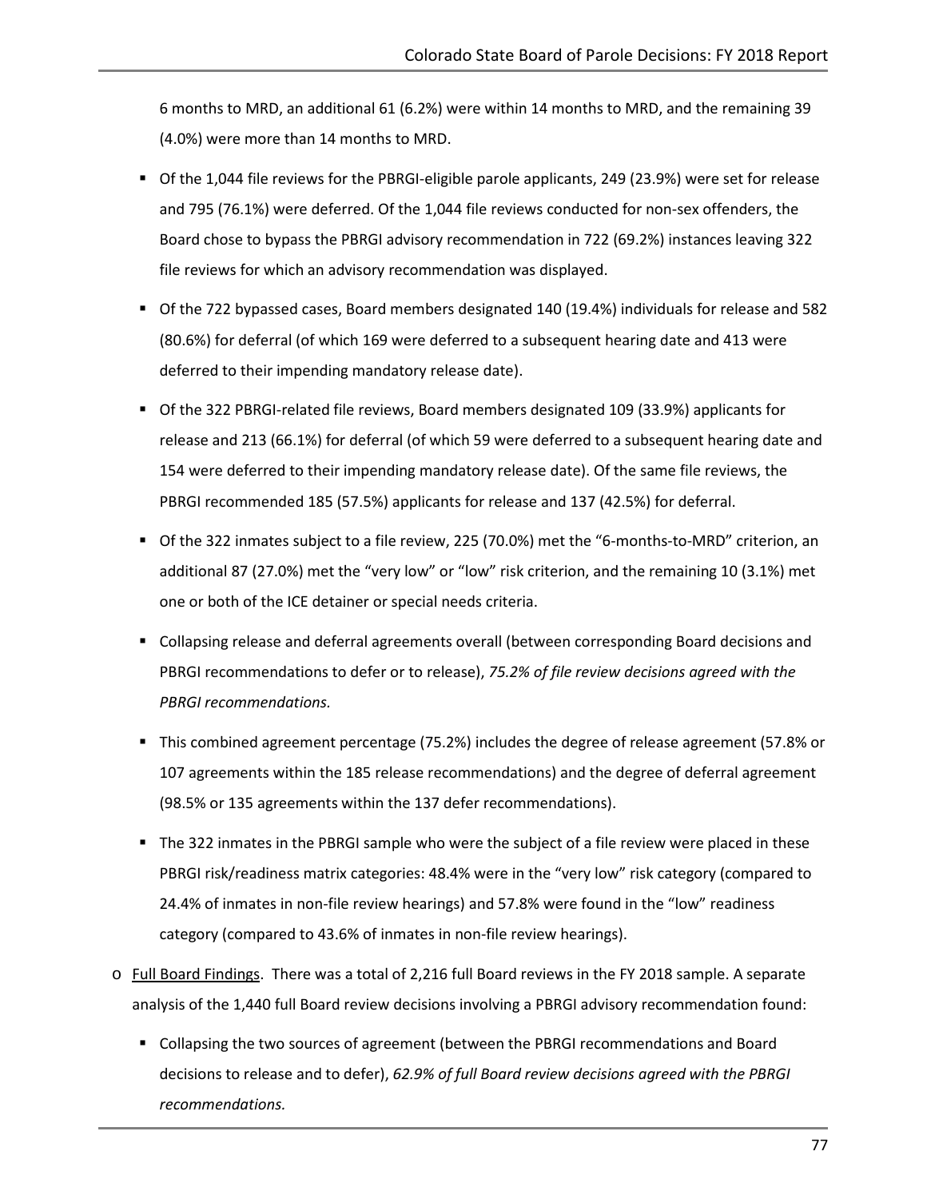6 months to MRD, an additional 61 (6.2%) were within 14 months to MRD, and the remaining 39 (4.0%) were more than 14 months to MRD.

- Of the 1,044 file reviews for the PBRGI-eligible parole applicants, 249 (23.9%) were set for release and 795 (76.1%) were deferred. Of the 1,044 file reviews conducted for non-sex offenders, the Board chose to bypass the PBRGI advisory recommendation in 722 (69.2%) instances leaving 322 file reviews for which an advisory recommendation was displayed.
- Of the 722 bypassed cases, Board members designated 140 (19.4%) individuals for release and 582 (80.6%) for deferral (of which 169 were deferred to a subsequent hearing date and 413 were deferred to their impending mandatory release date).
- Of the 322 PBRGI-related file reviews, Board members designated 109 (33.9%) applicants for release and 213 (66.1%) for deferral (of which 59 were deferred to a subsequent hearing date and 154 were deferred to their impending mandatory release date). Of the same file reviews, the PBRGI recommended 185 (57.5%) applicants for release and 137 (42.5%) for deferral.
- Of the 322 inmates subject to a file review, 225 (70.0%) met the "6-months-to-MRD" criterion, an additional 87 (27.0%) met the "very low" or "low" risk criterion, and the remaining 10 (3.1%) met one or both of the ICE detainer or special needs criteria.
- Collapsing release and deferral agreements overall (between corresponding Board decisions and PBRGI recommendations to defer or to release), *75.2% of file review decisions agreed with the PBRGI recommendations.*
- This combined agreement percentage (75.2%) includes the degree of release agreement (57.8% or 107 agreements within the 185 release recommendations) and the degree of deferral agreement (98.5% or 135 agreements within the 137 defer recommendations).
- The 322 inmates in the PBRGI sample who were the subject of a file review were placed in these PBRGI risk/readiness matrix categories: 48.4% were in the "very low" risk category (compared to 24.4% of inmates in non-file review hearings) and 57.8% were found in the "low" readiness category (compared to 43.6% of inmates in non-file review hearings).

o <u>Full Board Findings</u>. There was a total of 2,216 full Board reviews in the FY 2018 sample. A separate analysis of the 1,440 full Board review decisions involving a PBRGI advisory recommendation found:

  - Collapsing the two sources of agreement (between the PBRGI recommendations and Board decisions to release and to defer), *62.9% of full Board review decisions agreed with the PBRGI recommendations.*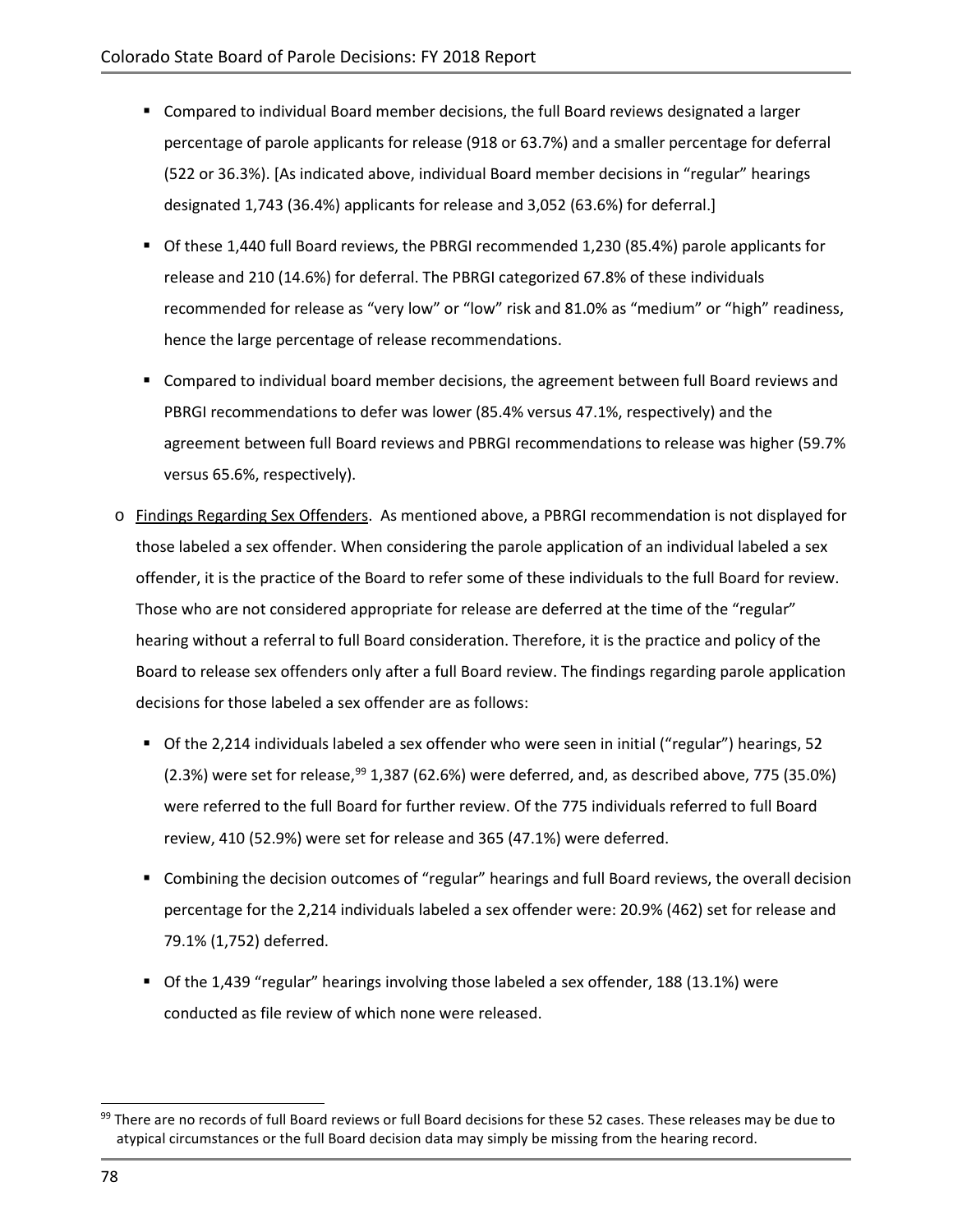- Compared to individual Board member decisions, the full Board reviews designated a larger percentage of parole applicants for release (918 or 63.7%) and a smaller percentage for deferral (522 or 36.3%). [As indicated above, individual Board member decisions in "regular" hearings designated 1,743 (36.4%) applicants for release and 3,052 (63.6%) for deferral.]
- Of these 1,440 full Board reviews, the PBRGI recommended 1,230 (85.4%) parole applicants for release and 210 (14.6%) for deferral. The PBRGI categorized 67.8% of these individuals recommended for release as "very low" or "low" risk and 81.0% as "medium" or "high" readiness, hence the large percentage of release recommendations.
- Compared to individual board member decisions, the agreement between full Board reviews and PBRGI recommendations to defer was lower (85.4% versus 47.1%, respectively) and the agreement between full Board reviews and PBRGI recommendations to release was higher (59.7% versus 65.6%, respectively).

o <u>Findings Regarding Sex Offenders</u>. As mentioned above, a PBRGI recommendation is not displayed for those labeled a sex offender. When considering the parole application of an individual labeled a sex offender, it is the practice of the Board to refer some of these individuals to the full Board for review. Those who are not considered appropriate for release are deferred at the time of the "regular" hearing without a referral to full Board consideration. Therefore, it is the practice and policy of the Board to release sex offenders only after a full Board review. The findings regarding parole application decisions for those labeled a sex offender are as follows:

- Of the 2,214 individuals labeled a sex offender who were seen in initial ("regular") hearings, 52 (2.3%) were set for release,[99] 1,387 (62.6%) were deferred, and, as described above, 775 (35.0%) were referred to the full Board for further review. Of the 775 individuals referred to full Board review, 410 (52.9%) were set for release and 365 (47.1%) were deferred.
- Combining the decision outcomes of "regular" hearings and full Board reviews, the overall decision percentage for the 2,214 individuals labeled a sex offender were: 20.9% (462) set for release and 79.1% (1,752) deferred.
- Of the 1,439 "regular" hearings involving those labeled a sex offender, 188 (13.1%) were conducted as file review of which none were released.

[99] There are no records of full Board reviews or full Board decisions for these 52 cases. These releases may be due to atypical circumstances or the full Board decision data may simply be missing from the hearing record.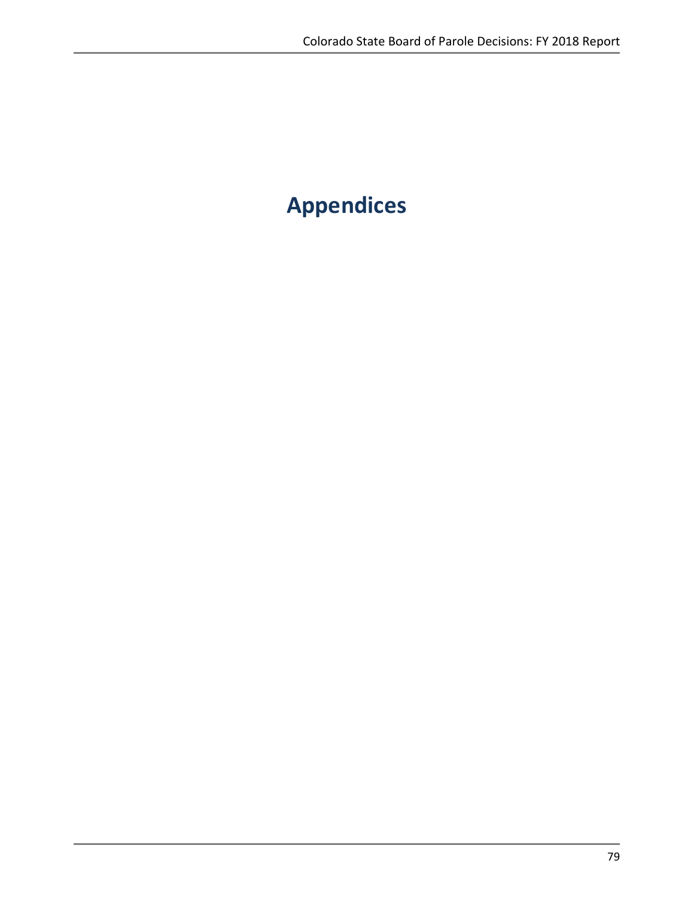# Appendices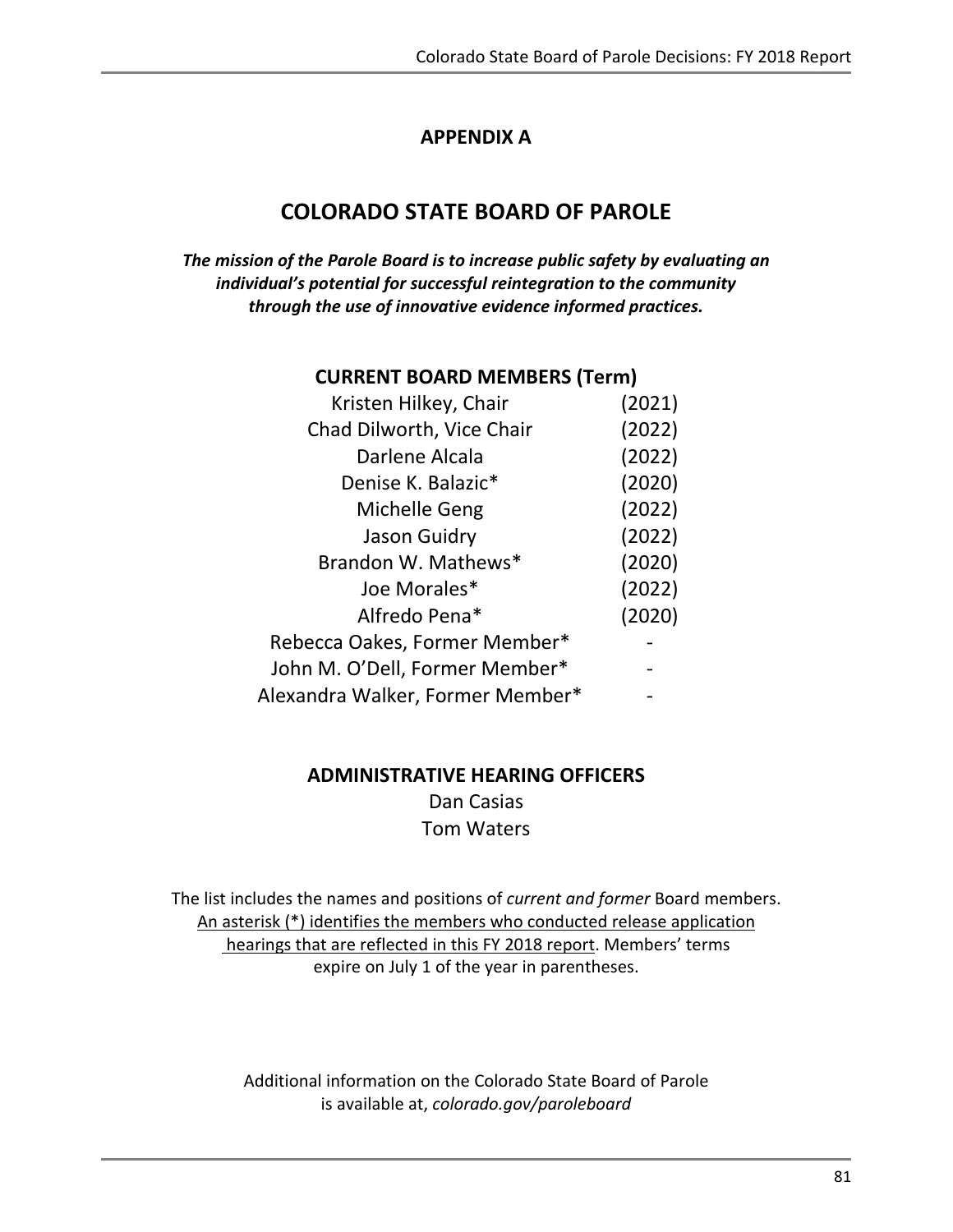# APPENDIX A

## COLORADO STATE BOARD OF PAROLE

***The mission of the Parole Board is to increase public safety by evaluating an individual's potential for successful reintegration to the community through the use of innovative evidence informed practices.***

### CURRENT BOARD MEMBERS (Term)

| | |
|---|---|
| Kristen Hilkey, Chair | (2021) |
| Chad Dilworth, Vice Chair | (2022) |
| Darlene Alcala | (2022) |
| Denise K. Balazic* | (2020) |
| Michelle Geng | (2022) |
| Jason Guidry | (2022) |
| Brandon W. Mathews* | (2020) |
| Joe Morales* | (2022) |
| Alfredo Pena* | (2020) |
| Rebecca Oakes, Former Member* | - |
| John M. O'Dell, Former Member* | - |
| Alexandra Walker, Former Member* | - |

### ADMINISTRATIVE HEARING OFFICERS

Dan Casias
Tom Waters

The list includes the names and positions of *current and former* Board members. An asterisk (*) identifies the members who conducted release application hearings that are reflected in this FY 2018 report. Members' terms expire on July 1 of the year in parentheses.

Additional information on the Colorado State Board of Parole is available at, *colorado.gov/paroleboard*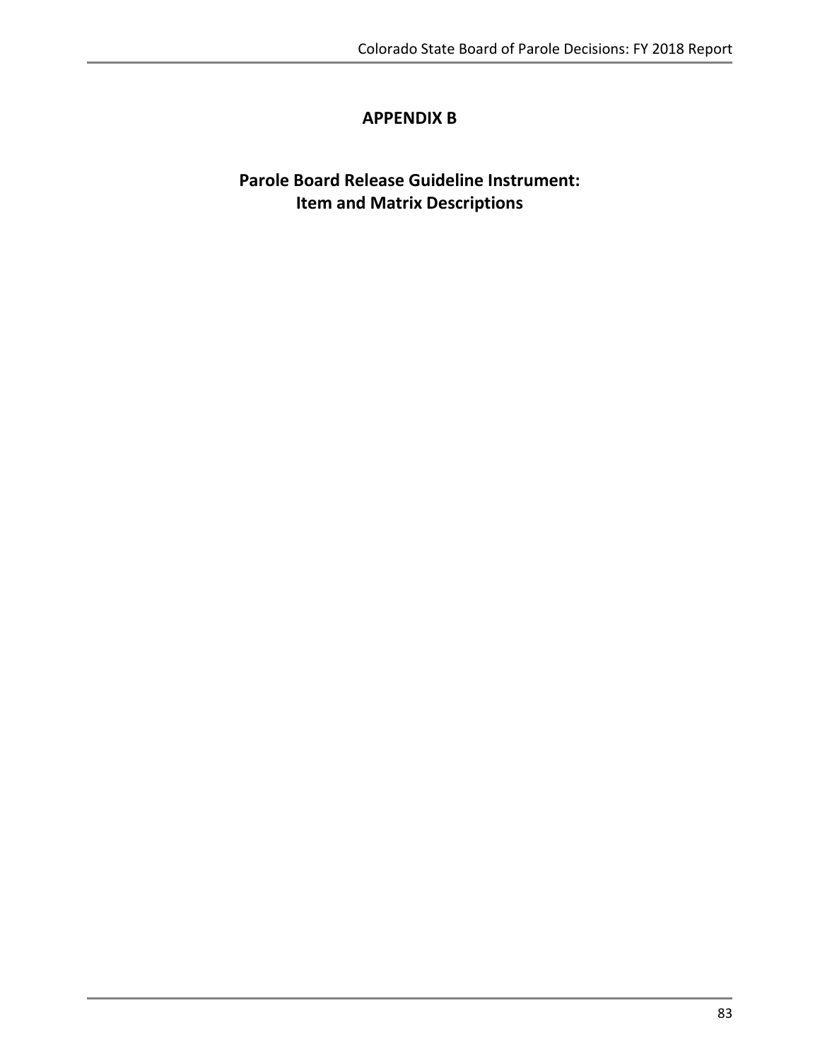# APPENDIX B

## Parole Board Release Guideline Instrument: Item and Matrix Descriptions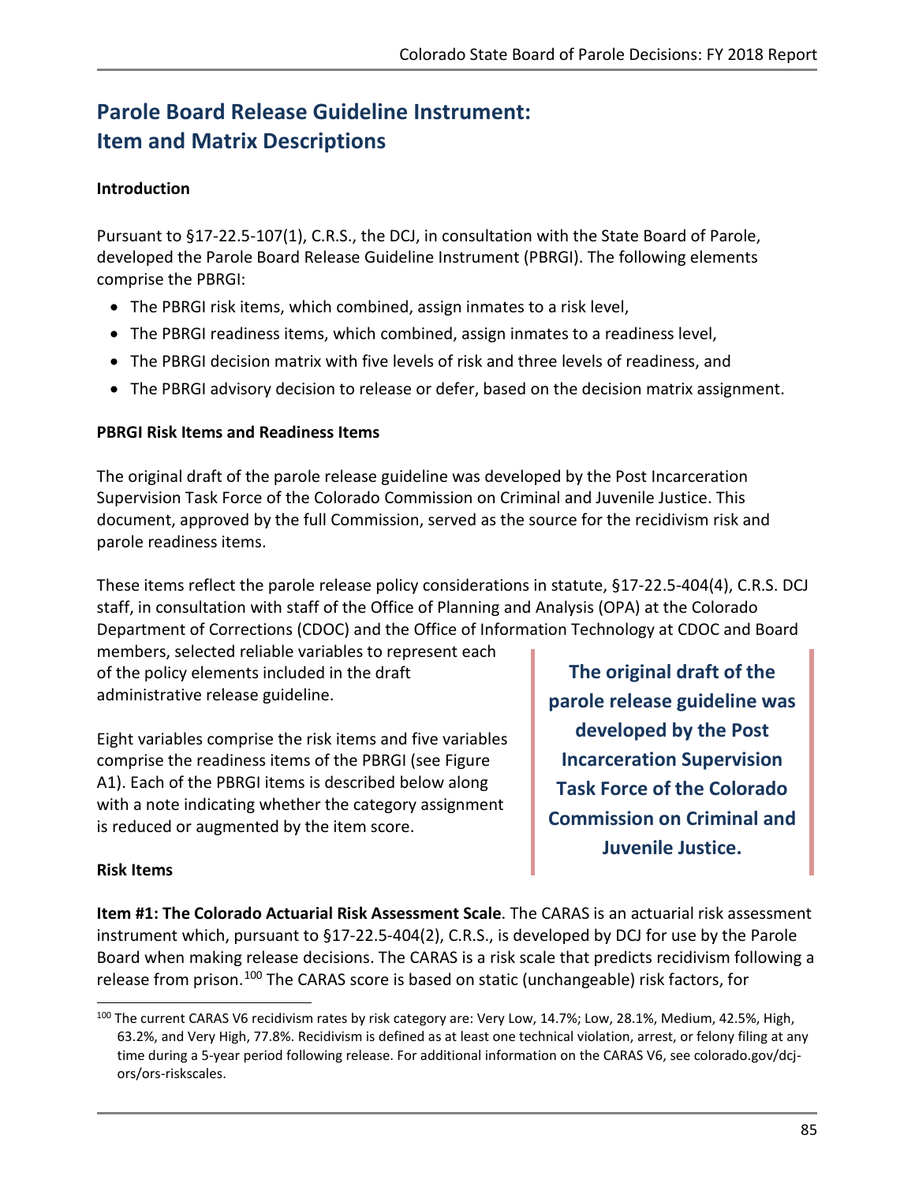# Parole Board Release Guideline Instrument: Item and Matrix Descriptions

### Introduction

Pursuant to §17-22.5-107(1), C.R.S., the DCJ, in consultation with the State Board of Parole, developed the Parole Board Release Guideline Instrument (PBRGI). The following elements comprise the PBRGI:

- The PBRGI risk items, which combined, assign inmates to a risk level,
- The PBRGI readiness items, which combined, assign inmates to a readiness level,
- The PBRGI decision matrix with five levels of risk and three levels of readiness, and
- The PBRGI advisory decision to release or defer, based on the decision matrix assignment.

### PBRGI Risk Items and Readiness Items

The original draft of the parole release guideline was developed by the Post Incarceration Supervision Task Force of the Colorado Commission on Criminal and Juvenile Justice. This document, approved by the full Commission, served as the source for the recidivism risk and parole readiness items.

These items reflect the parole release policy considerations in statute, §17-22.5-404(4), C.R.S. DCJ staff, in consultation with staff of the Office of Planning and Analysis (OPA) at the Colorado Department of Corrections (CDOC) and the Office of Information Technology at CDOC and Board members, selected reliable variables to represent each of the policy elements included in the draft administrative release guideline.

Eight variables comprise the risk items and five variables comprise the readiness items of the PBRGI (see Figure A1). Each of the PBRGI items is described below along with a note indicating whether the category assignment is reduced or augmented by the item score.

> **The original draft of the parole release guideline was developed by the Post Incarceration Supervision Task Force of the Colorado Commission on Criminal and Juvenile Justice.**

### Risk Items

**Item #1: The Colorado Actuarial Risk Assessment Scale**. The CARAS is an actuarial risk assessment instrument which, pursuant to §17-22.5-404(2), C.R.S., is developed by DCJ for use by the Parole Board when making release decisions. The CARAS is a risk scale that predicts recidivism following a release from prison.[100] The CARAS score is based on static (unchangeable) risk factors, for

[100] The current CARAS V6 recidivism rates by risk category are: Very Low, 14.7%; Low, 28.1%, Medium, 42.5%, High, 63.2%, and Very High, 77.8%. Recidivism is defined as at least one technical violation, arrest, or felony filing at any time during a 5-year period following release. For additional information on the CARAS V6, see colorado.gov/dcj-ors/ors-riskscales.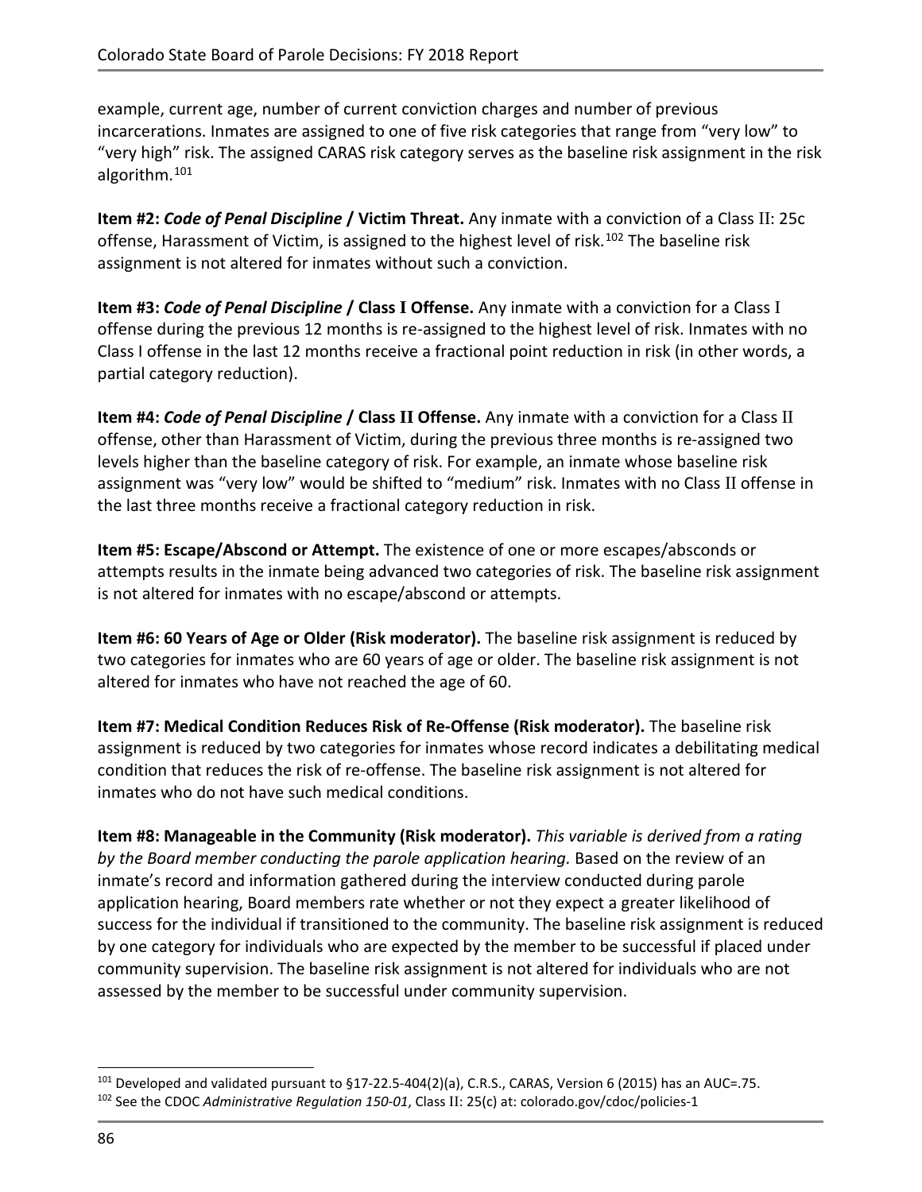example, current age, number of current conviction charges and number of previous incarcerations. Inmates are assigned to one of five risk categories that range from “very low” to “very high” risk. The assigned CARAS risk category serves as the baseline risk assignment in the risk algorithm.[101]

**Item #2: *Code of Penal Discipline* / Victim Threat.** Any inmate with a conviction of a Class II: 25c offense, Harassment of Victim, is assigned to the highest level of risk.[102] The baseline risk assignment is not altered for inmates without such a conviction.

**Item #3: *Code of Penal Discipline* / Class I Offense.** Any inmate with a conviction for a Class I offense during the previous 12 months is re-assigned to the highest level of risk. Inmates with no Class I offense in the last 12 months receive a fractional point reduction in risk (in other words, a partial category reduction).

**Item #4: *Code of Penal Discipline* / Class II Offense.** Any inmate with a conviction for a Class II offense, other than Harassment of Victim, during the previous three months is re-assigned two levels higher than the baseline category of risk. For example, an inmate whose baseline risk assignment was “very low” would be shifted to “medium” risk. Inmates with no Class II offense in the last three months receive a fractional category reduction in risk.

**Item #5: Escape/Abscond or Attempt.** The existence of one or more escapes/absconds or attempts results in the inmate being advanced two categories of risk. The baseline risk assignment is not altered for inmates with no escape/abscond or attempts.

**Item #6: 60 Years of Age or Older (Risk moderator).** The baseline risk assignment is reduced by two categories for inmates who are 60 years of age or older. The baseline risk assignment is not altered for inmates who have not reached the age of 60.

**Item #7: Medical Condition Reduces Risk of Re-Offense (Risk moderator).** The baseline risk assignment is reduced by two categories for inmates whose record indicates a debilitating medical condition that reduces the risk of re-offense. The baseline risk assignment is not altered for inmates who do not have such medical conditions.

**Item #8: Manageable in the Community (Risk moderator).** *This variable is derived from a rating by the Board member conducting the parole application hearing.* Based on the review of an inmate’s record and information gathered during the interview conducted during parole application hearing, Board members rate whether or not they expect a greater likelihood of success for the individual if transitioned to the community. The baseline risk assignment is reduced by one category for individuals who are expected by the member to be successful if placed under community supervision. The baseline risk assignment is not altered for individuals who are not assessed by the member to be successful under community supervision.

---

[101] Developed and validated pursuant to §17-22.5-404(2)(a), C.R.S., CARAS, Version 6 (2015) has an AUC=.75.

[102] See the CDOC *Administrative Regulation 150-01*, Class II: 25(c) at: colorado.gov/cdoc/policies-1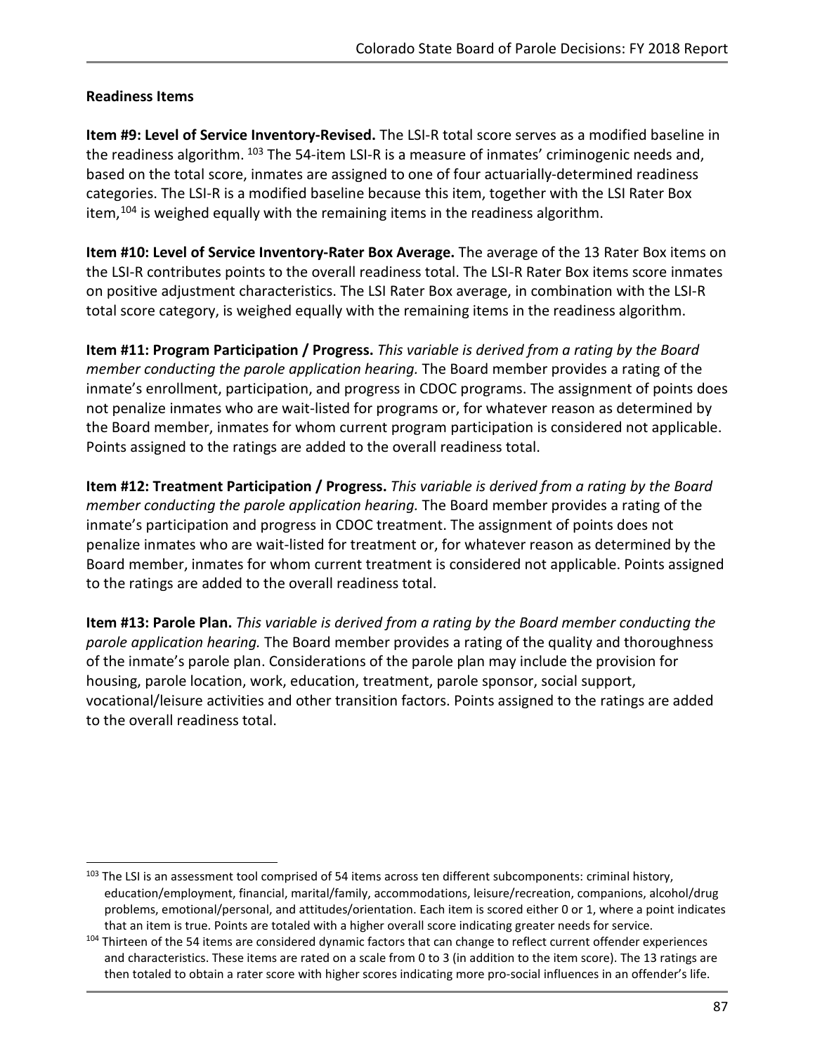**Readiness Items**

**Item #9: Level of Service Inventory-Revised.** The LSI-R total score serves as a modified baseline in the readiness algorithm. [103] The 54-item LSI-R is a measure of inmates' criminogenic needs and, based on the total score, inmates are assigned to one of four actuarially-determined readiness categories. The LSI-R is a modified baseline because this item, together with the LSI Rater Box item,[104] is weighed equally with the remaining items in the readiness algorithm.

**Item #10: Level of Service Inventory-Rater Box Average.** The average of the 13 Rater Box items on the LSI-R contributes points to the overall readiness total. The LSI-R Rater Box items score inmates on positive adjustment characteristics. The LSI Rater Box average, in combination with the LSI-R total score category, is weighed equally with the remaining items in the readiness algorithm.

**Item #11: Program Participation / Progress.** *This variable is derived from a rating by the Board member conducting the parole application hearing.* The Board member provides a rating of the inmate's enrollment, participation, and progress in CDOC programs. The assignment of points does not penalize inmates who are wait-listed for programs or, for whatever reason as determined by the Board member, inmates for whom current program participation is considered not applicable. Points assigned to the ratings are added to the overall readiness total.

**Item #12: Treatment Participation / Progress.** *This variable is derived from a rating by the Board member conducting the parole application hearing.* The Board member provides a rating of the inmate's participation and progress in CDOC treatment. The assignment of points does not penalize inmates who are wait-listed for treatment or, for whatever reason as determined by the Board member, inmates for whom current treatment is considered not applicable. Points assigned to the ratings are added to the overall readiness total.

**Item #13: Parole Plan.** *This variable is derived from a rating by the Board member conducting the parole application hearing.* The Board member provides a rating of the quality and thoroughness of the inmate's parole plan. Considerations of the parole plan may include the provision for housing, parole location, work, education, treatment, parole sponsor, social support, vocational/leisure activities and other transition factors. Points assigned to the ratings are added to the overall readiness total.

---

[103] The LSI is an assessment tool comprised of 54 items across ten different subcomponents: criminal history, education/employment, financial, marital/family, accommodations, leisure/recreation, companions, alcohol/drug problems, emotional/personal, and attitudes/orientation. Each item is scored either 0 or 1, where a point indicates that an item is true. Points are totaled with a higher overall score indicating greater needs for service.

[104] Thirteen of the 54 items are considered dynamic factors that can change to reflect current offender experiences and characteristics. These items are rated on a scale from 0 to 3 (in addition to the item score). The 13 ratings are then totaled to obtain a rater score with higher scores indicating more pro-social influences in an offender's life.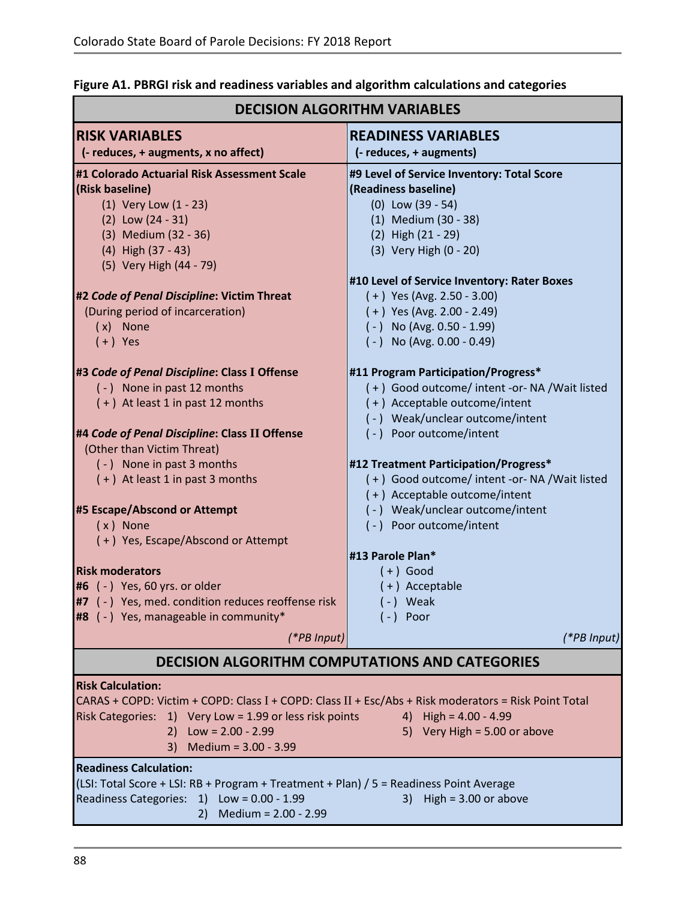**Figure A1. PBRGI risk and readiness variables and algorithm calculations and categories**

## DECISION ALGORITHM VARIABLES

### RISK VARIABLES
**(- reduces, + augments, x no affect)**

**#1 Colorado Actuarial Risk Assessment Scale (Risk baseline)**
- (1) Very Low (1 - 23)
- (2) Low (24 - 31)
- (3) Medium (32 - 36)
- (4) High (37 - 43)
- (5) Very High (44 - 79)

***#2 Code of Penal Discipline*: Victim Threat**
(During period of incarceration)
- ( x ) None
- ( + ) Yes

***#3 Code of Penal Discipline*: Class I Offense**
- ( - ) None in past 12 months
- ( + ) At least 1 in past 12 months

***#4 Code of Penal Discipline*: Class II Offense**
(Other than Victim Threat)
- ( - ) None in past 3 months
- ( + ) At least 1 in past 3 months

**#5 Escape/Abscond or Attempt**
- ( x ) None
- ( + ) Yes, Escape/Abscond or Attempt

**Risk moderators**
- **#6** ( - ) Yes, 60 yrs. or older
- **#7** ( - ) Yes, med. condition reduces reoffense risk
- **#8** ( - ) Yes, manageable in community*

*(\*PB Input)*

### READINESS VARIABLES
**(- reduces, + augments)**

**#9 Level of Service Inventory: Total Score (Readiness baseline)**
- (0) Low (39 - 54)
- (1) Medium (30 - 38)
- (2) High (21 - 29)
- (3) Very High (0 - 20)

**#10 Level of Service Inventory: Rater Boxes**
- ( + ) Yes (Avg. 2.50 - 3.00)
- ( + ) Yes (Avg. 2.00 - 2.49)
- ( - ) No (Avg. 0.50 - 1.99)
- ( - ) No (Avg. 0.00 - 0.49)

**#11 Program Participation/Progress***
- ( + ) Good outcome/ intent -or- NA /Wait listed
- ( + ) Acceptable outcome/intent
- ( - ) Weak/unclear outcome/intent
- ( - ) Poor outcome/intent

**#12 Treatment Participation/Progress***
- ( + ) Good outcome/ intent -or- NA /Wait listed
- ( + ) Acceptable outcome/intent
- ( - ) Weak/unclear outcome/intent
- ( - ) Poor outcome/intent

**#13 Parole Plan***
- ( + ) Good
- ( + ) Acceptable
- ( - ) Weak
- ( - ) Poor

*(\*PB Input)*

## DECISION ALGORITHM COMPUTATIONS AND CATEGORIES

**Risk Calculation:**

CARAS + COPD: Victim + COPD: Class I + COPD: Class II + Esc/Abs + Risk moderators = Risk Point Total

Risk Categories:
1) Very Low = 1.99 or less risk points
2) Low = 2.00 - 2.99
3) Medium = 3.00 - 3.99
4) High = 4.00 - 4.99
5) Very High = 5.00 or above

**Readiness Calculation:**

(LSI: Total Score + LSI: RB + Program + Treatment + Plan) / 5 = Readiness Point Average

Readiness Categories:
1) Low = 0.00 - 1.99
2) Medium = 2.00 - 2.99
3) High = 3.00 or above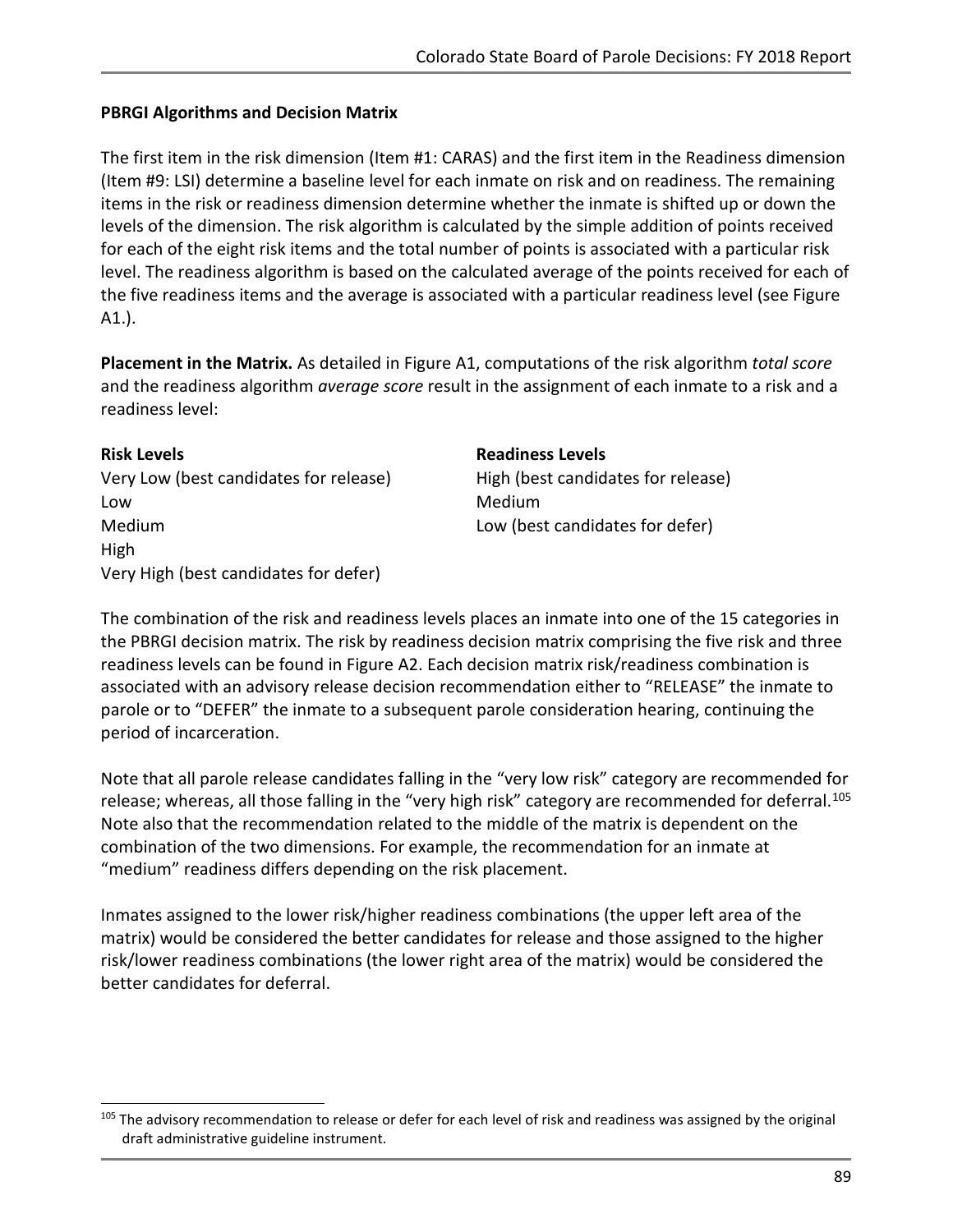**PBRGI Algorithms and Decision Matrix**

The first item in the risk dimension (Item #1: CARAS) and the first item in the Readiness dimension (Item #9: LSI) determine a baseline level for each inmate on risk and on readiness. The remaining items in the risk or readiness dimension determine whether the inmate is shifted up or down the levels of the dimension. The risk algorithm is calculated by the simple addition of points received for each of the eight risk items and the total number of points is associated with a particular risk level. The readiness algorithm is based on the calculated average of the points received for each of the five readiness items and the average is associated with a particular readiness level (see Figure A1.).

**Placement in the Matrix.** As detailed in Figure A1, computations of the risk algorithm *total score* and the readiness algorithm *average score* result in the assignment of each inmate to a risk and a readiness level:

**Risk Levels**

Very Low (best candidates for release)
Low
Medium
High
Very High (best candidates for defer)

**Readiness Levels**

High (best candidates for release)
Medium
Low (best candidates for defer)

The combination of the risk and readiness levels places an inmate into one of the 15 categories in the PBRGI decision matrix. The risk by readiness decision matrix comprising the five risk and three readiness levels can be found in Figure A2. Each decision matrix risk/readiness combination is associated with an advisory release decision recommendation either to "RELEASE" the inmate to parole or to "DEFER" the inmate to a subsequent parole consideration hearing, continuing the period of incarceration.

Note that all parole release candidates falling in the "very low risk" category are recommended for release; whereas, all those falling in the "very high risk" category are recommended for deferral.[105] Note also that the recommendation related to the middle of the matrix is dependent on the combination of the two dimensions. For example, the recommendation for an inmate at "medium" readiness differs depending on the risk placement.

Inmates assigned to the lower risk/higher readiness combinations (the upper left area of the matrix) would be considered the better candidates for release and those assigned to the higher risk/lower readiness combinations (the lower right area of the matrix) would be considered the better candidates for deferral.

[105] The advisory recommendation to release or defer for each level of risk and readiness was assigned by the original draft administrative guideline instrument.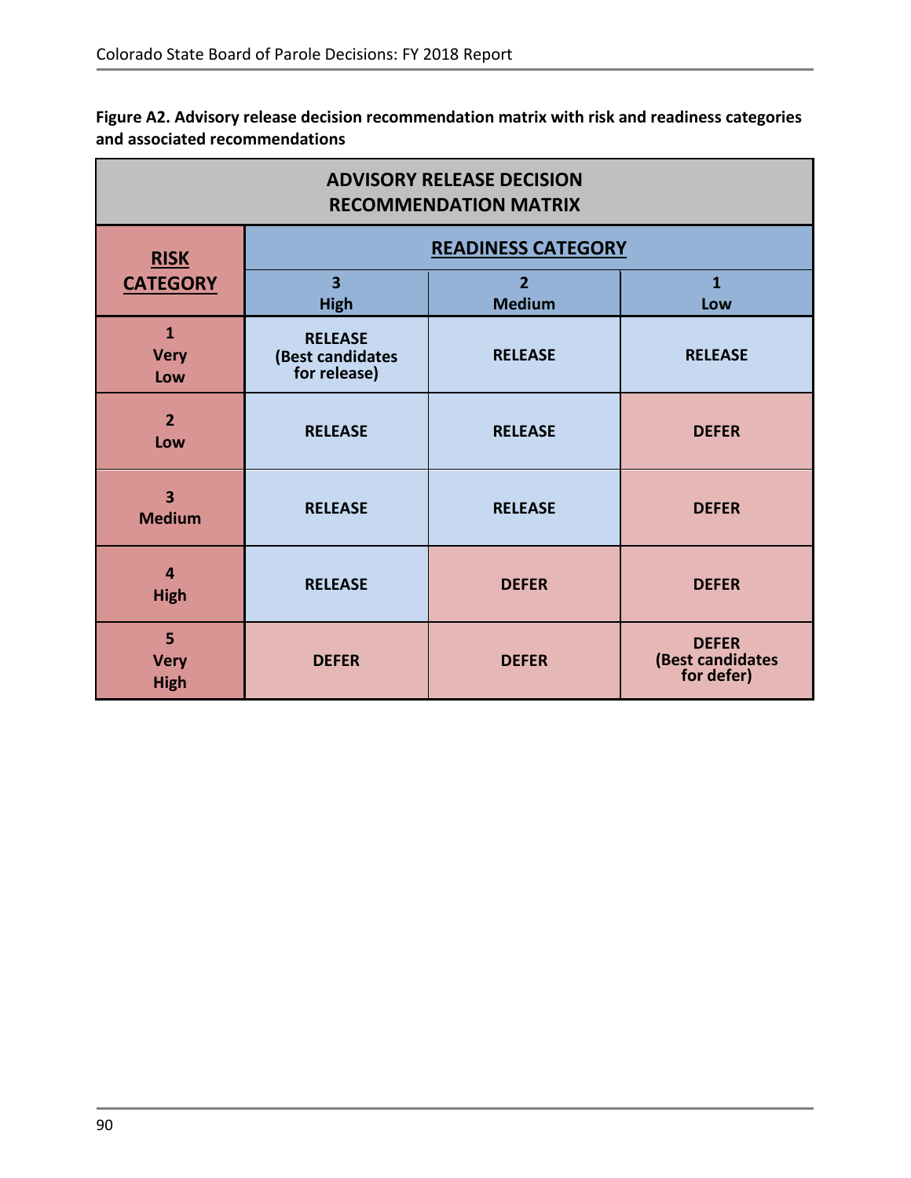**Figure A2. Advisory release decision recommendation matrix with risk and readiness categories and associated recommendations**

| ADVISORY RELEASE DECISION RECOMMENDATION MATRIX | | | |
|---|---|---|---|
| **RISK CATEGORY** | **READINESS CATEGORY** | | |
| | **3 High** | **2 Medium** | **1 Low** |
| **1 Very Low** | **RELEASE (Best candidates for release)** | **RELEASE** | **RELEASE** |
| **2 Low** | **RELEASE** | **RELEASE** | **DEFER** |
| **3 Medium** | **RELEASE** | **RELEASE** | **DEFER** |
| **4 High** | **RELEASE** | **DEFER** | **DEFER** |
| **5 Very High** | **DEFER** | **DEFER** | **DEFER (Best candidates for defer)** |